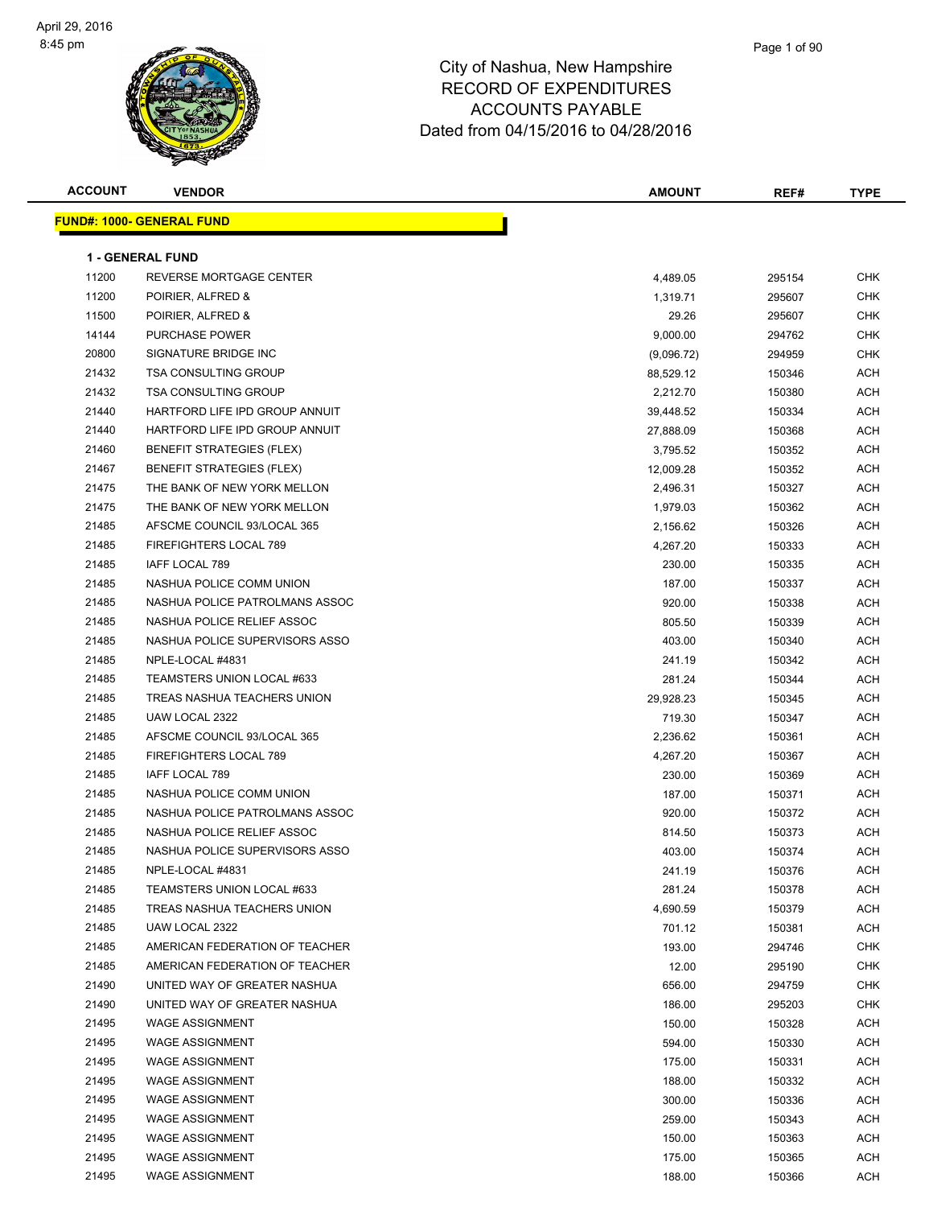# City of Nashua, New Hampshire
## RECORD OF EXPENDITURES
## ACCOUNTS PAYABLE
## Dated from 04/15/2016 to 04/28/2016

April 29, 2016
8:45 pm

**FUND#: 1000- GENERAL FUND**

**1 - GENERAL FUND**

| ACCOUNT | VENDOR | AMOUNT | REF# | TYPE |
|---|---|---|---|---|
| 11200 | REVERSE MORTGAGE CENTER | 4,489.05 | 295154 | CHK |
| 11200 | POIRIER, ALFRED & | 1,319.71 | 295607 | CHK |
| 11500 | POIRIER, ALFRED & | 29.26 | 295607 | CHK |
| 14144 | PURCHASE POWER | 9,000.00 | 294762 | CHK |
| 20800 | SIGNATURE BRIDGE INC | (9,096.72) | 294959 | CHK |
| 21432 | TSA CONSULTING GROUP | 88,529.12 | 150346 | ACH |
| 21432 | TSA CONSULTING GROUP | 2,212.70 | 150380 | ACH |
| 21440 | HARTFORD LIFE IPD GROUP ANNUIT | 39,448.52 | 150334 | ACH |
| 21440 | HARTFORD LIFE IPD GROUP ANNUIT | 27,888.09 | 150368 | ACH |
| 21460 | BENEFIT STRATEGIES (FLEX) | 3,795.52 | 150352 | ACH |
| 21467 | BENEFIT STRATEGIES (FLEX) | 12,009.28 | 150352 | ACH |
| 21475 | THE BANK OF NEW YORK MELLON | 2,496.31 | 150327 | ACH |
| 21475 | THE BANK OF NEW YORK MELLON | 1,979.03 | 150362 | ACH |
| 21485 | AFSCME COUNCIL 93/LOCAL 365 | 2,156.62 | 150326 | ACH |
| 21485 | FIREFIGHTERS LOCAL 789 | 4,267.20 | 150333 | ACH |
| 21485 | IAFF LOCAL 789 | 230.00 | 150335 | ACH |
| 21485 | NASHUA POLICE COMM UNION | 187.00 | 150337 | ACH |
| 21485 | NASHUA POLICE PATROLMANS ASSOC | 920.00 | 150338 | ACH |
| 21485 | NASHUA POLICE RELIEF ASSOC | 805.50 | 150339 | ACH |
| 21485 | NASHUA POLICE SUPERVISORS ASSO | 403.00 | 150340 | ACH |
| 21485 | NPLE-LOCAL #4831 | 241.19 | 150342 | ACH |
| 21485 | TEAMSTERS UNION LOCAL #633 | 281.24 | 150344 | ACH |
| 21485 | TREAS NASHUA TEACHERS UNION | 29,928.23 | 150345 | ACH |
| 21485 | UAW LOCAL 2322 | 719.30 | 150347 | ACH |
| 21485 | AFSCME COUNCIL 93/LOCAL 365 | 2,236.62 | 150361 | ACH |
| 21485 | FIREFIGHTERS LOCAL 789 | 4,267.20 | 150367 | ACH |
| 21485 | IAFF LOCAL 789 | 230.00 | 150369 | ACH |
| 21485 | NASHUA POLICE COMM UNION | 187.00 | 150371 | ACH |
| 21485 | NASHUA POLICE PATROLMANS ASSOC | 920.00 | 150372 | ACH |
| 21485 | NASHUA POLICE RELIEF ASSOC | 814.50 | 150373 | ACH |
| 21485 | NASHUA POLICE SUPERVISORS ASSO | 403.00 | 150374 | ACH |
| 21485 | NPLE-LOCAL #4831 | 241.19 | 150376 | ACH |
| 21485 | TEAMSTERS UNION LOCAL #633 | 281.24 | 150378 | ACH |
| 21485 | TREAS NASHUA TEACHERS UNION | 4,690.59 | 150379 | ACH |
| 21485 | UAW LOCAL 2322 | 701.12 | 150381 | ACH |
| 21485 | AMERICAN FEDERATION OF TEACHER | 193.00 | 294746 | CHK |
| 21485 | AMERICAN FEDERATION OF TEACHER | 12.00 | 295190 | CHK |
| 21490 | UNITED WAY OF GREATER NASHUA | 656.00 | 294759 | CHK |
| 21490 | UNITED WAY OF GREATER NASHUA | 186.00 | 295203 | CHK |
| 21495 | WAGE ASSIGNMENT | 150.00 | 150328 | ACH |
| 21495 | WAGE ASSIGNMENT | 594.00 | 150330 | ACH |
| 21495 | WAGE ASSIGNMENT | 175.00 | 150331 | ACH |
| 21495 | WAGE ASSIGNMENT | 188.00 | 150332 | ACH |
| 21495 | WAGE ASSIGNMENT | 300.00 | 150336 | ACH |
| 21495 | WAGE ASSIGNMENT | 259.00 | 150343 | ACH |
| 21495 | WAGE ASSIGNMENT | 150.00 | 150363 | ACH |
| 21495 | WAGE ASSIGNMENT | 175.00 | 150365 | ACH |
| 21495 | WAGE ASSIGNMENT | 188.00 | 150366 | ACH |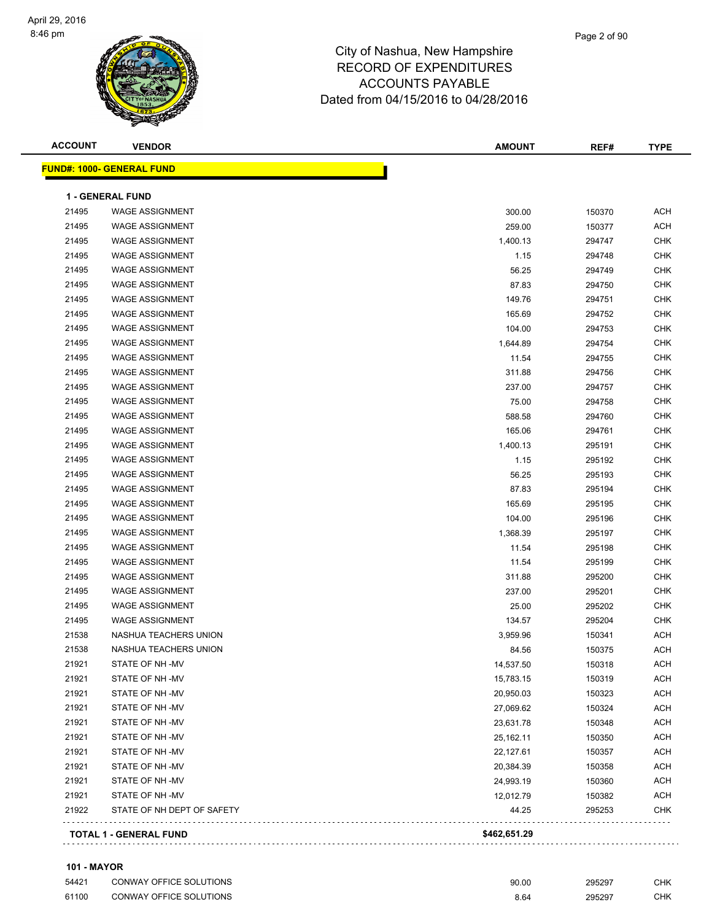City of Nashua, New Hampshire
RECORD OF EXPENDITURES
ACCOUNTS PAYABLE
Dated from 04/15/2016 to 04/28/2016

## FUND#: 1000- GENERAL FUND

### 1 - GENERAL FUND

| ACCOUNT | VENDOR | AMOUNT | REF# | TYPE |
|---|---|---|---|---|
| 21495 | WAGE ASSIGNMENT | 300.00 | 150370 | ACH |
| 21495 | WAGE ASSIGNMENT | 259.00 | 150377 | ACH |
| 21495 | WAGE ASSIGNMENT | 1,400.13 | 294747 | CHK |
| 21495 | WAGE ASSIGNMENT | 1.15 | 294748 | CHK |
| 21495 | WAGE ASSIGNMENT | 56.25 | 294749 | CHK |
| 21495 | WAGE ASSIGNMENT | 87.83 | 294750 | CHK |
| 21495 | WAGE ASSIGNMENT | 149.76 | 294751 | CHK |
| 21495 | WAGE ASSIGNMENT | 165.69 | 294752 | CHK |
| 21495 | WAGE ASSIGNMENT | 104.00 | 294753 | CHK |
| 21495 | WAGE ASSIGNMENT | 1,644.89 | 294754 | CHK |
| 21495 | WAGE ASSIGNMENT | 11.54 | 294755 | CHK |
| 21495 | WAGE ASSIGNMENT | 311.88 | 294756 | CHK |
| 21495 | WAGE ASSIGNMENT | 237.00 | 294757 | CHK |
| 21495 | WAGE ASSIGNMENT | 75.00 | 294758 | CHK |
| 21495 | WAGE ASSIGNMENT | 588.58 | 294760 | CHK |
| 21495 | WAGE ASSIGNMENT | 165.06 | 294761 | CHK |
| 21495 | WAGE ASSIGNMENT | 1,400.13 | 295191 | CHK |
| 21495 | WAGE ASSIGNMENT | 1.15 | 295192 | CHK |
| 21495 | WAGE ASSIGNMENT | 56.25 | 295193 | CHK |
| 21495 | WAGE ASSIGNMENT | 87.83 | 295194 | CHK |
| 21495 | WAGE ASSIGNMENT | 165.69 | 295195 | CHK |
| 21495 | WAGE ASSIGNMENT | 104.00 | 295196 | CHK |
| 21495 | WAGE ASSIGNMENT | 1,368.39 | 295197 | CHK |
| 21495 | WAGE ASSIGNMENT | 11.54 | 295198 | CHK |
| 21495 | WAGE ASSIGNMENT | 11.54 | 295199 | CHK |
| 21495 | WAGE ASSIGNMENT | 311.88 | 295200 | CHK |
| 21495 | WAGE ASSIGNMENT | 237.00 | 295201 | CHK |
| 21495 | WAGE ASSIGNMENT | 25.00 | 295202 | CHK |
| 21495 | WAGE ASSIGNMENT | 134.57 | 295204 | CHK |
| 21538 | NASHUA TEACHERS UNION | 3,959.96 | 150341 | ACH |
| 21538 | NASHUA TEACHERS UNION | 84.56 | 150375 | ACH |
| 21921 | STATE OF NH -MV | 14,537.50 | 150318 | ACH |
| 21921 | STATE OF NH -MV | 15,783.15 | 150319 | ACH |
| 21921 | STATE OF NH -MV | 20,950.03 | 150323 | ACH |
| 21921 | STATE OF NH -MV | 27,069.62 | 150324 | ACH |
| 21921 | STATE OF NH -MV | 23,631.78 | 150348 | ACH |
| 21921 | STATE OF NH -MV | 25,162.11 | 150350 | ACH |
| 21921 | STATE OF NH -MV | 22,127.61 | 150357 | ACH |
| 21921 | STATE OF NH -MV | 20,384.39 | 150358 | ACH |
| 21921 | STATE OF NH -MV | 24,993.19 | 150360 | ACH |
| 21921 | STATE OF NH -MV | 12,012.79 | 150382 | ACH |
| 21922 | STATE OF NH DEPT OF SAFETY | 44.25 | 295253 | CHK |
| | **TOTAL 1 - GENERAL FUND** | **$462,651.29** | | |

### 101 - MAYOR

| ACCOUNT | VENDOR | AMOUNT | REF# | TYPE |
|---|---|---|---|---|
| 54421 | CONWAY OFFICE SOLUTIONS | 90.00 | 295297 | CHK |
| 61100 | CONWAY OFFICE SOLUTIONS | 8.64 | 295297 | CHK |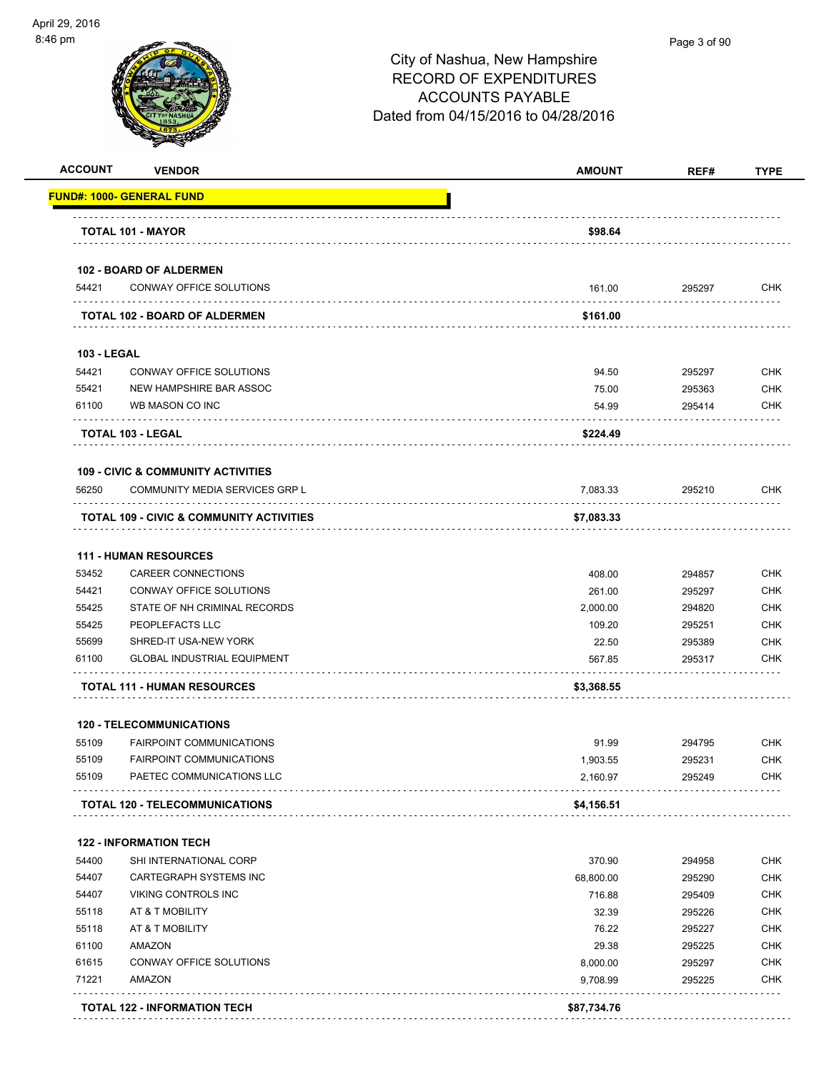City of Nashua, New Hampshire
RECORD OF EXPENDITURES
ACCOUNTS PAYABLE
Dated from 04/15/2016 to 04/28/2016

| ACCOUNT | VENDOR | AMOUNT | REF# | TYPE |
|---|---|---|---|---|
| **FUND#: 1000- GENERAL FUND** | | | | |
| | **TOTAL 101 - MAYOR** | **$98.64** | | |
| | **102 - BOARD OF ALDERMEN** | | | |
| 54421 | CONWAY OFFICE SOLUTIONS | 161.00 | 295297 | CHK |
| | **TOTAL 102 - BOARD OF ALDERMEN** | **$161.00** | | |
| | **103 - LEGAL** | | | |
| 54421 | CONWAY OFFICE SOLUTIONS | 94.50 | 295297 | CHK |
| 55421 | NEW HAMPSHIRE BAR ASSOC | 75.00 | 295363 | CHK |
| 61100 | WB MASON CO INC | 54.99 | 295414 | CHK |
| | **TOTAL 103 - LEGAL** | **$224.49** | | |
| | **109 - CIVIC & COMMUNITY ACTIVITIES** | | | |
| 56250 | COMMUNITY MEDIA SERVICES GRP L | 7,083.33 | 295210 | CHK |
| | **TOTAL 109 - CIVIC & COMMUNITY ACTIVITIES** | **$7,083.33** | | |
| | **111 - HUMAN RESOURCES** | | | |
| 53452 | CAREER CONNECTIONS | 408.00 | 294857 | CHK |
| 54421 | CONWAY OFFICE SOLUTIONS | 261.00 | 295297 | CHK |
| 55425 | STATE OF NH CRIMINAL RECORDS | 2,000.00 | 294820 | CHK |
| 55425 | PEOPLEFACTS LLC | 109.20 | 295251 | CHK |
| 55699 | SHRED-IT USA-NEW YORK | 22.50 | 295389 | CHK |
| 61100 | GLOBAL INDUSTRIAL EQUIPMENT | 567.85 | 295317 | CHK |
| | **TOTAL 111 - HUMAN RESOURCES** | **$3,368.55** | | |
| | **120 - TELECOMMUNICATIONS** | | | |
| 55109 | FAIRPOINT COMMUNICATIONS | 91.99 | 294795 | CHK |
| 55109 | FAIRPOINT COMMUNICATIONS | 1,903.55 | 295231 | CHK |
| 55109 | PAETEC COMMUNICATIONS LLC | 2,160.97 | 295249 | CHK |
| | **TOTAL 120 - TELECOMMUNICATIONS** | **$4,156.51** | | |
| | **122 - INFORMATION TECH** | | | |
| 54400 | SHI INTERNATIONAL CORP | 370.90 | 294958 | CHK |
| 54407 | CARTEGRAPH SYSTEMS INC | 68,800.00 | 295290 | CHK |
| 54407 | VIKING CONTROLS INC | 716.88 | 295409 | CHK |
| 55118 | AT & T MOBILITY | 32.39 | 295226 | CHK |
| 55118 | AT & T MOBILITY | 76.22 | 295227 | CHK |
| 61100 | AMAZON | 29.38 | 295225 | CHK |
| 61615 | CONWAY OFFICE SOLUTIONS | 8,000.00 | 295297 | CHK |
| 71221 | AMAZON | 9,708.99 | 295225 | CHK |
| | **TOTAL 122 - INFORMATION TECH** | **$87,734.76** | | |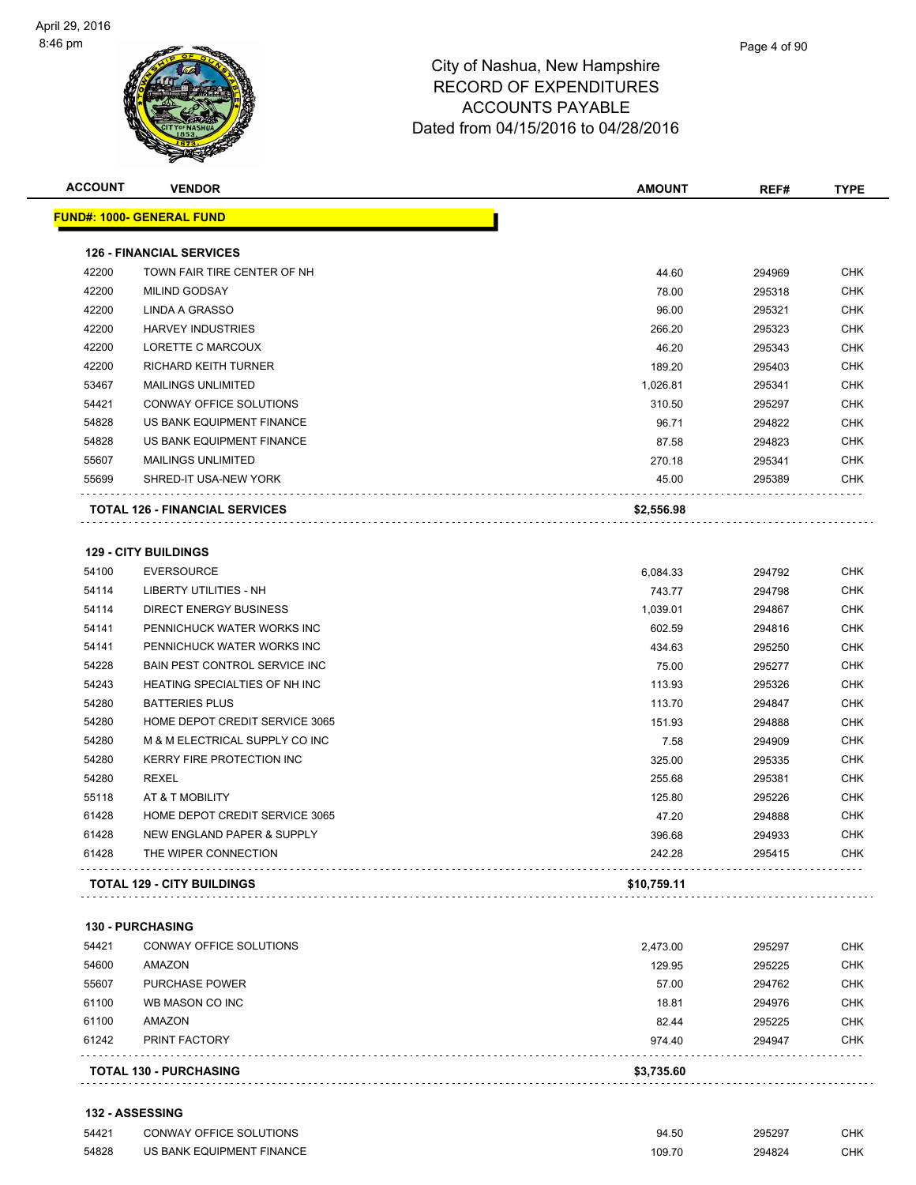# City of Nashua, New Hampshire
## RECORD OF EXPENDITURES
## ACCOUNTS PAYABLE
## Dated from 04/15/2016 to 04/28/2016

| ACCOUNT | VENDOR | AMOUNT | REF# | TYPE |
|---|---|---|---|---|
| **FUND#: 1000- GENERAL FUND** | | | | |
| **126 - FINANCIAL SERVICES** | | | | |
| 42200 | TOWN FAIR TIRE CENTER OF NH | 44.60 | 294969 | CHK |
| 42200 | MILIND GODSAY | 78.00 | 295318 | CHK |
| 42200 | LINDA A GRASSO | 96.00 | 295321 | CHK |
| 42200 | HARVEY INDUSTRIES | 266.20 | 295323 | CHK |
| 42200 | LORETTE C MARCOUX | 46.20 | 295343 | CHK |
| 42200 | RICHARD KEITH TURNER | 189.20 | 295403 | CHK |
| 53467 | MAILINGS UNLIMITED | 1,026.81 | 295341 | CHK |
| 54421 | CONWAY OFFICE SOLUTIONS | 310.50 | 295297 | CHK |
| 54828 | US BANK EQUIPMENT FINANCE | 96.71 | 294822 | CHK |
| 54828 | US BANK EQUIPMENT FINANCE | 87.58 | 294823 | CHK |
| 55607 | MAILINGS UNLIMITED | 270.18 | 295341 | CHK |
| 55699 | SHRED-IT USA-NEW YORK | 45.00 | 295389 | CHK |
| **TOTAL 126 - FINANCIAL SERVICES** | | **$2,556.98** | | |
| **129 - CITY BUILDINGS** | | | | |
| 54100 | EVERSOURCE | 6,084.33 | 294792 | CHK |
| 54114 | LIBERTY UTILITIES - NH | 743.77 | 294798 | CHK |
| 54114 | DIRECT ENERGY BUSINESS | 1,039.01 | 294867 | CHK |
| 54141 | PENNICHUCK WATER WORKS INC | 602.59 | 294816 | CHK |
| 54141 | PENNICHUCK WATER WORKS INC | 434.63 | 295250 | CHK |
| 54228 | BAIN PEST CONTROL SERVICE INC | 75.00 | 295277 | CHK |
| 54243 | HEATING SPECIALTIES OF NH INC | 113.93 | 295326 | CHK |
| 54280 | BATTERIES PLUS | 113.70 | 294847 | CHK |
| 54280 | HOME DEPOT CREDIT SERVICE 3065 | 151.93 | 294888 | CHK |
| 54280 | M & M ELECTRICAL SUPPLY CO INC | 7.58 | 294909 | CHK |
| 54280 | KERRY FIRE PROTECTION INC | 325.00 | 295335 | CHK |
| 54280 | REXEL | 255.68 | 295381 | CHK |
| 55118 | AT & T MOBILITY | 125.80 | 295226 | CHK |
| 61428 | HOME DEPOT CREDIT SERVICE 3065 | 47.20 | 294888 | CHK |
| 61428 | NEW ENGLAND PAPER & SUPPLY | 396.68 | 294933 | CHK |
| 61428 | THE WIPER CONNECTION | 242.28 | 295415 | CHK |
| **TOTAL 129 - CITY BUILDINGS** | | **$10,759.11** | | |
| **130 - PURCHASING** | | | | |
| 54421 | CONWAY OFFICE SOLUTIONS | 2,473.00 | 295297 | CHK |
| 54600 | AMAZON | 129.95 | 295225 | CHK |
| 55607 | PURCHASE POWER | 57.00 | 294762 | CHK |
| 61100 | WB MASON CO INC | 18.81 | 294976 | CHK |
| 61100 | AMAZON | 82.44 | 295225 | CHK |
| 61242 | PRINT FACTORY | 974.40 | 294947 | CHK |
| **TOTAL 130 - PURCHASING** | | **$3,735.60** | | |
| **132 - ASSESSING** | | | | |
| 54421 | CONWAY OFFICE SOLUTIONS | 94.50 | 295297 | CHK |
| 54828 | US BANK EQUIPMENT FINANCE | 109.70 | 294824 | CHK |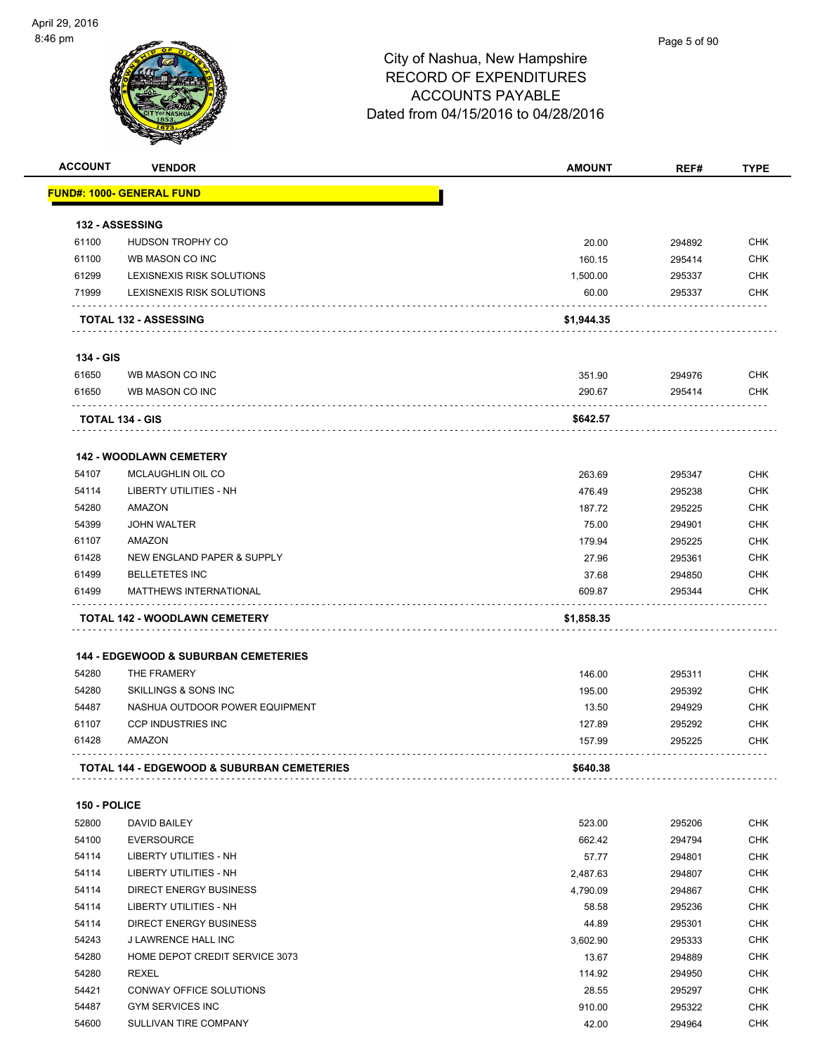City of Nashua, New Hampshire
RECORD OF EXPENDITURES
ACCOUNTS PAYABLE
Dated from 04/15/2016 to 04/28/2016

| ACCOUNT | VENDOR | AMOUNT | REF# | TYPE |
|---|---|---|---|---|
| **FUND#: 1000- GENERAL FUND** | | | | |
| **132 - ASSESSING** | | | | |
| 61100 | HUDSON TROPHY CO | 20.00 | 294892 | CHK |
| 61100 | WB MASON CO INC | 160.15 | 295414 | CHK |
| 61299 | LEXISNEXIS RISK SOLUTIONS | 1,500.00 | 295337 | CHK |
| 71999 | LEXISNEXIS RISK SOLUTIONS | 60.00 | 295337 | CHK |
| **TOTAL 132 - ASSESSING** | | **$1,944.35** | | |
| **134 - GIS** | | | | |
| 61650 | WB MASON CO INC | 351.90 | 294976 | CHK |
| 61650 | WB MASON CO INC | 290.67 | 295414 | CHK |
| **TOTAL 134 - GIS** | | **$642.57** | | |
| **142 - WOODLAWN CEMETERY** | | | | |
| 54107 | MCLAUGHLIN OIL CO | 263.69 | 295347 | CHK |
| 54114 | LIBERTY UTILITIES - NH | 476.49 | 295238 | CHK |
| 54280 | AMAZON | 187.72 | 295225 | CHK |
| 54399 | JOHN WALTER | 75.00 | 294901 | CHK |
| 61107 | AMAZON | 179.94 | 295225 | CHK |
| 61428 | NEW ENGLAND PAPER & SUPPLY | 27.96 | 295361 | CHK |
| 61499 | BELLETETES INC | 37.68 | 294850 | CHK |
| 61499 | MATTHEWS INTERNATIONAL | 609.87 | 295344 | CHK |
| **TOTAL 142 - WOODLAWN CEMETERY** | | **$1,858.35** | | |
| **144 - EDGEWOOD & SUBURBAN CEMETERIES** | | | | |
| 54280 | THE FRAMERY | 146.00 | 295311 | CHK |
| 54280 | SKILLINGS & SONS INC | 195.00 | 295392 | CHK |
| 54487 | NASHUA OUTDOOR POWER EQUIPMENT | 13.50 | 294929 | CHK |
| 61107 | CCP INDUSTRIES INC | 127.89 | 295292 | CHK |
| 61428 | AMAZON | 157.99 | 295225 | CHK |
| **TOTAL 144 - EDGEWOOD & SUBURBAN CEMETERIES** | | **$640.38** | | |
| **150 - POLICE** | | | | |
| 52800 | DAVID BAILEY | 523.00 | 295206 | CHK |
| 54100 | EVERSOURCE | 662.42 | 294794 | CHK |
| 54114 | LIBERTY UTILITIES - NH | 57.77 | 294801 | CHK |
| 54114 | LIBERTY UTILITIES - NH | 2,487.63 | 294807 | CHK |
| 54114 | DIRECT ENERGY BUSINESS | 4,790.09 | 294867 | CHK |
| 54114 | LIBERTY UTILITIES - NH | 58.58 | 295236 | CHK |
| 54114 | DIRECT ENERGY BUSINESS | 44.89 | 295301 | CHK |
| 54243 | J LAWRENCE HALL INC | 3,602.90 | 295333 | CHK |
| 54280 | HOME DEPOT CREDIT SERVICE 3073 | 13.67 | 294889 | CHK |
| 54280 | REXEL | 114.92 | 294950 | CHK |
| 54421 | CONWAY OFFICE SOLUTIONS | 28.55 | 295297 | CHK |
| 54487 | GYM SERVICES INC | 910.00 | 295322 | CHK |
| 54600 | SULLIVAN TIRE COMPANY | 42.00 | 294964 | CHK |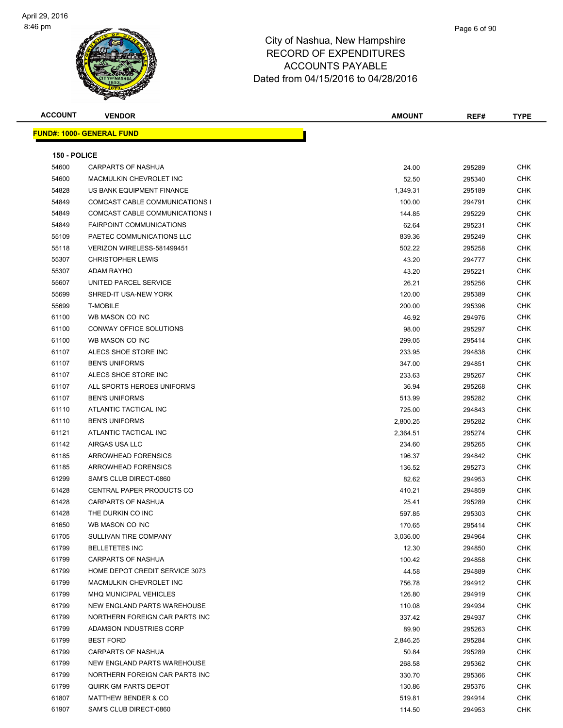# City of Nashua, New Hampshire
## RECORD OF EXPENDITURES
## ACCOUNTS PAYABLE
## Dated from 04/15/2016 to 04/28/2016

| ACCOUNT | VENDOR | AMOUNT | REF# | TYPE |
|---|---|---|---|---|

**FUND#: 1000- GENERAL FUND**

**150 - POLICE**

| ACCOUNT | VENDOR | AMOUNT | REF# | TYPE |
|---|---|---|---|---|
| 54600 | CARPARTS OF NASHUA | 24.00 | 295289 | CHK |
| 54600 | MACMULKIN CHEVROLET INC | 52.50 | 295340 | CHK |
| 54828 | US BANK EQUIPMENT FINANCE | 1,349.31 | 295189 | CHK |
| 54849 | COMCAST CABLE COMMUNICATIONS I | 100.00 | 294791 | CHK |
| 54849 | COMCAST CABLE COMMUNICATIONS I | 144.85 | 295229 | CHK |
| 54849 | FAIRPOINT COMMUNICATIONS | 62.64 | 295231 | CHK |
| 55109 | PAETEC COMMUNICATIONS LLC | 839.36 | 295249 | CHK |
| 55118 | VERIZON WIRELESS-581499451 | 502.22 | 295258 | CHK |
| 55307 | CHRISTOPHER LEWIS | 43.20 | 294777 | CHK |
| 55307 | ADAM RAYHO | 43.20 | 295221 | CHK |
| 55607 | UNITED PARCEL SERVICE | 26.21 | 295256 | CHK |
| 55699 | SHRED-IT USA-NEW YORK | 120.00 | 295389 | CHK |
| 55699 | T-MOBILE | 200.00 | 295396 | CHK |
| 61100 | WB MASON CO INC | 46.92 | 294976 | CHK |
| 61100 | CONWAY OFFICE SOLUTIONS | 98.00 | 295297 | CHK |
| 61100 | WB MASON CO INC | 299.05 | 295414 | CHK |
| 61107 | ALECS SHOE STORE INC | 233.95 | 294838 | CHK |
| 61107 | BEN'S UNIFORMS | 347.00 | 294851 | CHK |
| 61107 | ALECS SHOE STORE INC | 233.63 | 295267 | CHK |
| 61107 | ALL SPORTS HEROES UNIFORMS | 36.94 | 295268 | CHK |
| 61107 | BEN'S UNIFORMS | 513.99 | 295282 | CHK |
| 61110 | ATLANTIC TACTICAL INC | 725.00 | 294843 | CHK |
| 61110 | BEN'S UNIFORMS | 2,800.25 | 295282 | CHK |
| 61121 | ATLANTIC TACTICAL INC | 2,364.51 | 295274 | CHK |
| 61142 | AIRGAS USA LLC | 234.60 | 295265 | CHK |
| 61185 | ARROWHEAD FORENSICS | 196.37 | 294842 | CHK |
| 61185 | ARROWHEAD FORENSICS | 136.52 | 295273 | CHK |
| 61299 | SAM'S CLUB DIRECT-0860 | 82.62 | 294953 | CHK |
| 61428 | CENTRAL PAPER PRODUCTS CO | 410.21 | 294859 | CHK |
| 61428 | CARPARTS OF NASHUA | 25.41 | 295289 | CHK |
| 61428 | THE DURKIN CO INC | 597.85 | 295303 | CHK |
| 61650 | WB MASON CO INC | 170.65 | 295414 | CHK |
| 61705 | SULLIVAN TIRE COMPANY | 3,036.00 | 294964 | CHK |
| 61799 | BELLETETES INC | 12.30 | 294850 | CHK |
| 61799 | CARPARTS OF NASHUA | 100.42 | 294858 | CHK |
| 61799 | HOME DEPOT CREDIT SERVICE 3073 | 44.58 | 294889 | CHK |
| 61799 | MACMULKIN CHEVROLET INC | 756.78 | 294912 | CHK |
| 61799 | MHQ MUNICIPAL VEHICLES | 126.80 | 294919 | CHK |
| 61799 | NEW ENGLAND PARTS WAREHOUSE | 110.08 | 294934 | CHK |
| 61799 | NORTHERN FOREIGN CAR PARTS INC | 337.42 | 294937 | CHK |
| 61799 | ADAMSON INDUSTRIES CORP | 89.90 | 295263 | CHK |
| 61799 | BEST FORD | 2,846.25 | 295284 | CHK |
| 61799 | CARPARTS OF NASHUA | 50.84 | 295289 | CHK |
| 61799 | NEW ENGLAND PARTS WAREHOUSE | 268.58 | 295362 | CHK |
| 61799 | NORTHERN FOREIGN CAR PARTS INC | 330.70 | 295366 | CHK |
| 61799 | QUIRK GM PARTS DEPOT | 130.86 | 295376 | CHK |
| 61807 | MATTHEW BENDER & CO | 519.81 | 294914 | CHK |
| 61907 | SAM'S CLUB DIRECT-0860 | 114.50 | 294953 | CHK |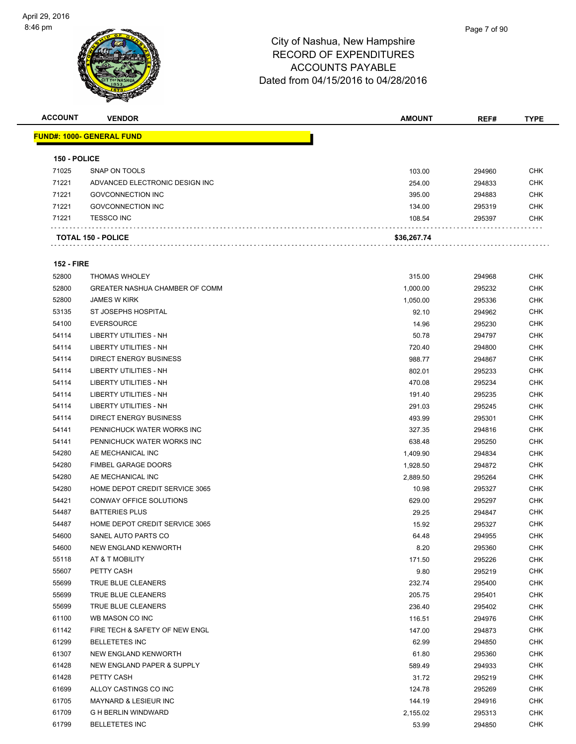# City of Nashua, New Hampshire
## RECORD OF EXPENDITURES
## ACCOUNTS PAYABLE
## Dated from 04/15/2016 to 04/28/2016

| ACCOUNT | VENDOR | AMOUNT | REF# | TYPE |
|---|---|---|---|---|
| **FUND#: 1000- GENERAL FUND** | | | | |
| **150 - POLICE** | | | | |
| 71025 | SNAP ON TOOLS | 103.00 | 294960 | CHK |
| 71221 | ADVANCED ELECTRONIC DESIGN INC | 254.00 | 294833 | CHK |
| 71221 | GOVCONNECTION INC | 395.00 | 294883 | CHK |
| 71221 | GOVCONNECTION INC | 134.00 | 295319 | CHK |
| 71221 | TESSCO INC | 108.54 | 295397 | CHK |
| **TOTAL 150 - POLICE** | | **$36,267.74** | | |
| **152 - FIRE** | | | | |
| 52800 | THOMAS WHOLEY | 315.00 | 294968 | CHK |
| 52800 | GREATER NASHUA CHAMBER OF COMM | 1,000.00 | 295232 | CHK |
| 52800 | JAMES W KIRK | 1,050.00 | 295336 | CHK |
| 53135 | ST JOSEPHS HOSPITAL | 92.10 | 294962 | CHK |
| 54100 | EVERSOURCE | 14.96 | 295230 | CHK |
| 54114 | LIBERTY UTILITIES - NH | 50.78 | 294797 | CHK |
| 54114 | LIBERTY UTILITIES - NH | 720.40 | 294800 | CHK |
| 54114 | DIRECT ENERGY BUSINESS | 988.77 | 294867 | CHK |
| 54114 | LIBERTY UTILITIES - NH | 802.01 | 295233 | CHK |
| 54114 | LIBERTY UTILITIES - NH | 470.08 | 295234 | CHK |
| 54114 | LIBERTY UTILITIES - NH | 191.40 | 295235 | CHK |
| 54114 | LIBERTY UTILITIES - NH | 291.03 | 295245 | CHK |
| 54114 | DIRECT ENERGY BUSINESS | 493.99 | 295301 | CHK |
| 54141 | PENNICHUCK WATER WORKS INC | 327.35 | 294816 | CHK |
| 54141 | PENNICHUCK WATER WORKS INC | 638.48 | 295250 | CHK |
| 54280 | AE MECHANICAL INC | 1,409.90 | 294834 | CHK |
| 54280 | FIMBEL GARAGE DOORS | 1,928.50 | 294872 | CHK |
| 54280 | AE MECHANICAL INC | 2,889.50 | 295264 | CHK |
| 54280 | HOME DEPOT CREDIT SERVICE 3065 | 10.98 | 295327 | CHK |
| 54421 | CONWAY OFFICE SOLUTIONS | 629.00 | 295297 | CHK |
| 54487 | BATTERIES PLUS | 29.25 | 294847 | CHK |
| 54487 | HOME DEPOT CREDIT SERVICE 3065 | 15.92 | 295327 | CHK |
| 54600 | SANEL AUTO PARTS CO | 64.48 | 294955 | CHK |
| 54600 | NEW ENGLAND KENWORTH | 8.20 | 295360 | CHK |
| 55118 | AT & T MOBILITY | 171.50 | 295226 | CHK |
| 55607 | PETTY CASH | 9.80 | 295219 | CHK |
| 55699 | TRUE BLUE CLEANERS | 232.74 | 295400 | CHK |
| 55699 | TRUE BLUE CLEANERS | 205.75 | 295401 | CHK |
| 55699 | TRUE BLUE CLEANERS | 236.40 | 295402 | CHK |
| 61100 | WB MASON CO INC | 116.51 | 294976 | CHK |
| 61142 | FIRE TECH & SAFETY OF NEW ENGL | 147.00 | 294873 | CHK |
| 61299 | BELLETETES INC | 62.99 | 294850 | CHK |
| 61307 | NEW ENGLAND KENWORTH | 61.80 | 295360 | CHK |
| 61428 | NEW ENGLAND PAPER & SUPPLY | 589.49 | 294933 | CHK |
| 61428 | PETTY CASH | 31.72 | 295219 | CHK |
| 61699 | ALLOY CASTINGS CO INC | 124.78 | 295269 | CHK |
| 61705 | MAYNARD & LESIEUR INC | 144.19 | 294916 | CHK |
| 61709 | G H BERLIN WINDWARD | 2,155.02 | 295313 | CHK |
| 61799 | BELLETETES INC | 53.99 | 294850 | CHK |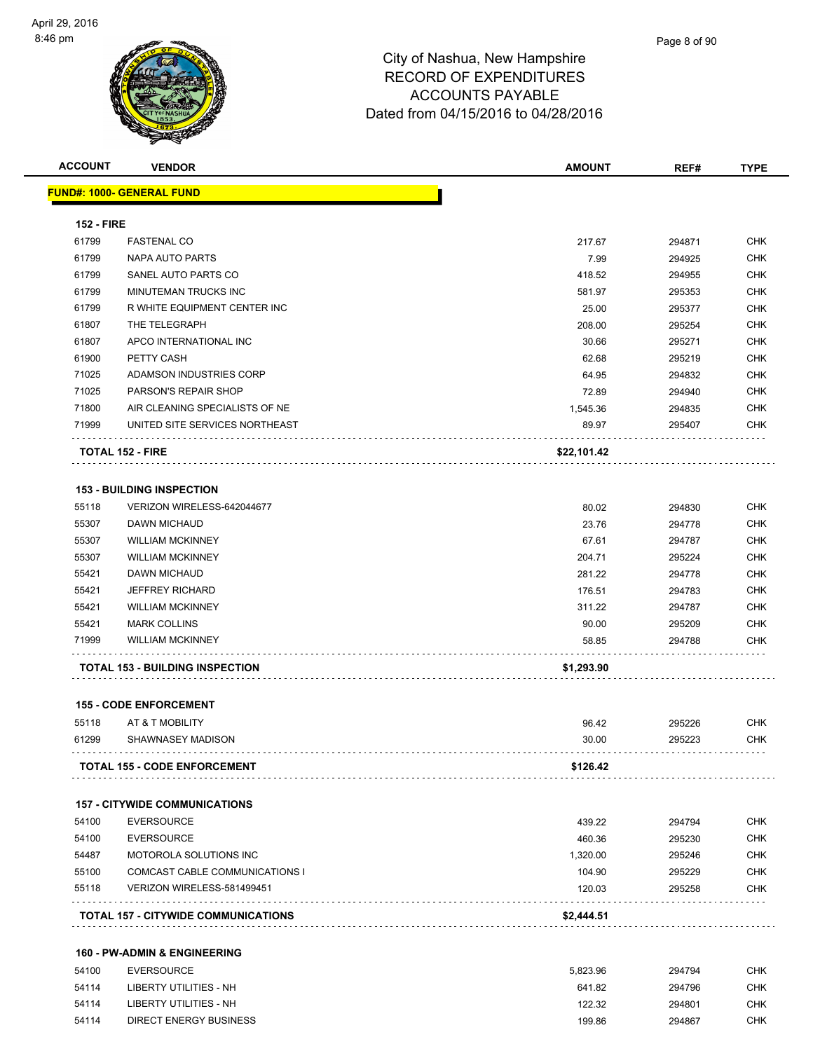# City of Nashua, New Hampshire
## RECORD OF EXPENDITURES
## ACCOUNTS PAYABLE
## Dated from 04/15/2016 to 04/28/2016

| ACCOUNT | VENDOR | AMOUNT | REF# | TYPE |
|---|---|---|---|---|
| **FUND#: 1000- GENERAL FUND** | | | | |
| **152 - FIRE** | | | | |
| 61799 | FASTENAL CO | 217.67 | 294871 | CHK |
| 61799 | NAPA AUTO PARTS | 7.99 | 294925 | CHK |
| 61799 | SANEL AUTO PARTS CO | 418.52 | 294955 | CHK |
| 61799 | MINUTEMAN TRUCKS INC | 581.97 | 295353 | CHK |
| 61799 | R WHITE EQUIPMENT CENTER INC | 25.00 | 295377 | CHK |
| 61807 | THE TELEGRAPH | 208.00 | 295254 | CHK |
| 61807 | APCO INTERNATIONAL INC | 30.66 | 295271 | CHK |
| 61900 | PETTY CASH | 62.68 | 295219 | CHK |
| 71025 | ADAMSON INDUSTRIES CORP | 64.95 | 294832 | CHK |
| 71025 | PARSON'S REPAIR SHOP | 72.89 | 294940 | CHK |
| 71800 | AIR CLEANING SPECIALISTS OF NE | 1,545.36 | 294835 | CHK |
| 71999 | UNITED SITE SERVICES NORTHEAST | 89.97 | 295407 | CHK |
| **TOTAL 152 - FIRE** | | **$22,101.42** | | |
| **153 - BUILDING INSPECTION** | | | | |
| 55118 | VERIZON WIRELESS-642044677 | 80.02 | 294830 | CHK |
| 55307 | DAWN MICHAUD | 23.76 | 294778 | CHK |
| 55307 | WILLIAM MCKINNEY | 67.61 | 294787 | CHK |
| 55307 | WILLIAM MCKINNEY | 204.71 | 295224 | CHK |
| 55421 | DAWN MICHAUD | 281.22 | 294778 | CHK |
| 55421 | JEFFREY RICHARD | 176.51 | 294783 | CHK |
| 55421 | WILLIAM MCKINNEY | 311.22 | 294787 | CHK |
| 55421 | MARK COLLINS | 90.00 | 295209 | CHK |
| 71999 | WILLIAM MCKINNEY | 58.85 | 294788 | CHK |
| **TOTAL 153 - BUILDING INSPECTION** | | **$1,293.90** | | |
| **155 - CODE ENFORCEMENT** | | | | |
| 55118 | AT & T MOBILITY | 96.42 | 295226 | CHK |
| 61299 | SHAWNASEY MADISON | 30.00 | 295223 | CHK |
| **TOTAL 155 - CODE ENFORCEMENT** | | **$126.42** | | |
| **157 - CITYWIDE COMMUNICATIONS** | | | | |
| 54100 | EVERSOURCE | 439.22 | 294794 | CHK |
| 54100 | EVERSOURCE | 460.36 | 295230 | CHK |
| 54487 | MOTOROLA SOLUTIONS INC | 1,320.00 | 295246 | CHK |
| 55100 | COMCAST CABLE COMMUNICATIONS I | 104.90 | 295229 | CHK |
| 55118 | VERIZON WIRELESS-581499451 | 120.03 | 295258 | CHK |
| **TOTAL 157 - CITYWIDE COMMUNICATIONS** | | **$2,444.51** | | |
| **160 - PW-ADMIN & ENGINEERING** | | | | |
| 54100 | EVERSOURCE | 5,823.96 | 294794 | CHK |
| 54114 | LIBERTY UTILITIES - NH | 641.82 | 294796 | CHK |
| 54114 | LIBERTY UTILITIES - NH | 122.32 | 294801 | CHK |
| 54114 | DIRECT ENERGY BUSINESS | 199.86 | 294867 | CHK |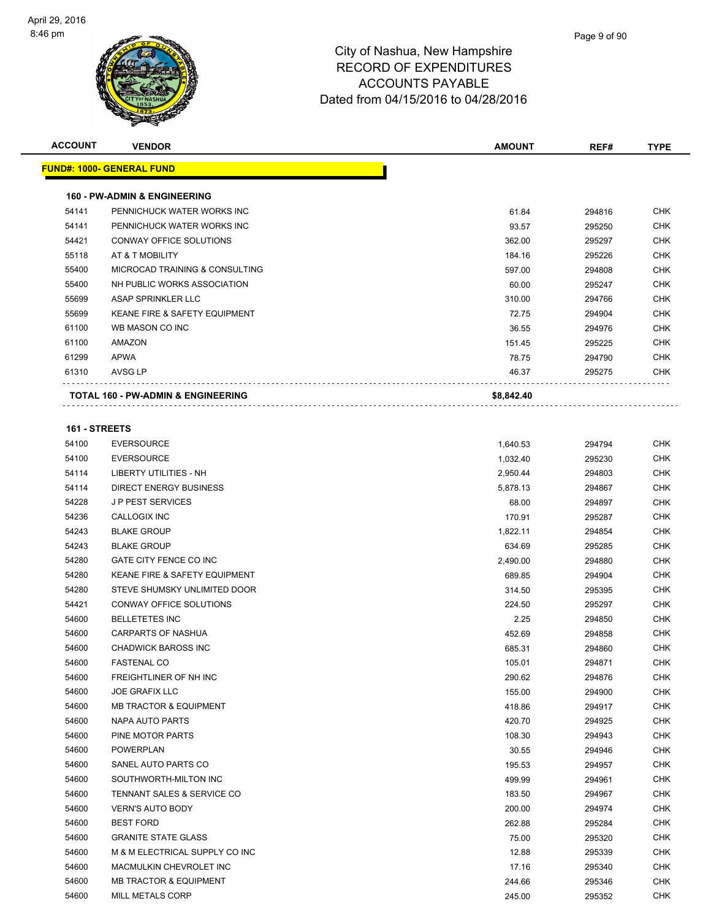# City of Nashua, New Hampshire
## RECORD OF EXPENDITURES
## ACCOUNTS PAYABLE
## Dated from 04/15/2016 to 04/28/2016

| ACCOUNT | VENDOR | AMOUNT | REF# | TYPE |
|---|---|---|---|---|
| **FUND#: 1000- GENERAL FUND** | | | | |
| **160 - PW-ADMIN & ENGINEERING** | | | | |
| 54141 | PENNICHUCK WATER WORKS INC | 61.84 | 294816 | CHK |
| 54141 | PENNICHUCK WATER WORKS INC | 93.57 | 295250 | CHK |
| 54421 | CONWAY OFFICE SOLUTIONS | 362.00 | 295297 | CHK |
| 55118 | AT & T MOBILITY | 184.16 | 295226 | CHK |
| 55400 | MICROCAD TRAINING & CONSULTING | 597.00 | 294808 | CHK |
| 55400 | NH PUBLIC WORKS ASSOCIATION | 60.00 | 295247 | CHK |
| 55699 | ASAP SPRINKLER LLC | 310.00 | 294766 | CHK |
| 55699 | KEANE FIRE & SAFETY EQUIPMENT | 72.75 | 294904 | CHK |
| 61100 | WB MASON CO INC | 36.55 | 294976 | CHK |
| 61100 | AMAZON | 151.45 | 295225 | CHK |
| 61299 | APWA | 78.75 | 294790 | CHK |
| 61310 | AVSG LP | 46.37 | 295275 | CHK |
| **TOTAL 160 - PW-ADMIN & ENGINEERING** | | **$8,842.40** | | |
| **161 - STREETS** | | | | |
| 54100 | EVERSOURCE | 1,640.53 | 294794 | CHK |
| 54100 | EVERSOURCE | 1,032.40 | 295230 | CHK |
| 54114 | LIBERTY UTILITIES - NH | 2,950.44 | 294803 | CHK |
| 54114 | DIRECT ENERGY BUSINESS | 5,878.13 | 294867 | CHK |
| 54228 | J P PEST SERVICES | 68.00 | 294897 | CHK |
| 54236 | CALLOGIX INC | 170.91 | 295287 | CHK |
| 54243 | BLAKE GROUP | 1,822.11 | 294854 | CHK |
| 54243 | BLAKE GROUP | 634.69 | 295285 | CHK |
| 54280 | GATE CITY FENCE CO INC | 2,490.00 | 294880 | CHK |
| 54280 | KEANE FIRE & SAFETY EQUIPMENT | 689.85 | 294904 | CHK |
| 54280 | STEVE SHUMSKY UNLIMITED DOOR | 314.50 | 295395 | CHK |
| 54421 | CONWAY OFFICE SOLUTIONS | 224.50 | 295297 | CHK |
| 54600 | BELLETETES INC | 2.25 | 294850 | CHK |
| 54600 | CARPARTS OF NASHUA | 452.69 | 294858 | CHK |
| 54600 | CHADWICK BAROSS INC | 685.31 | 294860 | CHK |
| 54600 | FASTENAL CO | 105.01 | 294871 | CHK |
| 54600 | FREIGHTLINER OF NH INC | 290.62 | 294876 | CHK |
| 54600 | JOE GRAFIX LLC | 155.00 | 294900 | CHK |
| 54600 | MB TRACTOR & EQUIPMENT | 418.86 | 294917 | CHK |
| 54600 | NAPA AUTO PARTS | 420.70 | 294925 | CHK |
| 54600 | PINE MOTOR PARTS | 108.30 | 294943 | CHK |
| 54600 | POWERPLAN | 30.55 | 294946 | CHK |
| 54600 | SANEL AUTO PARTS CO | 195.53 | 294957 | CHK |
| 54600 | SOUTHWORTH-MILTON INC | 499.99 | 294961 | CHK |
| 54600 | TENNANT SALES & SERVICE CO | 183.50 | 294967 | CHK |
| 54600 | VERN'S AUTO BODY | 200.00 | 294974 | CHK |
| 54600 | BEST FORD | 262.88 | 295284 | CHK |
| 54600 | GRANITE STATE GLASS | 75.00 | 295320 | CHK |
| 54600 | M & M ELECTRICAL SUPPLY CO INC | 12.88 | 295339 | CHK |
| 54600 | MACMULKIN CHEVROLET INC | 17.16 | 295340 | CHK |
| 54600 | MB TRACTOR & EQUIPMENT | 244.66 | 295346 | CHK |
| 54600 | MILL METALS CORP | 245.00 | 295352 | CHK |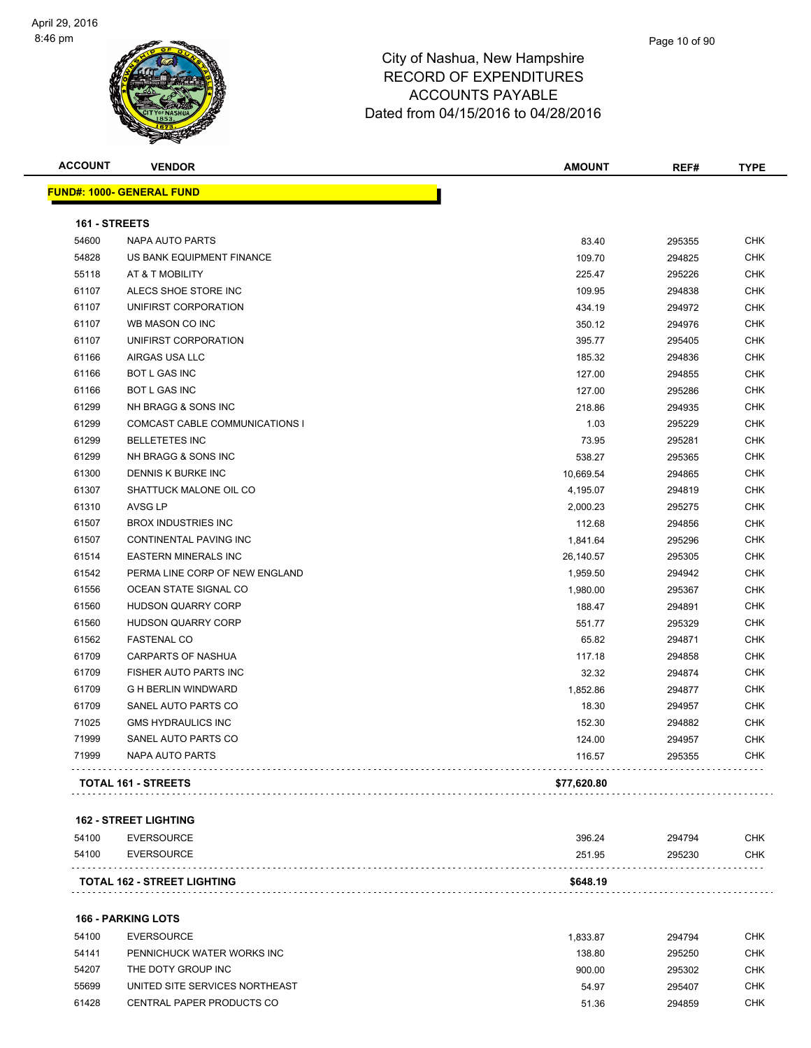# City of Nashua, New Hampshire
## RECORD OF EXPENDITURES
## ACCOUNTS PAYABLE
### Dated from 04/15/2016 to 04/28/2016

| ACCOUNT | VENDOR | AMOUNT | REF# | TYPE |
|---|---|---|---|---|
| **FUND#: 1000- GENERAL FUND** | | | | |
| **161 - STREETS** | | | | |
| 54600 | NAPA AUTO PARTS | 83.40 | 295355 | CHK |
| 54828 | US BANK EQUIPMENT FINANCE | 109.70 | 294825 | CHK |
| 55118 | AT & T MOBILITY | 225.47 | 295226 | CHK |
| 61107 | ALECS SHOE STORE INC | 109.95 | 294838 | CHK |
| 61107 | UNIFIRST CORPORATION | 434.19 | 294972 | CHK |
| 61107 | WB MASON CO INC | 350.12 | 294976 | CHK |
| 61107 | UNIFIRST CORPORATION | 395.77 | 295405 | CHK |
| 61166 | AIRGAS USA LLC | 185.32 | 294836 | CHK |
| 61166 | BOT L GAS INC | 127.00 | 294855 | CHK |
| 61166 | BOT L GAS INC | 127.00 | 295286 | CHK |
| 61299 | NH BRAGG & SONS INC | 218.86 | 294935 | CHK |
| 61299 | COMCAST CABLE COMMUNICATIONS I | 1.03 | 295229 | CHK |
| 61299 | BELLETETES INC | 73.95 | 295281 | CHK |
| 61299 | NH BRAGG & SONS INC | 538.27 | 295365 | CHK |
| 61300 | DENNIS K BURKE INC | 10,669.54 | 294865 | CHK |
| 61307 | SHATTUCK MALONE OIL CO | 4,195.07 | 294819 | CHK |
| 61310 | AVSG LP | 2,000.23 | 295275 | CHK |
| 61507 | BROX INDUSTRIES INC | 112.68 | 294856 | CHK |
| 61507 | CONTINENTAL PAVING INC | 1,841.64 | 295296 | CHK |
| 61514 | EASTERN MINERALS INC | 26,140.57 | 295305 | CHK |
| 61542 | PERMA LINE CORP OF NEW ENGLAND | 1,959.50 | 294942 | CHK |
| 61556 | OCEAN STATE SIGNAL CO | 1,980.00 | 295367 | CHK |
| 61560 | HUDSON QUARRY CORP | 188.47 | 294891 | CHK |
| 61560 | HUDSON QUARRY CORP | 551.77 | 295329 | CHK |
| 61562 | FASTENAL CO | 65.82 | 294871 | CHK |
| 61709 | CARPARTS OF NASHUA | 117.18 | 294858 | CHK |
| 61709 | FISHER AUTO PARTS INC | 32.32 | 294874 | CHK |
| 61709 | G H BERLIN WINDWARD | 1,852.86 | 294877 | CHK |
| 61709 | SANEL AUTO PARTS CO | 18.30 | 294957 | CHK |
| 71025 | GMS HYDRAULICS INC | 152.30 | 294882 | CHK |
| 71999 | SANEL AUTO PARTS CO | 124.00 | 294957 | CHK |
| 71999 | NAPA AUTO PARTS | 116.57 | 295355 | CHK |
| **TOTAL 161 - STREETS** | | **$77,620.80** | | |
| **162 - STREET LIGHTING** | | | | |
| 54100 | EVERSOURCE | 396.24 | 294794 | CHK |
| 54100 | EVERSOURCE | 251.95 | 295230 | CHK |
| **TOTAL 162 - STREET LIGHTING** | | **$648.19** | | |
| **166 - PARKING LOTS** | | | | |
| 54100 | EVERSOURCE | 1,833.87 | 294794 | CHK |
| 54141 | PENNICHUCK WATER WORKS INC | 138.80 | 295250 | CHK |
| 54207 | THE DOTY GROUP INC | 900.00 | 295302 | CHK |
| 55699 | UNITED SITE SERVICES NORTHEAST | 54.97 | 295407 | CHK |
| 61428 | CENTRAL PAPER PRODUCTS CO | 51.36 | 294859 | CHK |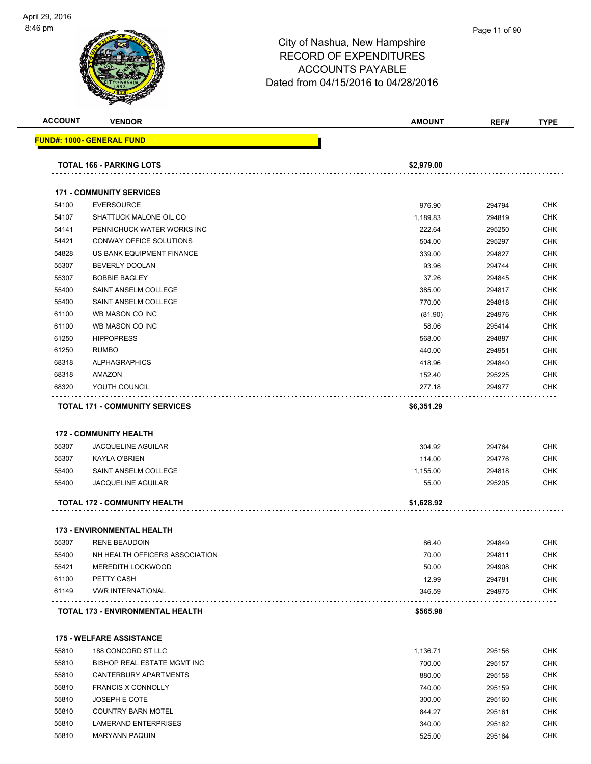City of Nashua, New Hampshire
RECORD OF EXPENDITURES
ACCOUNTS PAYABLE
Dated from 04/15/2016 to 04/28/2016

| ACCOUNT | VENDOR | AMOUNT | REF# | TYPE |
|---|---|---|---|---|
| **FUND#: 1000- GENERAL FUND** | | | | |
| **TOTAL 166 - PARKING LOTS** | | **$2,979.00** | | |
| **171 - COMMUNITY SERVICES** | | | | |
| 54100 | EVERSOURCE | 976.90 | 294794 | CHK |
| 54107 | SHATTUCK MALONE OIL CO | 1,189.83 | 294819 | CHK |
| 54141 | PENNICHUCK WATER WORKS INC | 222.64 | 295250 | CHK |
| 54421 | CONWAY OFFICE SOLUTIONS | 504.00 | 295297 | CHK |
| 54828 | US BANK EQUIPMENT FINANCE | 339.00 | 294827 | CHK |
| 55307 | BEVERLY DOOLAN | 93.96 | 294744 | CHK |
| 55307 | BOBBIE BAGLEY | 37.26 | 294845 | CHK |
| 55400 | SAINT ANSELM COLLEGE | 385.00 | 294817 | CHK |
| 55400 | SAINT ANSELM COLLEGE | 770.00 | 294818 | CHK |
| 61100 | WB MASON CO INC | (81.90) | 294976 | CHK |
| 61100 | WB MASON CO INC | 58.06 | 295414 | CHK |
| 61250 | HIPPOPRESS | 568.00 | 294887 | CHK |
| 61250 | RUMBO | 440.00 | 294951 | CHK |
| 68318 | ALPHAGRAPHICS | 418.96 | 294840 | CHK |
| 68318 | AMAZON | 152.40 | 295225 | CHK |
| 68320 | YOUTH COUNCIL | 277.18 | 294977 | CHK |
| **TOTAL 171 - COMMUNITY SERVICES** | | **$6,351.29** | | |
| **172 - COMMUNITY HEALTH** | | | | |
| 55307 | JACQUELINE AGUILAR | 304.92 | 294764 | CHK |
| 55307 | KAYLA O'BRIEN | 114.00 | 294776 | CHK |
| 55400 | SAINT ANSELM COLLEGE | 1,155.00 | 294818 | CHK |
| 55400 | JACQUELINE AGUILAR | 55.00 | 295205 | CHK |
| **TOTAL 172 - COMMUNITY HEALTH** | | **$1,628.92** | | |
| **173 - ENVIRONMENTAL HEALTH** | | | | |
| 55307 | RENE BEAUDOIN | 86.40 | 294849 | CHK |
| 55400 | NH HEALTH OFFICERS ASSOCIATION | 70.00 | 294811 | CHK |
| 55421 | MEREDITH LOCKWOOD | 50.00 | 294908 | CHK |
| 61100 | PETTY CASH | 12.99 | 294781 | CHK |
| 61149 | VWR INTERNATIONAL | 346.59 | 294975 | CHK |
| **TOTAL 173 - ENVIRONMENTAL HEALTH** | | **$565.98** | | |
| **175 - WELFARE ASSISTANCE** | | | | |
| 55810 | 188 CONCORD ST LLC | 1,136.71 | 295156 | CHK |
| 55810 | BISHOP REAL ESTATE MGMT INC | 700.00 | 295157 | CHK |
| 55810 | CANTERBURY APARTMENTS | 880.00 | 295158 | CHK |
| 55810 | FRANCIS X CONNOLLY | 740.00 | 295159 | CHK |
| 55810 | JOSEPH E COTE | 300.00 | 295160 | CHK |
| 55810 | COUNTRY BARN MOTEL | 844.27 | 295161 | CHK |
| 55810 | LAMERAND ENTERPRISES | 340.00 | 295162 | CHK |
| 55810 | MARYANN PAQUIN | 525.00 | 295164 | CHK |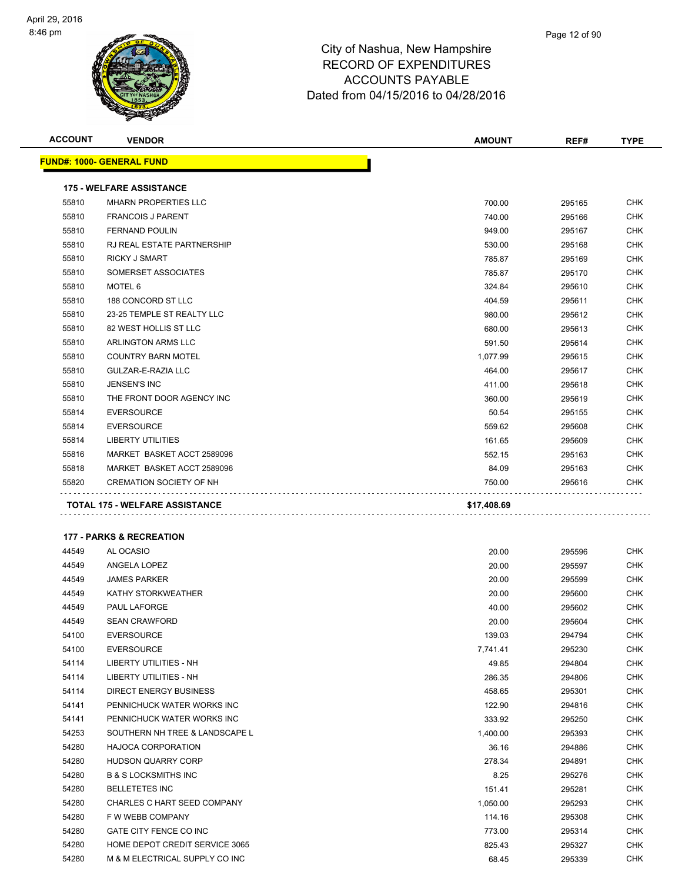City of Nashua, New Hampshire
RECORD OF EXPENDITURES
ACCOUNTS PAYABLE
Dated from 04/15/2016 to 04/28/2016

| ACCOUNT | VENDOR | AMOUNT | REF# | TYPE |
|---|---|---|---|---|
| **FUND#: 1000- GENERAL FUND** | | | | |
| **175 - WELFARE ASSISTANCE** | | | | |
| 55810 | MHARN PROPERTIES LLC | 700.00 | 295165 | CHK |
| 55810 | FRANCOIS J PARENT | 740.00 | 295166 | CHK |
| 55810 | FERNAND POULIN | 949.00 | 295167 | CHK |
| 55810 | RJ REAL ESTATE PARTNERSHIP | 530.00 | 295168 | CHK |
| 55810 | RICKY J SMART | 785.87 | 295169 | CHK |
| 55810 | SOMERSET ASSOCIATES | 785.87 | 295170 | CHK |
| 55810 | MOTEL 6 | 324.84 | 295610 | CHK |
| 55810 | 188 CONCORD ST LLC | 404.59 | 295611 | CHK |
| 55810 | 23-25 TEMPLE ST REALTY LLC | 980.00 | 295612 | CHK |
| 55810 | 82 WEST HOLLIS ST LLC | 680.00 | 295613 | CHK |
| 55810 | ARLINGTON ARMS LLC | 591.50 | 295614 | CHK |
| 55810 | COUNTRY BARN MOTEL | 1,077.99 | 295615 | CHK |
| 55810 | GULZAR-E-RAZIA LLC | 464.00 | 295617 | CHK |
| 55810 | JENSEN'S INC | 411.00 | 295618 | CHK |
| 55810 | THE FRONT DOOR AGENCY INC | 360.00 | 295619 | CHK |
| 55814 | EVERSOURCE | 50.54 | 295155 | CHK |
| 55814 | EVERSOURCE | 559.62 | 295608 | CHK |
| 55814 | LIBERTY UTILITIES | 161.65 | 295609 | CHK |
| 55816 | MARKET BASKET ACCT 2589096 | 552.15 | 295163 | CHK |
| 55818 | MARKET BASKET ACCT 2589096 | 84.09 | 295163 | CHK |
| 55820 | CREMATION SOCIETY OF NH | 750.00 | 295616 | CHK |
| **TOTAL 175 - WELFARE ASSISTANCE** | | **$17,408.69** | | |
| **177 - PARKS & RECREATION** | | | | |
| 44549 | AL OCASIO | 20.00 | 295596 | CHK |
| 44549 | ANGELA LOPEZ | 20.00 | 295597 | CHK |
| 44549 | JAMES PARKER | 20.00 | 295599 | CHK |
| 44549 | KATHY STORKWEATHER | 20.00 | 295600 | CHK |
| 44549 | PAUL LAFORGE | 40.00 | 295602 | CHK |
| 44549 | SEAN CRAWFORD | 20.00 | 295604 | CHK |
| 54100 | EVERSOURCE | 139.03 | 294794 | CHK |
| 54100 | EVERSOURCE | 7,741.41 | 295230 | CHK |
| 54114 | LIBERTY UTILITIES - NH | 49.85 | 294804 | CHK |
| 54114 | LIBERTY UTILITIES - NH | 286.35 | 294806 | CHK |
| 54114 | DIRECT ENERGY BUSINESS | 458.65 | 295301 | CHK |
| 54141 | PENNICHUCK WATER WORKS INC | 122.90 | 294816 | CHK |
| 54141 | PENNICHUCK WATER WORKS INC | 333.92 | 295250 | CHK |
| 54253 | SOUTHERN NH TREE & LANDSCAPE L | 1,400.00 | 295393 | CHK |
| 54280 | HAJOCA CORPORATION | 36.16 | 294886 | CHK |
| 54280 | HUDSON QUARRY CORP | 278.34 | 294891 | CHK |
| 54280 | B & S LOCKSMITHS INC | 8.25 | 295276 | CHK |
| 54280 | BELLETETES INC | 151.41 | 295281 | CHK |
| 54280 | CHARLES C HART SEED COMPANY | 1,050.00 | 295293 | CHK |
| 54280 | F W WEBB COMPANY | 114.16 | 295308 | CHK |
| 54280 | GATE CITY FENCE CO INC | 773.00 | 295314 | CHK |
| 54280 | HOME DEPOT CREDIT SERVICE 3065 | 825.43 | 295327 | CHK |
| 54280 | M & M ELECTRICAL SUPPLY CO INC | 68.45 | 295339 | CHK |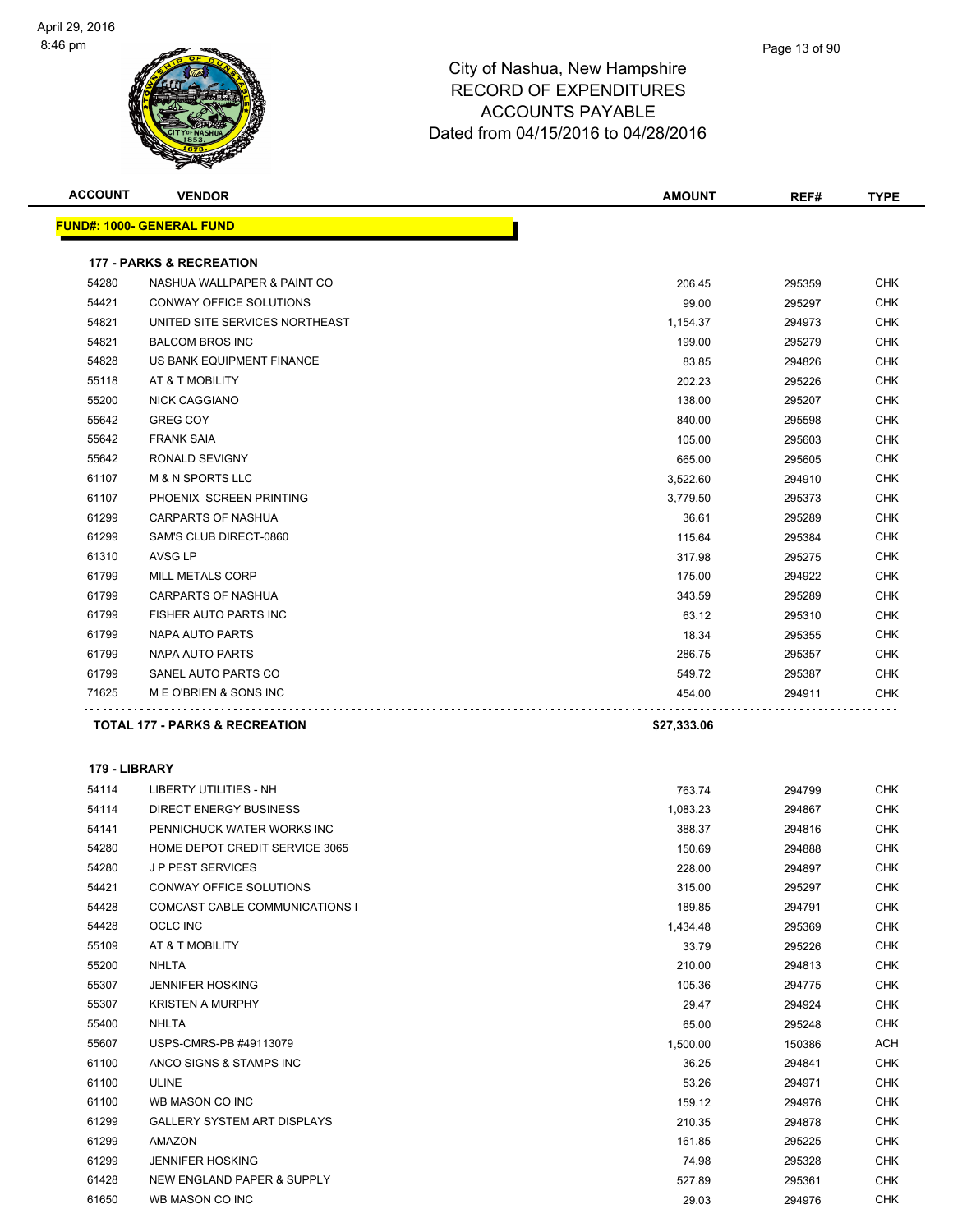# City of Nashua, New Hampshire
## RECORD OF EXPENDITURES
## ACCOUNTS PAYABLE
## Dated from 04/15/2016 to 04/28/2016

| ACCOUNT | VENDOR | AMOUNT | REF# | TYPE |
|---|---|---|---|---|
| **FUND#: 1000- GENERAL FUND** | | | | |
| **177 - PARKS & RECREATION** | | | | |
| 54280 | NASHUA WALLPAPER & PAINT CO | 206.45 | 295359 | CHK |
| 54421 | CONWAY OFFICE SOLUTIONS | 99.00 | 295297 | CHK |
| 54821 | UNITED SITE SERVICES NORTHEAST | 1,154.37 | 294973 | CHK |
| 54821 | BALCOM BROS INC | 199.00 | 295279 | CHK |
| 54828 | US BANK EQUIPMENT FINANCE | 83.85 | 294826 | CHK |
| 55118 | AT & T MOBILITY | 202.23 | 295226 | CHK |
| 55200 | NICK CAGGIANO | 138.00 | 295207 | CHK |
| 55642 | GREG COY | 840.00 | 295598 | CHK |
| 55642 | FRANK SAIA | 105.00 | 295603 | CHK |
| 55642 | RONALD SEVIGNY | 665.00 | 295605 | CHK |
| 61107 | M & N SPORTS LLC | 3,522.60 | 294910 | CHK |
| 61107 | PHOENIX SCREEN PRINTING | 3,779.50 | 295373 | CHK |
| 61299 | CARPARTS OF NASHUA | 36.61 | 295289 | CHK |
| 61299 | SAM'S CLUB DIRECT-0860 | 115.64 | 295384 | CHK |
| 61310 | AVSG LP | 317.98 | 295275 | CHK |
| 61799 | MILL METALS CORP | 175.00 | 294922 | CHK |
| 61799 | CARPARTS OF NASHUA | 343.59 | 295289 | CHK |
| 61799 | FISHER AUTO PARTS INC | 63.12 | 295310 | CHK |
| 61799 | NAPA AUTO PARTS | 18.34 | 295355 | CHK |
| 61799 | NAPA AUTO PARTS | 286.75 | 295357 | CHK |
| 61799 | SANEL AUTO PARTS CO | 549.72 | 295387 | CHK |
| 71625 | M E O'BRIEN & SONS INC | 454.00 | 294911 | CHK |
| **TOTAL 177 - PARKS & RECREATION** | | **$27,333.06** | | |
| **179 - LIBRARY** | | | | |
| 54114 | LIBERTY UTILITIES - NH | 763.74 | 294799 | CHK |
| 54114 | DIRECT ENERGY BUSINESS | 1,083.23 | 294867 | CHK |
| 54141 | PENNICHUCK WATER WORKS INC | 388.37 | 294816 | CHK |
| 54280 | HOME DEPOT CREDIT SERVICE 3065 | 150.69 | 294888 | CHK |
| 54280 | J P PEST SERVICES | 228.00 | 294897 | CHK |
| 54421 | CONWAY OFFICE SOLUTIONS | 315.00 | 295297 | CHK |
| 54428 | COMCAST CABLE COMMUNICATIONS I | 189.85 | 294791 | CHK |
| 54428 | OCLC INC | 1,434.48 | 295369 | CHK |
| 55109 | AT & T MOBILITY | 33.79 | 295226 | CHK |
| 55200 | NHLTA | 210.00 | 294813 | CHK |
| 55307 | JENNIFER HOSKING | 105.36 | 294775 | CHK |
| 55307 | KRISTEN A MURPHY | 29.47 | 294924 | CHK |
| 55400 | NHLTA | 65.00 | 295248 | CHK |
| 55607 | USPS-CMRS-PB #49113079 | 1,500.00 | 150386 | ACH |
| 61100 | ANCO SIGNS & STAMPS INC | 36.25 | 294841 | CHK |
| 61100 | ULINE | 53.26 | 294971 | CHK |
| 61100 | WB MASON CO INC | 159.12 | 294976 | CHK |
| 61299 | GALLERY SYSTEM ART DISPLAYS | 210.35 | 294878 | CHK |
| 61299 | AMAZON | 161.85 | 295225 | CHK |
| 61299 | JENNIFER HOSKING | 74.98 | 295328 | CHK |
| 61428 | NEW ENGLAND PAPER & SUPPLY | 527.89 | 295361 | CHK |
| 61650 | WB MASON CO INC | 29.03 | 294976 | CHK |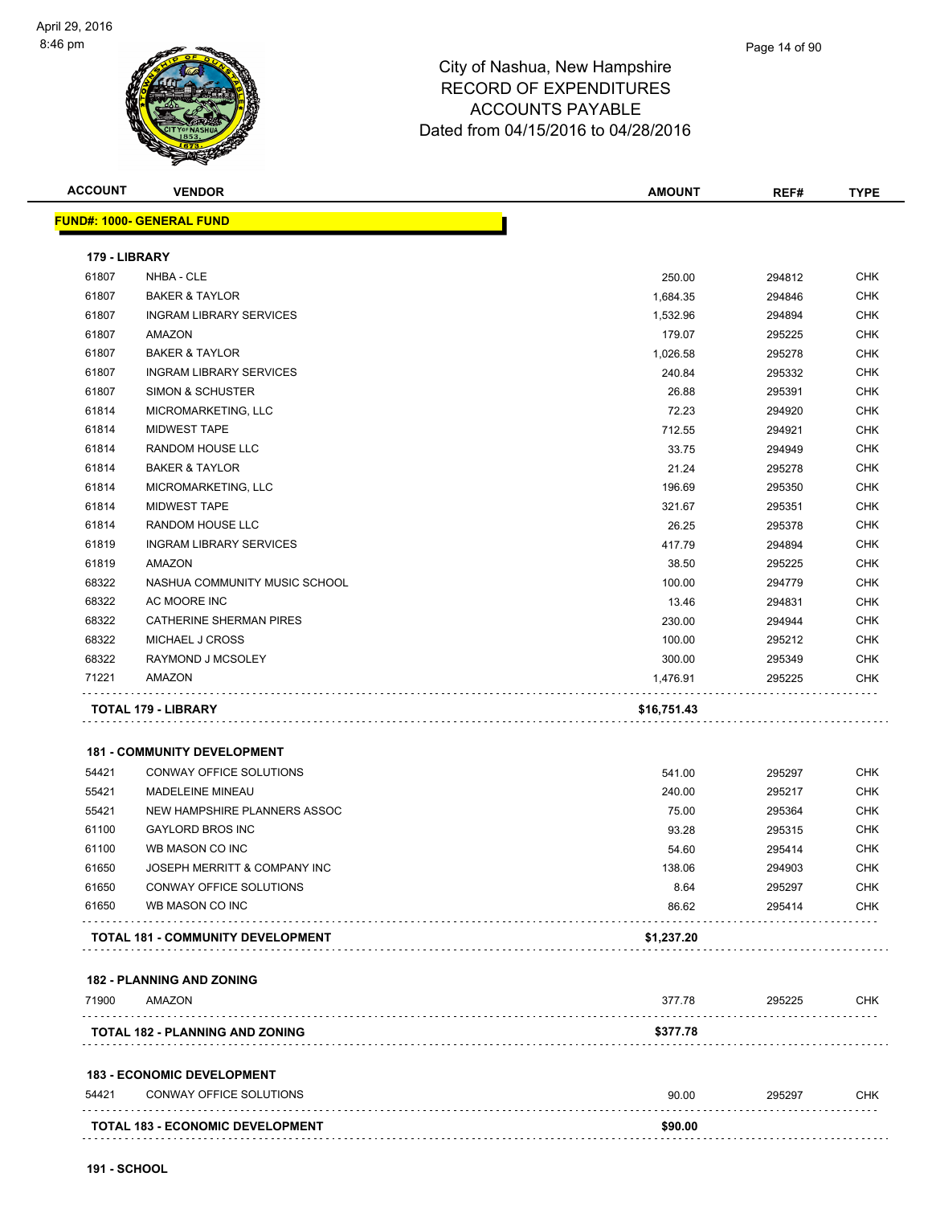# City of Nashua, New Hampshire
## RECORD OF EXPENDITURES
## ACCOUNTS PAYABLE
## Dated from 04/15/2016 to 04/28/2016

| ACCOUNT | VENDOR | AMOUNT | REF# | TYPE |
|---|---|---|---|---|
| **FUND#: 1000- GENERAL FUND** | | | | |
| **179 - LIBRARY** | | | | |
| 61807 | NHBA - CLE | 250.00 | 294812 | CHK |
| 61807 | BAKER & TAYLOR | 1,684.35 | 294846 | CHK |
| 61807 | INGRAM LIBRARY SERVICES | 1,532.96 | 294894 | CHK |
| 61807 | AMAZON | 179.07 | 295225 | CHK |
| 61807 | BAKER & TAYLOR | 1,026.58 | 295278 | CHK |
| 61807 | INGRAM LIBRARY SERVICES | 240.84 | 295332 | CHK |
| 61807 | SIMON & SCHUSTER | 26.88 | 295391 | CHK |
| 61814 | MICROMARKETING, LLC | 72.23 | 294920 | CHK |
| 61814 | MIDWEST TAPE | 712.55 | 294921 | CHK |
| 61814 | RANDOM HOUSE LLC | 33.75 | 294949 | CHK |
| 61814 | BAKER & TAYLOR | 21.24 | 295278 | CHK |
| 61814 | MICROMARKETING, LLC | 196.69 | 295350 | CHK |
| 61814 | MIDWEST TAPE | 321.67 | 295351 | CHK |
| 61814 | RANDOM HOUSE LLC | 26.25 | 295378 | CHK |
| 61819 | INGRAM LIBRARY SERVICES | 417.79 | 294894 | CHK |
| 61819 | AMAZON | 38.50 | 295225 | CHK |
| 68322 | NASHUA COMMUNITY MUSIC SCHOOL | 100.00 | 294779 | CHK |
| 68322 | AC MOORE INC | 13.46 | 294831 | CHK |
| 68322 | CATHERINE SHERMAN PIRES | 230.00 | 294944 | CHK |
| 68322 | MICHAEL J CROSS | 100.00 | 295212 | CHK |
| 68322 | RAYMOND J MCSOLEY | 300.00 | 295349 | CHK |
| 71221 | AMAZON | 1,476.91 | 295225 | CHK |
| | **TOTAL 179 - LIBRARY** | **$16,751.43** | | |
| **181 - COMMUNITY DEVELOPMENT** | | | | |
| 54421 | CONWAY OFFICE SOLUTIONS | 541.00 | 295297 | CHK |
| 55421 | MADELEINE MINEAU | 240.00 | 295217 | CHK |
| 55421 | NEW HAMPSHIRE PLANNERS ASSOC | 75.00 | 295364 | CHK |
| 61100 | GAYLORD BROS INC | 93.28 | 295315 | CHK |
| 61100 | WB MASON CO INC | 54.60 | 295414 | CHK |
| 61650 | JOSEPH MERRITT & COMPANY INC | 138.06 | 294903 | CHK |
| 61650 | CONWAY OFFICE SOLUTIONS | 8.64 | 295297 | CHK |
| 61650 | WB MASON CO INC | 86.62 | 295414 | CHK |
| | **TOTAL 181 - COMMUNITY DEVELOPMENT** | **$1,237.20** | | |
| **182 - PLANNING AND ZONING** | | | | |
| 71900 | AMAZON | 377.78 | 295225 | CHK |
| | **TOTAL 182 - PLANNING AND ZONING** | **$377.78** | | |
| **183 - ECONOMIC DEVELOPMENT** | | | | |
| 54421 | CONWAY OFFICE SOLUTIONS | 90.00 | 295297 | CHK |
| | **TOTAL 183 - ECONOMIC DEVELOPMENT** | **$90.00** | | |

**191 - SCHOOL**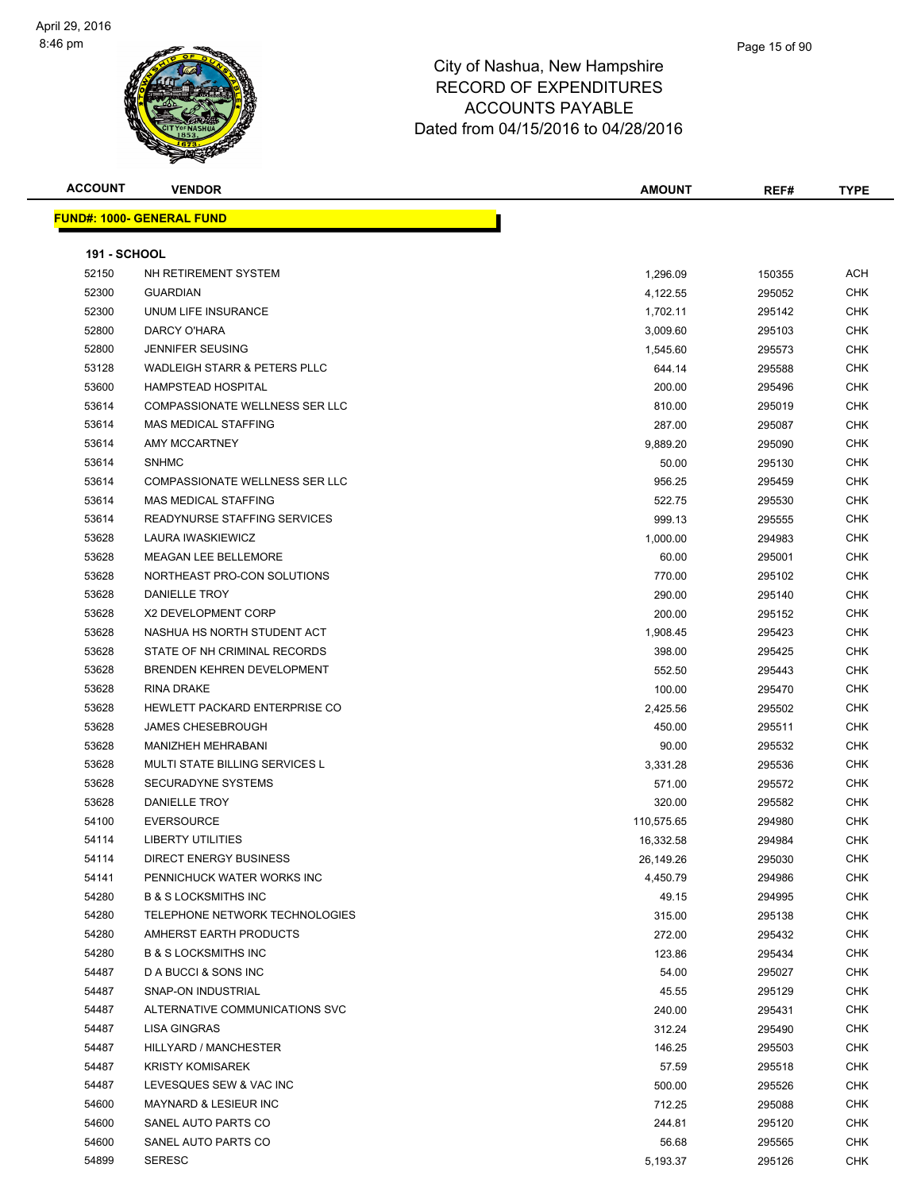# City of Nashua, New Hampshire
## RECORD OF EXPENDITURES
## ACCOUNTS PAYABLE
## Dated from 04/15/2016 to 04/28/2016

| ACCOUNT | VENDOR | AMOUNT | REF# | TYPE |
|---|---|---|---|---|
| **FUND#: 1000- GENERAL FUND** | | | | |
| **191 - SCHOOL** | | | | |
| 52150 | NH RETIREMENT SYSTEM | 1,296.09 | 150355 | ACH |
| 52300 | GUARDIAN | 4,122.55 | 295052 | CHK |
| 52300 | UNUM LIFE INSURANCE | 1,702.11 | 295142 | CHK |
| 52800 | DARCY O'HARA | 3,009.60 | 295103 | CHK |
| 52800 | JENNIFER SEUSING | 1,545.60 | 295573 | CHK |
| 53128 | WADLEIGH STARR & PETERS PLLC | 644.14 | 295588 | CHK |
| 53600 | HAMPSTEAD HOSPITAL | 200.00 | 295496 | CHK |
| 53614 | COMPASSIONATE WELLNESS SER LLC | 810.00 | 295019 | CHK |
| 53614 | MAS MEDICAL STAFFING | 287.00 | 295087 | CHK |
| 53614 | AMY MCCARTNEY | 9,889.20 | 295090 | CHK |
| 53614 | SNHMC | 50.00 | 295130 | CHK |
| 53614 | COMPASSIONATE WELLNESS SER LLC | 956.25 | 295459 | CHK |
| 53614 | MAS MEDICAL STAFFING | 522.75 | 295530 | CHK |
| 53614 | READYNURSE STAFFING SERVICES | 999.13 | 295555 | CHK |
| 53628 | LAURA IWASKIEWICZ | 1,000.00 | 294983 | CHK |
| 53628 | MEAGAN LEE BELLEMORE | 60.00 | 295001 | CHK |
| 53628 | NORTHEAST PRO-CON SOLUTIONS | 770.00 | 295102 | CHK |
| 53628 | DANIELLE TROY | 290.00 | 295140 | CHK |
| 53628 | X2 DEVELOPMENT CORP | 200.00 | 295152 | CHK |
| 53628 | NASHUA HS NORTH STUDENT ACT | 1,908.45 | 295423 | CHK |
| 53628 | STATE OF NH CRIMINAL RECORDS | 398.00 | 295425 | CHK |
| 53628 | BRENDEN KEHREN DEVELOPMENT | 552.50 | 295443 | CHK |
| 53628 | RINA DRAKE | 100.00 | 295470 | CHK |
| 53628 | HEWLETT PACKARD ENTERPRISE CO | 2,425.56 | 295502 | CHK |
| 53628 | JAMES CHESEBROUGH | 450.00 | 295511 | CHK |
| 53628 | MANIZHEH MEHRABANI | 90.00 | 295532 | CHK |
| 53628 | MULTI STATE BILLING SERVICES L | 3,331.28 | 295536 | CHK |
| 53628 | SECURADYNE SYSTEMS | 571.00 | 295572 | CHK |
| 53628 | DANIELLE TROY | 320.00 | 295582 | CHK |
| 54100 | EVERSOURCE | 110,575.65 | 294980 | CHK |
| 54114 | LIBERTY UTILITIES | 16,332.58 | 294984 | CHK |
| 54114 | DIRECT ENERGY BUSINESS | 26,149.26 | 295030 | CHK |
| 54141 | PENNICHUCK WATER WORKS INC | 4,450.79 | 294986 | CHK |
| 54280 | B & S LOCKSMITHS INC | 49.15 | 294995 | CHK |
| 54280 | TELEPHONE NETWORK TECHNOLOGIES | 315.00 | 295138 | CHK |
| 54280 | AMHERST EARTH PRODUCTS | 272.00 | 295432 | CHK |
| 54280 | B & S LOCKSMITHS INC | 123.86 | 295434 | CHK |
| 54487 | D A BUCCI & SONS INC | 54.00 | 295027 | CHK |
| 54487 | SNAP-ON INDUSTRIAL | 45.55 | 295129 | CHK |
| 54487 | ALTERNATIVE COMMUNICATIONS SVC | 240.00 | 295431 | CHK |
| 54487 | LISA GINGRAS | 312.24 | 295490 | CHK |
| 54487 | HILLYARD / MANCHESTER | 146.25 | 295503 | CHK |
| 54487 | KRISTY KOMISAREK | 57.59 | 295518 | CHK |
| 54487 | LEVESQUES SEW & VAC INC | 500.00 | 295526 | CHK |
| 54600 | MAYNARD & LESIEUR INC | 712.25 | 295088 | CHK |
| 54600 | SANEL AUTO PARTS CO | 244.81 | 295120 | CHK |
| 54600 | SANEL AUTO PARTS CO | 56.68 | 295565 | CHK |
| 54899 | SERESC | 5,193.37 | 295126 | CHK |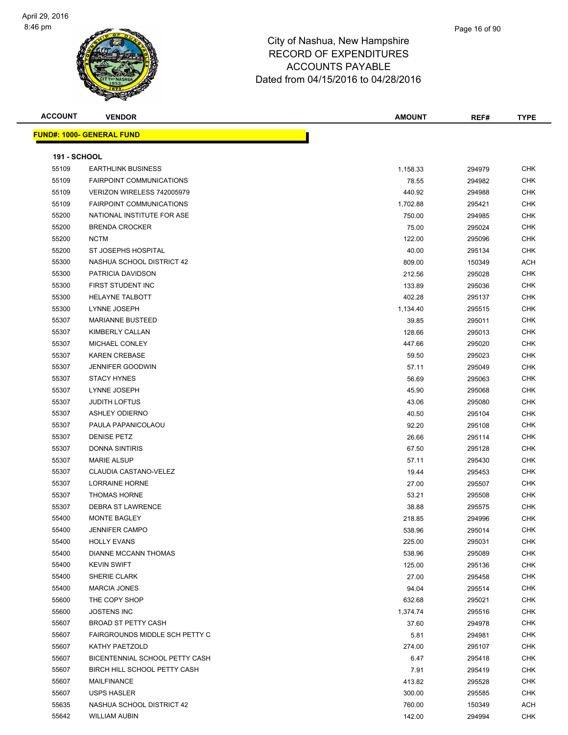City of Nashua, New Hampshire
RECORD OF EXPENDITURES
ACCOUNTS PAYABLE
Dated from 04/15/2016 to 04/28/2016

**FUND#: 1000- GENERAL FUND**

**191 - SCHOOL**

| ACCOUNT | VENDOR | AMOUNT | REF# | TYPE |
|---|---|---|---|---|
| 55109 | EARTHLINK BUSINESS | 1,158.33 | 294979 | CHK |
| 55109 | FAIRPOINT COMMUNICATIONS | 78.55 | 294982 | CHK |
| 55109 | VERIZON WIRELESS 742005979 | 440.92 | 294988 | CHK |
| 55109 | FAIRPOINT COMMUNICATIONS | 1,702.88 | 295421 | CHK |
| 55200 | NATIONAL INSTITUTE FOR ASE | 750.00 | 294985 | CHK |
| 55200 | BRENDA CROCKER | 75.00 | 295024 | CHK |
| 55200 | NCTM | 122.00 | 295096 | CHK |
| 55200 | ST JOSEPHS HOSPITAL | 40.00 | 295134 | CHK |
| 55300 | NASHUA SCHOOL DISTRICT 42 | 809.00 | 150349 | ACH |
| 55300 | PATRICIA DAVIDSON | 212.56 | 295028 | CHK |
| 55300 | FIRST STUDENT INC | 133.89 | 295036 | CHK |
| 55300 | HELAYNE TALBOTT | 402.28 | 295137 | CHK |
| 55300 | LYNNE JOSEPH | 1,134.40 | 295515 | CHK |
| 55307 | MARIANNE BUSTEED | 39.85 | 295011 | CHK |
| 55307 | KIMBERLY CALLAN | 128.66 | 295013 | CHK |
| 55307 | MICHAEL CONLEY | 447.66 | 295020 | CHK |
| 55307 | KAREN CREBASE | 59.50 | 295023 | CHK |
| 55307 | JENNIFER GOODWIN | 57.11 | 295049 | CHK |
| 55307 | STACY HYNES | 56.69 | 295063 | CHK |
| 55307 | LYNNE JOSEPH | 45.90 | 295068 | CHK |
| 55307 | JUDITH LOFTUS | 43.06 | 295080 | CHK |
| 55307 | ASHLEY ODIERNO | 40.50 | 295104 | CHK |
| 55307 | PAULA PAPANICOLAOU | 92.20 | 295108 | CHK |
| 55307 | DENISE PETZ | 26.66 | 295114 | CHK |
| 55307 | DONNA SINTIRIS | 67.50 | 295128 | CHK |
| 55307 | MARIE ALSUP | 57.11 | 295430 | CHK |
| 55307 | CLAUDIA CASTANO-VELEZ | 19.44 | 295453 | CHK |
| 55307 | LORRAINE HORNE | 27.00 | 295507 | CHK |
| 55307 | THOMAS HORNE | 53.21 | 295508 | CHK |
| 55307 | DEBRA ST LAWRENCE | 38.88 | 295575 | CHK |
| 55400 | MONTE BAGLEY | 218.85 | 294996 | CHK |
| 55400 | JENNIFER CAMPO | 538.96 | 295014 | CHK |
| 55400 | HOLLY EVANS | 225.00 | 295031 | CHK |
| 55400 | DIANNE MCCANN THOMAS | 538.96 | 295089 | CHK |
| 55400 | KEVIN SWIFT | 125.00 | 295136 | CHK |
| 55400 | SHERIE CLARK | 27.00 | 295458 | CHK |
| 55400 | MARCIA JONES | 94.04 | 295514 | CHK |
| 55600 | THE COPY SHOP | 632.68 | 295021 | CHK |
| 55600 | JOSTENS INC | 1,374.74 | 295516 | CHK |
| 55607 | BROAD ST PETTY CASH | 37.60 | 294978 | CHK |
| 55607 | FAIRGROUNDS MIDDLE SCH PETTY C | 5.81 | 294981 | CHK |
| 55607 | KATHY PAETZOLD | 274.00 | 295107 | CHK |
| 55607 | BICENTENNIAL SCHOOL PETTY CASH | 6.47 | 295418 | CHK |
| 55607 | BIRCH HILL SCHOOL PETTY CASH | 7.91 | 295419 | CHK |
| 55607 | MAILFINANCE | 413.82 | 295528 | CHK |
| 55607 | USPS HASLER | 300.00 | 295585 | CHK |
| 55635 | NASHUA SCHOOL DISTRICT 42 | 760.00 | 150349 | ACH |
| 55642 | WILLIAM AUBIN | 142.00 | 294994 | CHK |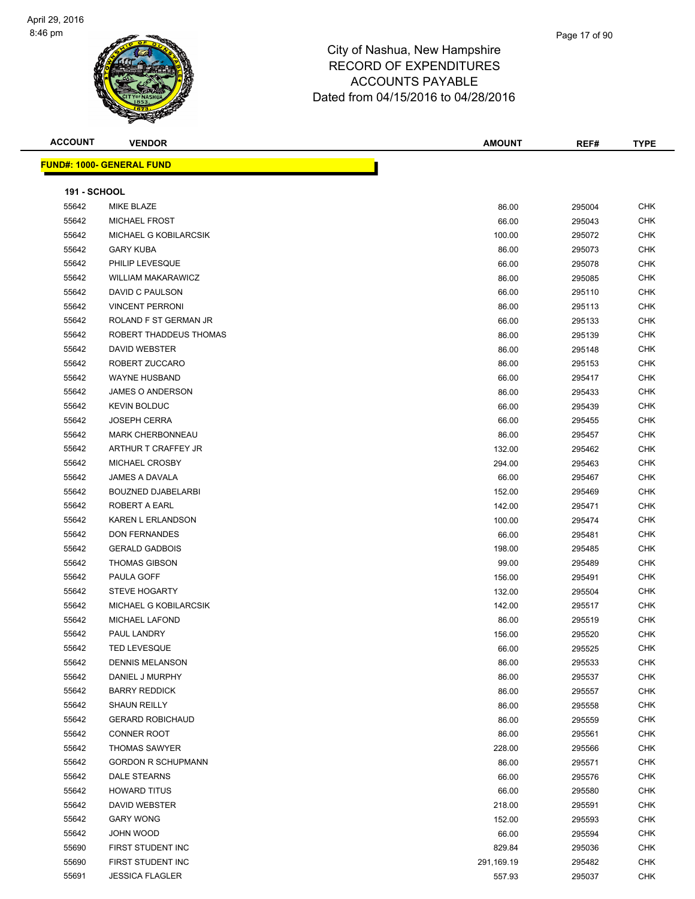City of Nashua, New Hampshire
RECORD OF EXPENDITURES
ACCOUNTS PAYABLE
Dated from 04/15/2016 to 04/28/2016

| ACCOUNT | VENDOR | AMOUNT | REF# | TYPE |
|---|---|---|---|---|

**FUND#: 1000- GENERAL FUND**

**191 - SCHOOL**

| ACCOUNT | VENDOR | AMOUNT | REF# | TYPE |
|---|---|---|---|---|
| 55642 | MIKE BLAZE | 86.00 | 295004 | CHK |
| 55642 | MICHAEL FROST | 66.00 | 295043 | CHK |
| 55642 | MICHAEL G KOBILARCSIK | 100.00 | 295072 | CHK |
| 55642 | GARY KUBA | 86.00 | 295073 | CHK |
| 55642 | PHILIP LEVESQUE | 66.00 | 295078 | CHK |
| 55642 | WILLIAM MAKARAWICZ | 86.00 | 295085 | CHK |
| 55642 | DAVID C PAULSON | 66.00 | 295110 | CHK |
| 55642 | VINCENT PERRONI | 86.00 | 295113 | CHK |
| 55642 | ROLAND F ST GERMAN JR | 66.00 | 295133 | CHK |
| 55642 | ROBERT THADDEUS THOMAS | 86.00 | 295139 | CHK |
| 55642 | DAVID WEBSTER | 86.00 | 295148 | CHK |
| 55642 | ROBERT ZUCCARO | 86.00 | 295153 | CHK |
| 55642 | WAYNE HUSBAND | 66.00 | 295417 | CHK |
| 55642 | JAMES O ANDERSON | 86.00 | 295433 | CHK |
| 55642 | KEVIN BOLDUC | 66.00 | 295439 | CHK |
| 55642 | JOSEPH CERRA | 66.00 | 295455 | CHK |
| 55642 | MARK CHERBONNEAU | 86.00 | 295457 | CHK |
| 55642 | ARTHUR T CRAFFEY JR | 132.00 | 295462 | CHK |
| 55642 | MICHAEL CROSBY | 294.00 | 295463 | CHK |
| 55642 | JAMES A DAVALA | 66.00 | 295467 | CHK |
| 55642 | BOUZNED DJABELARBI | 152.00 | 295469 | CHK |
| 55642 | ROBERT A EARL | 142.00 | 295471 | CHK |
| 55642 | KAREN L ERLANDSON | 100.00 | 295474 | CHK |
| 55642 | DON FERNANDES | 66.00 | 295481 | CHK |
| 55642 | GERALD GADBOIS | 198.00 | 295485 | CHK |
| 55642 | THOMAS GIBSON | 99.00 | 295489 | CHK |
| 55642 | PAULA GOFF | 156.00 | 295491 | CHK |
| 55642 | STEVE HOGARTY | 132.00 | 295504 | CHK |
| 55642 | MICHAEL G KOBILARCSIK | 142.00 | 295517 | CHK |
| 55642 | MICHAEL LAFOND | 86.00 | 295519 | CHK |
| 55642 | PAUL LANDRY | 156.00 | 295520 | CHK |
| 55642 | TED LEVESQUE | 66.00 | 295525 | CHK |
| 55642 | DENNIS MELANSON | 86.00 | 295533 | CHK |
| 55642 | DANIEL J MURPHY | 86.00 | 295537 | CHK |
| 55642 | BARRY REDDICK | 86.00 | 295557 | CHK |
| 55642 | SHAUN REILLY | 86.00 | 295558 | CHK |
| 55642 | GERARD ROBICHAUD | 86.00 | 295559 | CHK |
| 55642 | CONNER ROOT | 86.00 | 295561 | CHK |
| 55642 | THOMAS SAWYER | 228.00 | 295566 | CHK |
| 55642 | GORDON R SCHUPMANN | 86.00 | 295571 | CHK |
| 55642 | DALE STEARNS | 66.00 | 295576 | CHK |
| 55642 | HOWARD TITUS | 66.00 | 295580 | CHK |
| 55642 | DAVID WEBSTER | 218.00 | 295591 | CHK |
| 55642 | GARY WONG | 152.00 | 295593 | CHK |
| 55642 | JOHN WOOD | 66.00 | 295594 | CHK |
| 55690 | FIRST STUDENT INC | 829.84 | 295036 | CHK |
| 55690 | FIRST STUDENT INC | 291,169.19 | 295482 | CHK |
| 55691 | JESSICA FLAGLER | 557.93 | 295037 | CHK |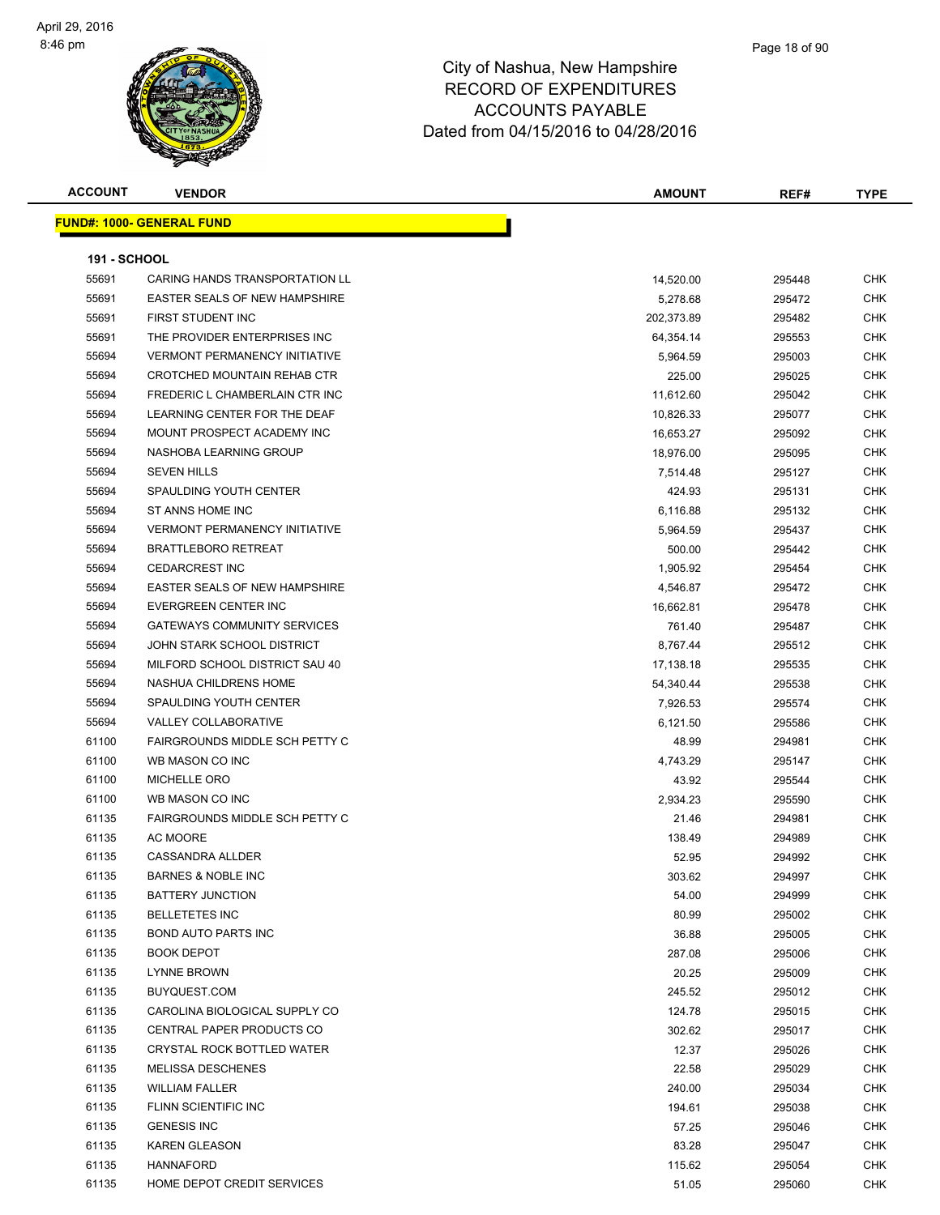City of Nashua, New Hampshire
RECORD OF EXPENDITURES
ACCOUNTS PAYABLE
Dated from 04/15/2016 to 04/28/2016

| ACCOUNT | VENDOR | AMOUNT | REF# | TYPE |
|---|---|---|---|---|

**FUND#: 1000- GENERAL FUND**

**191 - SCHOOL**

| ACCOUNT | VENDOR | AMOUNT | REF# | TYPE |
|---|---|---|---|---|
| 55691 | CARING HANDS TRANSPORTATION LL | 14,520.00 | 295448 | CHK |
| 55691 | EASTER SEALS OF NEW HAMPSHIRE | 5,278.68 | 295472 | CHK |
| 55691 | FIRST STUDENT INC | 202,373.89 | 295482 | CHK |
| 55691 | THE PROVIDER ENTERPRISES INC | 64,354.14 | 295553 | CHK |
| 55694 | VERMONT PERMANENCY INITIATIVE | 5,964.59 | 295003 | CHK |
| 55694 | CROTCHED MOUNTAIN REHAB CTR | 225.00 | 295025 | CHK |
| 55694 | FREDERIC L CHAMBERLAIN CTR INC | 11,612.60 | 295042 | CHK |
| 55694 | LEARNING CENTER FOR THE DEAF | 10,826.33 | 295077 | CHK |
| 55694 | MOUNT PROSPECT ACADEMY INC | 16,653.27 | 295092 | CHK |
| 55694 | NASHOBA LEARNING GROUP | 18,976.00 | 295095 | CHK |
| 55694 | SEVEN HILLS | 7,514.48 | 295127 | CHK |
| 55694 | SPAULDING YOUTH CENTER | 424.93 | 295131 | CHK |
| 55694 | ST ANNS HOME INC | 6,116.88 | 295132 | CHK |
| 55694 | VERMONT PERMANENCY INITIATIVE | 5,964.59 | 295437 | CHK |
| 55694 | BRATTLEBORO RETREAT | 500.00 | 295442 | CHK |
| 55694 | CEDARCREST INC | 1,905.92 | 295454 | CHK |
| 55694 | EASTER SEALS OF NEW HAMPSHIRE | 4,546.87 | 295472 | CHK |
| 55694 | EVERGREEN CENTER INC | 16,662.81 | 295478 | CHK |
| 55694 | GATEWAYS COMMUNITY SERVICES | 761.40 | 295487 | CHK |
| 55694 | JOHN STARK SCHOOL DISTRICT | 8,767.44 | 295512 | CHK |
| 55694 | MILFORD SCHOOL DISTRICT SAU 40 | 17,138.18 | 295535 | CHK |
| 55694 | NASHUA CHILDRENS HOME | 54,340.44 | 295538 | CHK |
| 55694 | SPAULDING YOUTH CENTER | 7,926.53 | 295574 | CHK |
| 55694 | VALLEY COLLABORATIVE | 6,121.50 | 295586 | CHK |
| 61100 | FAIRGROUNDS MIDDLE SCH PETTY C | 48.99 | 294981 | CHK |
| 61100 | WB MASON CO INC | 4,743.29 | 295147 | CHK |
| 61100 | MICHELLE ORO | 43.92 | 295544 | CHK |
| 61100 | WB MASON CO INC | 2,934.23 | 295590 | CHK |
| 61135 | FAIRGROUNDS MIDDLE SCH PETTY C | 21.46 | 294981 | CHK |
| 61135 | AC MOORE | 138.49 | 294989 | CHK |
| 61135 | CASSANDRA ALLDER | 52.95 | 294992 | CHK |
| 61135 | BARNES & NOBLE INC | 303.62 | 294997 | CHK |
| 61135 | BATTERY JUNCTION | 54.00 | 294999 | CHK |
| 61135 | BELLETETES INC | 80.99 | 295002 | CHK |
| 61135 | BOND AUTO PARTS INC | 36.88 | 295005 | CHK |
| 61135 | BOOK DEPOT | 287.08 | 295006 | CHK |
| 61135 | LYNNE BROWN | 20.25 | 295009 | CHK |
| 61135 | BUYQUEST.COM | 245.52 | 295012 | CHK |
| 61135 | CAROLINA BIOLOGICAL SUPPLY CO | 124.78 | 295015 | CHK |
| 61135 | CENTRAL PAPER PRODUCTS CO | 302.62 | 295017 | CHK |
| 61135 | CRYSTAL ROCK BOTTLED WATER | 12.37 | 295026 | CHK |
| 61135 | MELISSA DESCHENES | 22.58 | 295029 | CHK |
| 61135 | WILLIAM FALLER | 240.00 | 295034 | CHK |
| 61135 | FLINN SCIENTIFIC INC | 194.61 | 295038 | CHK |
| 61135 | GENESIS INC | 57.25 | 295046 | CHK |
| 61135 | KAREN GLEASON | 83.28 | 295047 | CHK |
| 61135 | HANNAFORD | 115.62 | 295054 | CHK |
| 61135 | HOME DEPOT CREDIT SERVICES | 51.05 | 295060 | CHK |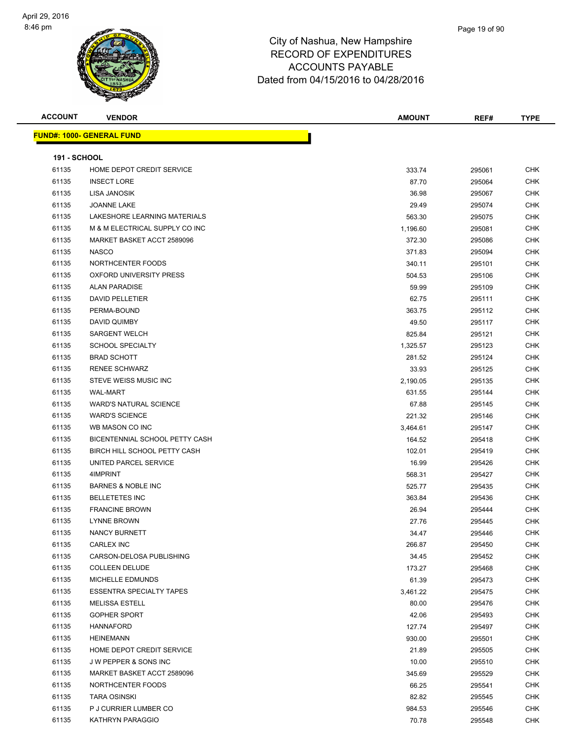City of Nashua, New Hampshire
RECORD OF EXPENDITURES
ACCOUNTS PAYABLE
Dated from 04/15/2016 to 04/28/2016

| ACCOUNT | VENDOR | AMOUNT | REF# | TYPE |
|---|---|---|---|---|

**FUND#: 1000- GENERAL FUND**

**191 - SCHOOL**

| ACCOUNT | VENDOR | AMOUNT | REF# | TYPE |
|---|---|---|---|---|
| 61135 | HOME DEPOT CREDIT SERVICE | 333.74 | 295061 | CHK |
| 61135 | INSECT LORE | 87.70 | 295064 | CHK |
| 61135 | LISA JANOSIK | 36.98 | 295067 | CHK |
| 61135 | JOANNE LAKE | 29.49 | 295074 | CHK |
| 61135 | LAKESHORE LEARNING MATERIALS | 563.30 | 295075 | CHK |
| 61135 | M & M ELECTRICAL SUPPLY CO INC | 1,196.60 | 295081 | CHK |
| 61135 | MARKET BASKET ACCT 2589096 | 372.30 | 295086 | CHK |
| 61135 | NASCO | 371.83 | 295094 | CHK |
| 61135 | NORTHCENTER FOODS | 340.11 | 295101 | CHK |
| 61135 | OXFORD UNIVERSITY PRESS | 504.53 | 295106 | CHK |
| 61135 | ALAN PARADISE | 59.99 | 295109 | CHK |
| 61135 | DAVID PELLETIER | 62.75 | 295111 | CHK |
| 61135 | PERMA-BOUND | 363.75 | 295112 | CHK |
| 61135 | DAVID QUIMBY | 49.50 | 295117 | CHK |
| 61135 | SARGENT WELCH | 825.84 | 295121 | CHK |
| 61135 | SCHOOL SPECIALTY | 1,325.57 | 295123 | CHK |
| 61135 | BRAD SCHOTT | 281.52 | 295124 | CHK |
| 61135 | RENEE SCHWARZ | 33.93 | 295125 | CHK |
| 61135 | STEVE WEISS MUSIC INC | 2,190.05 | 295135 | CHK |
| 61135 | WAL-MART | 631.55 | 295144 | CHK |
| 61135 | WARD'S NATURAL SCIENCE | 67.88 | 295145 | CHK |
| 61135 | WARD'S SCIENCE | 221.32 | 295146 | CHK |
| 61135 | WB MASON CO INC | 3,464.61 | 295147 | CHK |
| 61135 | BICENTENNIAL SCHOOL PETTY CASH | 164.52 | 295418 | CHK |
| 61135 | BIRCH HILL SCHOOL PETTY CASH | 102.01 | 295419 | CHK |
| 61135 | UNITED PARCEL SERVICE | 16.99 | 295426 | CHK |
| 61135 | 4IMPRINT | 568.31 | 295427 | CHK |
| 61135 | BARNES & NOBLE INC | 525.77 | 295435 | CHK |
| 61135 | BELLETETES INC | 363.84 | 295436 | CHK |
| 61135 | FRANCINE BROWN | 26.94 | 295444 | CHK |
| 61135 | LYNNE BROWN | 27.76 | 295445 | CHK |
| 61135 | NANCY BURNETT | 34.47 | 295446 | CHK |
| 61135 | CARLEX INC | 266.87 | 295450 | CHK |
| 61135 | CARSON-DELOSA PUBLISHING | 34.45 | 295452 | CHK |
| 61135 | COLLEEN DELUDE | 173.27 | 295468 | CHK |
| 61135 | MICHELLE EDMUNDS | 61.39 | 295473 | CHK |
| 61135 | ESSENTRA SPECIALTY TAPES | 3,461.22 | 295475 | CHK |
| 61135 | MELISSA ESTELL | 80.00 | 295476 | CHK |
| 61135 | GOPHER SPORT | 42.06 | 295493 | CHK |
| 61135 | HANNAFORD | 127.74 | 295497 | CHK |
| 61135 | HEINEMANN | 930.00 | 295501 | CHK |
| 61135 | HOME DEPOT CREDIT SERVICE | 21.89 | 295505 | CHK |
| 61135 | J W PEPPER & SONS INC | 10.00 | 295510 | CHK |
| 61135 | MARKET BASKET ACCT 2589096 | 345.69 | 295529 | CHK |
| 61135 | NORTHCENTER FOODS | 66.25 | 295541 | CHK |
| 61135 | TARA OSINSKI | 82.82 | 295545 | CHK |
| 61135 | P J CURRIER LUMBER CO | 984.53 | 295546 | CHK |
| 61135 | KATHRYN PARAGGIO | 70.78 | 295548 | CHK |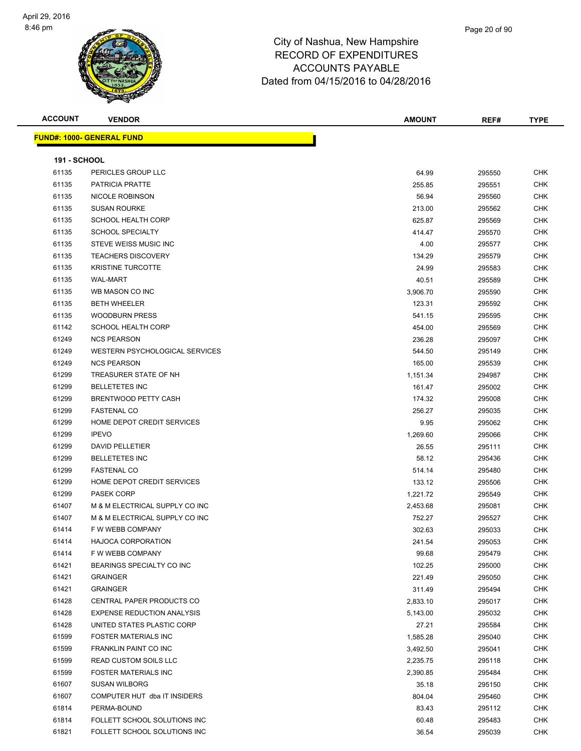# City of Nashua, New Hampshire
## RECORD OF EXPENDITURES
## ACCOUNTS PAYABLE
## Dated from 04/15/2016 to 04/28/2016

| ACCOUNT | VENDOR | AMOUNT | REF# | TYPE |
|---|---|---|---|---|
| **FUND#: 1000- GENERAL FUND** | | | | |
| **191 - SCHOOL** | | | | |
| 61135 | PERICLES GROUP LLC | 64.99 | 295550 | CHK |
| 61135 | PATRICIA PRATTE | 255.85 | 295551 | CHK |
| 61135 | NICOLE ROBINSON | 56.94 | 295560 | CHK |
| 61135 | SUSAN ROURKE | 213.00 | 295562 | CHK |
| 61135 | SCHOOL HEALTH CORP | 625.87 | 295569 | CHK |
| 61135 | SCHOOL SPECIALTY | 414.47 | 295570 | CHK |
| 61135 | STEVE WEISS MUSIC INC | 4.00 | 295577 | CHK |
| 61135 | TEACHERS DISCOVERY | 134.29 | 295579 | CHK |
| 61135 | KRISTINE TURCOTTE | 24.99 | 295583 | CHK |
| 61135 | WAL-MART | 40.51 | 295589 | CHK |
| 61135 | WB MASON CO INC | 3,906.70 | 295590 | CHK |
| 61135 | BETH WHEELER | 123.31 | 295592 | CHK |
| 61135 | WOODBURN PRESS | 541.15 | 295595 | CHK |
| 61142 | SCHOOL HEALTH CORP | 454.00 | 295569 | CHK |
| 61249 | NCS PEARSON | 236.28 | 295097 | CHK |
| 61249 | WESTERN PSYCHOLOGICAL SERVICES | 544.50 | 295149 | CHK |
| 61249 | NCS PEARSON | 165.00 | 295539 | CHK |
| 61299 | TREASURER STATE OF NH | 1,151.34 | 294987 | CHK |
| 61299 | BELLETETES INC | 161.47 | 295002 | CHK |
| 61299 | BRENTWOOD PETTY CASH | 174.32 | 295008 | CHK |
| 61299 | FASTENAL CO | 256.27 | 295035 | CHK |
| 61299 | HOME DEPOT CREDIT SERVICES | 9.95 | 295062 | CHK |
| 61299 | IPEVO | 1,269.60 | 295066 | CHK |
| 61299 | DAVID PELLETIER | 26.55 | 295111 | CHK |
| 61299 | BELLETETES INC | 58.12 | 295436 | CHK |
| 61299 | FASTENAL CO | 514.14 | 295480 | CHK |
| 61299 | HOME DEPOT CREDIT SERVICES | 133.12 | 295506 | CHK |
| 61299 | PASEK CORP | 1,221.72 | 295549 | CHK |
| 61407 | M & M ELECTRICAL SUPPLY CO INC | 2,453.68 | 295081 | CHK |
| 61407 | M & M ELECTRICAL SUPPLY CO INC | 752.27 | 295527 | CHK |
| 61414 | F W WEBB COMPANY | 302.63 | 295033 | CHK |
| 61414 | HAJOCA CORPORATION | 241.54 | 295053 | CHK |
| 61414 | F W WEBB COMPANY | 99.68 | 295479 | CHK |
| 61421 | BEARINGS SPECIALTY CO INC | 102.25 | 295000 | CHK |
| 61421 | GRAINGER | 221.49 | 295050 | CHK |
| 61421 | GRAINGER | 311.49 | 295494 | CHK |
| 61428 | CENTRAL PAPER PRODUCTS CO | 2,833.10 | 295017 | CHK |
| 61428 | EXPENSE REDUCTION ANALYSIS | 5,143.00 | 295032 | CHK |
| 61428 | UNITED STATES PLASTIC CORP | 27.21 | 295584 | CHK |
| 61599 | FOSTER MATERIALS INC | 1,585.28 | 295040 | CHK |
| 61599 | FRANKLIN PAINT CO INC | 3,492.50 | 295041 | CHK |
| 61599 | READ CUSTOM SOILS LLC | 2,235.75 | 295118 | CHK |
| 61599 | FOSTER MATERIALS INC | 2,390.85 | 295484 | CHK |
| 61607 | SUSAN WILBORG | 35.18 | 295150 | CHK |
| 61607 | COMPUTER HUT dba IT INSIDERS | 804.04 | 295460 | CHK |
| 61814 | PERMA-BOUND | 83.43 | 295112 | CHK |
| 61814 | FOLLETT SCHOOL SOLUTIONS INC | 60.48 | 295483 | CHK |
| 61821 | FOLLETT SCHOOL SOLUTIONS INC | 36.54 | 295039 | CHK |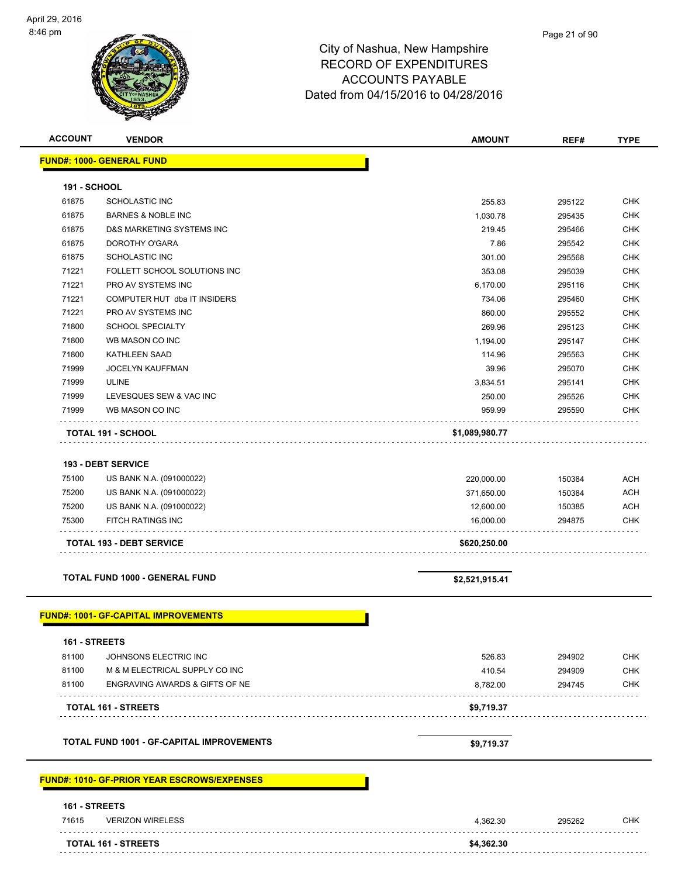City of Nashua, New Hampshire
RECORD OF EXPENDITURES
ACCOUNTS PAYABLE
Dated from 04/15/2016 to 04/28/2016

| ACCOUNT | VENDOR | AMOUNT | REF# | TYPE |
|---|---|---|---|---|
| **FUND#: 1000- GENERAL FUND** | | | | |
| **191 - SCHOOL** | | | | |
| 61875 | SCHOLASTIC INC | 255.83 | 295122 | CHK |
| 61875 | BARNES & NOBLE INC | 1,030.78 | 295435 | CHK |
| 61875 | D&S MARKETING SYSTEMS INC | 219.45 | 295466 | CHK |
| 61875 | DOROTHY O'GARA | 7.86 | 295542 | CHK |
| 61875 | SCHOLASTIC INC | 301.00 | 295568 | CHK |
| 71221 | FOLLETT SCHOOL SOLUTIONS INC | 353.08 | 295039 | CHK |
| 71221 | PRO AV SYSTEMS INC | 6,170.00 | 295116 | CHK |
| 71221 | COMPUTER HUT dba IT INSIDERS | 734.06 | 295460 | CHK |
| 71221 | PRO AV SYSTEMS INC | 860.00 | 295552 | CHK |
| 71800 | SCHOOL SPECIALTY | 269.96 | 295123 | CHK |
| 71800 | WB MASON CO INC | 1,194.00 | 295147 | CHK |
| 71800 | KATHLEEN SAAD | 114.96 | 295563 | CHK |
| 71999 | JOCELYN KAUFFMAN | 39.96 | 295070 | CHK |
| 71999 | ULINE | 3,834.51 | 295141 | CHK |
| 71999 | LEVESQUES SEW & VAC INC | 250.00 | 295526 | CHK |
| 71999 | WB MASON CO INC | 959.99 | 295590 | CHK |
| **TOTAL 191 - SCHOOL** | | **$1,089,980.77** | | |
| **193 - DEBT SERVICE** | | | | |
| 75100 | US BANK N.A. (091000022) | 220,000.00 | 150384 | ACH |
| 75200 | US BANK N.A. (091000022) | 371,650.00 | 150384 | ACH |
| 75200 | US BANK N.A. (091000022) | 12,600.00 | 150385 | ACH |
| 75300 | FITCH RATINGS INC | 16,000.00 | 294875 | CHK |
| **TOTAL 193 - DEBT SERVICE** | | **$620,250.00** | | |
| **TOTAL FUND 1000 - GENERAL FUND** | | **$2,521,915.41** | | |
| **FUND#: 1001- GF-CAPITAL IMPROVEMENTS** | | | | |
| **161 - STREETS** | | | | |
| 81100 | JOHNSONS ELECTRIC INC | 526.83 | 294902 | CHK |
| 81100 | M & M ELECTRICAL SUPPLY CO INC | 410.54 | 294909 | CHK |
| 81100 | ENGRAVING AWARDS & GIFTS OF NE | 8,782.00 | 294745 | CHK |
| **TOTAL 161 - STREETS** | | **$9,719.37** | | |
| **TOTAL FUND 1001 - GF-CAPITAL IMPROVEMENTS** | | **$9,719.37** | | |
| **FUND#: 1010- GF-PRIOR YEAR ESCROWS/EXPENSES** | | | | |
| **161 - STREETS** | | | | |
| 71615 | VERIZON WIRELESS | 4,362.30 | 295262 | CHK |
| **TOTAL 161 - STREETS** | | **$4,362.30** | | |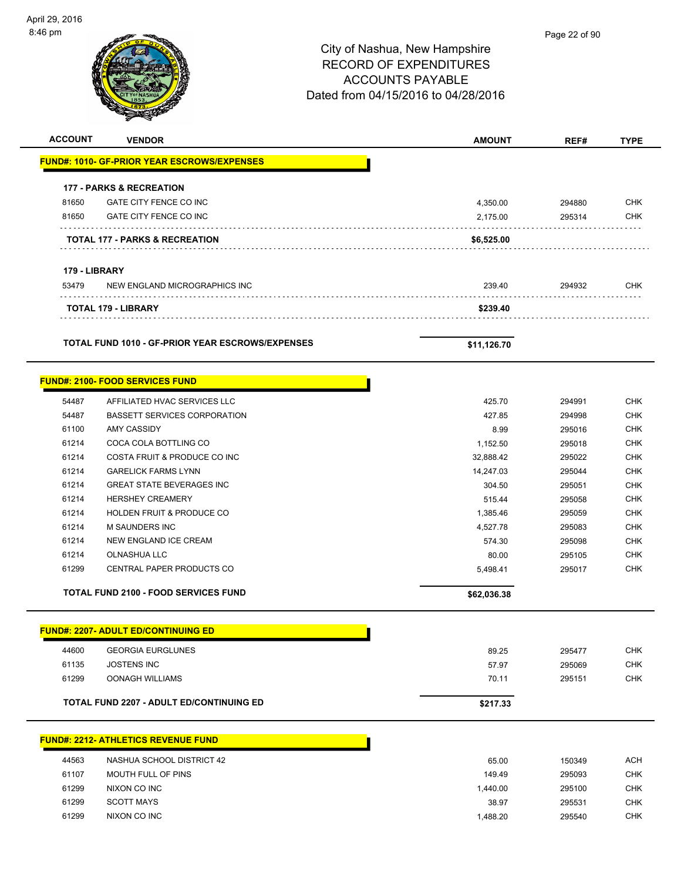# City of Nashua, New Hampshire
# RECORD OF EXPENDITURES
# ACCOUNTS PAYABLE
# Dated from 04/15/2016 to 04/28/2016

| ACCOUNT | VENDOR | AMOUNT | REF# | TYPE |
|---|---|---|---|---|
| **FUND#: 1010- GF-PRIOR YEAR ESCROWS/EXPENSES** | | | | |
| **177 - PARKS & RECREATION** | | | | |
| 81650 | GATE CITY FENCE CO INC | 4,350.00 | 294880 | CHK |
| 81650 | GATE CITY FENCE CO INC | 2,175.00 | 295314 | CHK |
| | **TOTAL 177 - PARKS & RECREATION** | **$6,525.00** | | |
| **179 - LIBRARY** | | | | |
| 53479 | NEW ENGLAND MICROGRAPHICS INC | 239.40 | 294932 | CHK |
| | **TOTAL 179 - LIBRARY** | **$239.40** | | |
| | **TOTAL FUND 1010 - GF-PRIOR YEAR ESCROWS/EXPENSES** | **$11,126.70** | | |
| **FUND#: 2100- FOOD SERVICES FUND** | | | | |
| 54487 | AFFILIATED HVAC SERVICES LLC | 425.70 | 294991 | CHK |
| 54487 | BASSETT SERVICES CORPORATION | 427.85 | 294998 | CHK |
| 61100 | AMY CASSIDY | 8.99 | 295016 | CHK |
| 61214 | COCA COLA BOTTLING CO | 1,152.50 | 295018 | CHK |
| 61214 | COSTA FRUIT & PRODUCE CO INC | 32,888.42 | 295022 | CHK |
| 61214 | GARELICK FARMS LYNN | 14,247.03 | 295044 | CHK |
| 61214 | GREAT STATE BEVERAGES INC | 304.50 | 295051 | CHK |
| 61214 | HERSHEY CREAMERY | 515.44 | 295058 | CHK |
| 61214 | HOLDEN FRUIT & PRODUCE CO | 1,385.46 | 295059 | CHK |
| 61214 | M SAUNDERS INC | 4,527.78 | 295083 | CHK |
| 61214 | NEW ENGLAND ICE CREAM | 574.30 | 295098 | CHK |
| 61214 | OLNASHUA LLC | 80.00 | 295105 | CHK |
| 61299 | CENTRAL PAPER PRODUCTS CO | 5,498.41 | 295017 | CHK |
| | **TOTAL FUND 2100 - FOOD SERVICES FUND** | **$62,036.38** | | |
| **FUND#: 2207- ADULT ED/CONTINUING ED** | | | | |
| 44600 | GEORGIA EURGLUNES | 89.25 | 295477 | CHK |
| 61135 | JOSTENS INC | 57.97 | 295069 | CHK |
| 61299 | OONAGH WILLIAMS | 70.11 | 295151 | CHK |
| | **TOTAL FUND 2207 - ADULT ED/CONTINUING ED** | **$217.33** | | |
| **FUND#: 2212- ATHLETICS REVENUE FUND** | | | | |
| 44563 | NASHUA SCHOOL DISTRICT 42 | 65.00 | 150349 | ACH |
| 61107 | MOUTH FULL OF PINS | 149.49 | 295093 | CHK |
| 61299 | NIXON CO INC | 1,440.00 | 295100 | CHK |
| 61299 | SCOTT MAYS | 38.97 | 295531 | CHK |
| 61299 | NIXON CO INC | 1,488.20 | 295540 | CHK |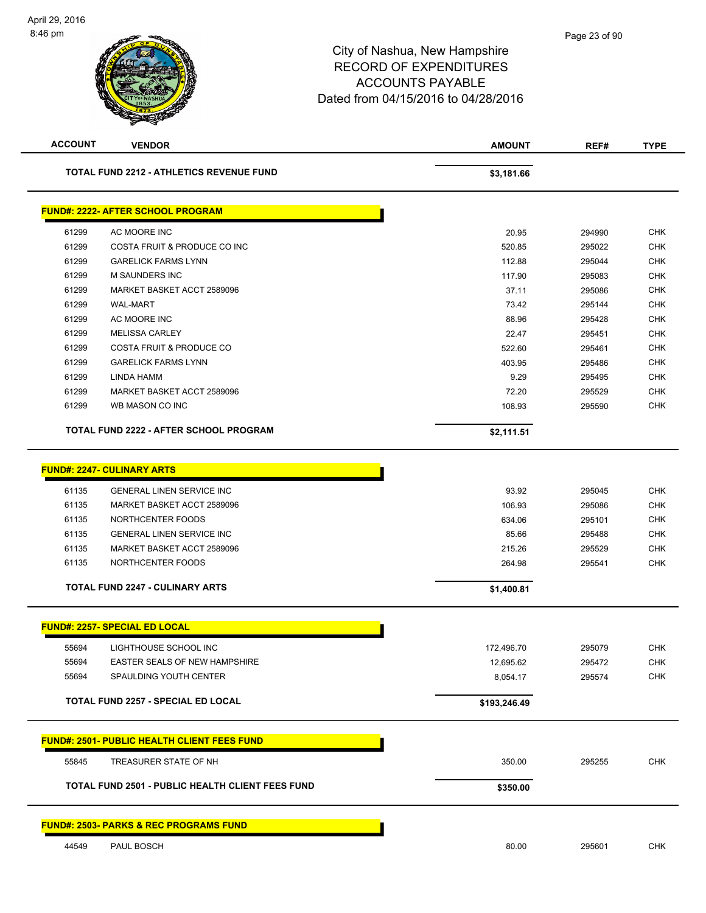# City of Nashua, New Hampshire
## RECORD OF EXPENDITURES
## ACCOUNTS PAYABLE
## Dated from 04/15/2016 to 04/28/2016

| ACCOUNT | VENDOR | AMOUNT | REF# | TYPE |
|---|---|---|---|---|
| | **TOTAL FUND 2212 - ATHLETICS REVENUE FUND** | **$3,181.66** | | |

**FUND#: 2222- AFTER SCHOOL PROGRAM**

| ACCOUNT | VENDOR | AMOUNT | REF# | TYPE |
|---|---|---|---|---|
| 61299 | AC MOORE INC | 20.95 | 294990 | CHK |
| 61299 | COSTA FRUIT & PRODUCE CO INC | 520.85 | 295022 | CHK |
| 61299 | GARELICK FARMS LYNN | 112.88 | 295044 | CHK |
| 61299 | M SAUNDERS INC | 117.90 | 295083 | CHK |
| 61299 | MARKET BASKET ACCT 2589096 | 37.11 | 295086 | CHK |
| 61299 | WAL-MART | 73.42 | 295144 | CHK |
| 61299 | AC MOORE INC | 88.96 | 295428 | CHK |
| 61299 | MELISSA CARLEY | 22.47 | 295451 | CHK |
| 61299 | COSTA FRUIT & PRODUCE CO | 522.60 | 295461 | CHK |
| 61299 | GARELICK FARMS LYNN | 403.95 | 295486 | CHK |
| 61299 | LINDA HAMM | 9.29 | 295495 | CHK |
| 61299 | MARKET BASKET ACCT 2589096 | 72.20 | 295529 | CHK |
| 61299 | WB MASON CO INC | 108.93 | 295590 | CHK |
| | **TOTAL FUND 2222 - AFTER SCHOOL PROGRAM** | **$2,111.51** | | |

**FUND#: 2247- CULINARY ARTS**

| ACCOUNT | VENDOR | AMOUNT | REF# | TYPE |
|---|---|---|---|---|
| 61135 | GENERAL LINEN SERVICE INC | 93.92 | 295045 | CHK |
| 61135 | MARKET BASKET ACCT 2589096 | 106.93 | 295086 | CHK |
| 61135 | NORTHCENTER FOODS | 634.06 | 295101 | CHK |
| 61135 | GENERAL LINEN SERVICE INC | 85.66 | 295488 | CHK |
| 61135 | MARKET BASKET ACCT 2589096 | 215.26 | 295529 | CHK |
| 61135 | NORTHCENTER FOODS | 264.98 | 295541 | CHK |
| | **TOTAL FUND 2247 - CULINARY ARTS** | **$1,400.81** | | |

**FUND#: 2257- SPECIAL ED LOCAL**

| ACCOUNT | VENDOR | AMOUNT | REF# | TYPE |
|---|---|---|---|---|
| 55694 | LIGHTHOUSE SCHOOL INC | 172,496.70 | 295079 | CHK |
| 55694 | EASTER SEALS OF NEW HAMPSHIRE | 12,695.62 | 295472 | CHK |
| 55694 | SPAULDING YOUTH CENTER | 8,054.17 | 295574 | CHK |
| | **TOTAL FUND 2257 - SPECIAL ED LOCAL** | **$193,246.49** | | |

**FUND#: 2501- PUBLIC HEALTH CLIENT FEES FUND**

| ACCOUNT | VENDOR | AMOUNT | REF# | TYPE |
|---|---|---|---|---|
| 55845 | TREASURER STATE OF NH | 350.00 | 295255 | CHK |
| | **TOTAL FUND 2501 - PUBLIC HEALTH CLIENT FEES FUND** | **$350.00** | | |

**FUND#: 2503- PARKS & REC PROGRAMS FUND**

| ACCOUNT | VENDOR | AMOUNT | REF# | TYPE |
|---|---|---|---|---|
| 44549 | PAUL BOSCH | 80.00 | 295601 | CHK |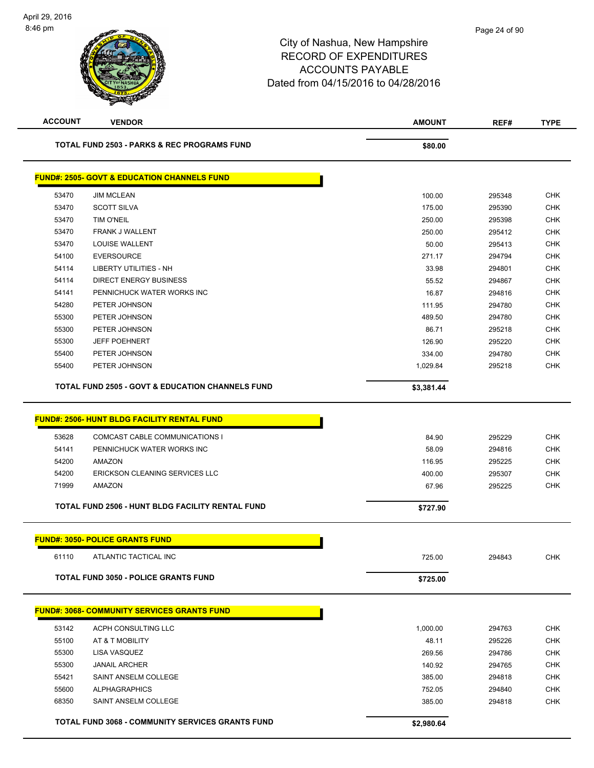City of Nashua, New Hampshire
RECORD OF EXPENDITURES
ACCOUNTS PAYABLE
Dated from 04/15/2016 to 04/28/2016

| ACCOUNT | VENDOR | AMOUNT | REF# | TYPE |
|---|---|---|---|---|
| | **TOTAL FUND 2503 - PARKS & REC PROGRAMS FUND** | **$80.00** | | |

**FUND#: 2505- GOVT & EDUCATION CHANNELS FUND**

| ACCOUNT | VENDOR | AMOUNT | REF# | TYPE |
|---|---|---|---|---|
| 53470 | JIM MCLEAN | 100.00 | 295348 | CHK |
| 53470 | SCOTT SILVA | 175.00 | 295390 | CHK |
| 53470 | TIM O'NEIL | 250.00 | 295398 | CHK |
| 53470 | FRANK J WALLENT | 250.00 | 295412 | CHK |
| 53470 | LOUISE WALLENT | 50.00 | 295413 | CHK |
| 54100 | EVERSOURCE | 271.17 | 294794 | CHK |
| 54114 | LIBERTY UTILITIES - NH | 33.98 | 294801 | CHK |
| 54114 | DIRECT ENERGY BUSINESS | 55.52 | 294867 | CHK |
| 54141 | PENNICHUCK WATER WORKS INC | 16.87 | 294816 | CHK |
| 54280 | PETER JOHNSON | 111.95 | 294780 | CHK |
| 55300 | PETER JOHNSON | 489.50 | 294780 | CHK |
| 55300 | PETER JOHNSON | 86.71 | 295218 | CHK |
| 55300 | JEFF POEHNERT | 126.90 | 295220 | CHK |
| 55400 | PETER JOHNSON | 334.00 | 294780 | CHK |
| 55400 | PETER JOHNSON | 1,029.84 | 295218 | CHK |
| | **TOTAL FUND 2505 - GOVT & EDUCATION CHANNELS FUND** | **$3,381.44** | | |

**FUND#: 2506- HUNT BLDG FACILITY RENTAL FUND**

| ACCOUNT | VENDOR | AMOUNT | REF# | TYPE |
|---|---|---|---|---|
| 53628 | COMCAST CABLE COMMUNICATIONS I | 84.90 | 295229 | CHK |
| 54141 | PENNICHUCK WATER WORKS INC | 58.09 | 294816 | CHK |
| 54200 | AMAZON | 116.95 | 295225 | CHK |
| 54200 | ERICKSON CLEANING SERVICES LLC | 400.00 | 295307 | CHK |
| 71999 | AMAZON | 67.96 | 295225 | CHK |
| | **TOTAL FUND 2506 - HUNT BLDG FACILITY RENTAL FUND** | **$727.90** | | |

**FUND#: 3050- POLICE GRANTS FUND**

| ACCOUNT | VENDOR | AMOUNT | REF# | TYPE |
|---|---|---|---|---|
| 61110 | ATLANTIC TACTICAL INC | 725.00 | 294843 | CHK |
| | **TOTAL FUND 3050 - POLICE GRANTS FUND** | **$725.00** | | |

**FUND#: 3068- COMMUNITY SERVICES GRANTS FUND**

| ACCOUNT | VENDOR | AMOUNT | REF# | TYPE |
|---|---|---|---|---|
| 53142 | ACPH CONSULTING LLC | 1,000.00 | 294763 | CHK |
| 55100 | AT & T MOBILITY | 48.11 | 295226 | CHK |
| 55300 | LISA VASQUEZ | 269.56 | 294786 | CHK |
| 55300 | JANAIL ARCHER | 140.92 | 294765 | CHK |
| 55421 | SAINT ANSELM COLLEGE | 385.00 | 294818 | CHK |
| 55600 | ALPHAGRAPHICS | 752.05 | 294840 | CHK |
| 68350 | SAINT ANSELM COLLEGE | 385.00 | 294818 | CHK |
| | **TOTAL FUND 3068 - COMMUNITY SERVICES GRANTS FUND** | **$2,980.64** | | |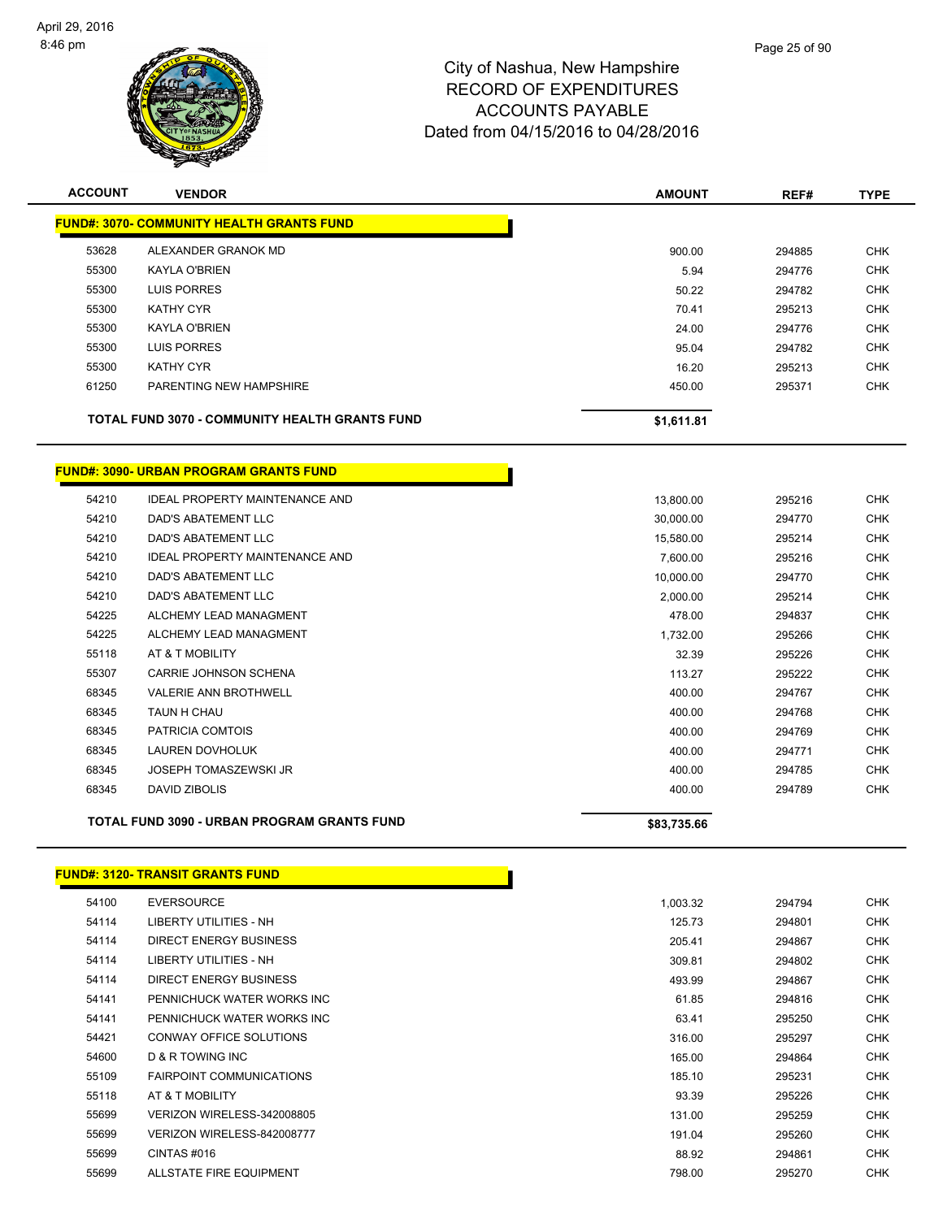# City of Nashua, New Hampshire
## RECORD OF EXPENDITURES
## ACCOUNTS PAYABLE
## Dated from 04/15/2016 to 04/28/2016

| ACCOUNT | VENDOR | AMOUNT | REF# | TYPE |
|---|---|---|---|---|
| **FUND#: 3070- COMMUNITY HEALTH GRANTS FUND** | | | | |
| 53628 | ALEXANDER GRANOK MD | 900.00 | 294885 | CHK |
| 55300 | KAYLA O'BRIEN | 5.94 | 294776 | CHK |
| 55300 | LUIS PORRES | 50.22 | 294782 | CHK |
| 55300 | KATHY CYR | 70.41 | 295213 | CHK |
| 55300 | KAYLA O'BRIEN | 24.00 | 294776 | CHK |
| 55300 | LUIS PORRES | 95.04 | 294782 | CHK |
| 55300 | KATHY CYR | 16.20 | 295213 | CHK |
| 61250 | PARENTING NEW HAMPSHIRE | 450.00 | 295371 | CHK |
| | **TOTAL FUND 3070 - COMMUNITY HEALTH GRANTS FUND** | **$1,611.81** | | |
| **FUND#: 3090- URBAN PROGRAM GRANTS FUND** | | | | |
| 54210 | IDEAL PROPERTY MAINTENANCE AND | 13,800.00 | 295216 | CHK |
| 54210 | DAD'S ABATEMENT LLC | 30,000.00 | 294770 | CHK |
| 54210 | DAD'S ABATEMENT LLC | 15,580.00 | 295214 | CHK |
| 54210 | IDEAL PROPERTY MAINTENANCE AND | 7,600.00 | 295216 | CHK |
| 54210 | DAD'S ABATEMENT LLC | 10,000.00 | 294770 | CHK |
| 54210 | DAD'S ABATEMENT LLC | 2,000.00 | 295214 | CHK |
| 54225 | ALCHEMY LEAD MANAGMENT | 478.00 | 294837 | CHK |
| 54225 | ALCHEMY LEAD MANAGMENT | 1,732.00 | 295266 | CHK |
| 55118 | AT & T MOBILITY | 32.39 | 295226 | CHK |
| 55307 | CARRIE JOHNSON SCHENA | 113.27 | 295222 | CHK |
| 68345 | VALERIE ANN BROTHWELL | 400.00 | 294767 | CHK |
| 68345 | TAUN H CHAU | 400.00 | 294768 | CHK |
| 68345 | PATRICIA COMTOIS | 400.00 | 294769 | CHK |
| 68345 | LAUREN DOVHOLUK | 400.00 | 294771 | CHK |
| 68345 | JOSEPH TOMASZEWSKI JR | 400.00 | 294785 | CHK |
| 68345 | DAVID ZIBOLIS | 400.00 | 294789 | CHK |
| | **TOTAL FUND 3090 - URBAN PROGRAM GRANTS FUND** | **$83,735.66** | | |
| **FUND#: 3120- TRANSIT GRANTS FUND** | | | | |
| 54100 | EVERSOURCE | 1,003.32 | 294794 | CHK |
| 54114 | LIBERTY UTILITIES - NH | 125.73 | 294801 | CHK |
| 54114 | DIRECT ENERGY BUSINESS | 205.41 | 294867 | CHK |
| 54114 | LIBERTY UTILITIES - NH | 309.81 | 294802 | CHK |
| 54114 | DIRECT ENERGY BUSINESS | 493.99 | 294867 | CHK |
| 54141 | PENNICHUCK WATER WORKS INC | 61.85 | 294816 | CHK |
| 54141 | PENNICHUCK WATER WORKS INC | 63.41 | 295250 | CHK |
| 54421 | CONWAY OFFICE SOLUTIONS | 316.00 | 295297 | CHK |
| 54600 | D & R TOWING INC | 165.00 | 294864 | CHK |
| 55109 | FAIRPOINT COMMUNICATIONS | 185.10 | 295231 | CHK |
| 55118 | AT & T MOBILITY | 93.39 | 295226 | CHK |
| 55699 | VERIZON WIRELESS-342008805 | 131.00 | 295259 | CHK |
| 55699 | VERIZON WIRELESS-842008777 | 191.04 | 295260 | CHK |
| 55699 | CINTAS #016 | 88.92 | 294861 | CHK |
| 55699 | ALLSTATE FIRE EQUIPMENT | 798.00 | 295270 | CHK |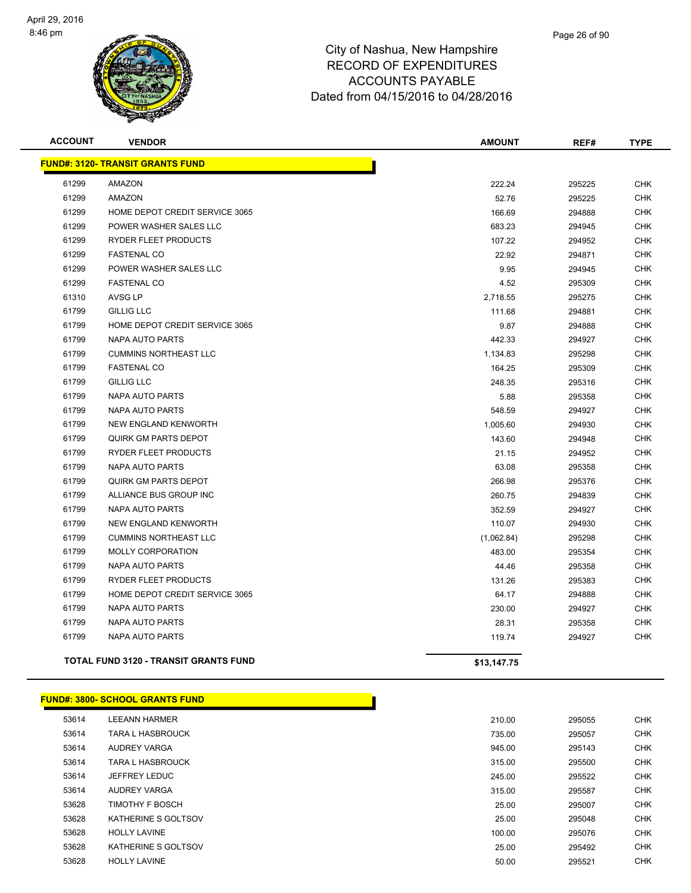# City of Nashua, New Hampshire
## RECORD OF EXPENDITURES
## ACCOUNTS PAYABLE
## Dated from 04/15/2016 to 04/28/2016

| ACCOUNT | VENDOR | AMOUNT | REF# | TYPE |
|---|---|---|---|---|
| **FUND#: 3120- TRANSIT GRANTS FUND** | | | | |
| 61299 | AMAZON | 222.24 | 295225 | CHK |
| 61299 | AMAZON | 52.76 | 295225 | CHK |
| 61299 | HOME DEPOT CREDIT SERVICE 3065 | 166.69 | 294888 | CHK |
| 61299 | POWER WASHER SALES LLC | 683.23 | 294945 | CHK |
| 61299 | RYDER FLEET PRODUCTS | 107.22 | 294952 | CHK |
| 61299 | FASTENAL CO | 22.92 | 294871 | CHK |
| 61299 | POWER WASHER SALES LLC | 9.95 | 294945 | CHK |
| 61299 | FASTENAL CO | 4.52 | 295309 | CHK |
| 61310 | AVSG LP | 2,718.55 | 295275 | CHK |
| 61799 | GILLIG LLC | 111.68 | 294881 | CHK |
| 61799 | HOME DEPOT CREDIT SERVICE 3065 | 9.87 | 294888 | CHK |
| 61799 | NAPA AUTO PARTS | 442.33 | 294927 | CHK |
| 61799 | CUMMINS NORTHEAST LLC | 1,134.83 | 295298 | CHK |
| 61799 | FASTENAL CO | 164.25 | 295309 | CHK |
| 61799 | GILLIG LLC | 248.35 | 295316 | CHK |
| 61799 | NAPA AUTO PARTS | 5.88 | 295358 | CHK |
| 61799 | NAPA AUTO PARTS | 548.59 | 294927 | CHK |
| 61799 | NEW ENGLAND KENWORTH | 1,005.60 | 294930 | CHK |
| 61799 | QUIRK GM PARTS DEPOT | 143.60 | 294948 | CHK |
| 61799 | RYDER FLEET PRODUCTS | 21.15 | 294952 | CHK |
| 61799 | NAPA AUTO PARTS | 63.08 | 295358 | CHK |
| 61799 | QUIRK GM PARTS DEPOT | 266.98 | 295376 | CHK |
| 61799 | ALLIANCE BUS GROUP INC | 260.75 | 294839 | CHK |
| 61799 | NAPA AUTO PARTS | 352.59 | 294927 | CHK |
| 61799 | NEW ENGLAND KENWORTH | 110.07 | 294930 | CHK |
| 61799 | CUMMINS NORTHEAST LLC | (1,062.84) | 295298 | CHK |
| 61799 | MOLLY CORPORATION | 483.00 | 295354 | CHK |
| 61799 | NAPA AUTO PARTS | 44.46 | 295358 | CHK |
| 61799 | RYDER FLEET PRODUCTS | 131.26 | 295383 | CHK |
| 61799 | HOME DEPOT CREDIT SERVICE 3065 | 64.17 | 294888 | CHK |
| 61799 | NAPA AUTO PARTS | 230.00 | 294927 | CHK |
| 61799 | NAPA AUTO PARTS | 28.31 | 295358 | CHK |
| 61799 | NAPA AUTO PARTS | 119.74 | 294927 | CHK |
| | **TOTAL FUND 3120 - TRANSIT GRANTS FUND** | **$13,147.75** | | |

| ACCOUNT | VENDOR | AMOUNT | REF# | TYPE |
|---|---|---|---|---|
| **FUND#: 3800- SCHOOL GRANTS FUND** | | | | |
| 53614 | LEEANN HARMER | 210.00 | 295055 | CHK |
| 53614 | TARA L HASBROUCK | 735.00 | 295057 | CHK |
| 53614 | AUDREY VARGA | 945.00 | 295143 | CHK |
| 53614 | TARA L HASBROUCK | 315.00 | 295500 | CHK |
| 53614 | JEFFREY LEDUC | 245.00 | 295522 | CHK |
| 53614 | AUDREY VARGA | 315.00 | 295587 | CHK |
| 53628 | TIMOTHY F BOSCH | 25.00 | 295007 | CHK |
| 53628 | KATHERINE S GOLTSOV | 25.00 | 295048 | CHK |
| 53628 | HOLLY LAVINE | 100.00 | 295076 | CHK |
| 53628 | KATHERINE S GOLTSOV | 25.00 | 295492 | CHK |
| 53628 | HOLLY LAVINE | 50.00 | 295521 | CHK |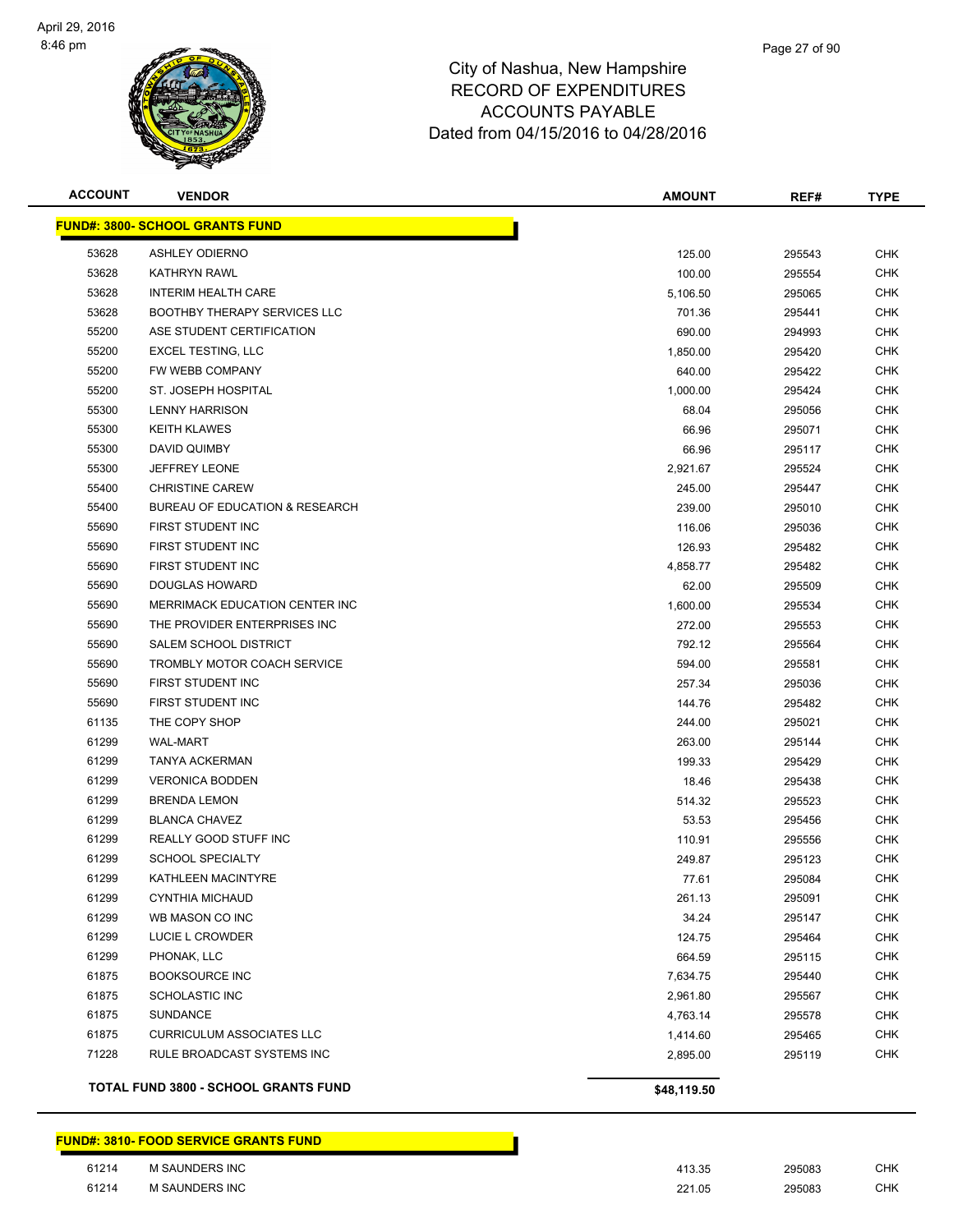# City of Nashua, New Hampshire
# RECORD OF EXPENDITURES
# ACCOUNTS PAYABLE
# Dated from 04/15/2016 to 04/28/2016

| ACCOUNT | VENDOR | AMOUNT | REF# | TYPE |
|---|---|---|---|---|
| **FUND#: 3800- SCHOOL GRANTS FUND** | | | | |
| 53628 | ASHLEY ODIERNO | 125.00 | 295543 | CHK |
| 53628 | KATHRYN RAWL | 100.00 | 295554 | CHK |
| 53628 | INTERIM HEALTH CARE | 5,106.50 | 295065 | CHK |
| 53628 | BOOTHBY THERAPY SERVICES LLC | 701.36 | 295441 | CHK |
| 55200 | ASE STUDENT CERTIFICATION | 690.00 | 294993 | CHK |
| 55200 | EXCEL TESTING, LLC | 1,850.00 | 295420 | CHK |
| 55200 | FW WEBB COMPANY | 640.00 | 295422 | CHK |
| 55200 | ST. JOSEPH HOSPITAL | 1,000.00 | 295424 | CHK |
| 55300 | LENNY HARRISON | 68.04 | 295056 | CHK |
| 55300 | KEITH KLAWES | 66.96 | 295071 | CHK |
| 55300 | DAVID QUIMBY | 66.96 | 295117 | CHK |
| 55300 | JEFFREY LEONE | 2,921.67 | 295524 | CHK |
| 55400 | CHRISTINE CAREW | 245.00 | 295447 | CHK |
| 55400 | BUREAU OF EDUCATION & RESEARCH | 239.00 | 295010 | CHK |
| 55690 | FIRST STUDENT INC | 116.06 | 295036 | CHK |
| 55690 | FIRST STUDENT INC | 126.93 | 295482 | CHK |
| 55690 | FIRST STUDENT INC | 4,858.77 | 295482 | CHK |
| 55690 | DOUGLAS HOWARD | 62.00 | 295509 | CHK |
| 55690 | MERRIMACK EDUCATION CENTER INC | 1,600.00 | 295534 | CHK |
| 55690 | THE PROVIDER ENTERPRISES INC | 272.00 | 295553 | CHK |
| 55690 | SALEM SCHOOL DISTRICT | 792.12 | 295564 | CHK |
| 55690 | TROMBLY MOTOR COACH SERVICE | 594.00 | 295581 | CHK |
| 55690 | FIRST STUDENT INC | 257.34 | 295036 | CHK |
| 55690 | FIRST STUDENT INC | 144.76 | 295482 | CHK |
| 61135 | THE COPY SHOP | 244.00 | 295021 | CHK |
| 61299 | WAL-MART | 263.00 | 295144 | CHK |
| 61299 | TANYA ACKERMAN | 199.33 | 295429 | CHK |
| 61299 | VERONICA BODDEN | 18.46 | 295438 | CHK |
| 61299 | BRENDA LEMON | 514.32 | 295523 | CHK |
| 61299 | BLANCA CHAVEZ | 53.53 | 295456 | CHK |
| 61299 | REALLY GOOD STUFF INC | 110.91 | 295556 | CHK |
| 61299 | SCHOOL SPECIALTY | 249.87 | 295123 | CHK |
| 61299 | KATHLEEN MACINTYRE | 77.61 | 295084 | CHK |
| 61299 | CYNTHIA MICHAUD | 261.13 | 295091 | CHK |
| 61299 | WB MASON CO INC | 34.24 | 295147 | CHK |
| 61299 | LUCIE L CROWDER | 124.75 | 295464 | CHK |
| 61299 | PHONAK, LLC | 664.59 | 295115 | CHK |
| 61875 | BOOKSOURCE INC | 7,634.75 | 295440 | CHK |
| 61875 | SCHOLASTIC INC | 2,961.80 | 295567 | CHK |
| 61875 | SUNDANCE | 4,763.14 | 295578 | CHK |
| 61875 | CURRICULUM ASSOCIATES LLC | 1,414.60 | 295465 | CHK |
| 71228 | RULE BROADCAST SYSTEMS INC | 2,895.00 | 295119 | CHK |
| **TOTAL FUND 3800 - SCHOOL GRANTS FUND** | | **$48,119.50** | | |

| ACCOUNT | VENDOR | AMOUNT | REF# | TYPE |
|---|---|---|---|---|
| **FUND#: 3810- FOOD SERVICE GRANTS FUND** | | | | |
| 61214 | M SAUNDERS INC | 413.35 | 295083 | CHK |
| 61214 | M SAUNDERS INC | 221.05 | 295083 | CHK |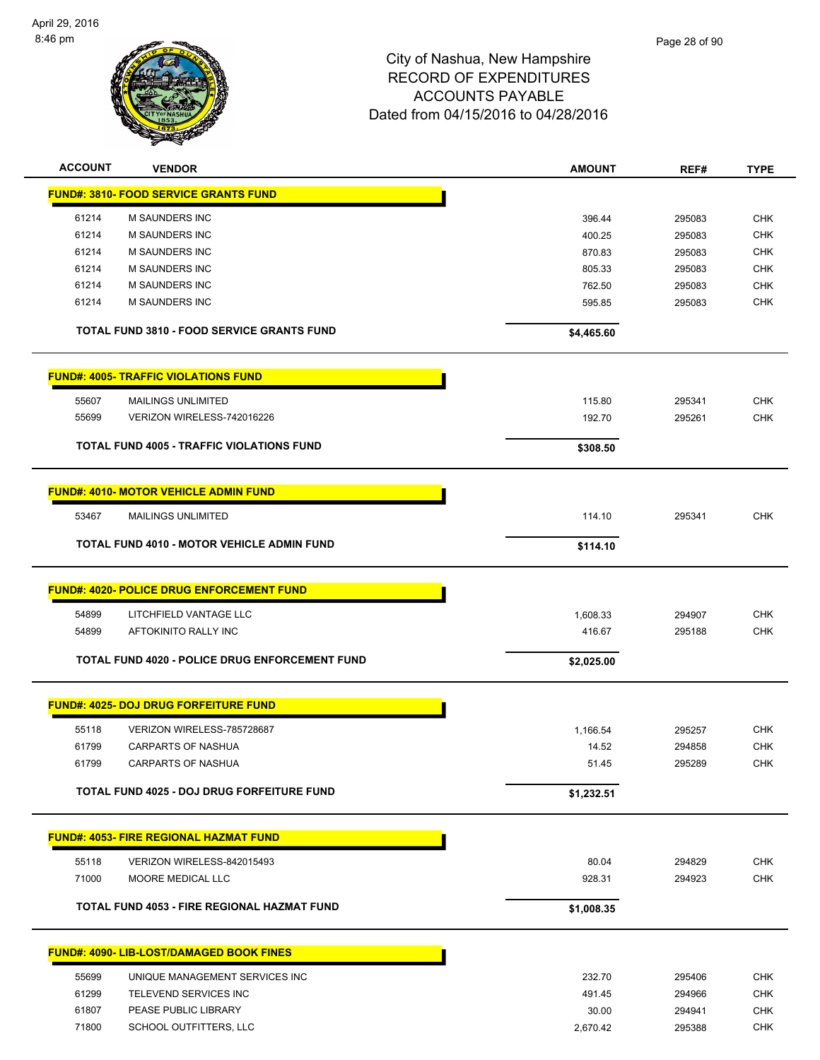# City of Nashua, New Hampshire
## RECORD OF EXPENDITURES
## ACCOUNTS PAYABLE
## Dated from 04/15/2016 to 04/28/2016

| ACCOUNT | VENDOR | AMOUNT | REF# | TYPE |
|---|---|---|---|---|
| **FUND#: 3810- FOOD SERVICE GRANTS FUND** | | | | |
| 61214 | M SAUNDERS INC | 396.44 | 295083 | CHK |
| 61214 | M SAUNDERS INC | 400.25 | 295083 | CHK |
| 61214 | M SAUNDERS INC | 870.83 | 295083 | CHK |
| 61214 | M SAUNDERS INC | 805.33 | 295083 | CHK |
| 61214 | M SAUNDERS INC | 762.50 | 295083 | CHK |
| 61214 | M SAUNDERS INC | 595.85 | 295083 | CHK |
| | **TOTAL FUND 3810 - FOOD SERVICE GRANTS FUND** | **$4,465.60** | | |
| **FUND#: 4005- TRAFFIC VIOLATIONS FUND** | | | | |
| 55607 | MAILINGS UNLIMITED | 115.80 | 295341 | CHK |
| 55699 | VERIZON WIRELESS-742016226 | 192.70 | 295261 | CHK |
| | **TOTAL FUND 4005 - TRAFFIC VIOLATIONS FUND** | **$308.50** | | |
| **FUND#: 4010- MOTOR VEHICLE ADMIN FUND** | | | | |
| 53467 | MAILINGS UNLIMITED | 114.10 | 295341 | CHK |
| | **TOTAL FUND 4010 - MOTOR VEHICLE ADMIN FUND** | **$114.10** | | |
| **FUND#: 4020- POLICE DRUG ENFORCEMENT FUND** | | | | |
| 54899 | LITCHFIELD VANTAGE LLC | 1,608.33 | 294907 | CHK |
| 54899 | AFTOKINITO RALLY INC | 416.67 | 295188 | CHK |
| | **TOTAL FUND 4020 - POLICE DRUG ENFORCEMENT FUND** | **$2,025.00** | | |
| **FUND#: 4025- DOJ DRUG FORFEITURE FUND** | | | | |
| 55118 | VERIZON WIRELESS-785728687 | 1,166.54 | 295257 | CHK |
| 61799 | CARPARTS OF NASHUA | 14.52 | 294858 | CHK |
| 61799 | CARPARTS OF NASHUA | 51.45 | 295289 | CHK |
| | **TOTAL FUND 4025 - DOJ DRUG FORFEITURE FUND** | **$1,232.51** | | |
| **FUND#: 4053- FIRE REGIONAL HAZMAT FUND** | | | | |
| 55118 | VERIZON WIRELESS-842015493 | 80.04 | 294829 | CHK |
| 71000 | MOORE MEDICAL LLC | 928.31 | 294923 | CHK |
| | **TOTAL FUND 4053 - FIRE REGIONAL HAZMAT FUND** | **$1,008.35** | | |
| **FUND#: 4090- LIB-LOST/DAMAGED BOOK FINES** | | | | |
| 55699 | UNIQUE MANAGEMENT SERVICES INC | 232.70 | 295406 | CHK |
| 61299 | TELEVEND SERVICES INC | 491.45 | 294966 | CHK |
| 61807 | PEASE PUBLIC LIBRARY | 30.00 | 294941 | CHK |
| 71800 | SCHOOL OUTFITTERS, LLC | 2,670.42 | 295388 | CHK |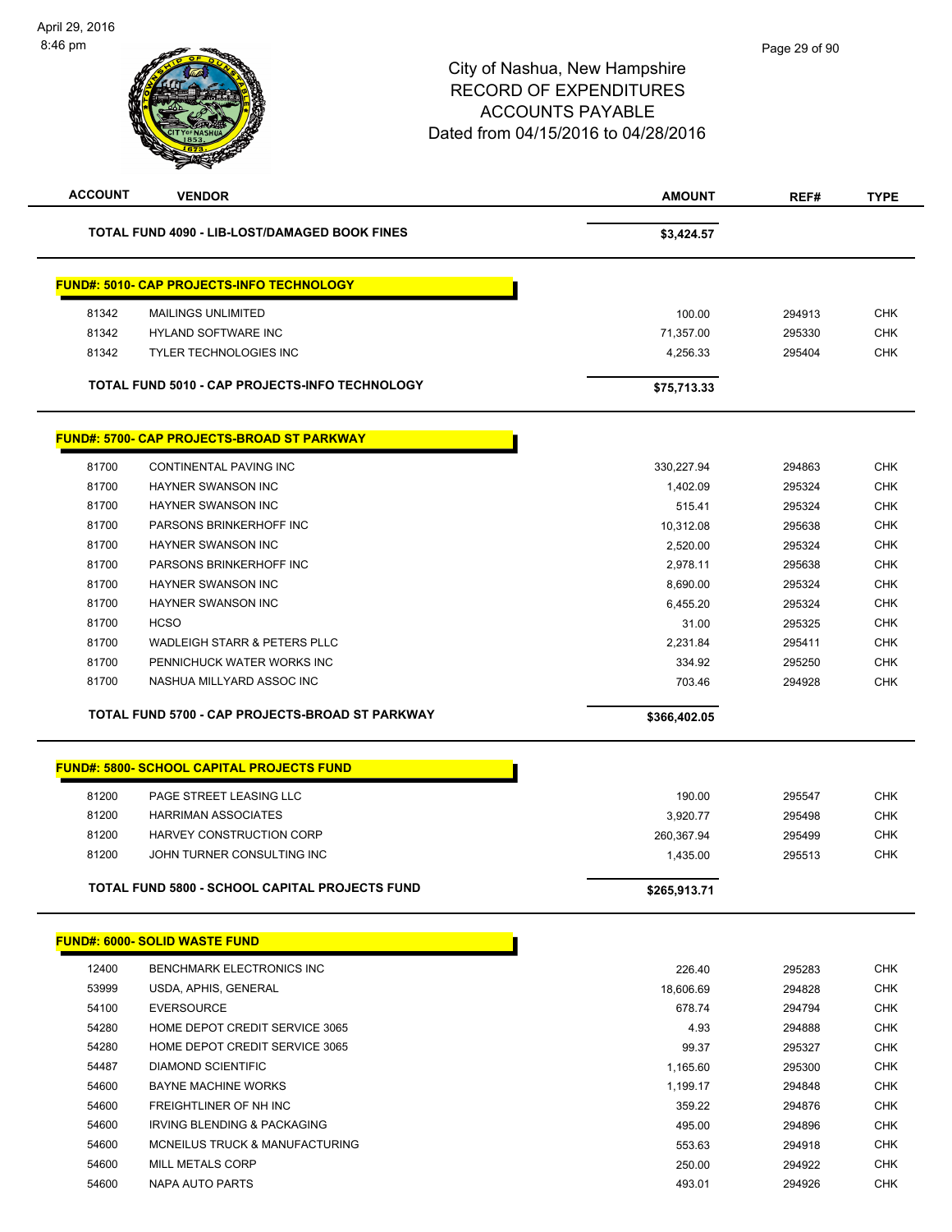# City of Nashua, New Hampshire
## RECORD OF EXPENDITURES
## ACCOUNTS PAYABLE
## Dated from 04/15/2016 to 04/28/2016

April 29, 2016
8:46 pm

| ACCOUNT | VENDOR | AMOUNT | REF# | TYPE |
|---|---|---|---|---|
| | **TOTAL FUND 4090 - LIB-LOST/DAMAGED BOOK FINES** | **$3,424.57** | | |
| | **FUND#: 5010- CAP PROJECTS-INFO TECHNOLOGY** | | | |
| 81342 | MAILINGS UNLIMITED | 100.00 | 294913 | CHK |
| 81342 | HYLAND SOFTWARE INC | 71,357.00 | 295330 | CHK |
| 81342 | TYLER TECHNOLOGIES INC | 4,256.33 | 295404 | CHK |
| | **TOTAL FUND 5010 - CAP PROJECTS-INFO TECHNOLOGY** | **$75,713.33** | | |
| | **FUND#: 5700- CAP PROJECTS-BROAD ST PARKWAY** | | | |
| 81700 | CONTINENTAL PAVING INC | 330,227.94 | 294863 | CHK |
| 81700 | HAYNER SWANSON INC | 1,402.09 | 295324 | CHK |
| 81700 | HAYNER SWANSON INC | 515.41 | 295324 | CHK |
| 81700 | PARSONS BRINKERHOFF INC | 10,312.08 | 295638 | CHK |
| 81700 | HAYNER SWANSON INC | 2,520.00 | 295324 | CHK |
| 81700 | PARSONS BRINKERHOFF INC | 2,978.11 | 295638 | CHK |
| 81700 | HAYNER SWANSON INC | 8,690.00 | 295324 | CHK |
| 81700 | HAYNER SWANSON INC | 6,455.20 | 295324 | CHK |
| 81700 | HCSO | 31.00 | 295325 | CHK |
| 81700 | WADLEIGH STARR & PETERS PLLC | 2,231.84 | 295411 | CHK |
| 81700 | PENNICHUCK WATER WORKS INC | 334.92 | 295250 | CHK |
| 81700 | NASHUA MILLYARD ASSOC INC | 703.46 | 294928 | CHK |
| | **TOTAL FUND 5700 - CAP PROJECTS-BROAD ST PARKWAY** | **$366,402.05** | | |
| | **FUND#: 5800- SCHOOL CAPITAL PROJECTS FUND** | | | |
| 81200 | PAGE STREET LEASING LLC | 190.00 | 295547 | CHK |
| 81200 | HARRIMAN ASSOCIATES | 3,920.77 | 295498 | CHK |
| 81200 | HARVEY CONSTRUCTION CORP | 260,367.94 | 295499 | CHK |
| 81200 | JOHN TURNER CONSULTING INC | 1,435.00 | 295513 | CHK |
| | **TOTAL FUND 5800 - SCHOOL CAPITAL PROJECTS FUND** | **$265,913.71** | | |
| | **FUND#: 6000- SOLID WASTE FUND** | | | |
| 12400 | BENCHMARK ELECTRONICS INC | 226.40 | 295283 | CHK |
| 53999 | USDA, APHIS, GENERAL | 18,606.69 | 294828 | CHK |
| 54100 | EVERSOURCE | 678.74 | 294794 | CHK |
| 54280 | HOME DEPOT CREDIT SERVICE 3065 | 4.93 | 294888 | CHK |
| 54280 | HOME DEPOT CREDIT SERVICE 3065 | 99.37 | 295327 | CHK |
| 54487 | DIAMOND SCIENTIFIC | 1,165.60 | 295300 | CHK |
| 54600 | BAYNE MACHINE WORKS | 1,199.17 | 294848 | CHK |
| 54600 | FREIGHTLINER OF NH INC | 359.22 | 294876 | CHK |
| 54600 | IRVING BLENDING & PACKAGING | 495.00 | 294896 | CHK |
| 54600 | MCNEILUS TRUCK & MANUFACTURING | 553.63 | 294918 | CHK |
| 54600 | MILL METALS CORP | 250.00 | 294922 | CHK |
| 54600 | NAPA AUTO PARTS | 493.01 | 294926 | CHK |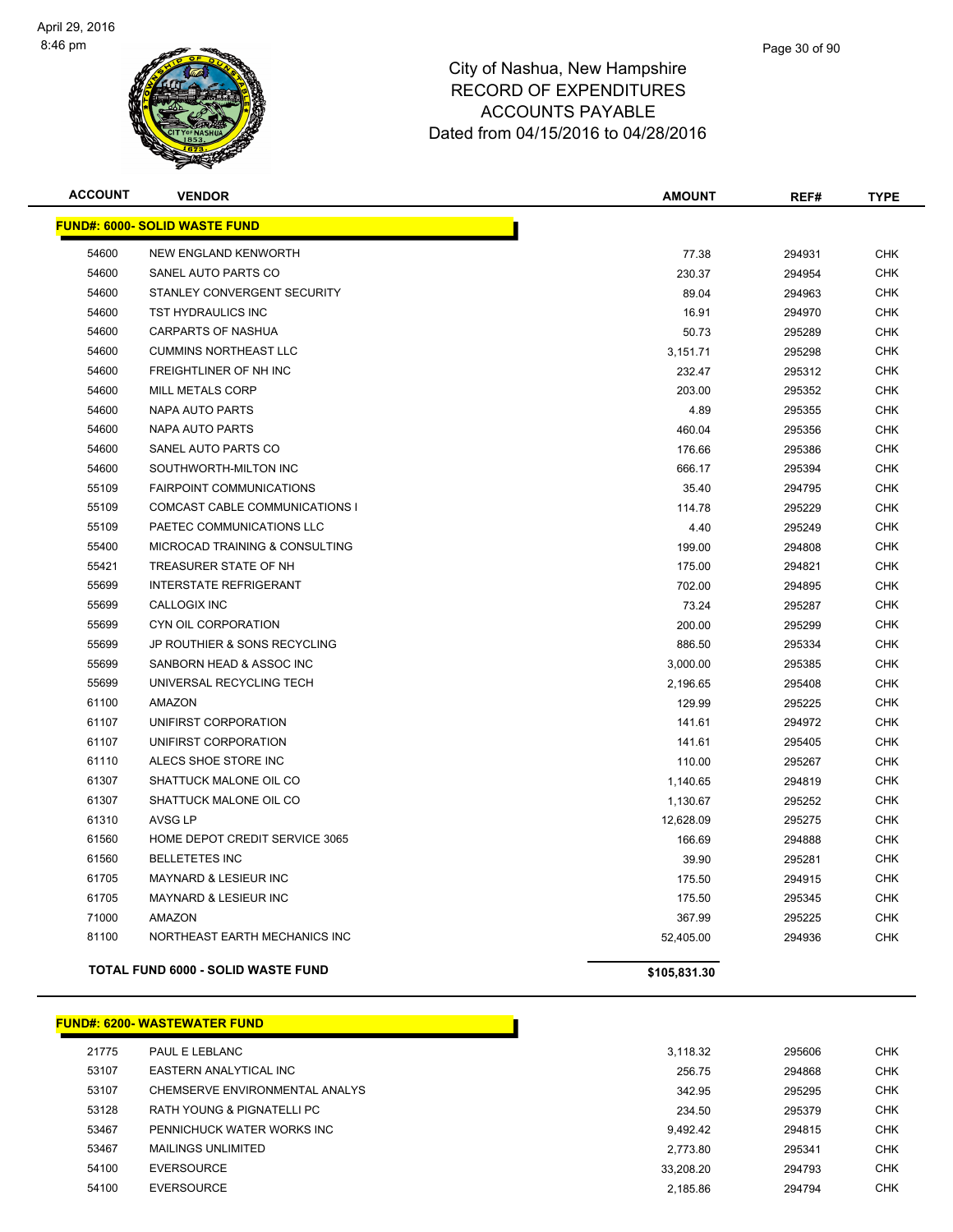# City of Nashua, New Hampshire
## RECORD OF EXPENDITURES
## ACCOUNTS PAYABLE
## Dated from 04/15/2016 to 04/28/2016

| ACCOUNT | VENDOR | AMOUNT | REF# | TYPE |
|---|---|---|---|---|
| **FUND#: 6000- SOLID WASTE FUND** | | | | |
| 54600 | NEW ENGLAND KENWORTH | 77.38 | 294931 | CHK |
| 54600 | SANEL AUTO PARTS CO | 230.37 | 294954 | CHK |
| 54600 | STANLEY CONVERGENT SECURITY | 89.04 | 294963 | CHK |
| 54600 | TST HYDRAULICS INC | 16.91 | 294970 | CHK |
| 54600 | CARPARTS OF NASHUA | 50.73 | 295289 | CHK |
| 54600 | CUMMINS NORTHEAST LLC | 3,151.71 | 295298 | CHK |
| 54600 | FREIGHTLINER OF NH INC | 232.47 | 295312 | CHK |
| 54600 | MILL METALS CORP | 203.00 | 295352 | CHK |
| 54600 | NAPA AUTO PARTS | 4.89 | 295355 | CHK |
| 54600 | NAPA AUTO PARTS | 460.04 | 295356 | CHK |
| 54600 | SANEL AUTO PARTS CO | 176.66 | 295386 | CHK |
| 54600 | SOUTHWORTH-MILTON INC | 666.17 | 295394 | CHK |
| 55109 | FAIRPOINT COMMUNICATIONS | 35.40 | 294795 | CHK |
| 55109 | COMCAST CABLE COMMUNICATIONS I | 114.78 | 295229 | CHK |
| 55109 | PAETEC COMMUNICATIONS LLC | 4.40 | 295249 | CHK |
| 55400 | MICROCAD TRAINING & CONSULTING | 199.00 | 294808 | CHK |
| 55421 | TREASURER STATE OF NH | 175.00 | 294821 | CHK |
| 55699 | INTERSTATE REFRIGERANT | 702.00 | 294895 | CHK |
| 55699 | CALLOGIX INC | 73.24 | 295287 | CHK |
| 55699 | CYN OIL CORPORATION | 200.00 | 295299 | CHK |
| 55699 | JP ROUTHIER & SONS RECYCLING | 886.50 | 295334 | CHK |
| 55699 | SANBORN HEAD & ASSOC INC | 3,000.00 | 295385 | CHK |
| 55699 | UNIVERSAL RECYCLING TECH | 2,196.65 | 295408 | CHK |
| 61100 | AMAZON | 129.99 | 295225 | CHK |
| 61107 | UNIFIRST CORPORATION | 141.61 | 294972 | CHK |
| 61107 | UNIFIRST CORPORATION | 141.61 | 295405 | CHK |
| 61110 | ALECS SHOE STORE INC | 110.00 | 295267 | CHK |
| 61307 | SHATTUCK MALONE OIL CO | 1,140.65 | 294819 | CHK |
| 61307 | SHATTUCK MALONE OIL CO | 1,130.67 | 295252 | CHK |
| 61310 | AVSG LP | 12,628.09 | 295275 | CHK |
| 61560 | HOME DEPOT CREDIT SERVICE 3065 | 166.69 | 294888 | CHK |
| 61560 | BELLETETES INC | 39.90 | 295281 | CHK |
| 61705 | MAYNARD & LESIEUR INC | 175.50 | 294915 | CHK |
| 61705 | MAYNARD & LESIEUR INC | 175.50 | 295345 | CHK |
| 71000 | AMAZON | 367.99 | 295225 | CHK |
| 81100 | NORTHEAST EARTH MECHANICS INC | 52,405.00 | 294936 | CHK |
| | **TOTAL FUND 6000 - SOLID WASTE FUND** | **$105,831.30** | | |

| ACCOUNT | VENDOR | AMOUNT | REF# | TYPE |
|---|---|---|---|---|
| **FUND#: 6200- WASTEWATER FUND** | | | | |
| 21775 | PAUL E LEBLANC | 3,118.32 | 295606 | CHK |
| 53107 | EASTERN ANALYTICAL INC | 256.75 | 294868 | CHK |
| 53107 | CHEMSERVE ENVIRONMENTAL ANALYS | 342.95 | 295295 | CHK |
| 53128 | RATH YOUNG & PIGNATELLI PC | 234.50 | 295379 | CHK |
| 53467 | PENNICHUCK WATER WORKS INC | 9,492.42 | 294815 | CHK |
| 53467 | MAILINGS UNLIMITED | 2,773.80 | 295341 | CHK |
| 54100 | EVERSOURCE | 33,208.20 | 294793 | CHK |
| 54100 | EVERSOURCE | 2,185.86 | 294794 | CHK |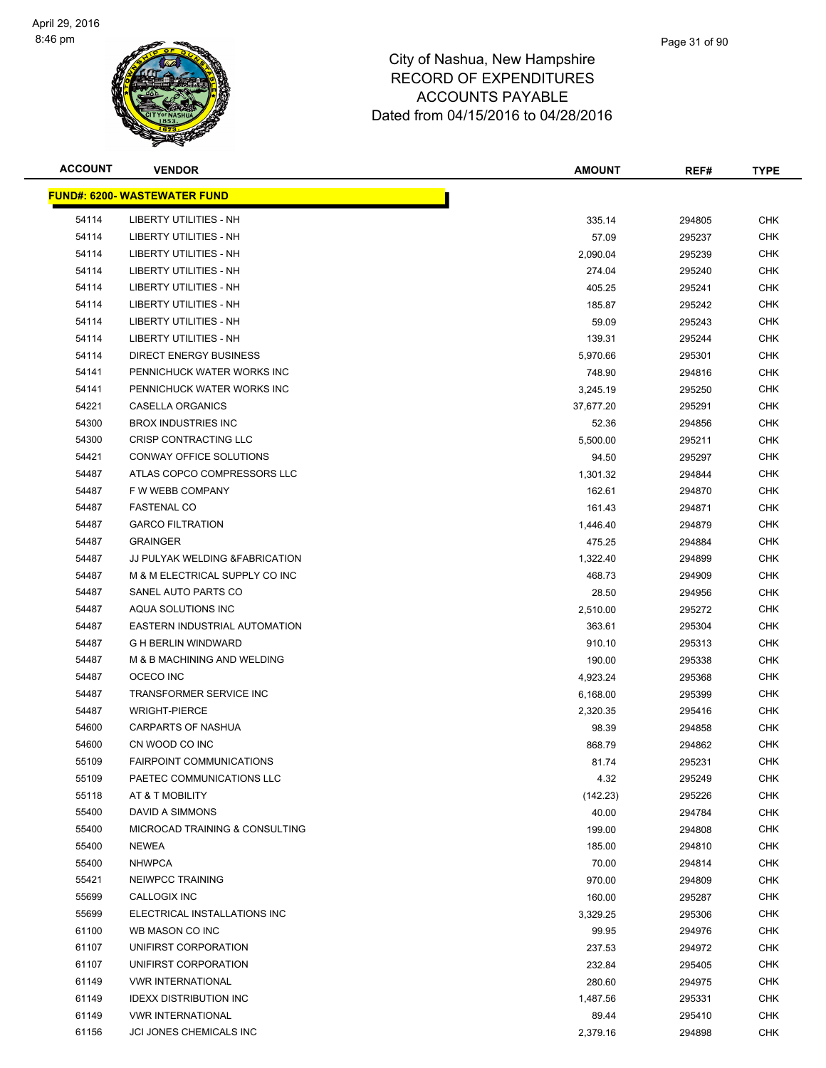# City of Nashua, New Hampshire
## RECORD OF EXPENDITURES
## ACCOUNTS PAYABLE
## Dated from 04/15/2016 to 04/28/2016

| ACCOUNT | VENDOR | AMOUNT | REF# | TYPE |
|---|---|---|---|---|
| **FUND#: 6200- WASTEWATER FUND** | | | | |
| 54114 | LIBERTY UTILITIES - NH | 335.14 | 294805 | CHK |
| 54114 | LIBERTY UTILITIES - NH | 57.09 | 295237 | CHK |
| 54114 | LIBERTY UTILITIES - NH | 2,090.04 | 295239 | CHK |
| 54114 | LIBERTY UTILITIES - NH | 274.04 | 295240 | CHK |
| 54114 | LIBERTY UTILITIES - NH | 405.25 | 295241 | CHK |
| 54114 | LIBERTY UTILITIES - NH | 185.87 | 295242 | CHK |
| 54114 | LIBERTY UTILITIES - NH | 59.09 | 295243 | CHK |
| 54114 | LIBERTY UTILITIES - NH | 139.31 | 295244 | CHK |
| 54114 | DIRECT ENERGY BUSINESS | 5,970.66 | 295301 | CHK |
| 54141 | PENNICHUCK WATER WORKS INC | 748.90 | 294816 | CHK |
| 54141 | PENNICHUCK WATER WORKS INC | 3,245.19 | 295250 | CHK |
| 54221 | CASELLA ORGANICS | 37,677.20 | 295291 | CHK |
| 54300 | BROX INDUSTRIES INC | 52.36 | 294856 | CHK |
| 54300 | CRISP CONTRACTING LLC | 5,500.00 | 295211 | CHK |
| 54421 | CONWAY OFFICE SOLUTIONS | 94.50 | 295297 | CHK |
| 54487 | ATLAS COPCO COMPRESSORS LLC | 1,301.32 | 294844 | CHK |
| 54487 | F W WEBB COMPANY | 162.61 | 294870 | CHK |
| 54487 | FASTENAL CO | 161.43 | 294871 | CHK |
| 54487 | GARCO FILTRATION | 1,446.40 | 294879 | CHK |
| 54487 | GRAINGER | 475.25 | 294884 | CHK |
| 54487 | JJ PULYAK WELDING &FABRICATION | 1,322.40 | 294899 | CHK |
| 54487 | M & M ELECTRICAL SUPPLY CO INC | 468.73 | 294909 | CHK |
| 54487 | SANEL AUTO PARTS CO | 28.50 | 294956 | CHK |
| 54487 | AQUA SOLUTIONS INC | 2,510.00 | 295272 | CHK |
| 54487 | EASTERN INDUSTRIAL AUTOMATION | 363.61 | 295304 | CHK |
| 54487 | G H BERLIN WINDWARD | 910.10 | 295313 | CHK |
| 54487 | M & B MACHINING AND WELDING | 190.00 | 295338 | CHK |
| 54487 | OCECO INC | 4,923.24 | 295368 | CHK |
| 54487 | TRANSFORMER SERVICE INC | 6,168.00 | 295399 | CHK |
| 54487 | WRIGHT-PIERCE | 2,320.35 | 295416 | CHK |
| 54600 | CARPARTS OF NASHUA | 98.39 | 294858 | CHK |
| 54600 | CN WOOD CO INC | 868.79 | 294862 | CHK |
| 55109 | FAIRPOINT COMMUNICATIONS | 81.74 | 295231 | CHK |
| 55109 | PAETEC COMMUNICATIONS LLC | 4.32 | 295249 | CHK |
| 55118 | AT & T MOBILITY | (142.23) | 295226 | CHK |
| 55400 | DAVID A SIMMONS | 40.00 | 294784 | CHK |
| 55400 | MICROCAD TRAINING & CONSULTING | 199.00 | 294808 | CHK |
| 55400 | NEWEA | 185.00 | 294810 | CHK |
| 55400 | NHWPCA | 70.00 | 294814 | CHK |
| 55421 | NEIWPCC TRAINING | 970.00 | 294809 | CHK |
| 55699 | CALLOGIX INC | 160.00 | 295287 | CHK |
| 55699 | ELECTRICAL INSTALLATIONS INC | 3,329.25 | 295306 | CHK |
| 61100 | WB MASON CO INC | 99.95 | 294976 | CHK |
| 61107 | UNIFIRST CORPORATION | 237.53 | 294972 | CHK |
| 61107 | UNIFIRST CORPORATION | 232.84 | 295405 | CHK |
| 61149 | VWR INTERNATIONAL | 280.60 | 294975 | CHK |
| 61149 | IDEXX DISTRIBUTION INC | 1,487.56 | 295331 | CHK |
| 61149 | VWR INTERNATIONAL | 89.44 | 295410 | CHK |
| 61156 | JCI JONES CHEMICALS INC | 2,379.16 | 294898 | CHK |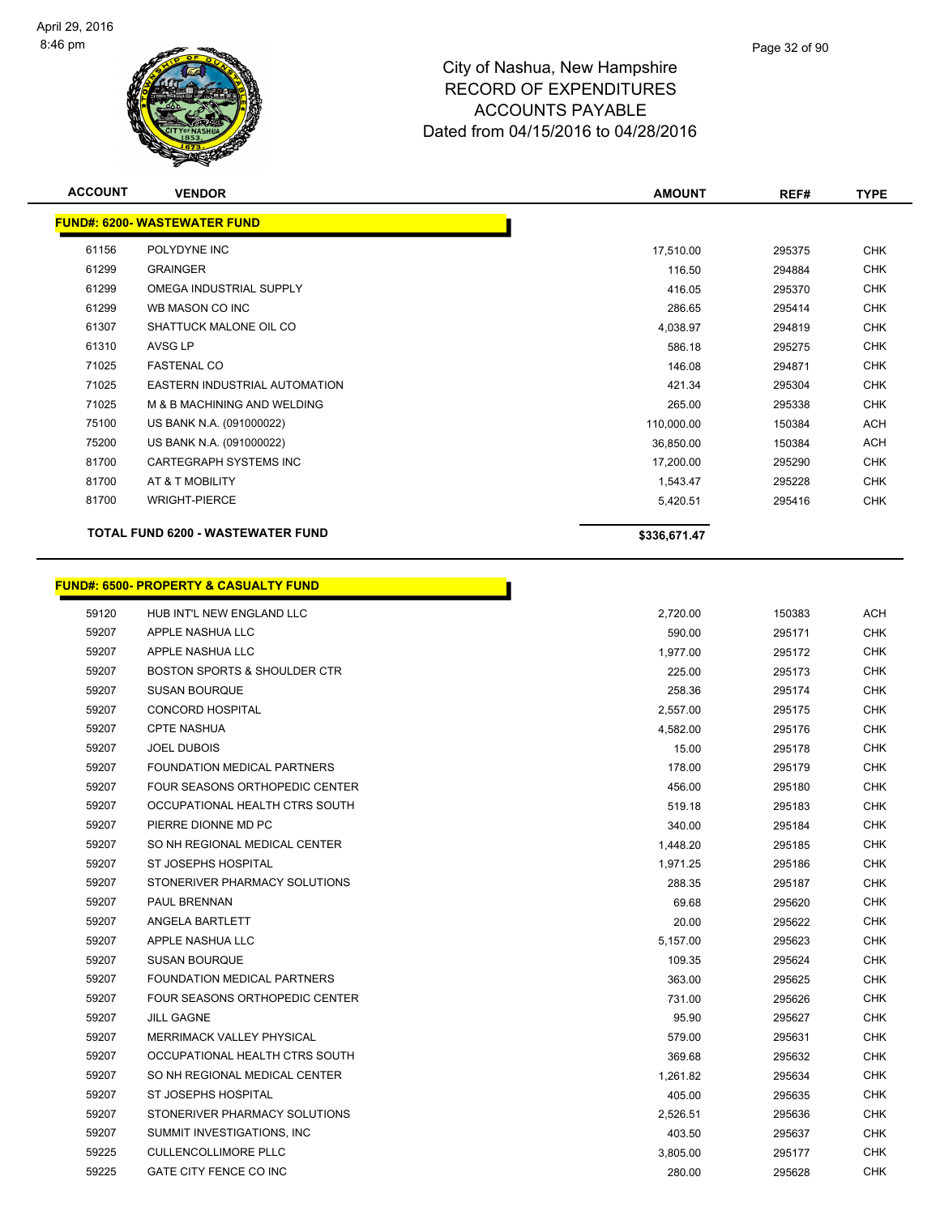City of Nashua, New Hampshire
RECORD OF EXPENDITURES
ACCOUNTS PAYABLE
Dated from 04/15/2016 to 04/28/2016

| ACCOUNT | VENDOR | AMOUNT | REF# | TYPE |
|---|---|---|---|---|
| **FUND#: 6200- WASTEWATER FUND** | | | | |
| 61156 | POLYDYNE INC | 17,510.00 | 295375 | CHK |
| 61299 | GRAINGER | 116.50 | 294884 | CHK |
| 61299 | OMEGA INDUSTRIAL SUPPLY | 416.05 | 295370 | CHK |
| 61299 | WB MASON CO INC | 286.65 | 295414 | CHK |
| 61307 | SHATTUCK MALONE OIL CO | 4,038.97 | 294819 | CHK |
| 61310 | AVSG LP | 586.18 | 295275 | CHK |
| 71025 | FASTENAL CO | 146.08 | 294871 | CHK |
| 71025 | EASTERN INDUSTRIAL AUTOMATION | 421.34 | 295304 | CHK |
| 71025 | M & B MACHINING AND WELDING | 265.00 | 295338 | CHK |
| 75100 | US BANK N.A. (091000022) | 110,000.00 | 150384 | ACH |
| 75200 | US BANK N.A. (091000022) | 36,850.00 | 150384 | ACH |
| 81700 | CARTEGRAPH SYSTEMS INC | 17,200.00 | 295290 | CHK |
| 81700 | AT & T MOBILITY | 1,543.47 | 295228 | CHK |
| 81700 | WRIGHT-PIERCE | 5,420.51 | 295416 | CHK |
| | **TOTAL FUND 6200 - WASTEWATER FUND** | **$336,671.47** | | |

| ACCOUNT | VENDOR | AMOUNT | REF# | TYPE |
|---|---|---|---|---|
| **FUND#: 6500- PROPERTY & CASUALTY FUND** | | | | |
| 59120 | HUB INT'L NEW ENGLAND LLC | 2,720.00 | 150383 | ACH |
| 59207 | APPLE NASHUA LLC | 590.00 | 295171 | CHK |
| 59207 | APPLE NASHUA LLC | 1,977.00 | 295172 | CHK |
| 59207 | BOSTON SPORTS & SHOULDER CTR | 225.00 | 295173 | CHK |
| 59207 | SUSAN BOURQUE | 258.36 | 295174 | CHK |
| 59207 | CONCORD HOSPITAL | 2,557.00 | 295175 | CHK |
| 59207 | CPTE NASHUA | 4,582.00 | 295176 | CHK |
| 59207 | JOEL DUBOIS | 15.00 | 295178 | CHK |
| 59207 | FOUNDATION MEDICAL PARTNERS | 178.00 | 295179 | CHK |
| 59207 | FOUR SEASONS ORTHOPEDIC CENTER | 456.00 | 295180 | CHK |
| 59207 | OCCUPATIONAL HEALTH CTRS SOUTH | 519.18 | 295183 | CHK |
| 59207 | PIERRE DIONNE MD PC | 340.00 | 295184 | CHK |
| 59207 | SO NH REGIONAL MEDICAL CENTER | 1,448.20 | 295185 | CHK |
| 59207 | ST JOSEPHS HOSPITAL | 1,971.25 | 295186 | CHK |
| 59207 | STONERIVER PHARMACY SOLUTIONS | 288.35 | 295187 | CHK |
| 59207 | PAUL BRENNAN | 69.68 | 295620 | CHK |
| 59207 | ANGELA BARTLETT | 20.00 | 295622 | CHK |
| 59207 | APPLE NASHUA LLC | 5,157.00 | 295623 | CHK |
| 59207 | SUSAN BOURQUE | 109.35 | 295624 | CHK |
| 59207 | FOUNDATION MEDICAL PARTNERS | 363.00 | 295625 | CHK |
| 59207 | FOUR SEASONS ORTHOPEDIC CENTER | 731.00 | 295626 | CHK |
| 59207 | JILL GAGNE | 95.90 | 295627 | CHK |
| 59207 | MERRIMACK VALLEY PHYSICAL | 579.00 | 295631 | CHK |
| 59207 | OCCUPATIONAL HEALTH CTRS SOUTH | 369.68 | 295632 | CHK |
| 59207 | SO NH REGIONAL MEDICAL CENTER | 1,261.82 | 295634 | CHK |
| 59207 | ST JOSEPHS HOSPITAL | 405.00 | 295635 | CHK |
| 59207 | STONERIVER PHARMACY SOLUTIONS | 2,526.51 | 295636 | CHK |
| 59207 | SUMMIT INVESTIGATIONS, INC | 403.50 | 295637 | CHK |
| 59225 | CULLENCOLLIMORE PLLC | 3,805.00 | 295177 | CHK |
| 59225 | GATE CITY FENCE CO INC | 280.00 | 295628 | CHK |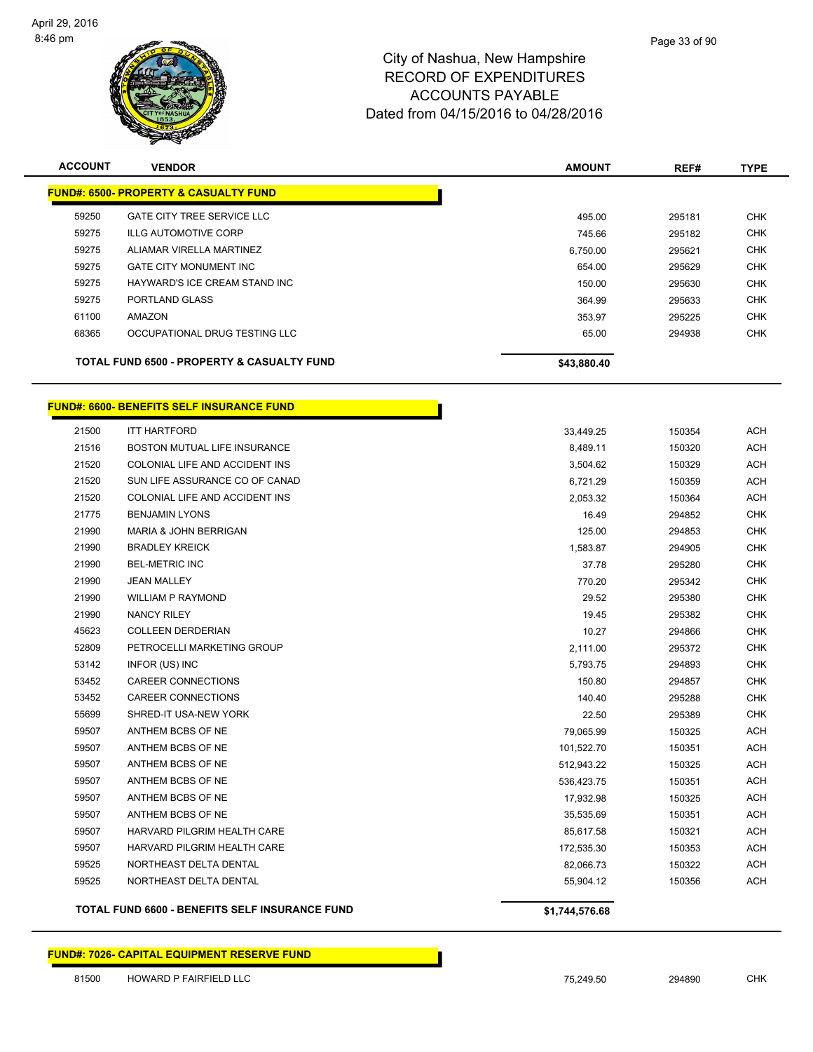City of Nashua, New Hampshire
RECORD OF EXPENDITURES
ACCOUNTS PAYABLE
Dated from 04/15/2016 to 04/28/2016

| ACCOUNT | VENDOR | AMOUNT | REF# | TYPE |
|---|---|---|---|---|
| **FUND#: 6500- PROPERTY & CASUALTY FUND** | | | | |
| 59250 | GATE CITY TREE SERVICE LLC | 495.00 | 295181 | CHK |
| 59275 | ILLG AUTOMOTIVE CORP | 745.66 | 295182 | CHK |
| 59275 | ALIAMAR VIRELLA MARTINEZ | 6,750.00 | 295621 | CHK |
| 59275 | GATE CITY MONUMENT INC | 654.00 | 295629 | CHK |
| 59275 | HAYWARD'S ICE CREAM STAND INC | 150.00 | 295630 | CHK |
| 59275 | PORTLAND GLASS | 364.99 | 295633 | CHK |
| 61100 | AMAZON | 353.97 | 295225 | CHK |
| 68365 | OCCUPATIONAL DRUG TESTING LLC | 65.00 | 294938 | CHK |
| | **TOTAL FUND 6500 - PROPERTY & CASUALTY FUND** | **$43,880.40** | | |

| ACCOUNT | VENDOR | AMOUNT | REF# | TYPE |
|---|---|---|---|---|
| **FUND#: 6600- BENEFITS SELF INSURANCE FUND** | | | | |
| 21500 | ITT HARTFORD | 33,449.25 | 150354 | ACH |
| 21516 | BOSTON MUTUAL LIFE INSURANCE | 8,489.11 | 150320 | ACH |
| 21520 | COLONIAL LIFE AND ACCIDENT INS | 3,504.62 | 150329 | ACH |
| 21520 | SUN LIFE ASSURANCE CO OF CANAD | 6,721.29 | 150359 | ACH |
| 21520 | COLONIAL LIFE AND ACCIDENT INS | 2,053.32 | 150364 | ACH |
| 21775 | BENJAMIN LYONS | 16.49 | 294852 | CHK |
| 21990 | MARIA & JOHN BERRIGAN | 125.00 | 294853 | CHK |
| 21990 | BRADLEY KREICK | 1,583.87 | 294905 | CHK |
| 21990 | BEL-METRIC INC | 37.78 | 295280 | CHK |
| 21990 | JEAN MALLEY | 770.20 | 295342 | CHK |
| 21990 | WILLIAM P RAYMOND | 29.52 | 295380 | CHK |
| 21990 | NANCY RILEY | 19.45 | 295382 | CHK |
| 45623 | COLLEEN DERDERIAN | 10.27 | 294866 | CHK |
| 52809 | PETROCELLI MARKETING GROUP | 2,111.00 | 295372 | CHK |
| 53142 | INFOR (US) INC | 5,793.75 | 294893 | CHK |
| 53452 | CAREER CONNECTIONS | 150.80 | 294857 | CHK |
| 53452 | CAREER CONNECTIONS | 140.40 | 295288 | CHK |
| 55699 | SHRED-IT USA-NEW YORK | 22.50 | 295389 | CHK |
| 59507 | ANTHEM BCBS OF NE | 79,065.99 | 150325 | ACH |
| 59507 | ANTHEM BCBS OF NE | 101,522.70 | 150351 | ACH |
| 59507 | ANTHEM BCBS OF NE | 512,943.22 | 150325 | ACH |
| 59507 | ANTHEM BCBS OF NE | 536,423.75 | 150351 | ACH |
| 59507 | ANTHEM BCBS OF NE | 17,932.98 | 150325 | ACH |
| 59507 | ANTHEM BCBS OF NE | 35,535.69 | 150351 | ACH |
| 59507 | HARVARD PILGRIM HEALTH CARE | 85,617.58 | 150321 | ACH |
| 59507 | HARVARD PILGRIM HEALTH CARE | 172,535.30 | 150353 | ACH |
| 59525 | NORTHEAST DELTA DENTAL | 82,066.73 | 150322 | ACH |
| 59525 | NORTHEAST DELTA DENTAL | 55,904.12 | 150356 | ACH |
| | **TOTAL FUND 6600 - BENEFITS SELF INSURANCE FUND** | **$1,744,576.68** | | |

| ACCOUNT | VENDOR | AMOUNT | REF# | TYPE |
|---|---|---|---|---|
| **FUND#: 7026- CAPITAL EQUIPMENT RESERVE FUND** | | | | |
| 81500 | HOWARD P FAIRFIELD LLC | 75,249.50 | 294890 | CHK |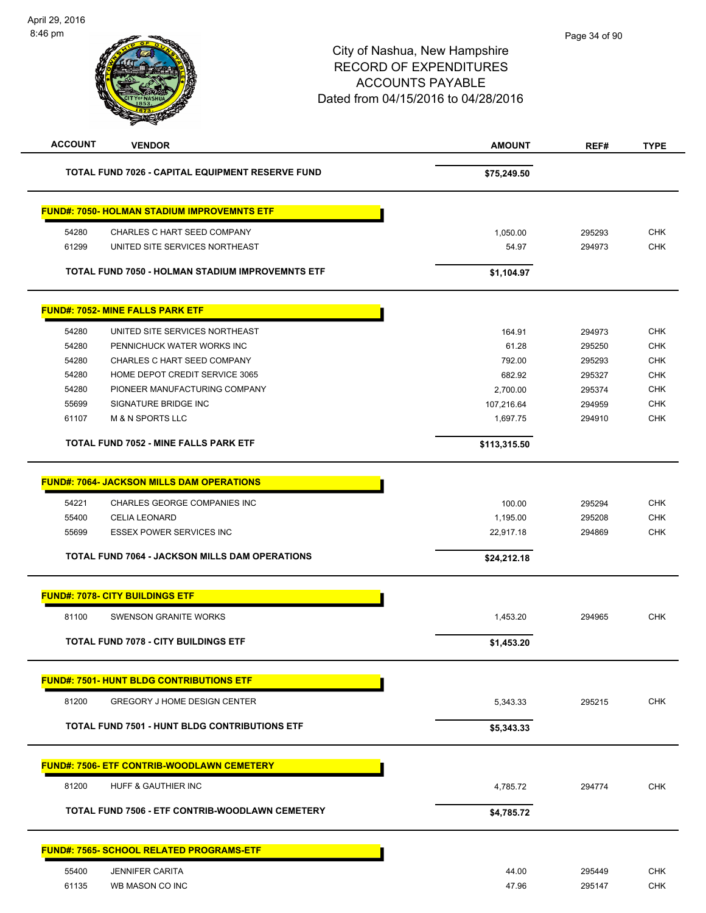# City of Nashua, New Hampshire
## RECORD OF EXPENDITURES
## ACCOUNTS PAYABLE
### Dated from 04/15/2016 to 04/28/2016

| ACCOUNT | VENDOR | AMOUNT | REF# | TYPE |
|---|---|---|---|---|
| | **TOTAL FUND 7026 - CAPITAL EQUIPMENT RESERVE FUND** | **$75,249.50** | | |
| | **FUND#: 7050- HOLMAN STADIUM IMPROVEMNTS ETF** | | | |
| 54280 | CHARLES C HART SEED COMPANY | 1,050.00 | 295293 | CHK |
| 61299 | UNITED SITE SERVICES NORTHEAST | 54.97 | 294973 | CHK |
| | **TOTAL FUND 7050 - HOLMAN STADIUM IMPROVEMNTS ETF** | **$1,104.97** | | |
| | **FUND#: 7052- MINE FALLS PARK ETF** | | | |
| 54280 | UNITED SITE SERVICES NORTHEAST | 164.91 | 294973 | CHK |
| 54280 | PENNICHUCK WATER WORKS INC | 61.28 | 295250 | CHK |
| 54280 | CHARLES C HART SEED COMPANY | 792.00 | 295293 | CHK |
| 54280 | HOME DEPOT CREDIT SERVICE 3065 | 682.92 | 295327 | CHK |
| 54280 | PIONEER MANUFACTURING COMPANY | 2,700.00 | 295374 | CHK |
| 55699 | SIGNATURE BRIDGE INC | 107,216.64 | 294959 | CHK |
| 61107 | M & N SPORTS LLC | 1,697.75 | 294910 | CHK |
| | **TOTAL FUND 7052 - MINE FALLS PARK ETF** | **$113,315.50** | | |
| | **FUND#: 7064- JACKSON MILLS DAM OPERATIONS** | | | |
| 54221 | CHARLES GEORGE COMPANIES INC | 100.00 | 295294 | CHK |
| 55400 | CELIA LEONARD | 1,195.00 | 295208 | CHK |
| 55699 | ESSEX POWER SERVICES INC | 22,917.18 | 294869 | CHK |
| | **TOTAL FUND 7064 - JACKSON MILLS DAM OPERATIONS** | **$24,212.18** | | |
| | **FUND#: 7078- CITY BUILDINGS ETF** | | | |
| 81100 | SWENSON GRANITE WORKS | 1,453.20 | 294965 | CHK |
| | **TOTAL FUND 7078 - CITY BUILDINGS ETF** | **$1,453.20** | | |
| | **FUND#: 7501- HUNT BLDG CONTRIBUTIONS ETF** | | | |
| 81200 | GREGORY J HOME DESIGN CENTER | 5,343.33 | 295215 | CHK |
| | **TOTAL FUND 7501 - HUNT BLDG CONTRIBUTIONS ETF** | **$5,343.33** | | |
| | **FUND#: 7506- ETF CONTRIB-WOODLAWN CEMETERY** | | | |
| 81200 | HUFF & GAUTHIER INC | 4,785.72 | 294774 | CHK |
| | **TOTAL FUND 7506 - ETF CONTRIB-WOODLAWN CEMETERY** | **$4,785.72** | | |
| | **FUND#: 7565- SCHOOL RELATED PROGRAMS-ETF** | | | |
| 55400 | JENNIFER CARITA | 44.00 | 295449 | CHK |
| 61135 | WB MASON CO INC | 47.96 | 295147 | CHK |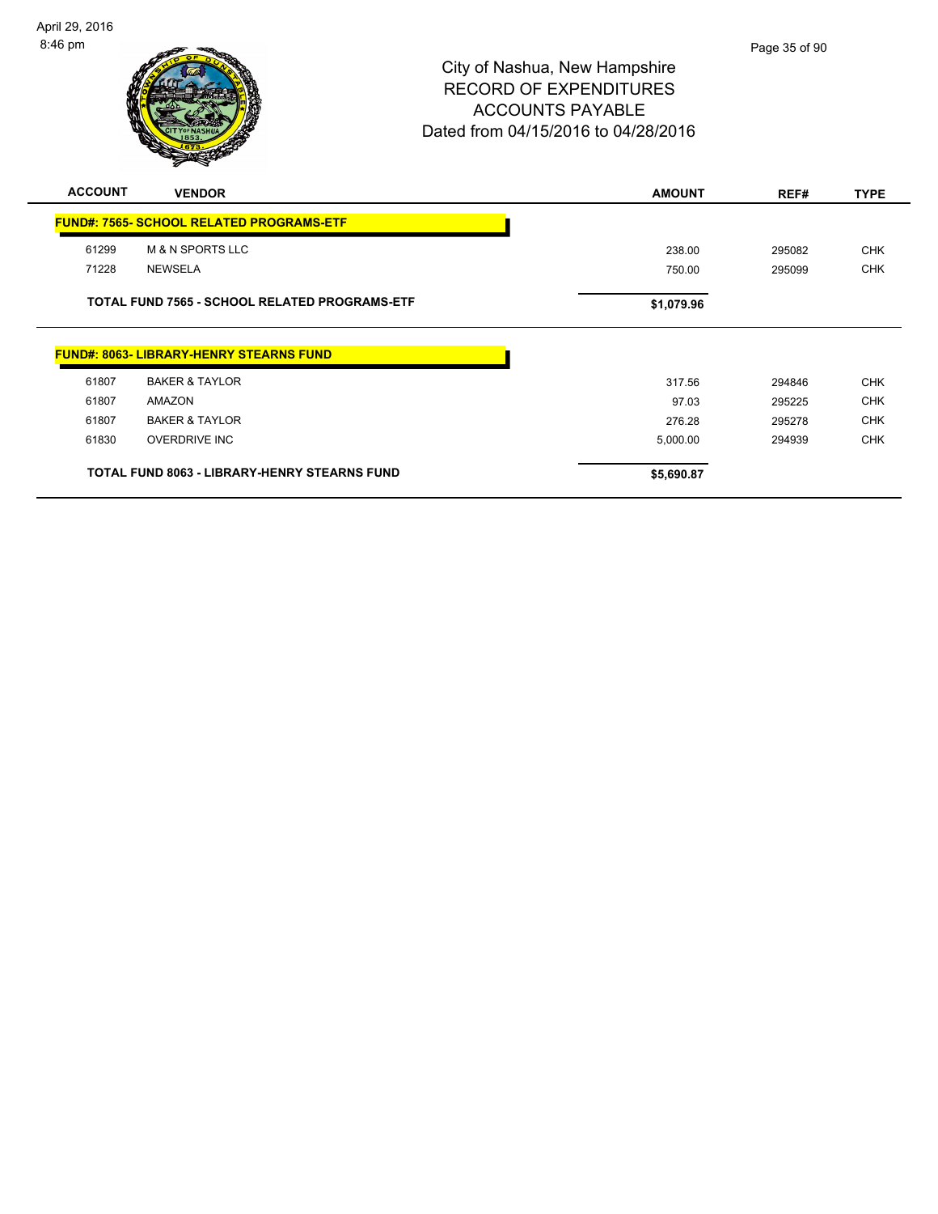City of Nashua, New Hampshire
RECORD OF EXPENDITURES
ACCOUNTS PAYABLE
Dated from 04/15/2016 to 04/28/2016

| ACCOUNT | VENDOR | AMOUNT | REF# | TYPE |
|---|---|---|---|---|
| **FUND#: 7565- SCHOOL RELATED PROGRAMS-ETF** | | | | |
| 61299 | M & N SPORTS LLC | 238.00 | 295082 | CHK |
| 71228 | NEWSELA | 750.00 | 295099 | CHK |
| | **TOTAL FUND 7565 - SCHOOL RELATED PROGRAMS-ETF** | **$1,079.96** | | |
| **FUND#: 8063- LIBRARY-HENRY STEARNS FUND** | | | | |
| 61807 | BAKER & TAYLOR | 317.56 | 294846 | CHK |
| 61807 | AMAZON | 97.03 | 295225 | CHK |
| 61807 | BAKER & TAYLOR | 276.28 | 295278 | CHK |
| 61830 | OVERDRIVE INC | 5,000.00 | 294939 | CHK |
| | **TOTAL FUND 8063 - LIBRARY-HENRY STEARNS FUND** | **$5,690.87** | | |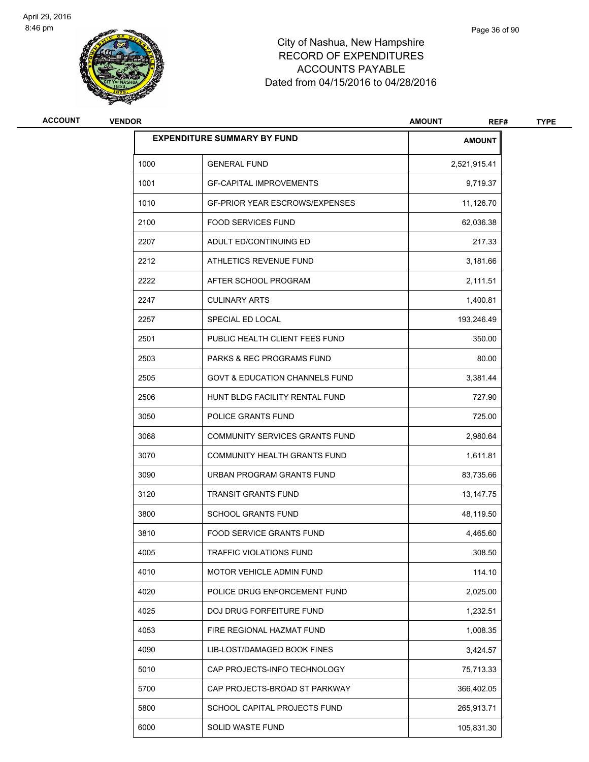City of Nashua, New Hampshire
RECORD OF EXPENDITURES
ACCOUNTS PAYABLE
Dated from 04/15/2016 to 04/28/2016

| ACCOUNT | VENDOR | AMOUNT | REF# | TYPE |
|---|---|---|---|---|

| EXPENDITURE SUMMARY BY FUND | | AMOUNT |
|---|---|---|
| 1000 | GENERAL FUND | 2,521,915.41 |
| 1001 | GF-CAPITAL IMPROVEMENTS | 9,719.37 |
| 1010 | GF-PRIOR YEAR ESCROWS/EXPENSES | 11,126.70 |
| 2100 | FOOD SERVICES FUND | 62,036.38 |
| 2207 | ADULT ED/CONTINUING ED | 217.33 |
| 2212 | ATHLETICS REVENUE FUND | 3,181.66 |
| 2222 | AFTER SCHOOL PROGRAM | 2,111.51 |
| 2247 | CULINARY ARTS | 1,400.81 |
| 2257 | SPECIAL ED LOCAL | 193,246.49 |
| 2501 | PUBLIC HEALTH CLIENT FEES FUND | 350.00 |
| 2503 | PARKS & REC PROGRAMS FUND | 80.00 |
| 2505 | GOVT & EDUCATION CHANNELS FUND | 3,381.44 |
| 2506 | HUNT BLDG FACILITY RENTAL FUND | 727.90 |
| 3050 | POLICE GRANTS FUND | 725.00 |
| 3068 | COMMUNITY SERVICES GRANTS FUND | 2,980.64 |
| 3070 | COMMUNITY HEALTH GRANTS FUND | 1,611.81 |
| 3090 | URBAN PROGRAM GRANTS FUND | 83,735.66 |
| 3120 | TRANSIT GRANTS FUND | 13,147.75 |
| 3800 | SCHOOL GRANTS FUND | 48,119.50 |
| 3810 | FOOD SERVICE GRANTS FUND | 4,465.60 |
| 4005 | TRAFFIC VIOLATIONS FUND | 308.50 |
| 4010 | MOTOR VEHICLE ADMIN FUND | 114.10 |
| 4020 | POLICE DRUG ENFORCEMENT FUND | 2,025.00 |
| 4025 | DOJ DRUG FORFEITURE FUND | 1,232.51 |
| 4053 | FIRE REGIONAL HAZMAT FUND | 1,008.35 |
| 4090 | LIB-LOST/DAMAGED BOOK FINES | 3,424.57 |
| 5010 | CAP PROJECTS-INFO TECHNOLOGY | 75,713.33 |
| 5700 | CAP PROJECTS-BROAD ST PARKWAY | 366,402.05 |
| 5800 | SCHOOL CAPITAL PROJECTS FUND | 265,913.71 |
| 6000 | SOLID WASTE FUND | 105,831.30 |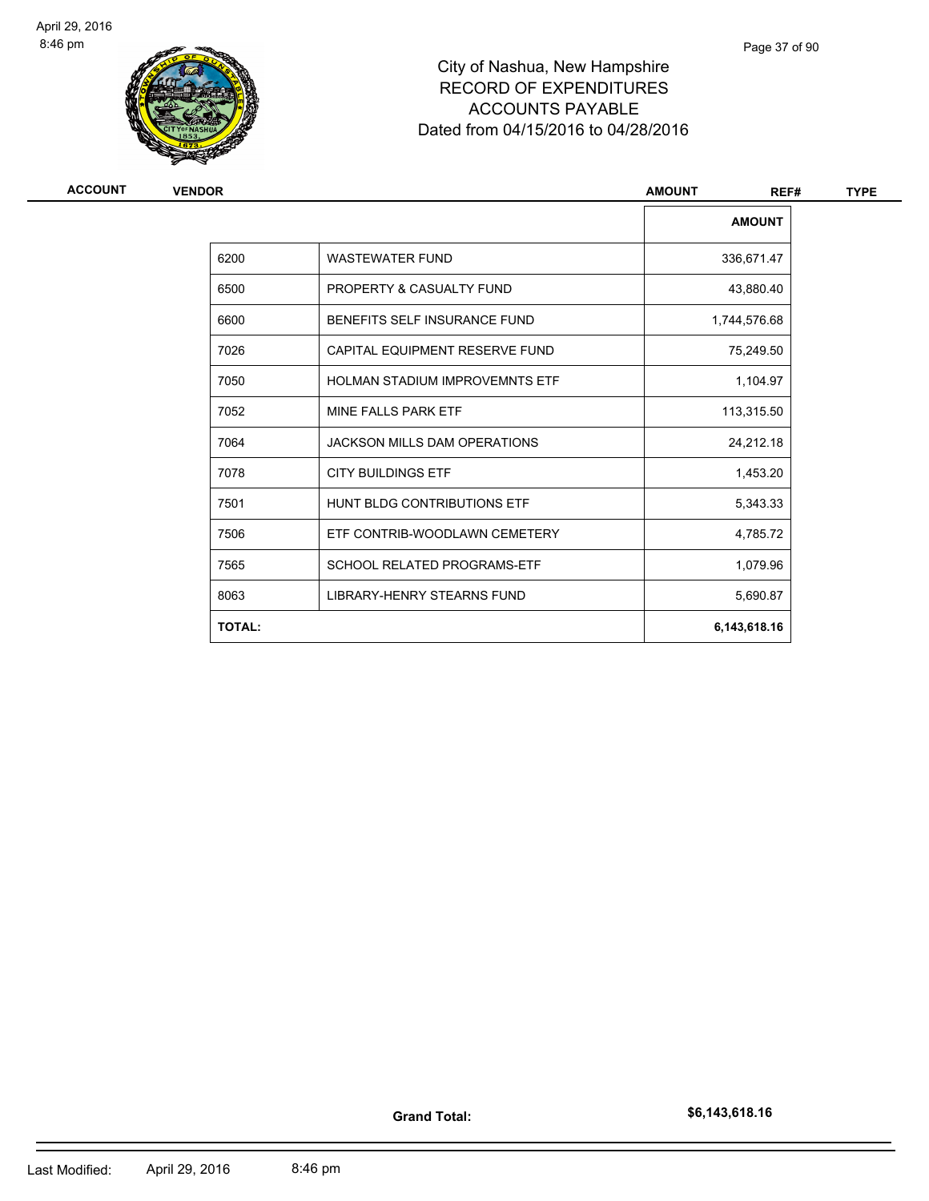# City of Nashua, New Hampshire
## RECORD OF EXPENDITURES
## ACCOUNTS PAYABLE
## Dated from 04/15/2016 to 04/28/2016

| ACCOUNT | VENDOR | AMOUNT | REF# | TYPE |
|---|---|---|---|---|

| | | AMOUNT |
|---|---|---|
| 6200 | WASTEWATER FUND | 336,671.47 |
| 6500 | PROPERTY & CASUALTY FUND | 43,880.40 |
| 6600 | BENEFITS SELF INSURANCE FUND | 1,744,576.68 |
| 7026 | CAPITAL EQUIPMENT RESERVE FUND | 75,249.50 |
| 7050 | HOLMAN STADIUM IMPROVEMNTS ETF | 1,104.97 |
| 7052 | MINE FALLS PARK ETF | 113,315.50 |
| 7064 | JACKSON MILLS DAM OPERATIONS | 24,212.18 |
| 7078 | CITY BUILDINGS ETF | 1,453.20 |
| 7501 | HUNT BLDG CONTRIBUTIONS ETF | 5,343.33 |
| 7506 | ETF CONTRIB-WOODLAWN CEMETERY | 4,785.72 |
| 7565 | SCHOOL RELATED PROGRAMS-ETF | 1,079.96 |
| 8063 | LIBRARY-HENRY STEARNS FUND | 5,690.87 |
| **TOTAL:** | | **6,143,618.16** |

**Grand Total:** **$6,143,618.16**

Last Modified: April 29, 2016 8:46 pm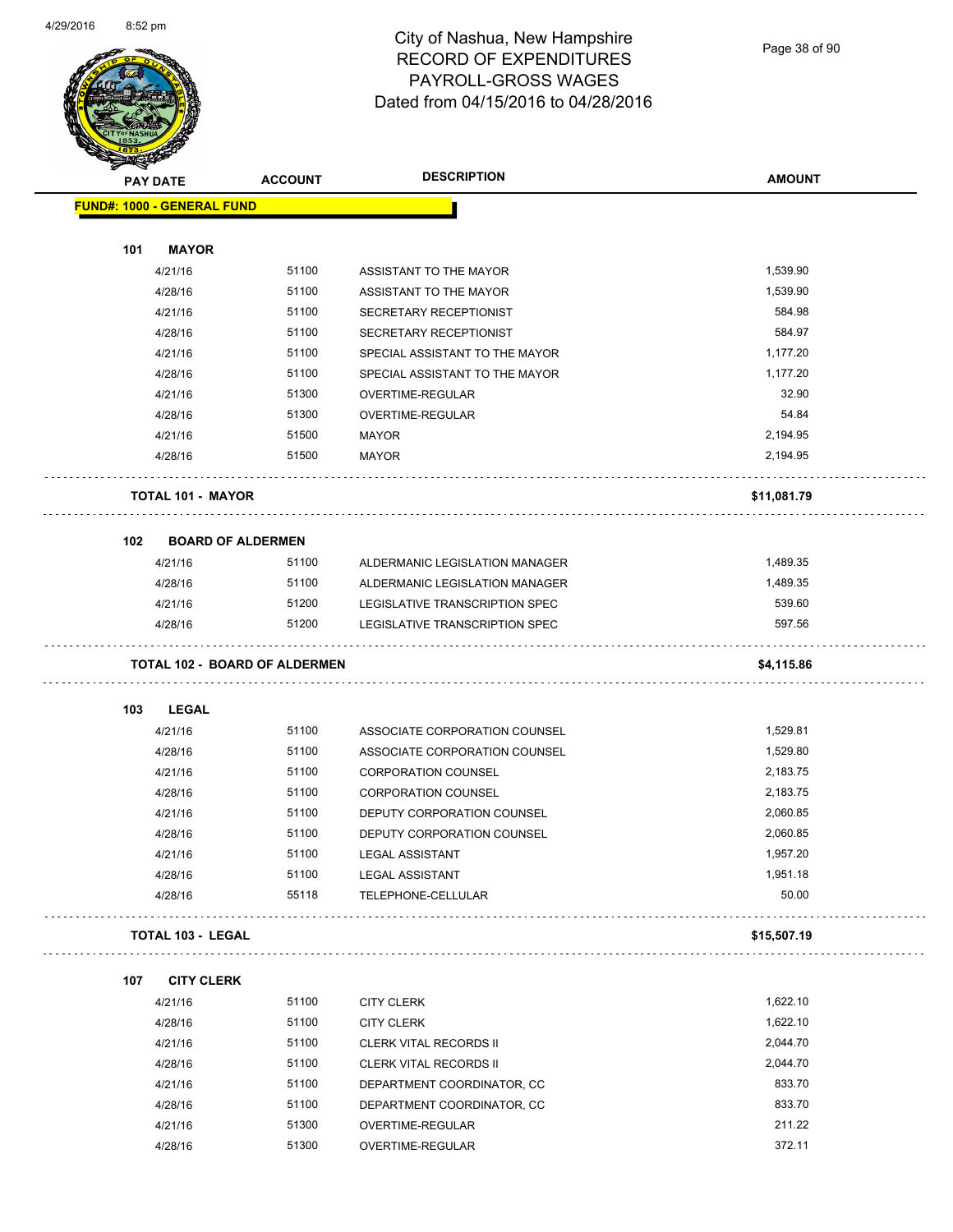# City of Nashua, New Hampshire
## RECORD OF EXPENDITURES
## PAYROLL-GROSS WAGES
## Dated from 04/15/2016 to 04/28/2016

| PAY DATE | ACCOUNT | DESCRIPTION | AMOUNT |
|---|---|---|---|
| **FUND#: 1000 - GENERAL FUND** | | | |
| **101 MAYOR** | | | |
| 4/21/16 | 51100 | ASSISTANT TO THE MAYOR | 1,539.90 |
| 4/28/16 | 51100 | ASSISTANT TO THE MAYOR | 1,539.90 |
| 4/21/16 | 51100 | SECRETARY RECEPTIONIST | 584.98 |
| 4/28/16 | 51100 | SECRETARY RECEPTIONIST | 584.97 |
| 4/21/16 | 51100 | SPECIAL ASSISTANT TO THE MAYOR | 1,177.20 |
| 4/28/16 | 51100 | SPECIAL ASSISTANT TO THE MAYOR | 1,177.20 |
| 4/21/16 | 51300 | OVERTIME-REGULAR | 32.90 |
| 4/28/16 | 51300 | OVERTIME-REGULAR | 54.84 |
| 4/21/16 | 51500 | MAYOR | 2,194.95 |
| 4/28/16 | 51500 | MAYOR | 2,194.95 |
| **TOTAL 101 - MAYOR** | | | **$11,081.79** |
| **102 BOARD OF ALDERMEN** | | | |
| 4/21/16 | 51100 | ALDERMANIC LEGISLATION MANAGER | 1,489.35 |
| 4/28/16 | 51100 | ALDERMANIC LEGISLATION MANAGER | 1,489.35 |
| 4/21/16 | 51200 | LEGISLATIVE TRANSCRIPTION SPEC | 539.60 |
| 4/28/16 | 51200 | LEGISLATIVE TRANSCRIPTION SPEC | 597.56 |
| **TOTAL 102 - BOARD OF ALDERMEN** | | | **$4,115.86** |
| **103 LEGAL** | | | |
| 4/21/16 | 51100 | ASSOCIATE CORPORATION COUNSEL | 1,529.81 |
| 4/28/16 | 51100 | ASSOCIATE CORPORATION COUNSEL | 1,529.80 |
| 4/21/16 | 51100 | CORPORATION COUNSEL | 2,183.75 |
| 4/28/16 | 51100 | CORPORATION COUNSEL | 2,183.75 |
| 4/21/16 | 51100 | DEPUTY CORPORATION COUNSEL | 2,060.85 |
| 4/28/16 | 51100 | DEPUTY CORPORATION COUNSEL | 2,060.85 |
| 4/21/16 | 51100 | LEGAL ASSISTANT | 1,957.20 |
| 4/28/16 | 51100 | LEGAL ASSISTANT | 1,951.18 |
| 4/28/16 | 55118 | TELEPHONE-CELLULAR | 50.00 |
| **TOTAL 103 - LEGAL** | | | **$15,507.19** |
| **107 CITY CLERK** | | | |
| 4/21/16 | 51100 | CITY CLERK | 1,622.10 |
| 4/28/16 | 51100 | CITY CLERK | 1,622.10 |
| 4/21/16 | 51100 | CLERK VITAL RECORDS II | 2,044.70 |
| 4/28/16 | 51100 | CLERK VITAL RECORDS II | 2,044.70 |
| 4/21/16 | 51100 | DEPARTMENT COORDINATOR, CC | 833.70 |
| 4/28/16 | 51100 | DEPARTMENT COORDINATOR, CC | 833.70 |
| 4/21/16 | 51300 | OVERTIME-REGULAR | 211.22 |
| 4/28/16 | 51300 | OVERTIME-REGULAR | 372.11 |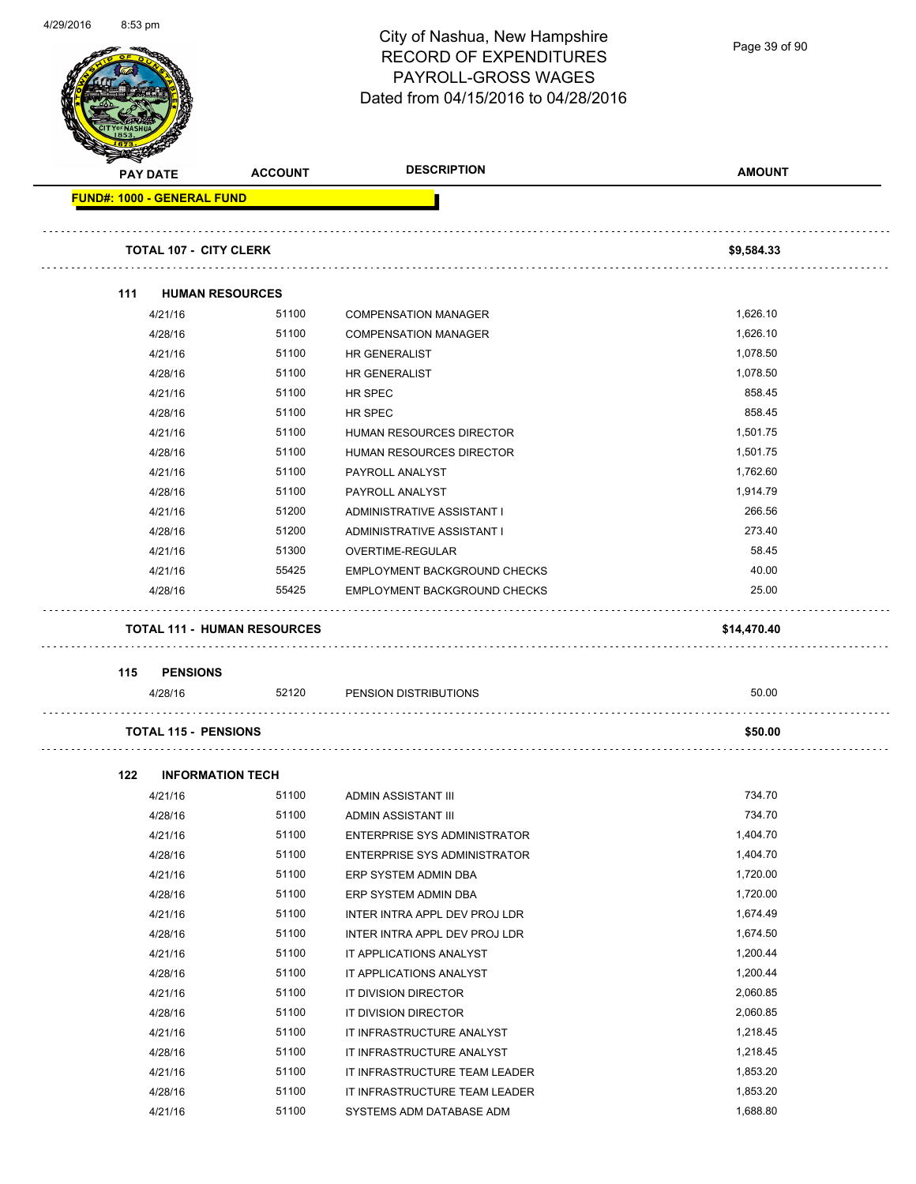# City of Nashua, New Hampshire
## RECORD OF EXPENDITURES
## PAYROLL-GROSS WAGES
## Dated from 04/15/2016 to 04/28/2016

**FUND#: 1000 - GENERAL FUND**

| PAY DATE | ACCOUNT | DESCRIPTION | AMOUNT |
|---|---|---|---|
| **TOTAL 107 - CITY CLERK** | | | **$9,584.33** |
| **111 HUMAN RESOURCES** | | | |
| 4/21/16 | 51100 | COMPENSATION MANAGER | 1,626.10 |
| 4/28/16 | 51100 | COMPENSATION MANAGER | 1,626.10 |
| 4/21/16 | 51100 | HR GENERALIST | 1,078.50 |
| 4/28/16 | 51100 | HR GENERALIST | 1,078.50 |
| 4/21/16 | 51100 | HR SPEC | 858.45 |
| 4/28/16 | 51100 | HR SPEC | 858.45 |
| 4/21/16 | 51100 | HUMAN RESOURCES DIRECTOR | 1,501.75 |
| 4/28/16 | 51100 | HUMAN RESOURCES DIRECTOR | 1,501.75 |
| 4/21/16 | 51100 | PAYROLL ANALYST | 1,762.60 |
| 4/28/16 | 51100 | PAYROLL ANALYST | 1,914.79 |
| 4/21/16 | 51200 | ADMINISTRATIVE ASSISTANT I | 266.56 |
| 4/28/16 | 51200 | ADMINISTRATIVE ASSISTANT I | 273.40 |
| 4/21/16 | 51300 | OVERTIME-REGULAR | 58.45 |
| 4/21/16 | 55425 | EMPLOYMENT BACKGROUND CHECKS | 40.00 |
| 4/28/16 | 55425 | EMPLOYMENT BACKGROUND CHECKS | 25.00 |
| **TOTAL 111 - HUMAN RESOURCES** | | | **$14,470.40** |
| **115 PENSIONS** | | | |
| 4/28/16 | 52120 | PENSION DISTRIBUTIONS | 50.00 |
| **TOTAL 115 - PENSIONS** | | | **$50.00** |
| **122 INFORMATION TECH** | | | |
| 4/21/16 | 51100 | ADMIN ASSISTANT III | 734.70 |
| 4/28/16 | 51100 | ADMIN ASSISTANT III | 734.70 |
| 4/21/16 | 51100 | ENTERPRISE SYS ADMINISTRATOR | 1,404.70 |
| 4/28/16 | 51100 | ENTERPRISE SYS ADMINISTRATOR | 1,404.70 |
| 4/21/16 | 51100 | ERP SYSTEM ADMIN DBA | 1,720.00 |
| 4/28/16 | 51100 | ERP SYSTEM ADMIN DBA | 1,720.00 |
| 4/21/16 | 51100 | INTER INTRA APPL DEV PROJ LDR | 1,674.49 |
| 4/28/16 | 51100 | INTER INTRA APPL DEV PROJ LDR | 1,674.50 |
| 4/21/16 | 51100 | IT APPLICATIONS ANALYST | 1,200.44 |
| 4/28/16 | 51100 | IT APPLICATIONS ANALYST | 1,200.44 |
| 4/21/16 | 51100 | IT DIVISION DIRECTOR | 2,060.85 |
| 4/28/16 | 51100 | IT DIVISION DIRECTOR | 2,060.85 |
| 4/21/16 | 51100 | IT INFRASTRUCTURE ANALYST | 1,218.45 |
| 4/28/16 | 51100 | IT INFRASTRUCTURE ANALYST | 1,218.45 |
| 4/21/16 | 51100 | IT INFRASTRUCTURE TEAM LEADER | 1,853.20 |
| 4/28/16 | 51100 | IT INFRASTRUCTURE TEAM LEADER | 1,853.20 |
| 4/21/16 | 51100 | SYSTEMS ADM DATABASE ADM | 1,688.80 |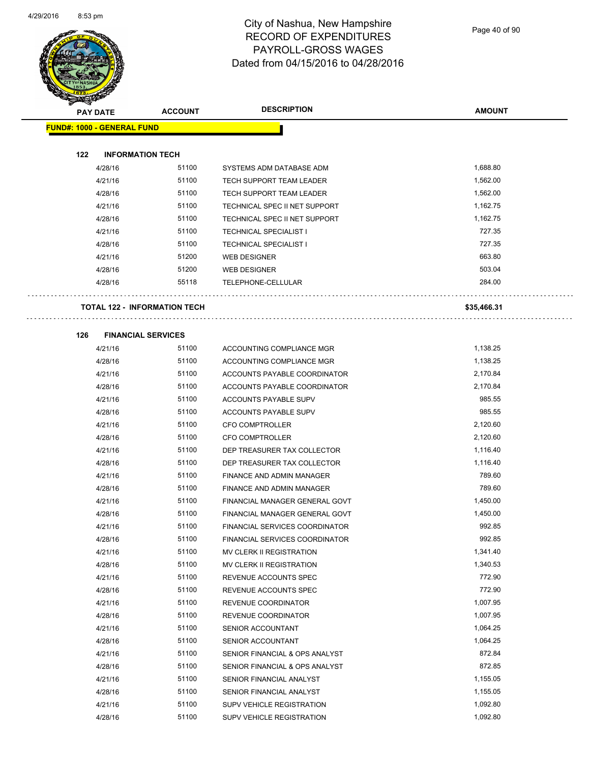# City of Nashua, New Hampshire
## RECORD OF EXPENDITURES
## PAYROLL-GROSS WAGES
## Dated from 04/15/2016 to 04/28/2016

| PAY DATE | ACCOUNT | DESCRIPTION | AMOUNT |
|---|---|---|---|
| **FUND#: 1000 - GENERAL FUND** | | | |
| **122 INFORMATION TECH** | | | |
| 4/28/16 | 51100 | SYSTEMS ADM DATABASE ADM | 1,688.80 |
| 4/21/16 | 51100 | TECH SUPPORT TEAM LEADER | 1,562.00 |
| 4/28/16 | 51100 | TECH SUPPORT TEAM LEADER | 1,562.00 |
| 4/21/16 | 51100 | TECHNICAL SPEC II NET SUPPORT | 1,162.75 |
| 4/28/16 | 51100 | TECHNICAL SPEC II NET SUPPORT | 1,162.75 |
| 4/21/16 | 51100 | TECHNICAL SPECIALIST I | 727.35 |
| 4/28/16 | 51100 | TECHNICAL SPECIALIST I | 727.35 |
| 4/21/16 | 51200 | WEB DESIGNER | 663.80 |
| 4/28/16 | 51200 | WEB DESIGNER | 503.04 |
| 4/28/16 | 55118 | TELEPHONE-CELLULAR | 284.00 |
| **TOTAL 122 - INFORMATION TECH** | | | **$35,466.31** |
| **126 FINANCIAL SERVICES** | | | |
| 4/21/16 | 51100 | ACCOUNTING COMPLIANCE MGR | 1,138.25 |
| 4/28/16 | 51100 | ACCOUNTING COMPLIANCE MGR | 1,138.25 |
| 4/21/16 | 51100 | ACCOUNTS PAYABLE COORDINATOR | 2,170.84 |
| 4/28/16 | 51100 | ACCOUNTS PAYABLE COORDINATOR | 2,170.84 |
| 4/21/16 | 51100 | ACCOUNTS PAYABLE SUPV | 985.55 |
| 4/28/16 | 51100 | ACCOUNTS PAYABLE SUPV | 985.55 |
| 4/21/16 | 51100 | CFO COMPTROLLER | 2,120.60 |
| 4/28/16 | 51100 | CFO COMPTROLLER | 2,120.60 |
| 4/21/16 | 51100 | DEP TREASURER TAX COLLECTOR | 1,116.40 |
| 4/28/16 | 51100 | DEP TREASURER TAX COLLECTOR | 1,116.40 |
| 4/21/16 | 51100 | FINANCE AND ADMIN MANAGER | 789.60 |
| 4/28/16 | 51100 | FINANCE AND ADMIN MANAGER | 789.60 |
| 4/21/16 | 51100 | FINANCIAL MANAGER GENERAL GOVT | 1,450.00 |
| 4/28/16 | 51100 | FINANCIAL MANAGER GENERAL GOVT | 1,450.00 |
| 4/21/16 | 51100 | FINANCIAL SERVICES COORDINATOR | 992.85 |
| 4/28/16 | 51100 | FINANCIAL SERVICES COORDINATOR | 992.85 |
| 4/21/16 | 51100 | MV CLERK II REGISTRATION | 1,341.40 |
| 4/28/16 | 51100 | MV CLERK II REGISTRATION | 1,340.53 |
| 4/21/16 | 51100 | REVENUE ACCOUNTS SPEC | 772.90 |
| 4/28/16 | 51100 | REVENUE ACCOUNTS SPEC | 772.90 |
| 4/21/16 | 51100 | REVENUE COORDINATOR | 1,007.95 |
| 4/28/16 | 51100 | REVENUE COORDINATOR | 1,007.95 |
| 4/21/16 | 51100 | SENIOR ACCOUNTANT | 1,064.25 |
| 4/28/16 | 51100 | SENIOR ACCOUNTANT | 1,064.25 |
| 4/21/16 | 51100 | SENIOR FINANCIAL & OPS ANALYST | 872.84 |
| 4/28/16 | 51100 | SENIOR FINANCIAL & OPS ANALYST | 872.85 |
| 4/21/16 | 51100 | SENIOR FINANCIAL ANALYST | 1,155.05 |
| 4/28/16 | 51100 | SENIOR FINANCIAL ANALYST | 1,155.05 |
| 4/21/16 | 51100 | SUPV VEHICLE REGISTRATION | 1,092.80 |
| 4/28/16 | 51100 | SUPV VEHICLE REGISTRATION | 1,092.80 |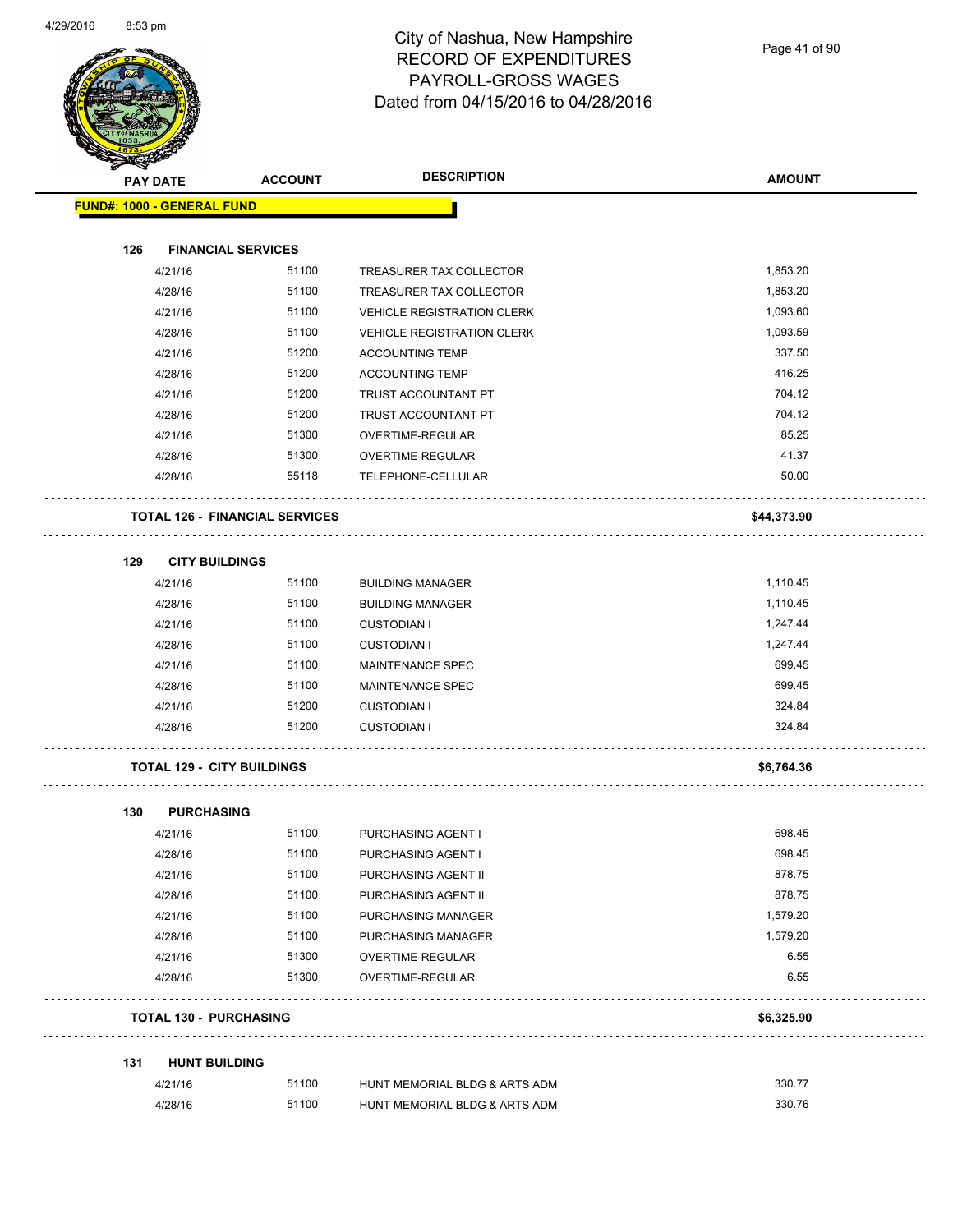# City of Nashua, New Hampshire
## RECORD OF EXPENDITURES
## PAYROLL-GROSS WAGES
## Dated from 04/15/2016 to 04/28/2016

| PAY DATE | ACCOUNT | DESCRIPTION | AMOUNT |
|---|---|---|---|
| **FUND#: 1000 - GENERAL FUND** | | | |
| **126 FINANCIAL SERVICES** | | | |
| 4/21/16 | 51100 | TREASURER TAX COLLECTOR | 1,853.20 |
| 4/28/16 | 51100 | TREASURER TAX COLLECTOR | 1,853.20 |
| 4/21/16 | 51100 | VEHICLE REGISTRATION CLERK | 1,093.60 |
| 4/28/16 | 51100 | VEHICLE REGISTRATION CLERK | 1,093.59 |
| 4/21/16 | 51200 | ACCOUNTING TEMP | 337.50 |
| 4/28/16 | 51200 | ACCOUNTING TEMP | 416.25 |
| 4/21/16 | 51200 | TRUST ACCOUNTANT PT | 704.12 |
| 4/28/16 | 51200 | TRUST ACCOUNTANT PT | 704.12 |
| 4/21/16 | 51300 | OVERTIME-REGULAR | 85.25 |
| 4/28/16 | 51300 | OVERTIME-REGULAR | 41.37 |
| 4/28/16 | 55118 | TELEPHONE-CELLULAR | 50.00 |
| **TOTAL 126 - FINANCIAL SERVICES** | | | **$44,373.90** |
| **129 CITY BUILDINGS** | | | |
| 4/21/16 | 51100 | BUILDING MANAGER | 1,110.45 |
| 4/28/16 | 51100 | BUILDING MANAGER | 1,110.45 |
| 4/21/16 | 51100 | CUSTODIAN I | 1,247.44 |
| 4/28/16 | 51100 | CUSTODIAN I | 1,247.44 |
| 4/21/16 | 51100 | MAINTENANCE SPEC | 699.45 |
| 4/28/16 | 51100 | MAINTENANCE SPEC | 699.45 |
| 4/21/16 | 51200 | CUSTODIAN I | 324.84 |
| 4/28/16 | 51200 | CUSTODIAN I | 324.84 |
| **TOTAL 129 - CITY BUILDINGS** | | | **$6,764.36** |
| **130 PURCHASING** | | | |
| 4/21/16 | 51100 | PURCHASING AGENT I | 698.45 |
| 4/28/16 | 51100 | PURCHASING AGENT I | 698.45 |
| 4/21/16 | 51100 | PURCHASING AGENT II | 878.75 |
| 4/28/16 | 51100 | PURCHASING AGENT II | 878.75 |
| 4/21/16 | 51100 | PURCHASING MANAGER | 1,579.20 |
| 4/28/16 | 51100 | PURCHASING MANAGER | 1,579.20 |
| 4/21/16 | 51300 | OVERTIME-REGULAR | 6.55 |
| 4/28/16 | 51300 | OVERTIME-REGULAR | 6.55 |
| **TOTAL 130 - PURCHASING** | | | **$6,325.90** |
| **131 HUNT BUILDING** | | | |
| 4/21/16 | 51100 | HUNT MEMORIAL BLDG & ARTS ADM | 330.77 |
| 4/28/16 | 51100 | HUNT MEMORIAL BLDG & ARTS ADM | 330.76 |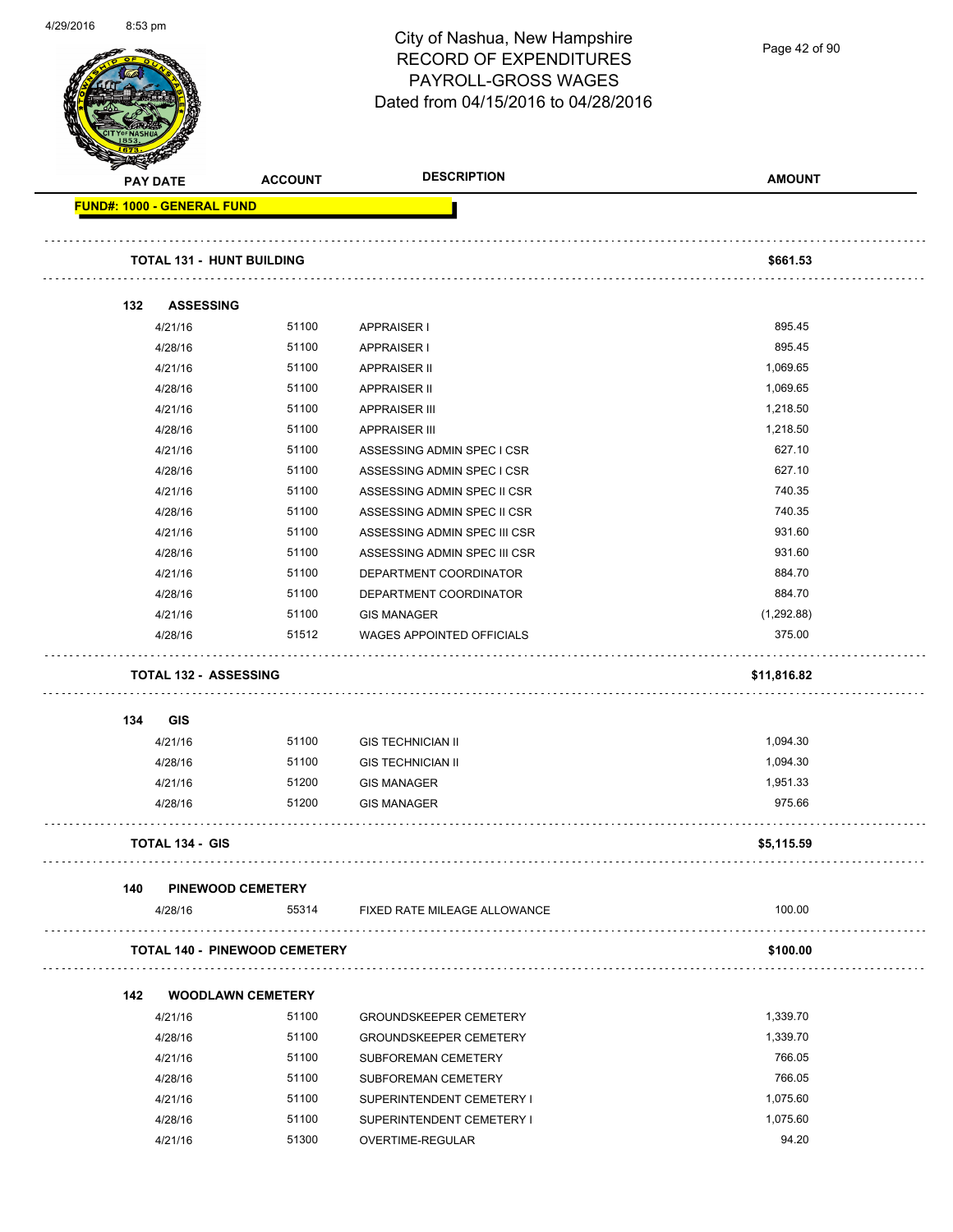# City of Nashua, New Hampshire
# RECORD OF EXPENDITURES
# PAYROLL-GROSS WAGES
# Dated from 04/15/2016 to 04/28/2016

**FUND#: 1000 - GENERAL FUND**

| PAY DATE | ACCOUNT | DESCRIPTION | AMOUNT |
|---|---|---|---|
| **TOTAL 131 - HUNT BUILDING** | | | **$661.53** |
| **132 ASSESSING** | | | |
| 4/21/16 | 51100 | APPRAISER I | 895.45 |
| 4/28/16 | 51100 | APPRAISER I | 895.45 |
| 4/21/16 | 51100 | APPRAISER II | 1,069.65 |
| 4/28/16 | 51100 | APPRAISER II | 1,069.65 |
| 4/21/16 | 51100 | APPRAISER III | 1,218.50 |
| 4/28/16 | 51100 | APPRAISER III | 1,218.50 |
| 4/21/16 | 51100 | ASSESSING ADMIN SPEC I CSR | 627.10 |
| 4/28/16 | 51100 | ASSESSING ADMIN SPEC I CSR | 627.10 |
| 4/21/16 | 51100 | ASSESSING ADMIN SPEC II CSR | 740.35 |
| 4/28/16 | 51100 | ASSESSING ADMIN SPEC II CSR | 740.35 |
| 4/21/16 | 51100 | ASSESSING ADMIN SPEC III CSR | 931.60 |
| 4/28/16 | 51100 | ASSESSING ADMIN SPEC III CSR | 931.60 |
| 4/21/16 | 51100 | DEPARTMENT COORDINATOR | 884.70 |
| 4/28/16 | 51100 | DEPARTMENT COORDINATOR | 884.70 |
| 4/21/16 | 51100 | GIS MANAGER | (1,292.88) |
| 4/28/16 | 51512 | WAGES APPOINTED OFFICIALS | 375.00 |
| **TOTAL 132 - ASSESSING** | | | **$11,816.82** |
| **134 GIS** | | | |
| 4/21/16 | 51100 | GIS TECHNICIAN II | 1,094.30 |
| 4/28/16 | 51100 | GIS TECHNICIAN II | 1,094.30 |
| 4/21/16 | 51200 | GIS MANAGER | 1,951.33 |
| 4/28/16 | 51200 | GIS MANAGER | 975.66 |
| **TOTAL 134 - GIS** | | | **$5,115.59** |
| **140 PINEWOOD CEMETERY** | | | |
| 4/28/16 | 55314 | FIXED RATE MILEAGE ALLOWANCE | 100.00 |
| **TOTAL 140 - PINEWOOD CEMETERY** | | | **$100.00** |
| **142 WOODLAWN CEMETERY** | | | |
| 4/21/16 | 51100 | GROUNDSKEEPER CEMETERY | 1,339.70 |
| 4/28/16 | 51100 | GROUNDSKEEPER CEMETERY | 1,339.70 |
| 4/21/16 | 51100 | SUBFOREMAN CEMETERY | 766.05 |
| 4/28/16 | 51100 | SUBFOREMAN CEMETERY | 766.05 |
| 4/21/16 | 51100 | SUPERINTENDENT CEMETERY I | 1,075.60 |
| 4/28/16 | 51100 | SUPERINTENDENT CEMETERY I | 1,075.60 |
| 4/21/16 | 51300 | OVERTIME-REGULAR | 94.20 |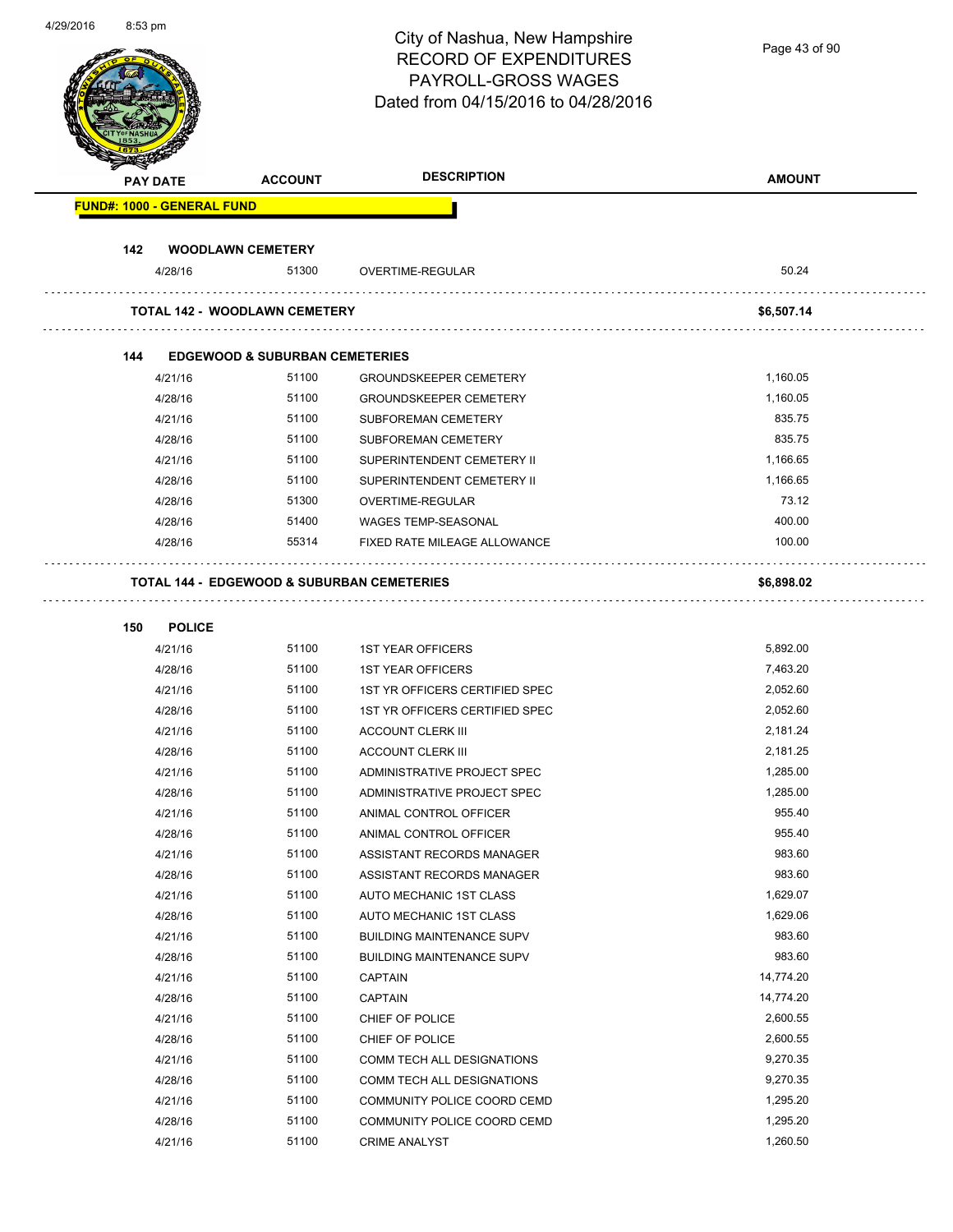City of Nashua, New Hampshire
RECORD OF EXPENDITURES
PAYROLL-GROSS WAGES
Dated from 04/15/2016 to 04/28/2016

| PAY DATE | ACCOUNT | DESCRIPTION | AMOUNT |
|---|---|---|---|
| **FUND#: 1000 - GENERAL FUND** | | | |
| **142 WOODLAWN CEMETERY** | | | |
| 4/28/16 | 51300 | OVERTIME-REGULAR | 50.24 |
| **TOTAL 142 - WOODLAWN CEMETERY** | | | **$6,507.14** |
| **144 EDGEWOOD & SUBURBAN CEMETERIES** | | | |
| 4/21/16 | 51100 | GROUNDSKEEPER CEMETERY | 1,160.05 |
| 4/28/16 | 51100 | GROUNDSKEEPER CEMETERY | 1,160.05 |
| 4/21/16 | 51100 | SUBFOREMAN CEMETERY | 835.75 |
| 4/28/16 | 51100 | SUBFOREMAN CEMETERY | 835.75 |
| 4/21/16 | 51100 | SUPERINTENDENT CEMETERY II | 1,166.65 |
| 4/28/16 | 51100 | SUPERINTENDENT CEMETERY II | 1,166.65 |
| 4/28/16 | 51300 | OVERTIME-REGULAR | 73.12 |
| 4/28/16 | 51400 | WAGES TEMP-SEASONAL | 400.00 |
| 4/28/16 | 55314 | FIXED RATE MILEAGE ALLOWANCE | 100.00 |
| **TOTAL 144 - EDGEWOOD & SUBURBAN CEMETERIES** | | | **$6,898.02** |
| **150 POLICE** | | | |
| 4/21/16 | 51100 | 1ST YEAR OFFICERS | 5,892.00 |
| 4/28/16 | 51100 | 1ST YEAR OFFICERS | 7,463.20 |
| 4/21/16 | 51100 | 1ST YR OFFICERS CERTIFIED SPEC | 2,052.60 |
| 4/28/16 | 51100 | 1ST YR OFFICERS CERTIFIED SPEC | 2,052.60 |
| 4/21/16 | 51100 | ACCOUNT CLERK III | 2,181.24 |
| 4/28/16 | 51100 | ACCOUNT CLERK III | 2,181.25 |
| 4/21/16 | 51100 | ADMINISTRATIVE PROJECT SPEC | 1,285.00 |
| 4/28/16 | 51100 | ADMINISTRATIVE PROJECT SPEC | 1,285.00 |
| 4/21/16 | 51100 | ANIMAL CONTROL OFFICER | 955.40 |
| 4/28/16 | 51100 | ANIMAL CONTROL OFFICER | 955.40 |
| 4/21/16 | 51100 | ASSISTANT RECORDS MANAGER | 983.60 |
| 4/28/16 | 51100 | ASSISTANT RECORDS MANAGER | 983.60 |
| 4/21/16 | 51100 | AUTO MECHANIC 1ST CLASS | 1,629.07 |
| 4/28/16 | 51100 | AUTO MECHANIC 1ST CLASS | 1,629.06 |
| 4/21/16 | 51100 | BUILDING MAINTENANCE SUPV | 983.60 |
| 4/28/16 | 51100 | BUILDING MAINTENANCE SUPV | 983.60 |
| 4/21/16 | 51100 | CAPTAIN | 14,774.20 |
| 4/28/16 | 51100 | CAPTAIN | 14,774.20 |
| 4/21/16 | 51100 | CHIEF OF POLICE | 2,600.55 |
| 4/28/16 | 51100 | CHIEF OF POLICE | 2,600.55 |
| 4/21/16 | 51100 | COMM TECH ALL DESIGNATIONS | 9,270.35 |
| 4/28/16 | 51100 | COMM TECH ALL DESIGNATIONS | 9,270.35 |
| 4/21/16 | 51100 | COMMUNITY POLICE COORD CEMD | 1,295.20 |
| 4/28/16 | 51100 | COMMUNITY POLICE COORD CEMD | 1,295.20 |
| 4/21/16 | 51100 | CRIME ANALYST | 1,260.50 |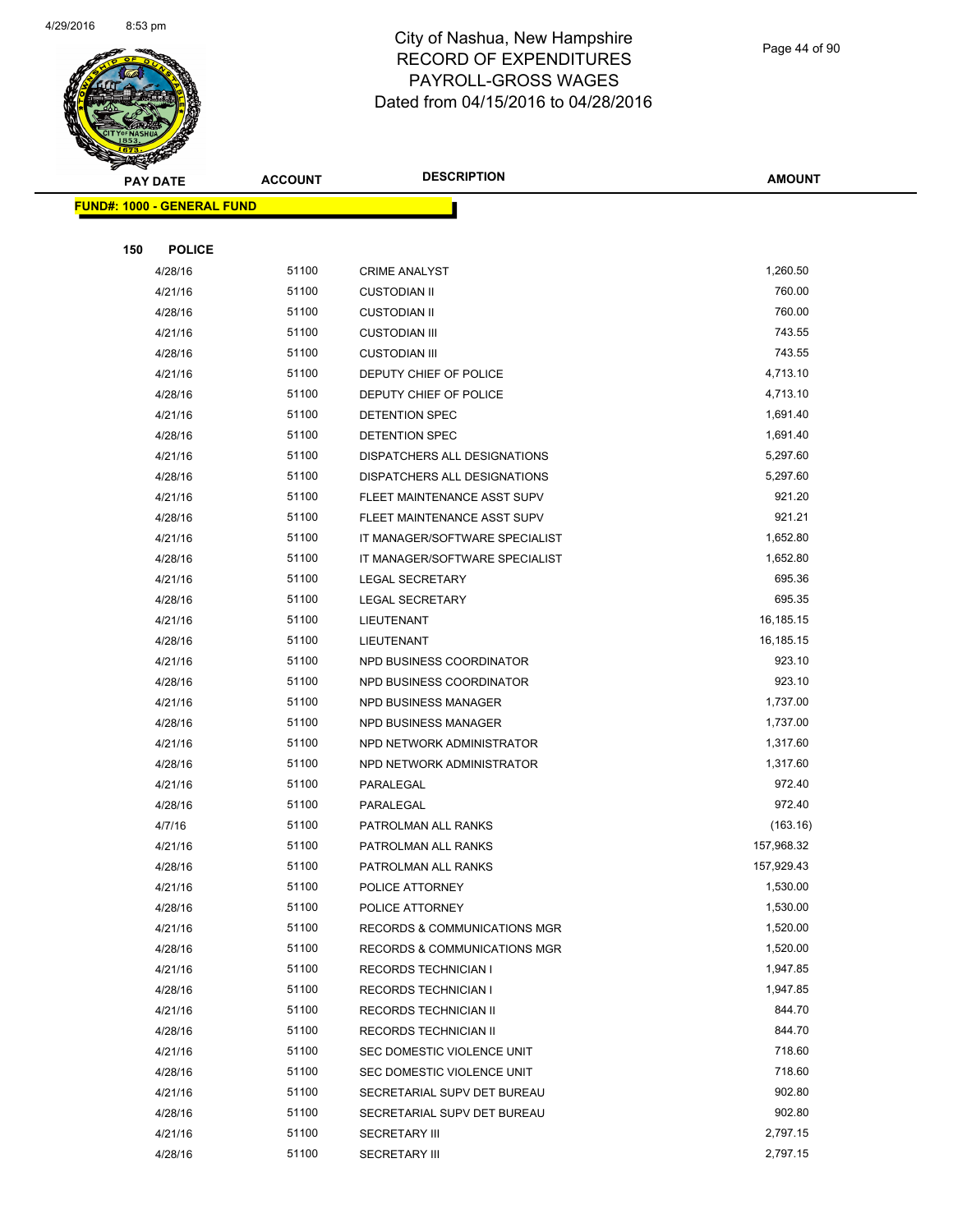# City of Nashua, New Hampshire
## RECORD OF EXPENDITURES
## PAYROLL-GROSS WAGES
## Dated from 04/15/2016 to 04/28/2016

**FUND#: 1000 - GENERAL FUND**

**150 POLICE**

| PAY DATE | ACCOUNT | DESCRIPTION | AMOUNT |
|---|---|---|---|
| 4/28/16 | 51100 | CRIME ANALYST | 1,260.50 |
| 4/21/16 | 51100 | CUSTODIAN II | 760.00 |
| 4/28/16 | 51100 | CUSTODIAN II | 760.00 |
| 4/21/16 | 51100 | CUSTODIAN III | 743.55 |
| 4/28/16 | 51100 | CUSTODIAN III | 743.55 |
| 4/21/16 | 51100 | DEPUTY CHIEF OF POLICE | 4,713.10 |
| 4/28/16 | 51100 | DEPUTY CHIEF OF POLICE | 4,713.10 |
| 4/21/16 | 51100 | DETENTION SPEC | 1,691.40 |
| 4/28/16 | 51100 | DETENTION SPEC | 1,691.40 |
| 4/21/16 | 51100 | DISPATCHERS ALL DESIGNATIONS | 5,297.60 |
| 4/28/16 | 51100 | DISPATCHERS ALL DESIGNATIONS | 5,297.60 |
| 4/21/16 | 51100 | FLEET MAINTENANCE ASST SUPV | 921.20 |
| 4/28/16 | 51100 | FLEET MAINTENANCE ASST SUPV | 921.21 |
| 4/21/16 | 51100 | IT MANAGER/SOFTWARE SPECIALIST | 1,652.80 |
| 4/28/16 | 51100 | IT MANAGER/SOFTWARE SPECIALIST | 1,652.80 |
| 4/21/16 | 51100 | LEGAL SECRETARY | 695.36 |
| 4/28/16 | 51100 | LEGAL SECRETARY | 695.35 |
| 4/21/16 | 51100 | LIEUTENANT | 16,185.15 |
| 4/28/16 | 51100 | LIEUTENANT | 16,185.15 |
| 4/21/16 | 51100 | NPD BUSINESS COORDINATOR | 923.10 |
| 4/28/16 | 51100 | NPD BUSINESS COORDINATOR | 923.10 |
| 4/21/16 | 51100 | NPD BUSINESS MANAGER | 1,737.00 |
| 4/28/16 | 51100 | NPD BUSINESS MANAGER | 1,737.00 |
| 4/21/16 | 51100 | NPD NETWORK ADMINISTRATOR | 1,317.60 |
| 4/28/16 | 51100 | NPD NETWORK ADMINISTRATOR | 1,317.60 |
| 4/21/16 | 51100 | PARALEGAL | 972.40 |
| 4/28/16 | 51100 | PARALEGAL | 972.40 |
| 4/7/16 | 51100 | PATROLMAN ALL RANKS | (163.16) |
| 4/21/16 | 51100 | PATROLMAN ALL RANKS | 157,968.32 |
| 4/28/16 | 51100 | PATROLMAN ALL RANKS | 157,929.43 |
| 4/21/16 | 51100 | POLICE ATTORNEY | 1,530.00 |
| 4/28/16 | 51100 | POLICE ATTORNEY | 1,530.00 |
| 4/21/16 | 51100 | RECORDS & COMMUNICATIONS MGR | 1,520.00 |
| 4/28/16 | 51100 | RECORDS & COMMUNICATIONS MGR | 1,520.00 |
| 4/21/16 | 51100 | RECORDS TECHNICIAN I | 1,947.85 |
| 4/28/16 | 51100 | RECORDS TECHNICIAN I | 1,947.85 |
| 4/21/16 | 51100 | RECORDS TECHNICIAN II | 844.70 |
| 4/28/16 | 51100 | RECORDS TECHNICIAN II | 844.70 |
| 4/21/16 | 51100 | SEC DOMESTIC VIOLENCE UNIT | 718.60 |
| 4/28/16 | 51100 | SEC DOMESTIC VIOLENCE UNIT | 718.60 |
| 4/21/16 | 51100 | SECRETARIAL SUPV DET BUREAU | 902.80 |
| 4/28/16 | 51100 | SECRETARIAL SUPV DET BUREAU | 902.80 |
| 4/21/16 | 51100 | SECRETARY III | 2,797.15 |
| 4/28/16 | 51100 | SECRETARY III | 2,797.15 |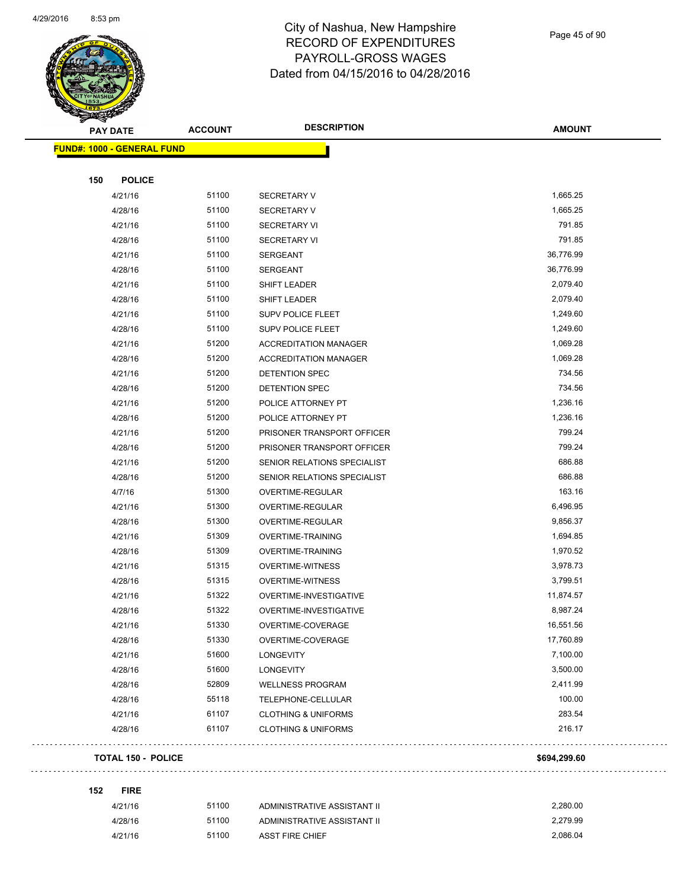# City of Nashua, New Hampshire
# RECORD OF EXPENDITURES
# PAYROLL-GROSS WAGES
# Dated from 04/15/2016 to 04/28/2016

**FUND#: 1000 - GENERAL FUND**

### 150 POLICE

| PAY DATE | ACCOUNT | DESCRIPTION | AMOUNT |
|---|---|---|---|
| 4/21/16 | 51100 | SECRETARY V | 1,665.25 |
| 4/28/16 | 51100 | SECRETARY V | 1,665.25 |
| 4/21/16 | 51100 | SECRETARY VI | 791.85 |
| 4/28/16 | 51100 | SECRETARY VI | 791.85 |
| 4/21/16 | 51100 | SERGEANT | 36,776.99 |
| 4/28/16 | 51100 | SERGEANT | 36,776.99 |
| 4/21/16 | 51100 | SHIFT LEADER | 2,079.40 |
| 4/28/16 | 51100 | SHIFT LEADER | 2,079.40 |
| 4/21/16 | 51100 | SUPV POLICE FLEET | 1,249.60 |
| 4/28/16 | 51100 | SUPV POLICE FLEET | 1,249.60 |
| 4/21/16 | 51200 | ACCREDITATION MANAGER | 1,069.28 |
| 4/28/16 | 51200 | ACCREDITATION MANAGER | 1,069.28 |
| 4/21/16 | 51200 | DETENTION SPEC | 734.56 |
| 4/28/16 | 51200 | DETENTION SPEC | 734.56 |
| 4/21/16 | 51200 | POLICE ATTORNEY PT | 1,236.16 |
| 4/28/16 | 51200 | POLICE ATTORNEY PT | 1,236.16 |
| 4/21/16 | 51200 | PRISONER TRANSPORT OFFICER | 799.24 |
| 4/28/16 | 51200 | PRISONER TRANSPORT OFFICER | 799.24 |
| 4/21/16 | 51200 | SENIOR RELATIONS SPECIALIST | 686.88 |
| 4/28/16 | 51200 | SENIOR RELATIONS SPECIALIST | 686.88 |
| 4/7/16 | 51300 | OVERTIME-REGULAR | 163.16 |
| 4/21/16 | 51300 | OVERTIME-REGULAR | 6,496.95 |
| 4/28/16 | 51300 | OVERTIME-REGULAR | 9,856.37 |
| 4/21/16 | 51309 | OVERTIME-TRAINING | 1,694.85 |
| 4/28/16 | 51309 | OVERTIME-TRAINING | 1,970.52 |
| 4/21/16 | 51315 | OVERTIME-WITNESS | 3,978.73 |
| 4/28/16 | 51315 | OVERTIME-WITNESS | 3,799.51 |
| 4/21/16 | 51322 | OVERTIME-INVESTIGATIVE | 11,874.57 |
| 4/28/16 | 51322 | OVERTIME-INVESTIGATIVE | 8,987.24 |
| 4/21/16 | 51330 | OVERTIME-COVERAGE | 16,551.56 |
| 4/28/16 | 51330 | OVERTIME-COVERAGE | 17,760.89 |
| 4/21/16 | 51600 | LONGEVITY | 7,100.00 |
| 4/28/16 | 51600 | LONGEVITY | 3,500.00 |
| 4/28/16 | 52809 | WELLNESS PROGRAM | 2,411.99 |
| 4/28/16 | 55118 | TELEPHONE-CELLULAR | 100.00 |
| 4/21/16 | 61107 | CLOTHING & UNIFORMS | 283.54 |
| 4/28/16 | 61107 | CLOTHING & UNIFORMS | 216.17 |

**TOTAL 150 - POLICE** **$694,299.60**

### 152 FIRE

| PAY DATE | ACCOUNT | DESCRIPTION | AMOUNT |
|---|---|---|---|
| 4/21/16 | 51100 | ADMINISTRATIVE ASSISTANT II | 2,280.00 |
| 4/28/16 | 51100 | ADMINISTRATIVE ASSISTANT II | 2,279.99 |
| 4/21/16 | 51100 | ASST FIRE CHIEF | 2,086.04 |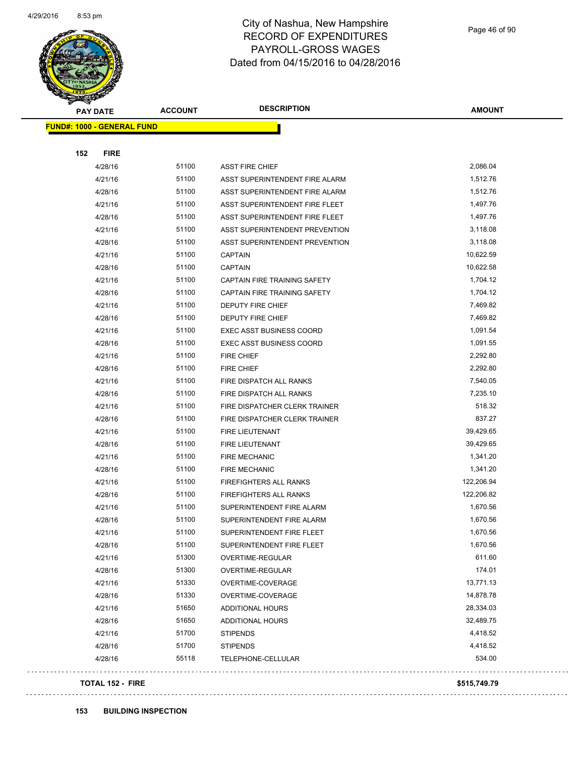# City of Nashua, New Hampshire
## RECORD OF EXPENDITURES
## PAYROLL-GROSS WAGES
## Dated from 04/15/2016 to 04/28/2016

**FUND#: 1000 - GENERAL FUND**

**152 FIRE**

| PAY DATE | ACCOUNT | DESCRIPTION | AMOUNT |
|---|---|---|---|
| 4/28/16 | 51100 | ASST FIRE CHIEF | 2,086.04 |
| 4/21/16 | 51100 | ASST SUPERINTENDENT FIRE ALARM | 1,512.76 |
| 4/28/16 | 51100 | ASST SUPERINTENDENT FIRE ALARM | 1,512.76 |
| 4/21/16 | 51100 | ASST SUPERINTENDENT FIRE FLEET | 1,497.76 |
| 4/28/16 | 51100 | ASST SUPERINTENDENT FIRE FLEET | 1,497.76 |
| 4/21/16 | 51100 | ASST SUPERINTENDENT PREVENTION | 3,118.08 |
| 4/28/16 | 51100 | ASST SUPERINTENDENT PREVENTION | 3,118.08 |
| 4/21/16 | 51100 | CAPTAIN | 10,622.59 |
| 4/28/16 | 51100 | CAPTAIN | 10,622.58 |
| 4/21/16 | 51100 | CAPTAIN FIRE TRAINING SAFETY | 1,704.12 |
| 4/28/16 | 51100 | CAPTAIN FIRE TRAINING SAFETY | 1,704.12 |
| 4/21/16 | 51100 | DEPUTY FIRE CHIEF | 7,469.82 |
| 4/28/16 | 51100 | DEPUTY FIRE CHIEF | 7,469.82 |
| 4/21/16 | 51100 | EXEC ASST BUSINESS COORD | 1,091.54 |
| 4/28/16 | 51100 | EXEC ASST BUSINESS COORD | 1,091.55 |
| 4/21/16 | 51100 | FIRE CHIEF | 2,292.80 |
| 4/28/16 | 51100 | FIRE CHIEF | 2,292.80 |
| 4/21/16 | 51100 | FIRE DISPATCH ALL RANKS | 7,540.05 |
| 4/28/16 | 51100 | FIRE DISPATCH ALL RANKS | 7,235.10 |
| 4/21/16 | 51100 | FIRE DISPATCHER CLERK TRAINER | 518.32 |
| 4/28/16 | 51100 | FIRE DISPATCHER CLERK TRAINER | 837.27 |
| 4/21/16 | 51100 | FIRE LIEUTENANT | 39,429.65 |
| 4/28/16 | 51100 | FIRE LIEUTENANT | 39,429.65 |
| 4/21/16 | 51100 | FIRE MECHANIC | 1,341.20 |
| 4/28/16 | 51100 | FIRE MECHANIC | 1,341.20 |
| 4/21/16 | 51100 | FIREFIGHTERS ALL RANKS | 122,206.94 |
| 4/28/16 | 51100 | FIREFIGHTERS ALL RANKS | 122,206.82 |
| 4/21/16 | 51100 | SUPERINTENDENT FIRE ALARM | 1,670.56 |
| 4/28/16 | 51100 | SUPERINTENDENT FIRE ALARM | 1,670.56 |
| 4/21/16 | 51100 | SUPERINTENDENT FIRE FLEET | 1,670.56 |
| 4/28/16 | 51100 | SUPERINTENDENT FIRE FLEET | 1,670.56 |
| 4/21/16 | 51300 | OVERTIME-REGULAR | 611.60 |
| 4/28/16 | 51300 | OVERTIME-REGULAR | 174.01 |
| 4/21/16 | 51330 | OVERTIME-COVERAGE | 13,771.13 |
| 4/28/16 | 51330 | OVERTIME-COVERAGE | 14,878.78 |
| 4/21/16 | 51650 | ADDITIONAL HOURS | 28,334.03 |
| 4/28/16 | 51650 | ADDITIONAL HOURS | 32,489.75 |
| 4/21/16 | 51700 | STIPENDS | 4,418.52 |
| 4/28/16 | 51700 | STIPENDS | 4,418.52 |
| 4/28/16 | 55118 | TELEPHONE-CELLULAR | 534.00 |
| **TOTAL 152 - FIRE** | | | **$515,749.79** |

**153 BUILDING INSPECTION**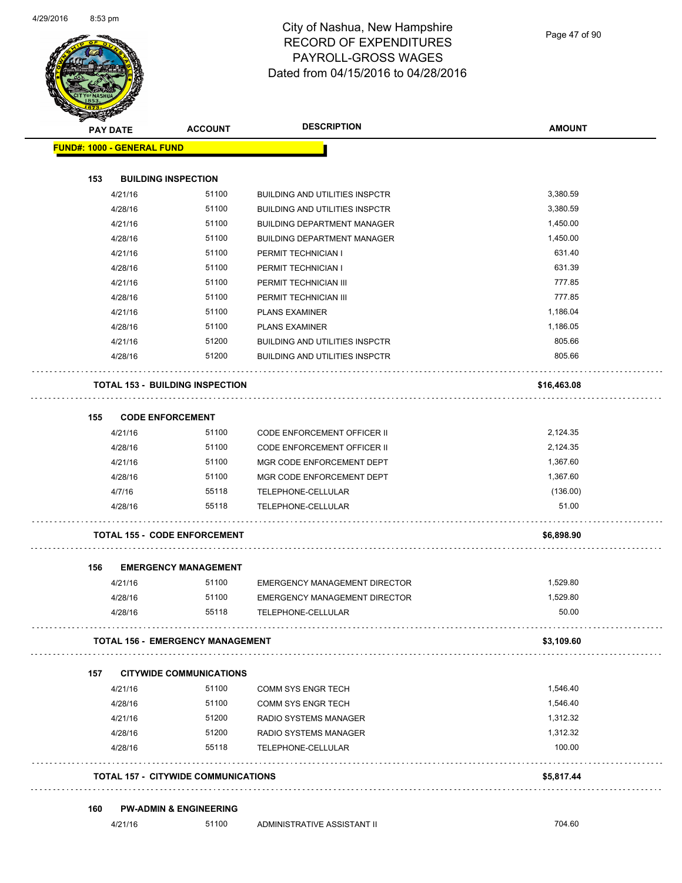# City of Nashua, New Hampshire
## RECORD OF EXPENDITURES
## PAYROLL-GROSS WAGES
## Dated from 04/15/2016 to 04/28/2016

| PAY DATE | ACCOUNT | DESCRIPTION | AMOUNT |
|---|---|---|---|
| **FUND#: 1000 - GENERAL FUND** | | | |
| **153 BUILDING INSPECTION** | | | |
| 4/21/16 | 51100 | BUILDING AND UTILITIES INSPCTR | 3,380.59 |
| 4/28/16 | 51100 | BUILDING AND UTILITIES INSPCTR | 3,380.59 |
| 4/21/16 | 51100 | BUILDING DEPARTMENT MANAGER | 1,450.00 |
| 4/28/16 | 51100 | BUILDING DEPARTMENT MANAGER | 1,450.00 |
| 4/21/16 | 51100 | PERMIT TECHNICIAN I | 631.40 |
| 4/28/16 | 51100 | PERMIT TECHNICIAN I | 631.39 |
| 4/21/16 | 51100 | PERMIT TECHNICIAN III | 777.85 |
| 4/28/16 | 51100 | PERMIT TECHNICIAN III | 777.85 |
| 4/21/16 | 51100 | PLANS EXAMINER | 1,186.04 |
| 4/28/16 | 51100 | PLANS EXAMINER | 1,186.05 |
| 4/21/16 | 51200 | BUILDING AND UTILITIES INSPCTR | 805.66 |
| 4/28/16 | 51200 | BUILDING AND UTILITIES INSPCTR | 805.66 |
| **TOTAL 153 - BUILDING INSPECTION** | | | **$16,463.08** |
| **155 CODE ENFORCEMENT** | | | |
| 4/21/16 | 51100 | CODE ENFORCEMENT OFFICER II | 2,124.35 |
| 4/28/16 | 51100 | CODE ENFORCEMENT OFFICER II | 2,124.35 |
| 4/21/16 | 51100 | MGR CODE ENFORCEMENT DEPT | 1,367.60 |
| 4/28/16 | 51100 | MGR CODE ENFORCEMENT DEPT | 1,367.60 |
| 4/7/16 | 55118 | TELEPHONE-CELLULAR | (136.00) |
| 4/28/16 | 55118 | TELEPHONE-CELLULAR | 51.00 |
| **TOTAL 155 - CODE ENFORCEMENT** | | | **$6,898.90** |
| **156 EMERGENCY MANAGEMENT** | | | |
| 4/21/16 | 51100 | EMERGENCY MANAGEMENT DIRECTOR | 1,529.80 |
| 4/28/16 | 51100 | EMERGENCY MANAGEMENT DIRECTOR | 1,529.80 |
| 4/28/16 | 55118 | TELEPHONE-CELLULAR | 50.00 |
| **TOTAL 156 - EMERGENCY MANAGEMENT** | | | **$3,109.60** |
| **157 CITYWIDE COMMUNICATIONS** | | | |
| 4/21/16 | 51100 | COMM SYS ENGR TECH | 1,546.40 |
| 4/28/16 | 51100 | COMM SYS ENGR TECH | 1,546.40 |
| 4/21/16 | 51200 | RADIO SYSTEMS MANAGER | 1,312.32 |
| 4/28/16 | 51200 | RADIO SYSTEMS MANAGER | 1,312.32 |
| 4/28/16 | 55118 | TELEPHONE-CELLULAR | 100.00 |
| **TOTAL 157 - CITYWIDE COMMUNICATIONS** | | | **$5,817.44** |
| **160 PW-ADMIN & ENGINEERING** | | | |
| 4/21/16 | 51100 | ADMINISTRATIVE ASSISTANT II | 704.60 |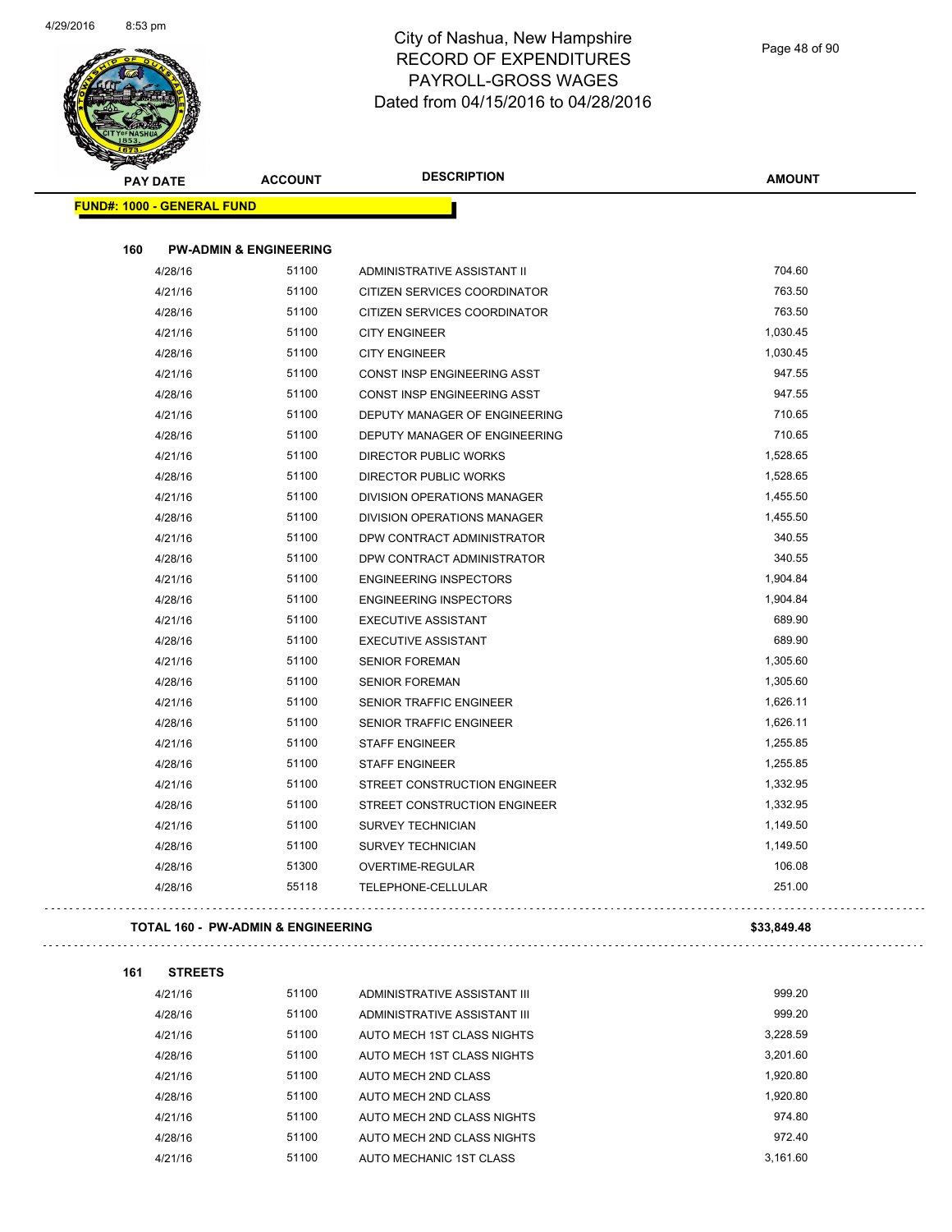# City of Nashua, New Hampshire
## RECORD OF EXPENDITURES
## PAYROLL-GROSS WAGES
## Dated from 04/15/2016 to 04/28/2016

**FUND#: 1000 - GENERAL FUND**

### 160 PW-ADMIN & ENGINEERING

| PAY DATE | ACCOUNT | DESCRIPTION | AMOUNT |
|---|---|---|---|
| 4/28/16 | 51100 | ADMINISTRATIVE ASSISTANT II | 704.60 |
| 4/21/16 | 51100 | CITIZEN SERVICES COORDINATOR | 763.50 |
| 4/28/16 | 51100 | CITIZEN SERVICES COORDINATOR | 763.50 |
| 4/21/16 | 51100 | CITY ENGINEER | 1,030.45 |
| 4/28/16 | 51100 | CITY ENGINEER | 1,030.45 |
| 4/21/16 | 51100 | CONST INSP ENGINEERING ASST | 947.55 |
| 4/28/16 | 51100 | CONST INSP ENGINEERING ASST | 947.55 |
| 4/21/16 | 51100 | DEPUTY MANAGER OF ENGINEERING | 710.65 |
| 4/28/16 | 51100 | DEPUTY MANAGER OF ENGINEERING | 710.65 |
| 4/21/16 | 51100 | DIRECTOR PUBLIC WORKS | 1,528.65 |
| 4/28/16 | 51100 | DIRECTOR PUBLIC WORKS | 1,528.65 |
| 4/21/16 | 51100 | DIVISION OPERATIONS MANAGER | 1,455.50 |
| 4/28/16 | 51100 | DIVISION OPERATIONS MANAGER | 1,455.50 |
| 4/21/16 | 51100 | DPW CONTRACT ADMINISTRATOR | 340.55 |
| 4/28/16 | 51100 | DPW CONTRACT ADMINISTRATOR | 340.55 |
| 4/21/16 | 51100 | ENGINEERING INSPECTORS | 1,904.84 |
| 4/28/16 | 51100 | ENGINEERING INSPECTORS | 1,904.84 |
| 4/21/16 | 51100 | EXECUTIVE ASSISTANT | 689.90 |
| 4/28/16 | 51100 | EXECUTIVE ASSISTANT | 689.90 |
| 4/21/16 | 51100 | SENIOR FOREMAN | 1,305.60 |
| 4/28/16 | 51100 | SENIOR FOREMAN | 1,305.60 |
| 4/21/16 | 51100 | SENIOR TRAFFIC ENGINEER | 1,626.11 |
| 4/28/16 | 51100 | SENIOR TRAFFIC ENGINEER | 1,626.11 |
| 4/21/16 | 51100 | STAFF ENGINEER | 1,255.85 |
| 4/28/16 | 51100 | STAFF ENGINEER | 1,255.85 |
| 4/21/16 | 51100 | STREET CONSTRUCTION ENGINEER | 1,332.95 |
| 4/28/16 | 51100 | STREET CONSTRUCTION ENGINEER | 1,332.95 |
| 4/21/16 | 51100 | SURVEY TECHNICIAN | 1,149.50 |
| 4/28/16 | 51100 | SURVEY TECHNICIAN | 1,149.50 |
| 4/28/16 | 51300 | OVERTIME-REGULAR | 106.08 |
| 4/28/16 | 55118 | TELEPHONE-CELLULAR | 251.00 |

**TOTAL 160 - PW-ADMIN & ENGINEERING** **$33,849.48**

### 161 STREETS

| PAY DATE | ACCOUNT | DESCRIPTION | AMOUNT |
|---|---|---|---|
| 4/21/16 | 51100 | ADMINISTRATIVE ASSISTANT III | 999.20 |
| 4/28/16 | 51100 | ADMINISTRATIVE ASSISTANT III | 999.20 |
| 4/21/16 | 51100 | AUTO MECH 1ST CLASS NIGHTS | 3,228.59 |
| 4/28/16 | 51100 | AUTO MECH 1ST CLASS NIGHTS | 3,201.60 |
| 4/21/16 | 51100 | AUTO MECH 2ND CLASS | 1,920.80 |
| 4/28/16 | 51100 | AUTO MECH 2ND CLASS | 1,920.80 |
| 4/21/16 | 51100 | AUTO MECH 2ND CLASS NIGHTS | 974.80 |
| 4/28/16 | 51100 | AUTO MECH 2ND CLASS NIGHTS | 972.40 |
| 4/21/16 | 51100 | AUTO MECHANIC 1ST CLASS | 3,161.60 |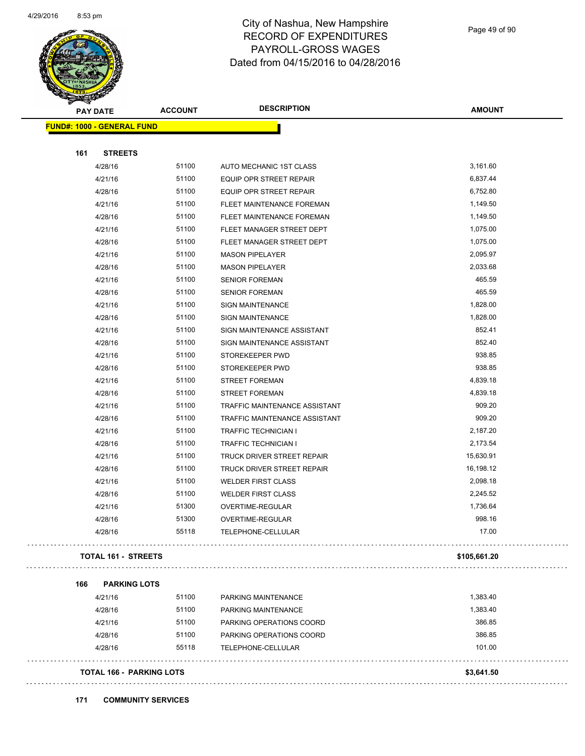# City of Nashua, New Hampshire
## RECORD OF EXPENDITURES
## PAYROLL-GROSS WAGES
## Dated from 04/15/2016 to 04/28/2016

**FUND#: 1000 - GENERAL FUND**

| PAY DATE | ACCOUNT | DESCRIPTION | AMOUNT |
|---|---|---|---|
| **161 STREETS** | | | |
| 4/28/16 | 51100 | AUTO MECHANIC 1ST CLASS | 3,161.60 |
| 4/21/16 | 51100 | EQUIP OPR STREET REPAIR | 6,837.44 |
| 4/28/16 | 51100 | EQUIP OPR STREET REPAIR | 6,752.80 |
| 4/21/16 | 51100 | FLEET MAINTENANCE FOREMAN | 1,149.50 |
| 4/28/16 | 51100 | FLEET MAINTENANCE FOREMAN | 1,149.50 |
| 4/21/16 | 51100 | FLEET MANAGER STREET DEPT | 1,075.00 |
| 4/28/16 | 51100 | FLEET MANAGER STREET DEPT | 1,075.00 |
| 4/21/16 | 51100 | MASON PIPELAYER | 2,095.97 |
| 4/28/16 | 51100 | MASON PIPELAYER | 2,033.68 |
| 4/21/16 | 51100 | SENIOR FOREMAN | 465.59 |
| 4/28/16 | 51100 | SENIOR FOREMAN | 465.59 |
| 4/21/16 | 51100 | SIGN MAINTENANCE | 1,828.00 |
| 4/28/16 | 51100 | SIGN MAINTENANCE | 1,828.00 |
| 4/21/16 | 51100 | SIGN MAINTENANCE ASSISTANT | 852.41 |
| 4/28/16 | 51100 | SIGN MAINTENANCE ASSISTANT | 852.40 |
| 4/21/16 | 51100 | STOREKEEPER PWD | 938.85 |
| 4/28/16 | 51100 | STOREKEEPER PWD | 938.85 |
| 4/21/16 | 51100 | STREET FOREMAN | 4,839.18 |
| 4/28/16 | 51100 | STREET FOREMAN | 4,839.18 |
| 4/21/16 | 51100 | TRAFFIC MAINTENANCE ASSISTANT | 909.20 |
| 4/28/16 | 51100 | TRAFFIC MAINTENANCE ASSISTANT | 909.20 |
| 4/21/16 | 51100 | TRAFFIC TECHNICIAN I | 2,187.20 |
| 4/28/16 | 51100 | TRAFFIC TECHNICIAN I | 2,173.54 |
| 4/21/16 | 51100 | TRUCK DRIVER STREET REPAIR | 15,630.91 |
| 4/28/16 | 51100 | TRUCK DRIVER STREET REPAIR | 16,198.12 |
| 4/21/16 | 51100 | WELDER FIRST CLASS | 2,098.18 |
| 4/28/16 | 51100 | WELDER FIRST CLASS | 2,245.52 |
| 4/21/16 | 51300 | OVERTIME-REGULAR | 1,736.64 |
| 4/28/16 | 51300 | OVERTIME-REGULAR | 998.16 |
| 4/28/16 | 55118 | TELEPHONE-CELLULAR | 17.00 |
| **TOTAL 161 - STREETS** | | | **$105,661.20** |
| **166 PARKING LOTS** | | | |
| 4/21/16 | 51100 | PARKING MAINTENANCE | 1,383.40 |
| 4/28/16 | 51100 | PARKING MAINTENANCE | 1,383.40 |
| 4/21/16 | 51100 | PARKING OPERATIONS COORD | 386.85 |
| 4/28/16 | 51100 | PARKING OPERATIONS COORD | 386.85 |
| 4/28/16 | 55118 | TELEPHONE-CELLULAR | 101.00 |
| **TOTAL 166 - PARKING LOTS** | | | **$3,641.50** |

**171 COMMUNITY SERVICES**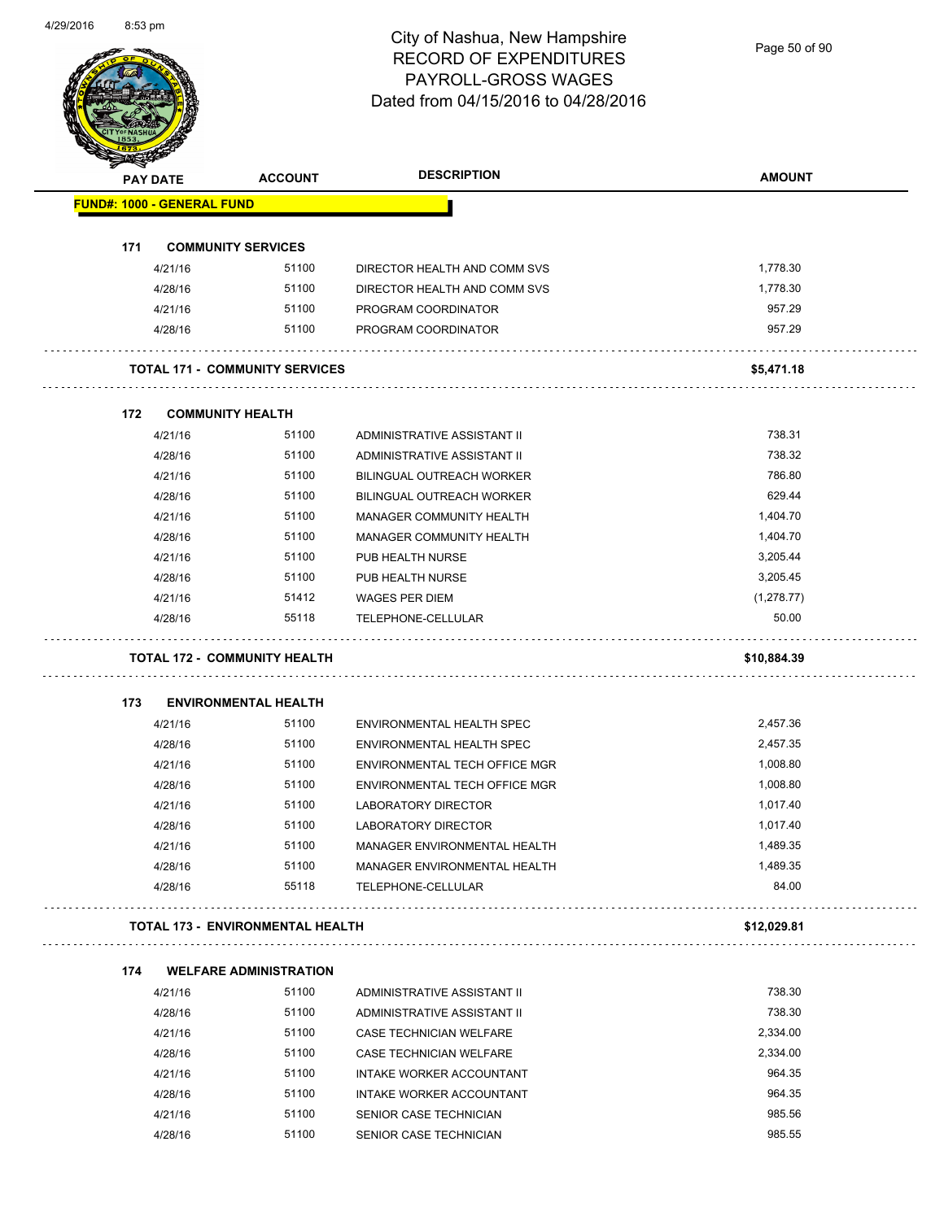# City of Nashua, New Hampshire
## RECORD OF EXPENDITURES
## PAYROLL-GROSS WAGES
## Dated from 04/15/2016 to 04/28/2016

| PAY DATE | ACCOUNT | DESCRIPTION | AMOUNT |
|---|---|---|---|
| **FUND#: 1000 - GENERAL FUND** | | | |
| **171 COMMUNITY SERVICES** | | | |
| 4/21/16 | 51100 | DIRECTOR HEALTH AND COMM SVS | 1,778.30 |
| 4/28/16 | 51100 | DIRECTOR HEALTH AND COMM SVS | 1,778.30 |
| 4/21/16 | 51100 | PROGRAM COORDINATOR | 957.29 |
| 4/28/16 | 51100 | PROGRAM COORDINATOR | 957.29 |
| **TOTAL 171 - COMMUNITY SERVICES** | | | **$5,471.18** |
| **172 COMMUNITY HEALTH** | | | |
| 4/21/16 | 51100 | ADMINISTRATIVE ASSISTANT II | 738.31 |
| 4/28/16 | 51100 | ADMINISTRATIVE ASSISTANT II | 738.32 |
| 4/21/16 | 51100 | BILINGUAL OUTREACH WORKER | 786.80 |
| 4/28/16 | 51100 | BILINGUAL OUTREACH WORKER | 629.44 |
| 4/21/16 | 51100 | MANAGER COMMUNITY HEALTH | 1,404.70 |
| 4/28/16 | 51100 | MANAGER COMMUNITY HEALTH | 1,404.70 |
| 4/21/16 | 51100 | PUB HEALTH NURSE | 3,205.44 |
| 4/28/16 | 51100 | PUB HEALTH NURSE | 3,205.45 |
| 4/21/16 | 51412 | WAGES PER DIEM | (1,278.77) |
| 4/28/16 | 55118 | TELEPHONE-CELLULAR | 50.00 |
| **TOTAL 172 - COMMUNITY HEALTH** | | | **$10,884.39** |
| **173 ENVIRONMENTAL HEALTH** | | | |
| 4/21/16 | 51100 | ENVIRONMENTAL HEALTH SPEC | 2,457.36 |
| 4/28/16 | 51100 | ENVIRONMENTAL HEALTH SPEC | 2,457.35 |
| 4/21/16 | 51100 | ENVIRONMENTAL TECH OFFICE MGR | 1,008.80 |
| 4/28/16 | 51100 | ENVIRONMENTAL TECH OFFICE MGR | 1,008.80 |
| 4/21/16 | 51100 | LABORATORY DIRECTOR | 1,017.40 |
| 4/28/16 | 51100 | LABORATORY DIRECTOR | 1,017.40 |
| 4/21/16 | 51100 | MANAGER ENVIRONMENTAL HEALTH | 1,489.35 |
| 4/28/16 | 51100 | MANAGER ENVIRONMENTAL HEALTH | 1,489.35 |
| 4/28/16 | 55118 | TELEPHONE-CELLULAR | 84.00 |
| **TOTAL 173 - ENVIRONMENTAL HEALTH** | | | **$12,029.81** |
| **174 WELFARE ADMINISTRATION** | | | |
| 4/21/16 | 51100 | ADMINISTRATIVE ASSISTANT II | 738.30 |
| 4/28/16 | 51100 | ADMINISTRATIVE ASSISTANT II | 738.30 |
| 4/21/16 | 51100 | CASE TECHNICIAN WELFARE | 2,334.00 |
| 4/28/16 | 51100 | CASE TECHNICIAN WELFARE | 2,334.00 |
| 4/21/16 | 51100 | INTAKE WORKER ACCOUNTANT | 964.35 |
| 4/28/16 | 51100 | INTAKE WORKER ACCOUNTANT | 964.35 |
| 4/21/16 | 51100 | SENIOR CASE TECHNICIAN | 985.56 |
| 4/28/16 | 51100 | SENIOR CASE TECHNICIAN | 985.55 |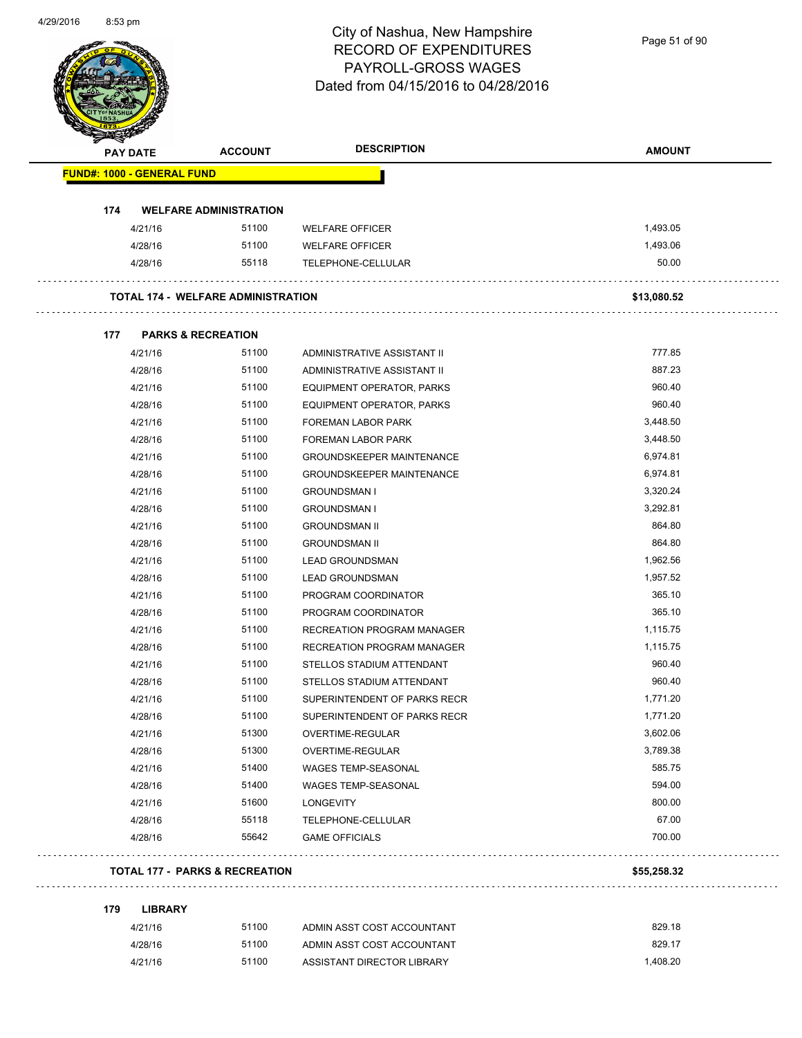# City of Nashua, New Hampshire
## RECORD OF EXPENDITURES
## PAYROLL-GROSS WAGES
## Dated from 04/15/2016 to 04/28/2016

| PAY DATE | ACCOUNT | DESCRIPTION | AMOUNT |
|---|---|---|---|
| **FUND#: 1000 - GENERAL FUND** | | | |
| **174 WELFARE ADMINISTRATION** | | | |
| 4/21/16 | 51100 | WELFARE OFFICER | 1,493.05 |
| 4/28/16 | 51100 | WELFARE OFFICER | 1,493.06 |
| 4/28/16 | 55118 | TELEPHONE-CELLULAR | 50.00 |
| **TOTAL 174 - WELFARE ADMINISTRATION** | | | **$13,080.52** |
| **177 PARKS & RECREATION** | | | |
| 4/21/16 | 51100 | ADMINISTRATIVE ASSISTANT II | 777.85 |
| 4/28/16 | 51100 | ADMINISTRATIVE ASSISTANT II | 887.23 |
| 4/21/16 | 51100 | EQUIPMENT OPERATOR, PARKS | 960.40 |
| 4/28/16 | 51100 | EQUIPMENT OPERATOR, PARKS | 960.40 |
| 4/21/16 | 51100 | FOREMAN LABOR PARK | 3,448.50 |
| 4/28/16 | 51100 | FOREMAN LABOR PARK | 3,448.50 |
| 4/21/16 | 51100 | GROUNDSKEEPER MAINTENANCE | 6,974.81 |
| 4/28/16 | 51100 | GROUNDSKEEPER MAINTENANCE | 6,974.81 |
| 4/21/16 | 51100 | GROUNDSMAN I | 3,320.24 |
| 4/28/16 | 51100 | GROUNDSMAN I | 3,292.81 |
| 4/21/16 | 51100 | GROUNDSMAN II | 864.80 |
| 4/28/16 | 51100 | GROUNDSMAN II | 864.80 |
| 4/21/16 | 51100 | LEAD GROUNDSMAN | 1,962.56 |
| 4/28/16 | 51100 | LEAD GROUNDSMAN | 1,957.52 |
| 4/21/16 | 51100 | PROGRAM COORDINATOR | 365.10 |
| 4/28/16 | 51100 | PROGRAM COORDINATOR | 365.10 |
| 4/21/16 | 51100 | RECREATION PROGRAM MANAGER | 1,115.75 |
| 4/28/16 | 51100 | RECREATION PROGRAM MANAGER | 1,115.75 |
| 4/21/16 | 51100 | STELLOS STADIUM ATTENDANT | 960.40 |
| 4/28/16 | 51100 | STELLOS STADIUM ATTENDANT | 960.40 |
| 4/21/16 | 51100 | SUPERINTENDENT OF PARKS RECR | 1,771.20 |
| 4/28/16 | 51100 | SUPERINTENDENT OF PARKS RECR | 1,771.20 |
| 4/21/16 | 51300 | OVERTIME-REGULAR | 3,602.06 |
| 4/28/16 | 51300 | OVERTIME-REGULAR | 3,789.38 |
| 4/21/16 | 51400 | WAGES TEMP-SEASONAL | 585.75 |
| 4/28/16 | 51400 | WAGES TEMP-SEASONAL | 594.00 |
| 4/21/16 | 51600 | LONGEVITY | 800.00 |
| 4/28/16 | 55118 | TELEPHONE-CELLULAR | 67.00 |
| 4/28/16 | 55642 | GAME OFFICIALS | 700.00 |
| **TOTAL 177 - PARKS & RECREATION** | | | **$55,258.32** |
| **179 LIBRARY** | | | |
| 4/21/16 | 51100 | ADMIN ASST COST ACCOUNTANT | 829.18 |
| 4/28/16 | 51100 | ADMIN ASST COST ACCOUNTANT | 829.17 |
| 4/21/16 | 51100 | ASSISTANT DIRECTOR LIBRARY | 1,408.20 |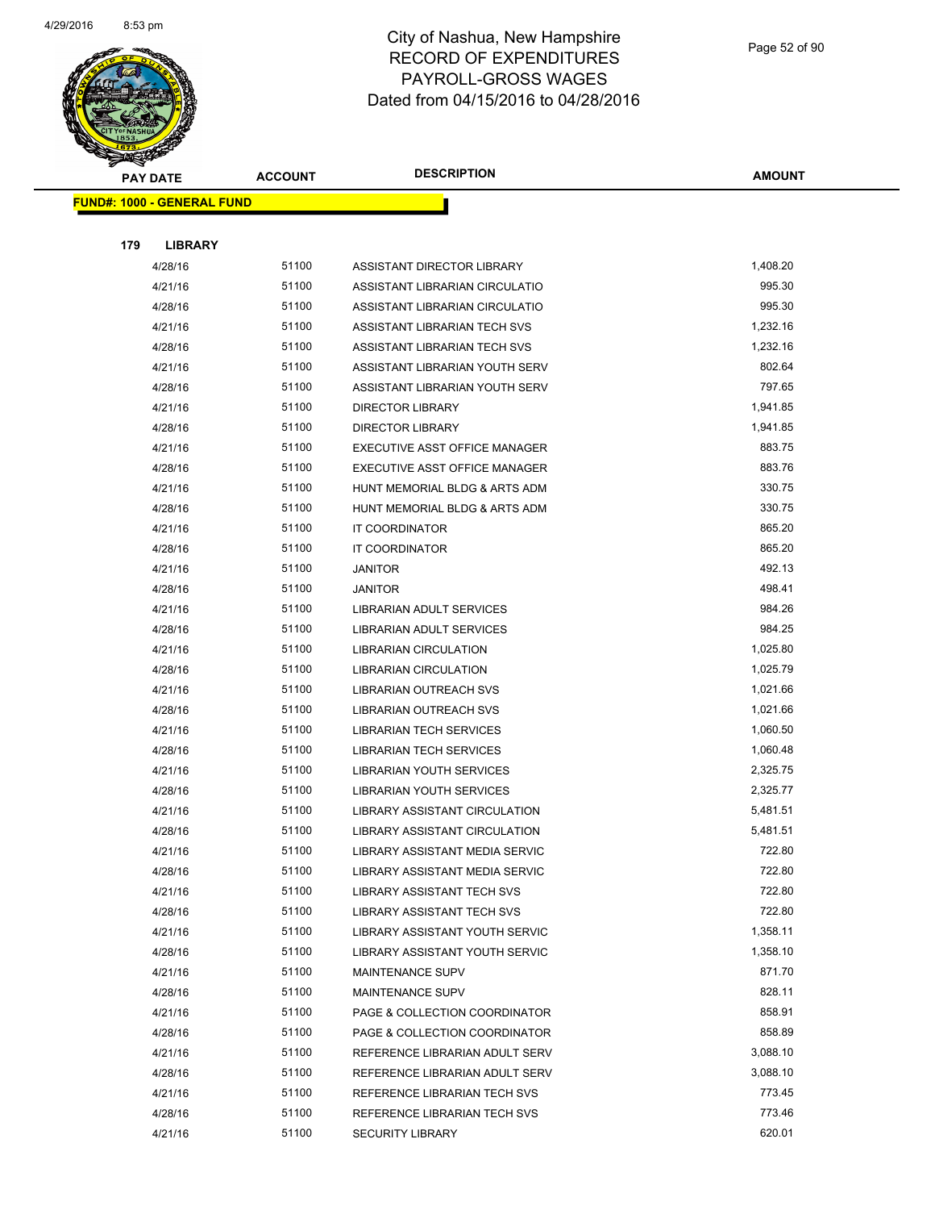# City of Nashua, New Hampshire
## RECORD OF EXPENDITURES
## PAYROLL-GROSS WAGES
### Dated from 04/15/2016 to 04/28/2016

**FUND#: 1000 - GENERAL FUND**

**179 LIBRARY**

| PAY DATE | ACCOUNT | DESCRIPTION | AMOUNT |
|---|---|---|---|
| 4/28/16 | 51100 | ASSISTANT DIRECTOR LIBRARY | 1,408.20 |
| 4/21/16 | 51100 | ASSISTANT LIBRARIAN CIRCULATIO | 995.30 |
| 4/28/16 | 51100 | ASSISTANT LIBRARIAN CIRCULATIO | 995.30 |
| 4/21/16 | 51100 | ASSISTANT LIBRARIAN TECH SVS | 1,232.16 |
| 4/28/16 | 51100 | ASSISTANT LIBRARIAN TECH SVS | 1,232.16 |
| 4/21/16 | 51100 | ASSISTANT LIBRARIAN YOUTH SERV | 802.64 |
| 4/28/16 | 51100 | ASSISTANT LIBRARIAN YOUTH SERV | 797.65 |
| 4/21/16 | 51100 | DIRECTOR LIBRARY | 1,941.85 |
| 4/28/16 | 51100 | DIRECTOR LIBRARY | 1,941.85 |
| 4/21/16 | 51100 | EXECUTIVE ASST OFFICE MANAGER | 883.75 |
| 4/28/16 | 51100 | EXECUTIVE ASST OFFICE MANAGER | 883.76 |
| 4/21/16 | 51100 | HUNT MEMORIAL BLDG & ARTS ADM | 330.75 |
| 4/28/16 | 51100 | HUNT MEMORIAL BLDG & ARTS ADM | 330.75 |
| 4/21/16 | 51100 | IT COORDINATOR | 865.20 |
| 4/28/16 | 51100 | IT COORDINATOR | 865.20 |
| 4/21/16 | 51100 | JANITOR | 492.13 |
| 4/28/16 | 51100 | JANITOR | 498.41 |
| 4/21/16 | 51100 | LIBRARIAN ADULT SERVICES | 984.26 |
| 4/28/16 | 51100 | LIBRARIAN ADULT SERVICES | 984.25 |
| 4/21/16 | 51100 | LIBRARIAN CIRCULATION | 1,025.80 |
| 4/28/16 | 51100 | LIBRARIAN CIRCULATION | 1,025.79 |
| 4/21/16 | 51100 | LIBRARIAN OUTREACH SVS | 1,021.66 |
| 4/28/16 | 51100 | LIBRARIAN OUTREACH SVS | 1,021.66 |
| 4/21/16 | 51100 | LIBRARIAN TECH SERVICES | 1,060.50 |
| 4/28/16 | 51100 | LIBRARIAN TECH SERVICES | 1,060.48 |
| 4/21/16 | 51100 | LIBRARIAN YOUTH SERVICES | 2,325.75 |
| 4/28/16 | 51100 | LIBRARIAN YOUTH SERVICES | 2,325.77 |
| 4/21/16 | 51100 | LIBRARY ASSISTANT CIRCULATION | 5,481.51 |
| 4/28/16 | 51100 | LIBRARY ASSISTANT CIRCULATION | 5,481.51 |
| 4/21/16 | 51100 | LIBRARY ASSISTANT MEDIA SERVIC | 722.80 |
| 4/28/16 | 51100 | LIBRARY ASSISTANT MEDIA SERVIC | 722.80 |
| 4/21/16 | 51100 | LIBRARY ASSISTANT TECH SVS | 722.80 |
| 4/28/16 | 51100 | LIBRARY ASSISTANT TECH SVS | 722.80 |
| 4/21/16 | 51100 | LIBRARY ASSISTANT YOUTH SERVIC | 1,358.11 |
| 4/28/16 | 51100 | LIBRARY ASSISTANT YOUTH SERVIC | 1,358.10 |
| 4/21/16 | 51100 | MAINTENANCE SUPV | 871.70 |
| 4/28/16 | 51100 | MAINTENANCE SUPV | 828.11 |
| 4/21/16 | 51100 | PAGE & COLLECTION COORDINATOR | 858.91 |
| 4/28/16 | 51100 | PAGE & COLLECTION COORDINATOR | 858.89 |
| 4/21/16 | 51100 | REFERENCE LIBRARIAN ADULT SERV | 3,088.10 |
| 4/28/16 | 51100 | REFERENCE LIBRARIAN ADULT SERV | 3,088.10 |
| 4/21/16 | 51100 | REFERENCE LIBRARIAN TECH SVS | 773.45 |
| 4/28/16 | 51100 | REFERENCE LIBRARIAN TECH SVS | 773.46 |
| 4/21/16 | 51100 | SECURITY LIBRARY | 620.01 |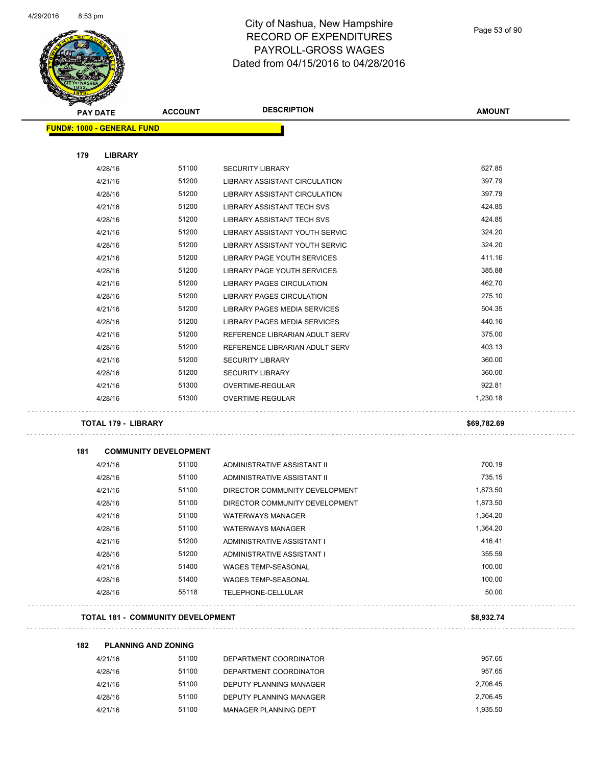# City of Nashua, New Hampshire
## RECORD OF EXPENDITURES
## PAYROLL-GROSS WAGES
## Dated from 04/15/2016 to 04/28/2016

| PAY DATE | ACCOUNT | DESCRIPTION | AMOUNT |
|---|---|---|---|
| **FUND#: 1000 - GENERAL FUND** | | | |
| **179 LIBRARY** | | | |
| 4/28/16 | 51100 | SECURITY LIBRARY | 627.85 |
| 4/21/16 | 51200 | LIBRARY ASSISTANT CIRCULATION | 397.79 |
| 4/28/16 | 51200 | LIBRARY ASSISTANT CIRCULATION | 397.79 |
| 4/21/16 | 51200 | LIBRARY ASSISTANT TECH SVS | 424.85 |
| 4/28/16 | 51200 | LIBRARY ASSISTANT TECH SVS | 424.85 |
| 4/21/16 | 51200 | LIBRARY ASSISTANT YOUTH SERVIC | 324.20 |
| 4/28/16 | 51200 | LIBRARY ASSISTANT YOUTH SERVIC | 324.20 |
| 4/21/16 | 51200 | LIBRARY PAGE YOUTH SERVICES | 411.16 |
| 4/28/16 | 51200 | LIBRARY PAGE YOUTH SERVICES | 385.88 |
| 4/21/16 | 51200 | LIBRARY PAGES CIRCULATION | 462.70 |
| 4/28/16 | 51200 | LIBRARY PAGES CIRCULATION | 275.10 |
| 4/21/16 | 51200 | LIBRARY PAGES MEDIA SERVICES | 504.35 |
| 4/28/16 | 51200 | LIBRARY PAGES MEDIA SERVICES | 440.16 |
| 4/21/16 | 51200 | REFERENCE LIBRARIAN ADULT SERV | 375.00 |
| 4/28/16 | 51200 | REFERENCE LIBRARIAN ADULT SERV | 403.13 |
| 4/21/16 | 51200 | SECURITY LIBRARY | 360.00 |
| 4/28/16 | 51200 | SECURITY LIBRARY | 360.00 |
| 4/21/16 | 51300 | OVERTIME-REGULAR | 922.81 |
| 4/28/16 | 51300 | OVERTIME-REGULAR | 1,230.18 |
| **TOTAL 179 - LIBRARY** | | | **$69,782.69** |
| **181 COMMUNITY DEVELOPMENT** | | | |
| 4/21/16 | 51100 | ADMINISTRATIVE ASSISTANT II | 700.19 |
| 4/28/16 | 51100 | ADMINISTRATIVE ASSISTANT II | 735.15 |
| 4/21/16 | 51100 | DIRECTOR COMMUNITY DEVELOPMENT | 1,873.50 |
| 4/28/16 | 51100 | DIRECTOR COMMUNITY DEVELOPMENT | 1,873.50 |
| 4/21/16 | 51100 | WATERWAYS MANAGER | 1,364.20 |
| 4/28/16 | 51100 | WATERWAYS MANAGER | 1,364.20 |
| 4/21/16 | 51200 | ADMINISTRATIVE ASSISTANT I | 416.41 |
| 4/28/16 | 51200 | ADMINISTRATIVE ASSISTANT I | 355.59 |
| 4/21/16 | 51400 | WAGES TEMP-SEASONAL | 100.00 |
| 4/28/16 | 51400 | WAGES TEMP-SEASONAL | 100.00 |
| 4/28/16 | 55118 | TELEPHONE-CELLULAR | 50.00 |
| **TOTAL 181 - COMMUNITY DEVELOPMENT** | | | **$8,932.74** |
| **182 PLANNING AND ZONING** | | | |
| 4/21/16 | 51100 | DEPARTMENT COORDINATOR | 957.65 |
| 4/28/16 | 51100 | DEPARTMENT COORDINATOR | 957.65 |
| 4/21/16 | 51100 | DEPUTY PLANNING MANAGER | 2,706.45 |
| 4/28/16 | 51100 | DEPUTY PLANNING MANAGER | 2,706.45 |
| 4/21/16 | 51100 | MANAGER PLANNING DEPT | 1,935.50 |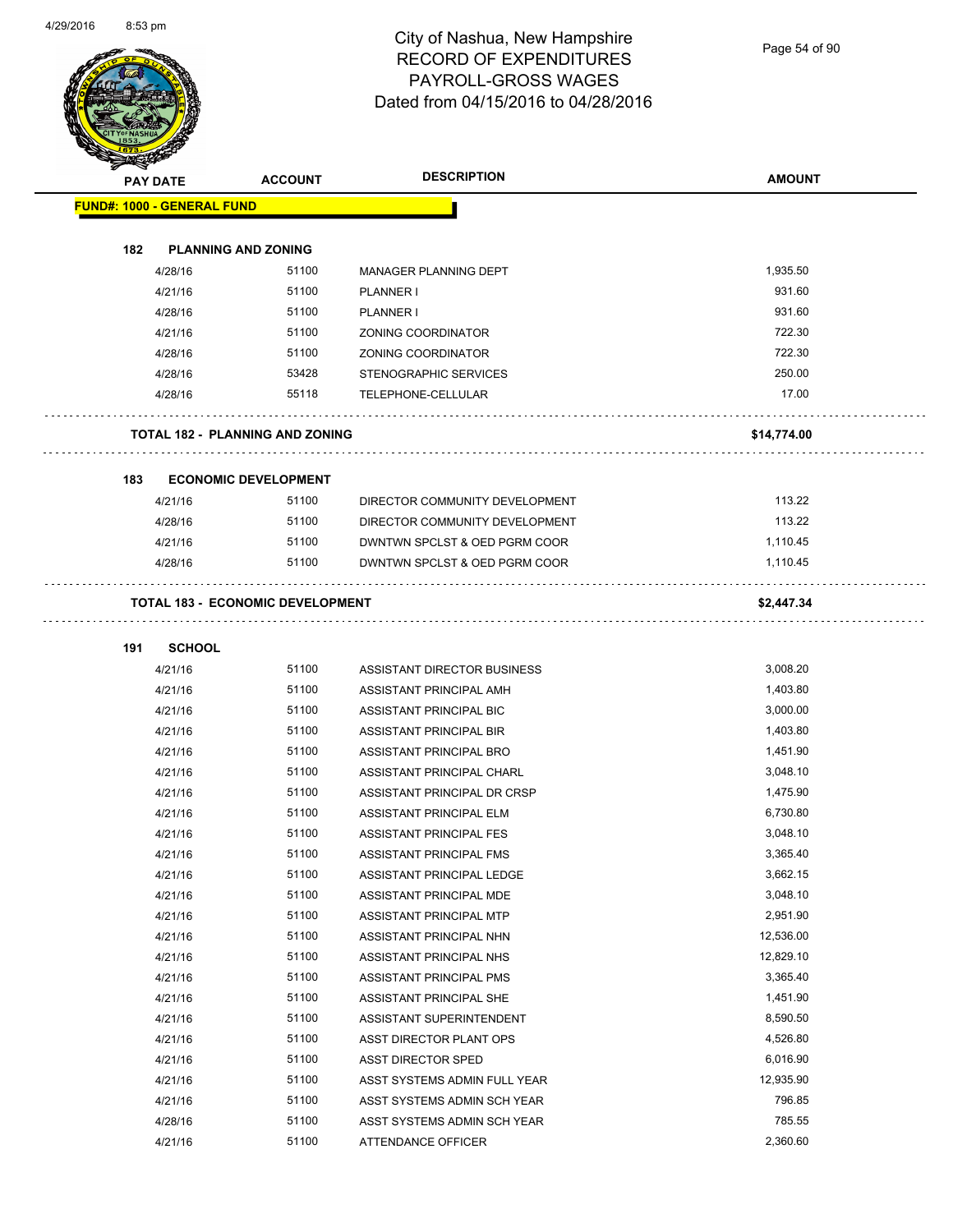# City of Nashua, New Hampshire
# RECORD OF EXPENDITURES
# PAYROLL-GROSS WAGES
# Dated from 04/15/2016 to 04/28/2016

| PAY DATE | ACCOUNT | DESCRIPTION | AMOUNT |
|---|---|---|---|
| **FUND#: 1000 - GENERAL FUND** | | | |
| **182 PLANNING AND ZONING** | | | |
| 4/28/16 | 51100 | MANAGER PLANNING DEPT | 1,935.50 |
| 4/21/16 | 51100 | PLANNER I | 931.60 |
| 4/28/16 | 51100 | PLANNER I | 931.60 |
| 4/21/16 | 51100 | ZONING COORDINATOR | 722.30 |
| 4/28/16 | 51100 | ZONING COORDINATOR | 722.30 |
| 4/28/16 | 53428 | STENOGRAPHIC SERVICES | 250.00 |
| 4/28/16 | 55118 | TELEPHONE-CELLULAR | 17.00 |
| **TOTAL 182 - PLANNING AND ZONING** | | | **$14,774.00** |
| **183 ECONOMIC DEVELOPMENT** | | | |
| 4/21/16 | 51100 | DIRECTOR COMMUNITY DEVELOPMENT | 113.22 |
| 4/28/16 | 51100 | DIRECTOR COMMUNITY DEVELOPMENT | 113.22 |
| 4/21/16 | 51100 | DWNTWN SPCLST & OED PGRM COOR | 1,110.45 |
| 4/28/16 | 51100 | DWNTWN SPCLST & OED PGRM COOR | 1,110.45 |
| **TOTAL 183 - ECONOMIC DEVELOPMENT** | | | **$2,447.34** |
| **191 SCHOOL** | | | |
| 4/21/16 | 51100 | ASSISTANT DIRECTOR BUSINESS | 3,008.20 |
| 4/21/16 | 51100 | ASSISTANT PRINCIPAL AMH | 1,403.80 |
| 4/21/16 | 51100 | ASSISTANT PRINCIPAL BIC | 3,000.00 |
| 4/21/16 | 51100 | ASSISTANT PRINCIPAL BIR | 1,403.80 |
| 4/21/16 | 51100 | ASSISTANT PRINCIPAL BRO | 1,451.90 |
| 4/21/16 | 51100 | ASSISTANT PRINCIPAL CHARL | 3,048.10 |
| 4/21/16 | 51100 | ASSISTANT PRINCIPAL DR CRSP | 1,475.90 |
| 4/21/16 | 51100 | ASSISTANT PRINCIPAL ELM | 6,730.80 |
| 4/21/16 | 51100 | ASSISTANT PRINCIPAL FES | 3,048.10 |
| 4/21/16 | 51100 | ASSISTANT PRINCIPAL FMS | 3,365.40 |
| 4/21/16 | 51100 | ASSISTANT PRINCIPAL LEDGE | 3,662.15 |
| 4/21/16 | 51100 | ASSISTANT PRINCIPAL MDE | 3,048.10 |
| 4/21/16 | 51100 | ASSISTANT PRINCIPAL MTP | 2,951.90 |
| 4/21/16 | 51100 | ASSISTANT PRINCIPAL NHN | 12,536.00 |
| 4/21/16 | 51100 | ASSISTANT PRINCIPAL NHS | 12,829.10 |
| 4/21/16 | 51100 | ASSISTANT PRINCIPAL PMS | 3,365.40 |
| 4/21/16 | 51100 | ASSISTANT PRINCIPAL SHE | 1,451.90 |
| 4/21/16 | 51100 | ASSISTANT SUPERINTENDENT | 8,590.50 |
| 4/21/16 | 51100 | ASST DIRECTOR PLANT OPS | 4,526.80 |
| 4/21/16 | 51100 | ASST DIRECTOR SPED | 6,016.90 |
| 4/21/16 | 51100 | ASST SYSTEMS ADMIN FULL YEAR | 12,935.90 |
| 4/21/16 | 51100 | ASST SYSTEMS ADMIN SCH YEAR | 796.85 |
| 4/28/16 | 51100 | ASST SYSTEMS ADMIN SCH YEAR | 785.55 |
| 4/21/16 | 51100 | ATTENDANCE OFFICER | 2,360.60 |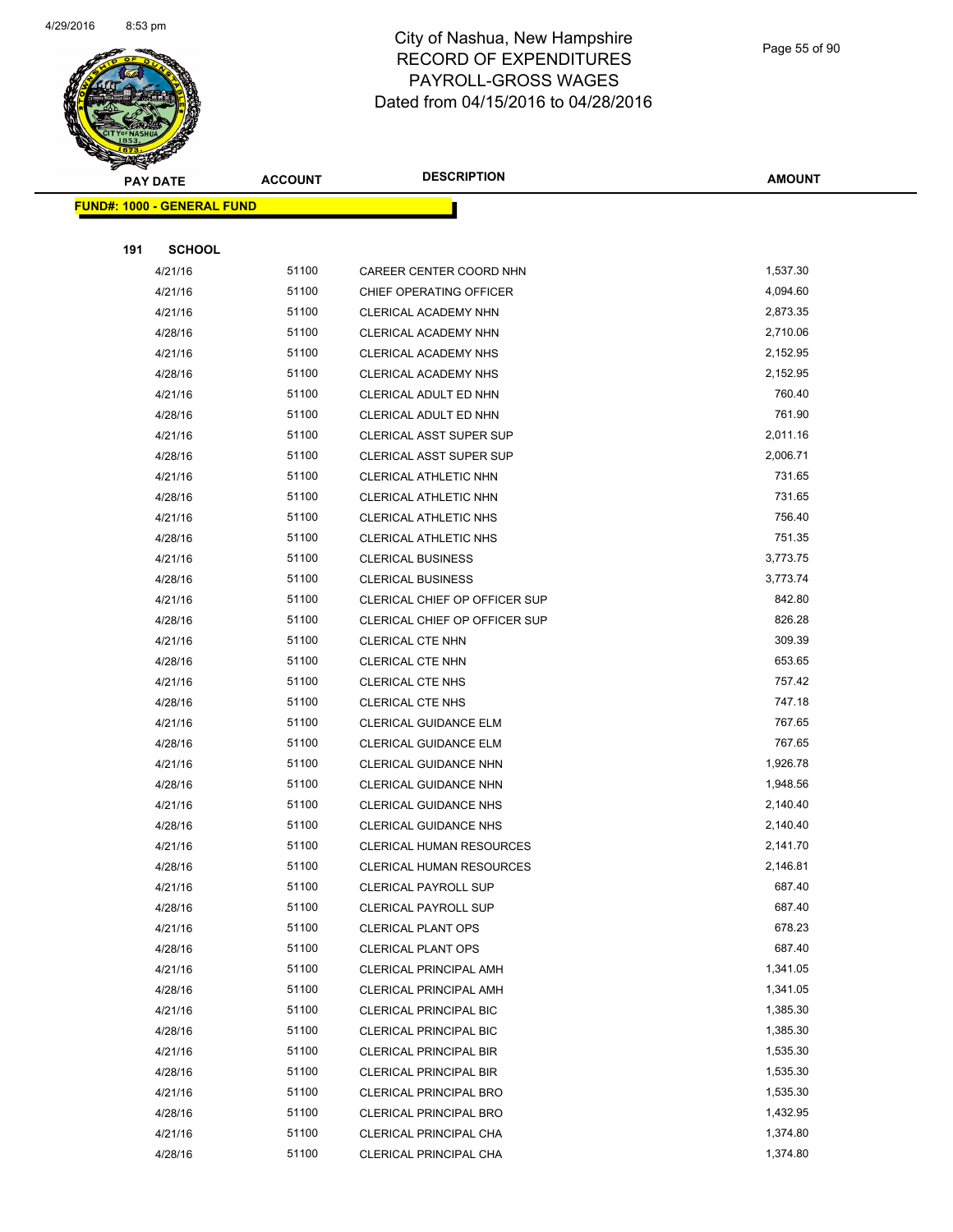# City of Nashua, New Hampshire
# RECORD OF EXPENDITURES
# PAYROLL-GROSS WAGES
# Dated from 04/15/2016 to 04/28/2016

| PAY DATE | ACCOUNT | DESCRIPTION | AMOUNT |
|---|---|---|---|
| **FUND#: 1000 - GENERAL FUND** | | | |
| **191 SCHOOL** | | | |
| 4/21/16 | 51100 | CAREER CENTER COORD NHN | 1,537.30 |
| 4/21/16 | 51100 | CHIEF OPERATING OFFICER | 4,094.60 |
| 4/21/16 | 51100 | CLERICAL ACADEMY NHN | 2,873.35 |
| 4/28/16 | 51100 | CLERICAL ACADEMY NHN | 2,710.06 |
| 4/21/16 | 51100 | CLERICAL ACADEMY NHS | 2,152.95 |
| 4/28/16 | 51100 | CLERICAL ACADEMY NHS | 2,152.95 |
| 4/21/16 | 51100 | CLERICAL ADULT ED NHN | 760.40 |
| 4/28/16 | 51100 | CLERICAL ADULT ED NHN | 761.90 |
| 4/21/16 | 51100 | CLERICAL ASST SUPER SUP | 2,011.16 |
| 4/28/16 | 51100 | CLERICAL ASST SUPER SUP | 2,006.71 |
| 4/21/16 | 51100 | CLERICAL ATHLETIC NHN | 731.65 |
| 4/28/16 | 51100 | CLERICAL ATHLETIC NHN | 731.65 |
| 4/21/16 | 51100 | CLERICAL ATHLETIC NHS | 756.40 |
| 4/28/16 | 51100 | CLERICAL ATHLETIC NHS | 751.35 |
| 4/21/16 | 51100 | CLERICAL BUSINESS | 3,773.75 |
| 4/28/16 | 51100 | CLERICAL BUSINESS | 3,773.74 |
| 4/21/16 | 51100 | CLERICAL CHIEF OP OFFICER SUP | 842.80 |
| 4/28/16 | 51100 | CLERICAL CHIEF OP OFFICER SUP | 826.28 |
| 4/21/16 | 51100 | CLERICAL CTE NHN | 309.39 |
| 4/28/16 | 51100 | CLERICAL CTE NHN | 653.65 |
| 4/21/16 | 51100 | CLERICAL CTE NHS | 757.42 |
| 4/28/16 | 51100 | CLERICAL CTE NHS | 747.18 |
| 4/21/16 | 51100 | CLERICAL GUIDANCE ELM | 767.65 |
| 4/28/16 | 51100 | CLERICAL GUIDANCE ELM | 767.65 |
| 4/21/16 | 51100 | CLERICAL GUIDANCE NHN | 1,926.78 |
| 4/28/16 | 51100 | CLERICAL GUIDANCE NHN | 1,948.56 |
| 4/21/16 | 51100 | CLERICAL GUIDANCE NHS | 2,140.40 |
| 4/28/16 | 51100 | CLERICAL GUIDANCE NHS | 2,140.40 |
| 4/21/16 | 51100 | CLERICAL HUMAN RESOURCES | 2,141.70 |
| 4/28/16 | 51100 | CLERICAL HUMAN RESOURCES | 2,146.81 |
| 4/21/16 | 51100 | CLERICAL PAYROLL SUP | 687.40 |
| 4/28/16 | 51100 | CLERICAL PAYROLL SUP | 687.40 |
| 4/21/16 | 51100 | CLERICAL PLANT OPS | 678.23 |
| 4/28/16 | 51100 | CLERICAL PLANT OPS | 687.40 |
| 4/21/16 | 51100 | CLERICAL PRINCIPAL AMH | 1,341.05 |
| 4/28/16 | 51100 | CLERICAL PRINCIPAL AMH | 1,341.05 |
| 4/21/16 | 51100 | CLERICAL PRINCIPAL BIC | 1,385.30 |
| 4/28/16 | 51100 | CLERICAL PRINCIPAL BIC | 1,385.30 |
| 4/21/16 | 51100 | CLERICAL PRINCIPAL BIR | 1,535.30 |
| 4/28/16 | 51100 | CLERICAL PRINCIPAL BIR | 1,535.30 |
| 4/21/16 | 51100 | CLERICAL PRINCIPAL BRO | 1,535.30 |
| 4/28/16 | 51100 | CLERICAL PRINCIPAL BRO | 1,432.95 |
| 4/21/16 | 51100 | CLERICAL PRINCIPAL CHA | 1,374.80 |
| 4/28/16 | 51100 | CLERICAL PRINCIPAL CHA | 1,374.80 |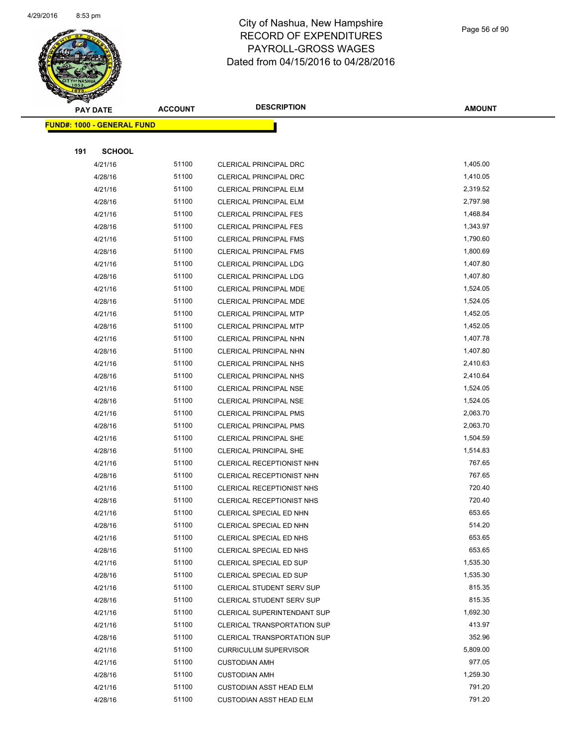# City of Nashua, New Hampshire
## RECORD OF EXPENDITURES
## PAYROLL-GROSS WAGES
## Dated from 04/15/2016 to 04/28/2016

| PAY DATE | ACCOUNT | DESCRIPTION | AMOUNT |
|---|---|---|---|

**FUND#: 1000 - GENERAL FUND**

**191 SCHOOL**

| PAY DATE | ACCOUNT | DESCRIPTION | AMOUNT |
|---|---|---|---|
| 4/21/16 | 51100 | CLERICAL PRINCIPAL DRC | 1,405.00 |
| 4/28/16 | 51100 | CLERICAL PRINCIPAL DRC | 1,410.05 |
| 4/21/16 | 51100 | CLERICAL PRINCIPAL ELM | 2,319.52 |
| 4/28/16 | 51100 | CLERICAL PRINCIPAL ELM | 2,797.98 |
| 4/21/16 | 51100 | CLERICAL PRINCIPAL FES | 1,468.84 |
| 4/28/16 | 51100 | CLERICAL PRINCIPAL FES | 1,343.97 |
| 4/21/16 | 51100 | CLERICAL PRINCIPAL FMS | 1,790.60 |
| 4/28/16 | 51100 | CLERICAL PRINCIPAL FMS | 1,800.69 |
| 4/21/16 | 51100 | CLERICAL PRINCIPAL LDG | 1,407.80 |
| 4/28/16 | 51100 | CLERICAL PRINCIPAL LDG | 1,407.80 |
| 4/21/16 | 51100 | CLERICAL PRINCIPAL MDE | 1,524.05 |
| 4/28/16 | 51100 | CLERICAL PRINCIPAL MDE | 1,524.05 |
| 4/21/16 | 51100 | CLERICAL PRINCIPAL MTP | 1,452.05 |
| 4/28/16 | 51100 | CLERICAL PRINCIPAL MTP | 1,452.05 |
| 4/21/16 | 51100 | CLERICAL PRINCIPAL NHN | 1,407.78 |
| 4/28/16 | 51100 | CLERICAL PRINCIPAL NHN | 1,407.80 |
| 4/21/16 | 51100 | CLERICAL PRINCIPAL NHS | 2,410.63 |
| 4/28/16 | 51100 | CLERICAL PRINCIPAL NHS | 2,410.64 |
| 4/21/16 | 51100 | CLERICAL PRINCIPAL NSE | 1,524.05 |
| 4/28/16 | 51100 | CLERICAL PRINCIPAL NSE | 1,524.05 |
| 4/21/16 | 51100 | CLERICAL PRINCIPAL PMS | 2,063.70 |
| 4/28/16 | 51100 | CLERICAL PRINCIPAL PMS | 2,063.70 |
| 4/21/16 | 51100 | CLERICAL PRINCIPAL SHE | 1,504.59 |
| 4/28/16 | 51100 | CLERICAL PRINCIPAL SHE | 1,514.83 |
| 4/21/16 | 51100 | CLERICAL RECEPTIONIST NHN | 767.65 |
| 4/28/16 | 51100 | CLERICAL RECEPTIONIST NHN | 767.65 |
| 4/21/16 | 51100 | CLERICAL RECEPTIONIST NHS | 720.40 |
| 4/28/16 | 51100 | CLERICAL RECEPTIONIST NHS | 720.40 |
| 4/21/16 | 51100 | CLERICAL SPECIAL ED NHN | 653.65 |
| 4/28/16 | 51100 | CLERICAL SPECIAL ED NHN | 514.20 |
| 4/21/16 | 51100 | CLERICAL SPECIAL ED NHS | 653.65 |
| 4/28/16 | 51100 | CLERICAL SPECIAL ED NHS | 653.65 |
| 4/21/16 | 51100 | CLERICAL SPECIAL ED SUP | 1,535.30 |
| 4/28/16 | 51100 | CLERICAL SPECIAL ED SUP | 1,535.30 |
| 4/21/16 | 51100 | CLERICAL STUDENT SERV SUP | 815.35 |
| 4/28/16 | 51100 | CLERICAL STUDENT SERV SUP | 815.35 |
| 4/21/16 | 51100 | CLERICAL SUPERINTENDANT SUP | 1,692.30 |
| 4/21/16 | 51100 | CLERICAL TRANSPORTATION SUP | 413.97 |
| 4/28/16 | 51100 | CLERICAL TRANSPORTATION SUP | 352.96 |
| 4/21/16 | 51100 | CURRICULUM SUPERVISOR | 5,809.00 |
| 4/21/16 | 51100 | CUSTODIAN AMH | 977.05 |
| 4/28/16 | 51100 | CUSTODIAN AMH | 1,259.30 |
| 4/21/16 | 51100 | CUSTODIAN ASST HEAD ELM | 791.20 |
| 4/28/16 | 51100 | CUSTODIAN ASST HEAD ELM | 791.20 |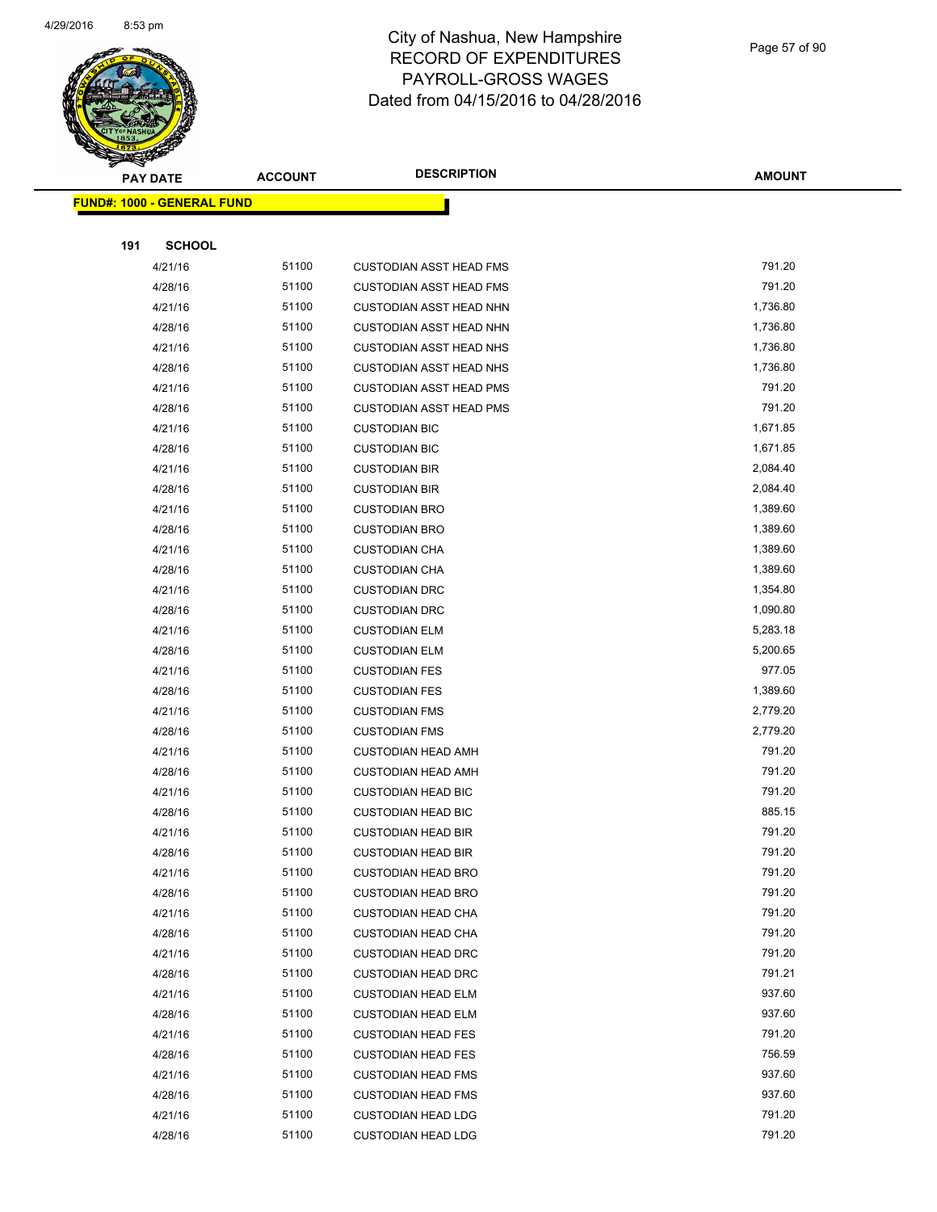# City of Nashua, New Hampshire
# RECORD OF EXPENDITURES
# PAYROLL-GROSS WAGES
# Dated from 04/15/2016 to 04/28/2016

**FUND#: 1000 - GENERAL FUND**

**191 SCHOOL**

| PAY DATE | ACCOUNT | DESCRIPTION | AMOUNT |
|---|---|---|---|
| 4/21/16 | 51100 | CUSTODIAN ASST HEAD FMS | 791.20 |
| 4/28/16 | 51100 | CUSTODIAN ASST HEAD FMS | 791.20 |
| 4/21/16 | 51100 | CUSTODIAN ASST HEAD NHN | 1,736.80 |
| 4/28/16 | 51100 | CUSTODIAN ASST HEAD NHN | 1,736.80 |
| 4/21/16 | 51100 | CUSTODIAN ASST HEAD NHS | 1,736.80 |
| 4/28/16 | 51100 | CUSTODIAN ASST HEAD NHS | 1,736.80 |
| 4/21/16 | 51100 | CUSTODIAN ASST HEAD PMS | 791.20 |
| 4/28/16 | 51100 | CUSTODIAN ASST HEAD PMS | 791.20 |
| 4/21/16 | 51100 | CUSTODIAN BIC | 1,671.85 |
| 4/28/16 | 51100 | CUSTODIAN BIC | 1,671.85 |
| 4/21/16 | 51100 | CUSTODIAN BIR | 2,084.40 |
| 4/28/16 | 51100 | CUSTODIAN BIR | 2,084.40 |
| 4/21/16 | 51100 | CUSTODIAN BRO | 1,389.60 |
| 4/28/16 | 51100 | CUSTODIAN BRO | 1,389.60 |
| 4/21/16 | 51100 | CUSTODIAN CHA | 1,389.60 |
| 4/28/16 | 51100 | CUSTODIAN CHA | 1,389.60 |
| 4/21/16 | 51100 | CUSTODIAN DRC | 1,354.80 |
| 4/28/16 | 51100 | CUSTODIAN DRC | 1,090.80 |
| 4/21/16 | 51100 | CUSTODIAN ELM | 5,283.18 |
| 4/28/16 | 51100 | CUSTODIAN ELM | 5,200.65 |
| 4/21/16 | 51100 | CUSTODIAN FES | 977.05 |
| 4/28/16 | 51100 | CUSTODIAN FES | 1,389.60 |
| 4/21/16 | 51100 | CUSTODIAN FMS | 2,779.20 |
| 4/28/16 | 51100 | CUSTODIAN FMS | 2,779.20 |
| 4/21/16 | 51100 | CUSTODIAN HEAD AMH | 791.20 |
| 4/28/16 | 51100 | CUSTODIAN HEAD AMH | 791.20 |
| 4/21/16 | 51100 | CUSTODIAN HEAD BIC | 791.20 |
| 4/28/16 | 51100 | CUSTODIAN HEAD BIC | 885.15 |
| 4/21/16 | 51100 | CUSTODIAN HEAD BIR | 791.20 |
| 4/28/16 | 51100 | CUSTODIAN HEAD BIR | 791.20 |
| 4/21/16 | 51100 | CUSTODIAN HEAD BRO | 791.20 |
| 4/28/16 | 51100 | CUSTODIAN HEAD BRO | 791.20 |
| 4/21/16 | 51100 | CUSTODIAN HEAD CHA | 791.20 |
| 4/28/16 | 51100 | CUSTODIAN HEAD CHA | 791.20 |
| 4/21/16 | 51100 | CUSTODIAN HEAD DRC | 791.20 |
| 4/28/16 | 51100 | CUSTODIAN HEAD DRC | 791.21 |
| 4/21/16 | 51100 | CUSTODIAN HEAD ELM | 937.60 |
| 4/28/16 | 51100 | CUSTODIAN HEAD ELM | 937.60 |
| 4/21/16 | 51100 | CUSTODIAN HEAD FES | 791.20 |
| 4/28/16 | 51100 | CUSTODIAN HEAD FES | 756.59 |
| 4/21/16 | 51100 | CUSTODIAN HEAD FMS | 937.60 |
| 4/28/16 | 51100 | CUSTODIAN HEAD FMS | 937.60 |
| 4/21/16 | 51100 | CUSTODIAN HEAD LDG | 791.20 |
| 4/28/16 | 51100 | CUSTODIAN HEAD LDG | 791.20 |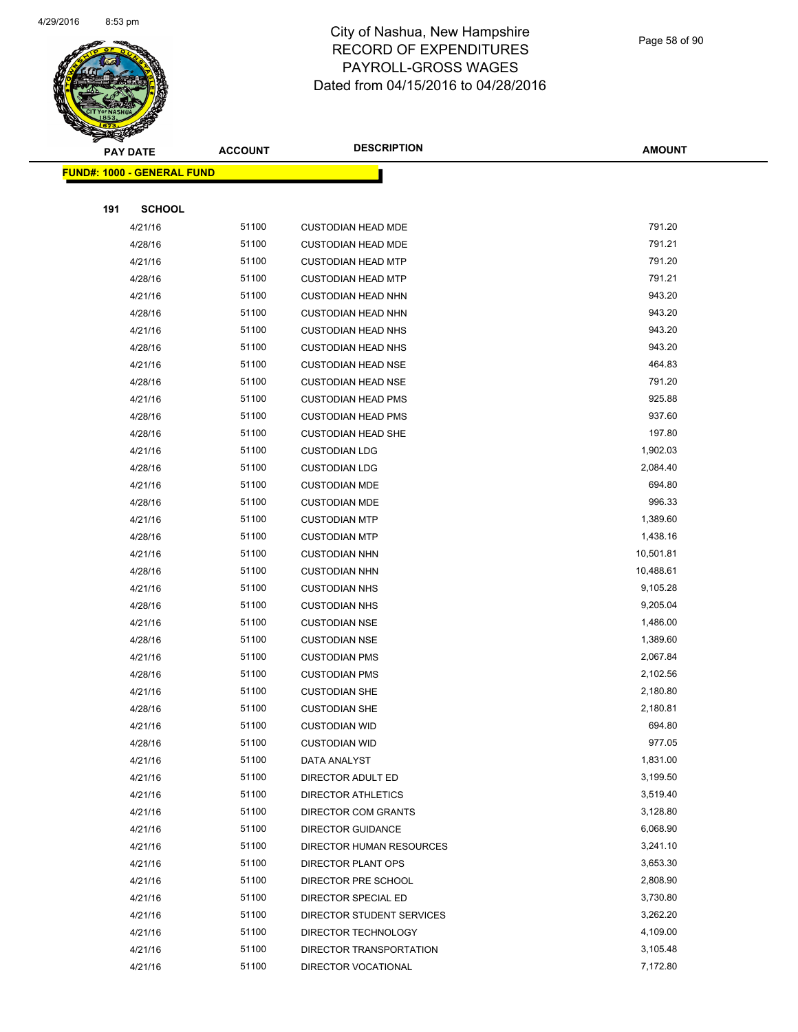# City of Nashua, New Hampshire
## RECORD OF EXPENDITURES
## PAYROLL-GROSS WAGES
## Dated from 04/15/2016 to 04/28/2016

**FUND#: 1000 - GENERAL FUND**

**191 SCHOOL**

| PAY DATE | ACCOUNT | DESCRIPTION | AMOUNT |
|---|---|---|---|
| 4/21/16 | 51100 | CUSTODIAN HEAD MDE | 791.20 |
| 4/28/16 | 51100 | CUSTODIAN HEAD MDE | 791.21 |
| 4/21/16 | 51100 | CUSTODIAN HEAD MTP | 791.20 |
| 4/28/16 | 51100 | CUSTODIAN HEAD MTP | 791.21 |
| 4/21/16 | 51100 | CUSTODIAN HEAD NHN | 943.20 |
| 4/28/16 | 51100 | CUSTODIAN HEAD NHN | 943.20 |
| 4/21/16 | 51100 | CUSTODIAN HEAD NHS | 943.20 |
| 4/28/16 | 51100 | CUSTODIAN HEAD NHS | 943.20 |
| 4/21/16 | 51100 | CUSTODIAN HEAD NSE | 464.83 |
| 4/28/16 | 51100 | CUSTODIAN HEAD NSE | 791.20 |
| 4/21/16 | 51100 | CUSTODIAN HEAD PMS | 925.88 |
| 4/28/16 | 51100 | CUSTODIAN HEAD PMS | 937.60 |
| 4/28/16 | 51100 | CUSTODIAN HEAD SHE | 197.80 |
| 4/21/16 | 51100 | CUSTODIAN LDG | 1,902.03 |
| 4/28/16 | 51100 | CUSTODIAN LDG | 2,084.40 |
| 4/21/16 | 51100 | CUSTODIAN MDE | 694.80 |
| 4/28/16 | 51100 | CUSTODIAN MDE | 996.33 |
| 4/21/16 | 51100 | CUSTODIAN MTP | 1,389.60 |
| 4/28/16 | 51100 | CUSTODIAN MTP | 1,438.16 |
| 4/21/16 | 51100 | CUSTODIAN NHN | 10,501.81 |
| 4/28/16 | 51100 | CUSTODIAN NHN | 10,488.61 |
| 4/21/16 | 51100 | CUSTODIAN NHS | 9,105.28 |
| 4/28/16 | 51100 | CUSTODIAN NHS | 9,205.04 |
| 4/21/16 | 51100 | CUSTODIAN NSE | 1,486.00 |
| 4/28/16 | 51100 | CUSTODIAN NSE | 1,389.60 |
| 4/21/16 | 51100 | CUSTODIAN PMS | 2,067.84 |
| 4/28/16 | 51100 | CUSTODIAN PMS | 2,102.56 |
| 4/21/16 | 51100 | CUSTODIAN SHE | 2,180.80 |
| 4/28/16 | 51100 | CUSTODIAN SHE | 2,180.81 |
| 4/21/16 | 51100 | CUSTODIAN WID | 694.80 |
| 4/28/16 | 51100 | CUSTODIAN WID | 977.05 |
| 4/21/16 | 51100 | DATA ANALYST | 1,831.00 |
| 4/21/16 | 51100 | DIRECTOR ADULT ED | 3,199.50 |
| 4/21/16 | 51100 | DIRECTOR ATHLETICS | 3,519.40 |
| 4/21/16 | 51100 | DIRECTOR COM GRANTS | 3,128.80 |
| 4/21/16 | 51100 | DIRECTOR GUIDANCE | 6,068.90 |
| 4/21/16 | 51100 | DIRECTOR HUMAN RESOURCES | 3,241.10 |
| 4/21/16 | 51100 | DIRECTOR PLANT OPS | 3,653.30 |
| 4/21/16 | 51100 | DIRECTOR PRE SCHOOL | 2,808.90 |
| 4/21/16 | 51100 | DIRECTOR SPECIAL ED | 3,730.80 |
| 4/21/16 | 51100 | DIRECTOR STUDENT SERVICES | 3,262.20 |
| 4/21/16 | 51100 | DIRECTOR TECHNOLOGY | 4,109.00 |
| 4/21/16 | 51100 | DIRECTOR TRANSPORTATION | 3,105.48 |
| 4/21/16 | 51100 | DIRECTOR VOCATIONAL | 7,172.80 |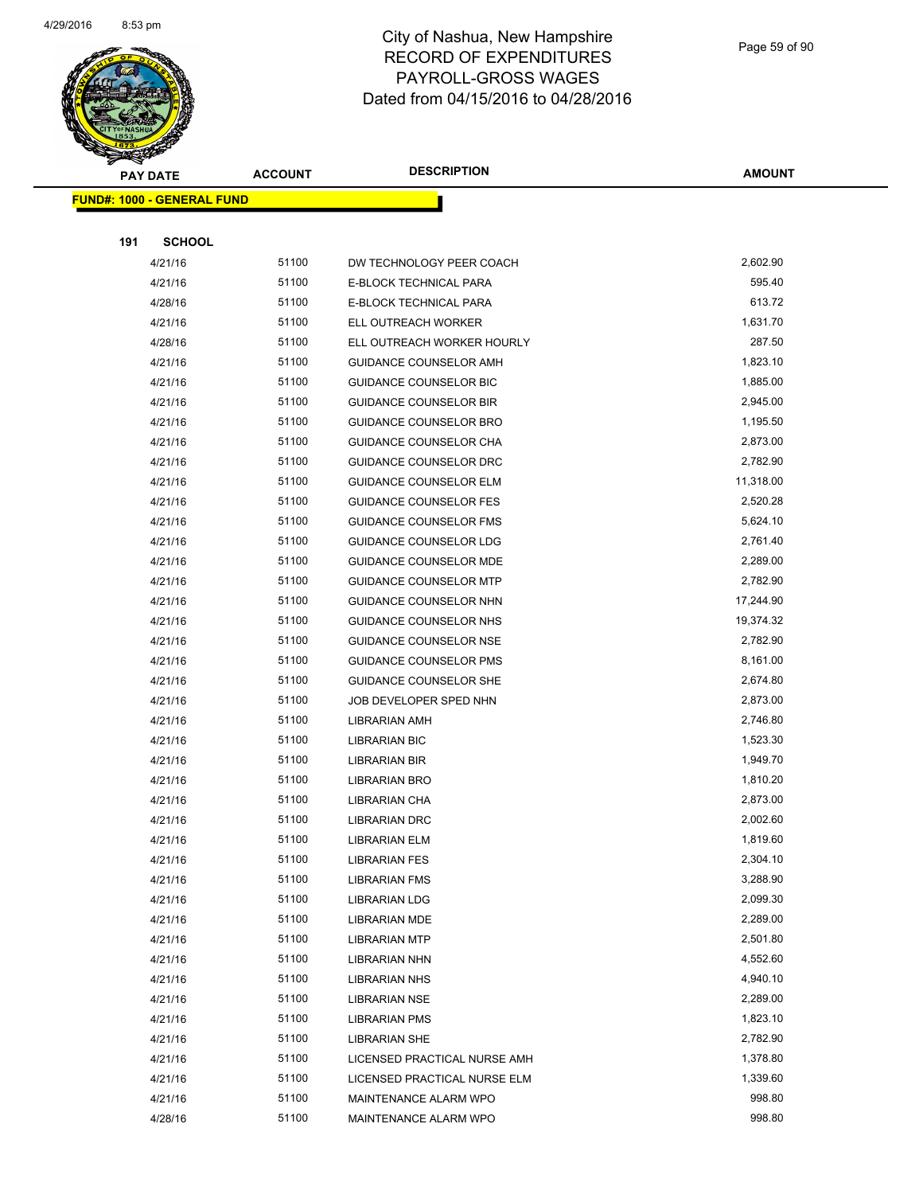# City of Nashua, New Hampshire
# RECORD OF EXPENDITURES
# PAYROLL-GROSS WAGES
# Dated from 04/15/2016 to 04/28/2016

| PAY DATE | ACCOUNT | DESCRIPTION | AMOUNT |
|---|---|---|---|
| **FUND#: 1000 - GENERAL FUND** | | | |
| **191 SCHOOL** | | | |
| 4/21/16 | 51100 | DW TECHNOLOGY PEER COACH | 2,602.90 |
| 4/21/16 | 51100 | E-BLOCK TECHNICAL PARA | 595.40 |
| 4/28/16 | 51100 | E-BLOCK TECHNICAL PARA | 613.72 |
| 4/21/16 | 51100 | ELL OUTREACH WORKER | 1,631.70 |
| 4/28/16 | 51100 | ELL OUTREACH WORKER HOURLY | 287.50 |
| 4/21/16 | 51100 | GUIDANCE COUNSELOR AMH | 1,823.10 |
| 4/21/16 | 51100 | GUIDANCE COUNSELOR BIC | 1,885.00 |
| 4/21/16 | 51100 | GUIDANCE COUNSELOR BIR | 2,945.00 |
| 4/21/16 | 51100 | GUIDANCE COUNSELOR BRO | 1,195.50 |
| 4/21/16 | 51100 | GUIDANCE COUNSELOR CHA | 2,873.00 |
| 4/21/16 | 51100 | GUIDANCE COUNSELOR DRC | 2,782.90 |
| 4/21/16 | 51100 | GUIDANCE COUNSELOR ELM | 11,318.00 |
| 4/21/16 | 51100 | GUIDANCE COUNSELOR FES | 2,520.28 |
| 4/21/16 | 51100 | GUIDANCE COUNSELOR FMS | 5,624.10 |
| 4/21/16 | 51100 | GUIDANCE COUNSELOR LDG | 2,761.40 |
| 4/21/16 | 51100 | GUIDANCE COUNSELOR MDE | 2,289.00 |
| 4/21/16 | 51100 | GUIDANCE COUNSELOR MTP | 2,782.90 |
| 4/21/16 | 51100 | GUIDANCE COUNSELOR NHN | 17,244.90 |
| 4/21/16 | 51100 | GUIDANCE COUNSELOR NHS | 19,374.32 |
| 4/21/16 | 51100 | GUIDANCE COUNSELOR NSE | 2,782.90 |
| 4/21/16 | 51100 | GUIDANCE COUNSELOR PMS | 8,161.00 |
| 4/21/16 | 51100 | GUIDANCE COUNSELOR SHE | 2,674.80 |
| 4/21/16 | 51100 | JOB DEVELOPER SPED NHN | 2,873.00 |
| 4/21/16 | 51100 | LIBRARIAN AMH | 2,746.80 |
| 4/21/16 | 51100 | LIBRARIAN BIC | 1,523.30 |
| 4/21/16 | 51100 | LIBRARIAN BIR | 1,949.70 |
| 4/21/16 | 51100 | LIBRARIAN BRO | 1,810.20 |
| 4/21/16 | 51100 | LIBRARIAN CHA | 2,873.00 |
| 4/21/16 | 51100 | LIBRARIAN DRC | 2,002.60 |
| 4/21/16 | 51100 | LIBRARIAN ELM | 1,819.60 |
| 4/21/16 | 51100 | LIBRARIAN FES | 2,304.10 |
| 4/21/16 | 51100 | LIBRARIAN FMS | 3,288.90 |
| 4/21/16 | 51100 | LIBRARIAN LDG | 2,099.30 |
| 4/21/16 | 51100 | LIBRARIAN MDE | 2,289.00 |
| 4/21/16 | 51100 | LIBRARIAN MTP | 2,501.80 |
| 4/21/16 | 51100 | LIBRARIAN NHN | 4,552.60 |
| 4/21/16 | 51100 | LIBRARIAN NHS | 4,940.10 |
| 4/21/16 | 51100 | LIBRARIAN NSE | 2,289.00 |
| 4/21/16 | 51100 | LIBRARIAN PMS | 1,823.10 |
| 4/21/16 | 51100 | LIBRARIAN SHE | 2,782.90 |
| 4/21/16 | 51100 | LICENSED PRACTICAL NURSE AMH | 1,378.80 |
| 4/21/16 | 51100 | LICENSED PRACTICAL NURSE ELM | 1,339.60 |
| 4/21/16 | 51100 | MAINTENANCE ALARM WPO | 998.80 |
| 4/28/16 | 51100 | MAINTENANCE ALARM WPO | 998.80 |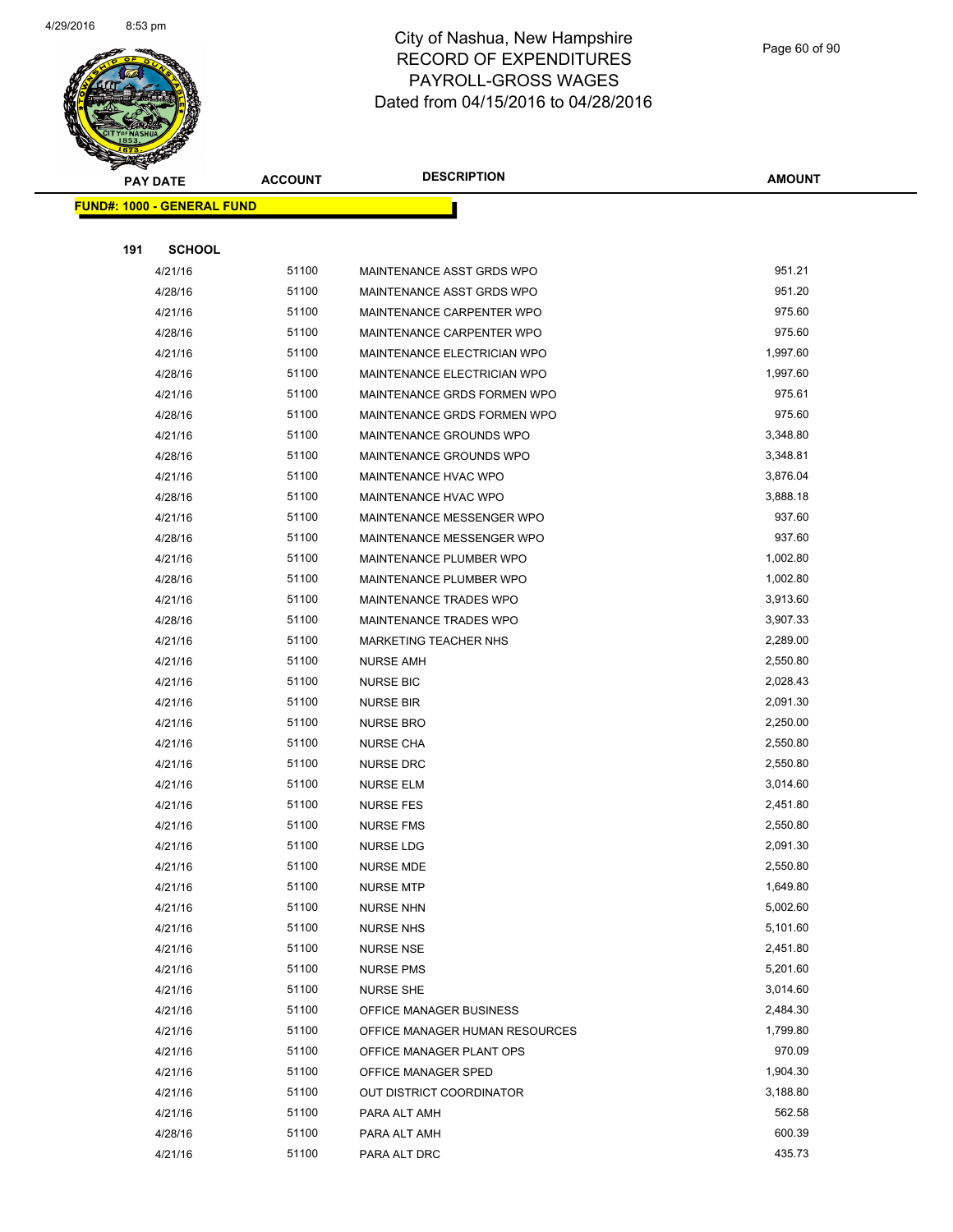# City of Nashua, New Hampshire
# RECORD OF EXPENDITURES
# PAYROLL-GROSS WAGES
# Dated from 04/15/2016 to 04/28/2016

**FUND#: 1000 - GENERAL FUND**

**191 SCHOOL**

| PAY DATE | ACCOUNT | DESCRIPTION | AMOUNT |
|---|---|---|---|
| 4/21/16 | 51100 | MAINTENANCE ASST GRDS WPO | 951.21 |
| 4/28/16 | 51100 | MAINTENANCE ASST GRDS WPO | 951.20 |
| 4/21/16 | 51100 | MAINTENANCE CARPENTER WPO | 975.60 |
| 4/28/16 | 51100 | MAINTENANCE CARPENTER WPO | 975.60 |
| 4/21/16 | 51100 | MAINTENANCE ELECTRICIAN WPO | 1,997.60 |
| 4/28/16 | 51100 | MAINTENANCE ELECTRICIAN WPO | 1,997.60 |
| 4/21/16 | 51100 | MAINTENANCE GRDS FORMEN WPO | 975.61 |
| 4/28/16 | 51100 | MAINTENANCE GRDS FORMEN WPO | 975.60 |
| 4/21/16 | 51100 | MAINTENANCE GROUNDS WPO | 3,348.80 |
| 4/28/16 | 51100 | MAINTENANCE GROUNDS WPO | 3,348.81 |
| 4/21/16 | 51100 | MAINTENANCE HVAC WPO | 3,876.04 |
| 4/28/16 | 51100 | MAINTENANCE HVAC WPO | 3,888.18 |
| 4/21/16 | 51100 | MAINTENANCE MESSENGER WPO | 937.60 |
| 4/28/16 | 51100 | MAINTENANCE MESSENGER WPO | 937.60 |
| 4/21/16 | 51100 | MAINTENANCE PLUMBER WPO | 1,002.80 |
| 4/28/16 | 51100 | MAINTENANCE PLUMBER WPO | 1,002.80 |
| 4/21/16 | 51100 | MAINTENANCE TRADES WPO | 3,913.60 |
| 4/28/16 | 51100 | MAINTENANCE TRADES WPO | 3,907.33 |
| 4/21/16 | 51100 | MARKETING TEACHER NHS | 2,289.00 |
| 4/21/16 | 51100 | NURSE AMH | 2,550.80 |
| 4/21/16 | 51100 | NURSE BIC | 2,028.43 |
| 4/21/16 | 51100 | NURSE BIR | 2,091.30 |
| 4/21/16 | 51100 | NURSE BRO | 2,250.00 |
| 4/21/16 | 51100 | NURSE CHA | 2,550.80 |
| 4/21/16 | 51100 | NURSE DRC | 2,550.80 |
| 4/21/16 | 51100 | NURSE ELM | 3,014.60 |
| 4/21/16 | 51100 | NURSE FES | 2,451.80 |
| 4/21/16 | 51100 | NURSE FMS | 2,550.80 |
| 4/21/16 | 51100 | NURSE LDG | 2,091.30 |
| 4/21/16 | 51100 | NURSE MDE | 2,550.80 |
| 4/21/16 | 51100 | NURSE MTP | 1,649.80 |
| 4/21/16 | 51100 | NURSE NHN | 5,002.60 |
| 4/21/16 | 51100 | NURSE NHS | 5,101.60 |
| 4/21/16 | 51100 | NURSE NSE | 2,451.80 |
| 4/21/16 | 51100 | NURSE PMS | 5,201.60 |
| 4/21/16 | 51100 | NURSE SHE | 3,014.60 |
| 4/21/16 | 51100 | OFFICE MANAGER BUSINESS | 2,484.30 |
| 4/21/16 | 51100 | OFFICE MANAGER HUMAN RESOURCES | 1,799.80 |
| 4/21/16 | 51100 | OFFICE MANAGER PLANT OPS | 970.09 |
| 4/21/16 | 51100 | OFFICE MANAGER SPED | 1,904.30 |
| 4/21/16 | 51100 | OUT DISTRICT COORDINATOR | 3,188.80 |
| 4/21/16 | 51100 | PARA ALT AMH | 562.58 |
| 4/28/16 | 51100 | PARA ALT AMH | 600.39 |
| 4/21/16 | 51100 | PARA ALT DRC | 435.73 |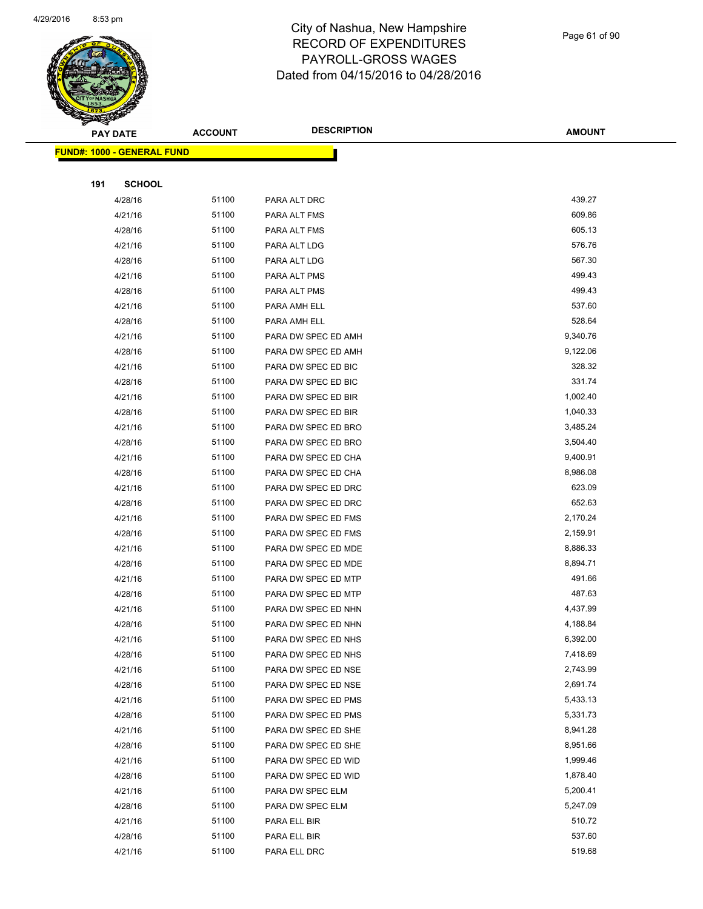# City of Nashua, New Hampshire
## RECORD OF EXPENDITURES
## PAYROLL-GROSS WAGES
## Dated from 04/15/2016 to 04/28/2016

**FUND#: 1000 - GENERAL FUND**

**191 SCHOOL**

| PAY DATE | ACCOUNT | DESCRIPTION | AMOUNT |
|---|---|---|---|
| 4/28/16 | 51100 | PARA ALT DRC | 439.27 |
| 4/21/16 | 51100 | PARA ALT FMS | 609.86 |
| 4/28/16 | 51100 | PARA ALT FMS | 605.13 |
| 4/21/16 | 51100 | PARA ALT LDG | 576.76 |
| 4/28/16 | 51100 | PARA ALT LDG | 567.30 |
| 4/21/16 | 51100 | PARA ALT PMS | 499.43 |
| 4/28/16 | 51100 | PARA ALT PMS | 499.43 |
| 4/21/16 | 51100 | PARA AMH ELL | 537.60 |
| 4/28/16 | 51100 | PARA AMH ELL | 528.64 |
| 4/21/16 | 51100 | PARA DW SPEC ED AMH | 9,340.76 |
| 4/28/16 | 51100 | PARA DW SPEC ED AMH | 9,122.06 |
| 4/21/16 | 51100 | PARA DW SPEC ED BIC | 328.32 |
| 4/28/16 | 51100 | PARA DW SPEC ED BIC | 331.74 |
| 4/21/16 | 51100 | PARA DW SPEC ED BIR | 1,002.40 |
| 4/28/16 | 51100 | PARA DW SPEC ED BIR | 1,040.33 |
| 4/21/16 | 51100 | PARA DW SPEC ED BRO | 3,485.24 |
| 4/28/16 | 51100 | PARA DW SPEC ED BRO | 3,504.40 |
| 4/21/16 | 51100 | PARA DW SPEC ED CHA | 9,400.91 |
| 4/28/16 | 51100 | PARA DW SPEC ED CHA | 8,986.08 |
| 4/21/16 | 51100 | PARA DW SPEC ED DRC | 623.09 |
| 4/28/16 | 51100 | PARA DW SPEC ED DRC | 652.63 |
| 4/21/16 | 51100 | PARA DW SPEC ED FMS | 2,170.24 |
| 4/28/16 | 51100 | PARA DW SPEC ED FMS | 2,159.91 |
| 4/21/16 | 51100 | PARA DW SPEC ED MDE | 8,886.33 |
| 4/28/16 | 51100 | PARA DW SPEC ED MDE | 8,894.71 |
| 4/21/16 | 51100 | PARA DW SPEC ED MTP | 491.66 |
| 4/28/16 | 51100 | PARA DW SPEC ED MTP | 487.63 |
| 4/21/16 | 51100 | PARA DW SPEC ED NHN | 4,437.99 |
| 4/28/16 | 51100 | PARA DW SPEC ED NHN | 4,188.84 |
| 4/21/16 | 51100 | PARA DW SPEC ED NHS | 6,392.00 |
| 4/28/16 | 51100 | PARA DW SPEC ED NHS | 7,418.69 |
| 4/21/16 | 51100 | PARA DW SPEC ED NSE | 2,743.99 |
| 4/28/16 | 51100 | PARA DW SPEC ED NSE | 2,691.74 |
| 4/21/16 | 51100 | PARA DW SPEC ED PMS | 5,433.13 |
| 4/28/16 | 51100 | PARA DW SPEC ED PMS | 5,331.73 |
| 4/21/16 | 51100 | PARA DW SPEC ED SHE | 8,941.28 |
| 4/28/16 | 51100 | PARA DW SPEC ED SHE | 8,951.66 |
| 4/21/16 | 51100 | PARA DW SPEC ED WID | 1,999.46 |
| 4/28/16 | 51100 | PARA DW SPEC ED WID | 1,878.40 |
| 4/21/16 | 51100 | PARA DW SPEC ELM | 5,200.41 |
| 4/28/16 | 51100 | PARA DW SPEC ELM | 5,247.09 |
| 4/21/16 | 51100 | PARA ELL BIR | 510.72 |
| 4/28/16 | 51100 | PARA ELL BIR | 537.60 |
| 4/21/16 | 51100 | PARA ELL DRC | 519.68 |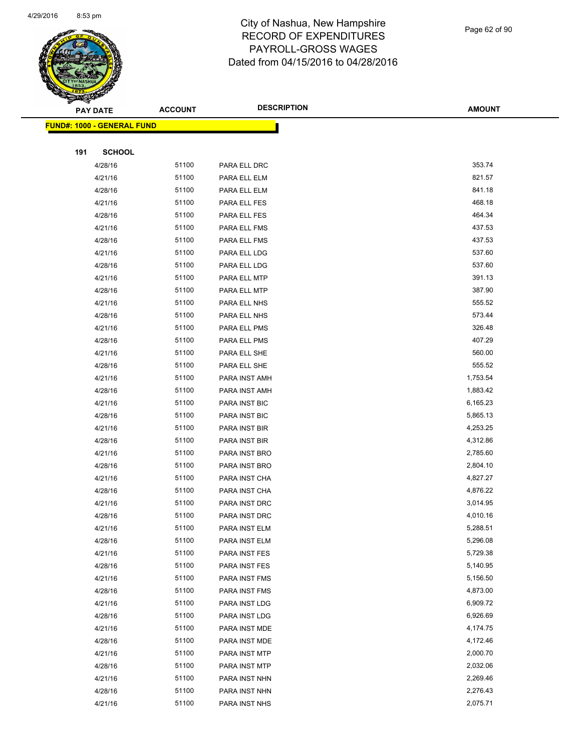# City of Nashua, New Hampshire
## RECORD OF EXPENDITURES
## PAYROLL-GROSS WAGES
## Dated from 04/15/2016 to 04/28/2016

| PAY DATE | ACCOUNT | DESCRIPTION | AMOUNT |
|---|---|---|---|

**FUND#: 1000 - GENERAL FUND**

**191 SCHOOL**

| PAY DATE | ACCOUNT | DESCRIPTION | AMOUNT |
|---|---|---|---|
| 4/28/16 | 51100 | PARA ELL DRC | 353.74 |
| 4/21/16 | 51100 | PARA ELL ELM | 821.57 |
| 4/28/16 | 51100 | PARA ELL ELM | 841.18 |
| 4/21/16 | 51100 | PARA ELL FES | 468.18 |
| 4/28/16 | 51100 | PARA ELL FES | 464.34 |
| 4/21/16 | 51100 | PARA ELL FMS | 437.53 |
| 4/28/16 | 51100 | PARA ELL FMS | 437.53 |
| 4/21/16 | 51100 | PARA ELL LDG | 537.60 |
| 4/28/16 | 51100 | PARA ELL LDG | 537.60 |
| 4/21/16 | 51100 | PARA ELL MTP | 391.13 |
| 4/28/16 | 51100 | PARA ELL MTP | 387.90 |
| 4/21/16 | 51100 | PARA ELL NHS | 555.52 |
| 4/28/16 | 51100 | PARA ELL NHS | 573.44 |
| 4/21/16 | 51100 | PARA ELL PMS | 326.48 |
| 4/28/16 | 51100 | PARA ELL PMS | 407.29 |
| 4/21/16 | 51100 | PARA ELL SHE | 560.00 |
| 4/28/16 | 51100 | PARA ELL SHE | 555.52 |
| 4/21/16 | 51100 | PARA INST AMH | 1,753.54 |
| 4/28/16 | 51100 | PARA INST AMH | 1,883.42 |
| 4/21/16 | 51100 | PARA INST BIC | 6,165.23 |
| 4/28/16 | 51100 | PARA INST BIC | 5,865.13 |
| 4/21/16 | 51100 | PARA INST BIR | 4,253.25 |
| 4/28/16 | 51100 | PARA INST BIR | 4,312.86 |
| 4/21/16 | 51100 | PARA INST BRO | 2,785.60 |
| 4/28/16 | 51100 | PARA INST BRO | 2,804.10 |
| 4/21/16 | 51100 | PARA INST CHA | 4,827.27 |
| 4/28/16 | 51100 | PARA INST CHA | 4,876.22 |
| 4/21/16 | 51100 | PARA INST DRC | 3,014.95 |
| 4/28/16 | 51100 | PARA INST DRC | 4,010.16 |
| 4/21/16 | 51100 | PARA INST ELM | 5,288.51 |
| 4/28/16 | 51100 | PARA INST ELM | 5,296.08 |
| 4/21/16 | 51100 | PARA INST FES | 5,729.38 |
| 4/28/16 | 51100 | PARA INST FES | 5,140.95 |
| 4/21/16 | 51100 | PARA INST FMS | 5,156.50 |
| 4/28/16 | 51100 | PARA INST FMS | 4,873.00 |
| 4/21/16 | 51100 | PARA INST LDG | 6,909.72 |
| 4/28/16 | 51100 | PARA INST LDG | 6,926.69 |
| 4/21/16 | 51100 | PARA INST MDE | 4,174.75 |
| 4/28/16 | 51100 | PARA INST MDE | 4,172.46 |
| 4/21/16 | 51100 | PARA INST MTP | 2,000.70 |
| 4/28/16 | 51100 | PARA INST MTP | 2,032.06 |
| 4/21/16 | 51100 | PARA INST NHN | 2,269.46 |
| 4/28/16 | 51100 | PARA INST NHN | 2,276.43 |
| 4/21/16 | 51100 | PARA INST NHS | 2,075.71 |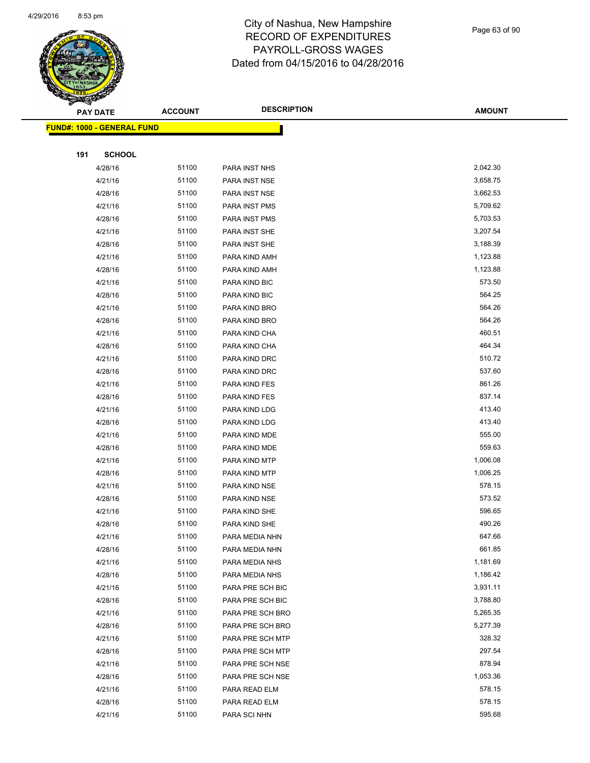# City of Nashua, New Hampshire
## RECORD OF EXPENDITURES
## PAYROLL-GROSS WAGES
## Dated from 04/15/2016 to 04/28/2016

| PAY DATE | ACCOUNT | DESCRIPTION | AMOUNT |
|---|---|---|---|

**FUND#: 1000 - GENERAL FUND**

**191 SCHOOL**

| PAY DATE | ACCOUNT | DESCRIPTION | AMOUNT |
|---|---|---|---|
| 4/28/16 | 51100 | PARA INST NHS | 2,042.30 |
| 4/21/16 | 51100 | PARA INST NSE | 3,658.75 |
| 4/28/16 | 51100 | PARA INST NSE | 3,662.53 |
| 4/21/16 | 51100 | PARA INST PMS | 5,709.62 |
| 4/28/16 | 51100 | PARA INST PMS | 5,703.53 |
| 4/21/16 | 51100 | PARA INST SHE | 3,207.54 |
| 4/28/16 | 51100 | PARA INST SHE | 3,188.39 |
| 4/21/16 | 51100 | PARA KIND AMH | 1,123.88 |
| 4/28/16 | 51100 | PARA KIND AMH | 1,123.88 |
| 4/21/16 | 51100 | PARA KIND BIC | 573.50 |
| 4/28/16 | 51100 | PARA KIND BIC | 564.25 |
| 4/21/16 | 51100 | PARA KIND BRO | 564.26 |
| 4/28/16 | 51100 | PARA KIND BRO | 564.26 |
| 4/21/16 | 51100 | PARA KIND CHA | 460.51 |
| 4/28/16 | 51100 | PARA KIND CHA | 464.34 |
| 4/21/16 | 51100 | PARA KIND DRC | 510.72 |
| 4/28/16 | 51100 | PARA KIND DRC | 537.60 |
| 4/21/16 | 51100 | PARA KIND FES | 861.26 |
| 4/28/16 | 51100 | PARA KIND FES | 837.14 |
| 4/21/16 | 51100 | PARA KIND LDG | 413.40 |
| 4/28/16 | 51100 | PARA KIND LDG | 413.40 |
| 4/21/16 | 51100 | PARA KIND MDE | 555.00 |
| 4/28/16 | 51100 | PARA KIND MDE | 559.63 |
| 4/21/16 | 51100 | PARA KIND MTP | 1,006.08 |
| 4/28/16 | 51100 | PARA KIND MTP | 1,006.25 |
| 4/21/16 | 51100 | PARA KIND NSE | 578.15 |
| 4/28/16 | 51100 | PARA KIND NSE | 573.52 |
| 4/21/16 | 51100 | PARA KIND SHE | 596.65 |
| 4/28/16 | 51100 | PARA KIND SHE | 490.26 |
| 4/21/16 | 51100 | PARA MEDIA NHN | 647.66 |
| 4/28/16 | 51100 | PARA MEDIA NHN | 661.85 |
| 4/21/16 | 51100 | PARA MEDIA NHS | 1,181.69 |
| 4/28/16 | 51100 | PARA MEDIA NHS | 1,186.42 |
| 4/21/16 | 51100 | PARA PRE SCH BIC | 3,931.11 |
| 4/28/16 | 51100 | PARA PRE SCH BIC | 3,788.80 |
| 4/21/16 | 51100 | PARA PRE SCH BRO | 5,265.35 |
| 4/28/16 | 51100 | PARA PRE SCH BRO | 5,277.39 |
| 4/21/16 | 51100 | PARA PRE SCH MTP | 328.32 |
| 4/28/16 | 51100 | PARA PRE SCH MTP | 297.54 |
| 4/21/16 | 51100 | PARA PRE SCH NSE | 878.94 |
| 4/28/16 | 51100 | PARA PRE SCH NSE | 1,053.36 |
| 4/21/16 | 51100 | PARA READ ELM | 578.15 |
| 4/28/16 | 51100 | PARA READ ELM | 578.15 |
| 4/21/16 | 51100 | PARA SCI NHN | 595.68 |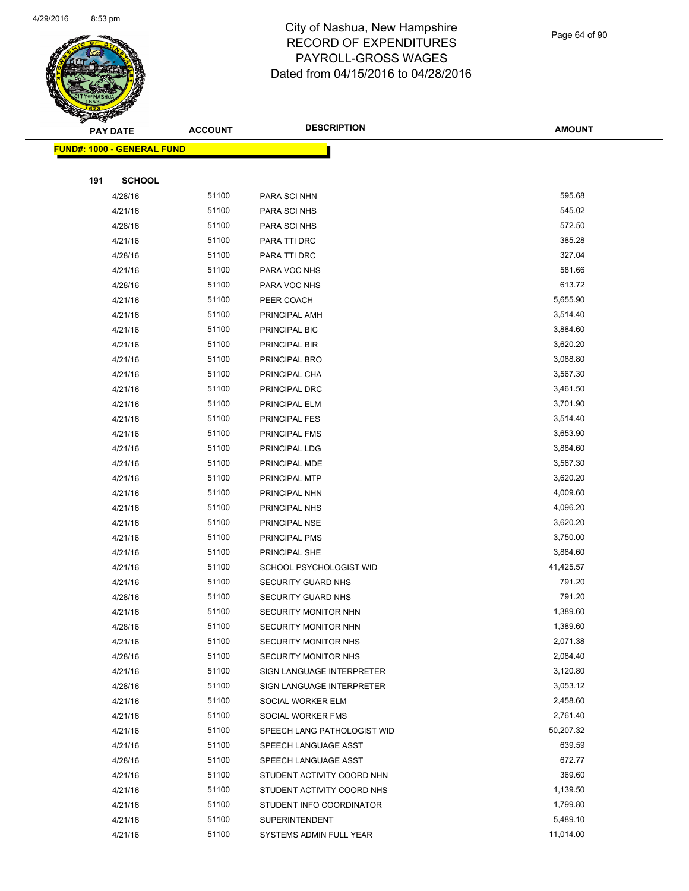# City of Nashua, New Hampshire
## RECORD OF EXPENDITURES
## PAYROLL-GROSS WAGES
## Dated from 04/15/2016 to 04/28/2016

**FUND#: 1000 - GENERAL FUND**

**191 SCHOOL**

| PAY DATE | ACCOUNT | DESCRIPTION | AMOUNT |
|---|---|---|---|
| 4/28/16 | 51100 | PARA SCI NHN | 595.68 |
| 4/21/16 | 51100 | PARA SCI NHS | 545.02 |
| 4/28/16 | 51100 | PARA SCI NHS | 572.50 |
| 4/21/16 | 51100 | PARA TTI DRC | 385.28 |
| 4/28/16 | 51100 | PARA TTI DRC | 327.04 |
| 4/21/16 | 51100 | PARA VOC NHS | 581.66 |
| 4/28/16 | 51100 | PARA VOC NHS | 613.72 |
| 4/21/16 | 51100 | PEER COACH | 5,655.90 |
| 4/21/16 | 51100 | PRINCIPAL AMH | 3,514.40 |
| 4/21/16 | 51100 | PRINCIPAL BIC | 3,884.60 |
| 4/21/16 | 51100 | PRINCIPAL BIR | 3,620.20 |
| 4/21/16 | 51100 | PRINCIPAL BRO | 3,088.80 |
| 4/21/16 | 51100 | PRINCIPAL CHA | 3,567.30 |
| 4/21/16 | 51100 | PRINCIPAL DRC | 3,461.50 |
| 4/21/16 | 51100 | PRINCIPAL ELM | 3,701.90 |
| 4/21/16 | 51100 | PRINCIPAL FES | 3,514.40 |
| 4/21/16 | 51100 | PRINCIPAL FMS | 3,653.90 |
| 4/21/16 | 51100 | PRINCIPAL LDG | 3,884.60 |
| 4/21/16 | 51100 | PRINCIPAL MDE | 3,567.30 |
| 4/21/16 | 51100 | PRINCIPAL MTP | 3,620.20 |
| 4/21/16 | 51100 | PRINCIPAL NHN | 4,009.60 |
| 4/21/16 | 51100 | PRINCIPAL NHS | 4,096.20 |
| 4/21/16 | 51100 | PRINCIPAL NSE | 3,620.20 |
| 4/21/16 | 51100 | PRINCIPAL PMS | 3,750.00 |
| 4/21/16 | 51100 | PRINCIPAL SHE | 3,884.60 |
| 4/21/16 | 51100 | SCHOOL PSYCHOLOGIST WID | 41,425.57 |
| 4/21/16 | 51100 | SECURITY GUARD NHS | 791.20 |
| 4/28/16 | 51100 | SECURITY GUARD NHS | 791.20 |
| 4/21/16 | 51100 | SECURITY MONITOR NHN | 1,389.60 |
| 4/28/16 | 51100 | SECURITY MONITOR NHN | 1,389.60 |
| 4/21/16 | 51100 | SECURITY MONITOR NHS | 2,071.38 |
| 4/28/16 | 51100 | SECURITY MONITOR NHS | 2,084.40 |
| 4/21/16 | 51100 | SIGN LANGUAGE INTERPRETER | 3,120.80 |
| 4/28/16 | 51100 | SIGN LANGUAGE INTERPRETER | 3,053.12 |
| 4/21/16 | 51100 | SOCIAL WORKER ELM | 2,458.60 |
| 4/21/16 | 51100 | SOCIAL WORKER FMS | 2,761.40 |
| 4/21/16 | 51100 | SPEECH LANG PATHOLOGIST WID | 50,207.32 |
| 4/21/16 | 51100 | SPEECH LANGUAGE ASST | 639.59 |
| 4/28/16 | 51100 | SPEECH LANGUAGE ASST | 672.77 |
| 4/21/16 | 51100 | STUDENT ACTIVITY COORD NHN | 369.60 |
| 4/21/16 | 51100 | STUDENT ACTIVITY COORD NHS | 1,139.50 |
| 4/21/16 | 51100 | STUDENT INFO COORDINATOR | 1,799.80 |
| 4/21/16 | 51100 | SUPERINTENDENT | 5,489.10 |
| 4/21/16 | 51100 | SYSTEMS ADMIN FULL YEAR | 11,014.00 |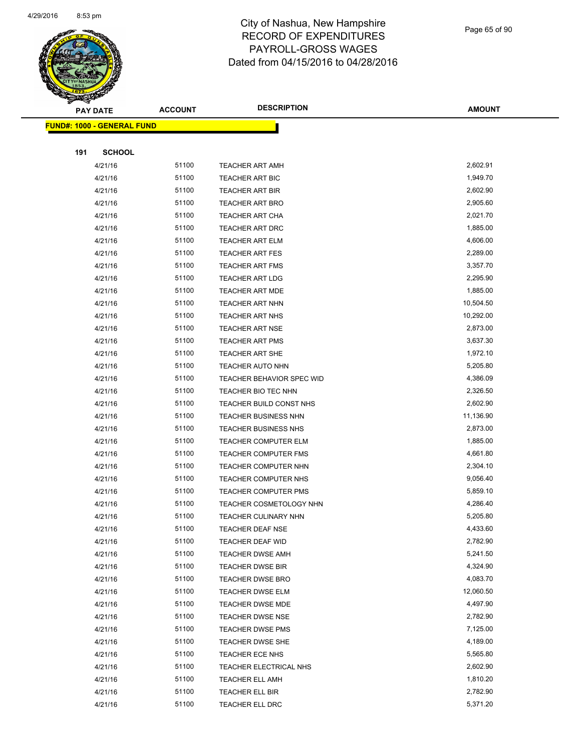# City of Nashua, New Hampshire
# RECORD OF EXPENDITURES
# PAYROLL-GROSS WAGES
# Dated from 04/15/2016 to 04/28/2016

| PAY DATE | ACCOUNT | DESCRIPTION | AMOUNT |
|---|---|---|---|

**FUND#: 1000 - GENERAL FUND**

**191 SCHOOL**

| PAY DATE | ACCOUNT | DESCRIPTION | AMOUNT |
|---|---|---|---|
| 4/21/16 | 51100 | TEACHER ART AMH | 2,602.91 |
| 4/21/16 | 51100 | TEACHER ART BIC | 1,949.70 |
| 4/21/16 | 51100 | TEACHER ART BIR | 2,602.90 |
| 4/21/16 | 51100 | TEACHER ART BRO | 2,905.60 |
| 4/21/16 | 51100 | TEACHER ART CHA | 2,021.70 |
| 4/21/16 | 51100 | TEACHER ART DRC | 1,885.00 |
| 4/21/16 | 51100 | TEACHER ART ELM | 4,606.00 |
| 4/21/16 | 51100 | TEACHER ART FES | 2,289.00 |
| 4/21/16 | 51100 | TEACHER ART FMS | 3,357.70 |
| 4/21/16 | 51100 | TEACHER ART LDG | 2,295.90 |
| 4/21/16 | 51100 | TEACHER ART MDE | 1,885.00 |
| 4/21/16 | 51100 | TEACHER ART NHN | 10,504.50 |
| 4/21/16 | 51100 | TEACHER ART NHS | 10,292.00 |
| 4/21/16 | 51100 | TEACHER ART NSE | 2,873.00 |
| 4/21/16 | 51100 | TEACHER ART PMS | 3,637.30 |
| 4/21/16 | 51100 | TEACHER ART SHE | 1,972.10 |
| 4/21/16 | 51100 | TEACHER AUTO NHN | 5,205.80 |
| 4/21/16 | 51100 | TEACHER BEHAVIOR SPEC WID | 4,386.09 |
| 4/21/16 | 51100 | TEACHER BIO TEC NHN | 2,326.50 |
| 4/21/16 | 51100 | TEACHER BUILD CONST NHS | 2,602.90 |
| 4/21/16 | 51100 | TEACHER BUSINESS NHN | 11,136.90 |
| 4/21/16 | 51100 | TEACHER BUSINESS NHS | 2,873.00 |
| 4/21/16 | 51100 | TEACHER COMPUTER ELM | 1,885.00 |
| 4/21/16 | 51100 | TEACHER COMPUTER FMS | 4,661.80 |
| 4/21/16 | 51100 | TEACHER COMPUTER NHN | 2,304.10 |
| 4/21/16 | 51100 | TEACHER COMPUTER NHS | 9,056.40 |
| 4/21/16 | 51100 | TEACHER COMPUTER PMS | 5,859.10 |
| 4/21/16 | 51100 | TEACHER COSMETOLOGY NHN | 4,286.40 |
| 4/21/16 | 51100 | TEACHER CULINARY NHN | 5,205.80 |
| 4/21/16 | 51100 | TEACHER DEAF NSE | 4,433.60 |
| 4/21/16 | 51100 | TEACHER DEAF WID | 2,782.90 |
| 4/21/16 | 51100 | TEACHER DWSE AMH | 5,241.50 |
| 4/21/16 | 51100 | TEACHER DWSE BIR | 4,324.90 |
| 4/21/16 | 51100 | TEACHER DWSE BRO | 4,083.70 |
| 4/21/16 | 51100 | TEACHER DWSE ELM | 12,060.50 |
| 4/21/16 | 51100 | TEACHER DWSE MDE | 4,497.90 |
| 4/21/16 | 51100 | TEACHER DWSE NSE | 2,782.90 |
| 4/21/16 | 51100 | TEACHER DWSE PMS | 7,125.00 |
| 4/21/16 | 51100 | TEACHER DWSE SHE | 4,189.00 |
| 4/21/16 | 51100 | TEACHER ECE NHS | 5,565.80 |
| 4/21/16 | 51100 | TEACHER ELECTRICAL NHS | 2,602.90 |
| 4/21/16 | 51100 | TEACHER ELL AMH | 1,810.20 |
| 4/21/16 | 51100 | TEACHER ELL BIR | 2,782.90 |
| 4/21/16 | 51100 | TEACHER ELL DRC | 5,371.20 |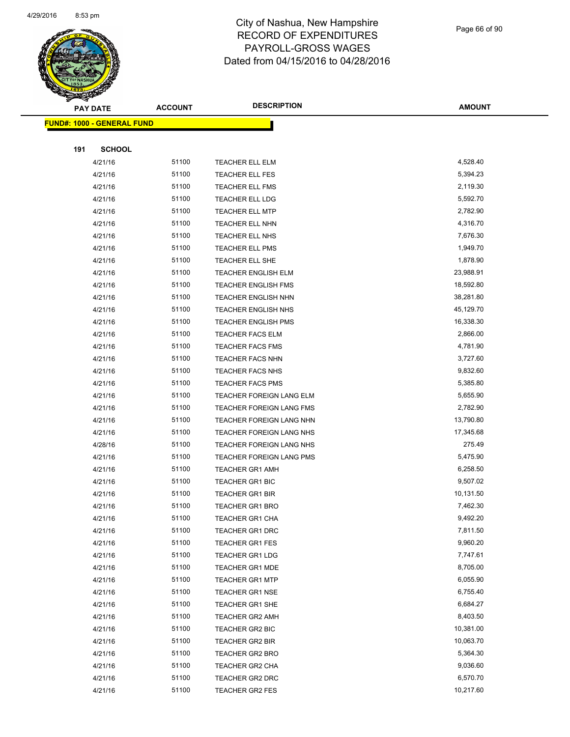# City of Nashua, New Hampshire
## RECORD OF EXPENDITURES
## PAYROLL-GROSS WAGES
## Dated from 04/15/2016 to 04/28/2016

| PAY DATE | ACCOUNT | DESCRIPTION | AMOUNT |
|---|---|---|---|

**FUND#: 1000 - GENERAL FUND**

**191 SCHOOL**

| PAY DATE | ACCOUNT | DESCRIPTION | AMOUNT |
|---|---|---|---|
| 4/21/16 | 51100 | TEACHER ELL ELM | 4,528.40 |
| 4/21/16 | 51100 | TEACHER ELL FES | 5,394.23 |
| 4/21/16 | 51100 | TEACHER ELL FMS | 2,119.30 |
| 4/21/16 | 51100 | TEACHER ELL LDG | 5,592.70 |
| 4/21/16 | 51100 | TEACHER ELL MTP | 2,782.90 |
| 4/21/16 | 51100 | TEACHER ELL NHN | 4,316.70 |
| 4/21/16 | 51100 | TEACHER ELL NHS | 7,676.30 |
| 4/21/16 | 51100 | TEACHER ELL PMS | 1,949.70 |
| 4/21/16 | 51100 | TEACHER ELL SHE | 1,878.90 |
| 4/21/16 | 51100 | TEACHER ENGLISH ELM | 23,988.91 |
| 4/21/16 | 51100 | TEACHER ENGLISH FMS | 18,592.80 |
| 4/21/16 | 51100 | TEACHER ENGLISH NHN | 38,281.80 |
| 4/21/16 | 51100 | TEACHER ENGLISH NHS | 45,129.70 |
| 4/21/16 | 51100 | TEACHER ENGLISH PMS | 16,338.30 |
| 4/21/16 | 51100 | TEACHER FACS ELM | 2,866.00 |
| 4/21/16 | 51100 | TEACHER FACS FMS | 4,781.90 |
| 4/21/16 | 51100 | TEACHER FACS NHN | 3,727.60 |
| 4/21/16 | 51100 | TEACHER FACS NHS | 9,832.60 |
| 4/21/16 | 51100 | TEACHER FACS PMS | 5,385.80 |
| 4/21/16 | 51100 | TEACHER FOREIGN LANG ELM | 5,655.90 |
| 4/21/16 | 51100 | TEACHER FOREIGN LANG FMS | 2,782.90 |
| 4/21/16 | 51100 | TEACHER FOREIGN LANG NHN | 13,790.80 |
| 4/21/16 | 51100 | TEACHER FOREIGN LANG NHS | 17,345.68 |
| 4/28/16 | 51100 | TEACHER FOREIGN LANG NHS | 275.49 |
| 4/21/16 | 51100 | TEACHER FOREIGN LANG PMS | 5,475.90 |
| 4/21/16 | 51100 | TEACHER GR1 AMH | 6,258.50 |
| 4/21/16 | 51100 | TEACHER GR1 BIC | 9,507.02 |
| 4/21/16 | 51100 | TEACHER GR1 BIR | 10,131.50 |
| 4/21/16 | 51100 | TEACHER GR1 BRO | 7,462.30 |
| 4/21/16 | 51100 | TEACHER GR1 CHA | 9,492.20 |
| 4/21/16 | 51100 | TEACHER GR1 DRC | 7,811.50 |
| 4/21/16 | 51100 | TEACHER GR1 FES | 9,960.20 |
| 4/21/16 | 51100 | TEACHER GR1 LDG | 7,747.61 |
| 4/21/16 | 51100 | TEACHER GR1 MDE | 8,705.00 |
| 4/21/16 | 51100 | TEACHER GR1 MTP | 6,055.90 |
| 4/21/16 | 51100 | TEACHER GR1 NSE | 6,755.40 |
| 4/21/16 | 51100 | TEACHER GR1 SHE | 6,684.27 |
| 4/21/16 | 51100 | TEACHER GR2 AMH | 8,403.50 |
| 4/21/16 | 51100 | TEACHER GR2 BIC | 10,381.00 |
| 4/21/16 | 51100 | TEACHER GR2 BIR | 10,063.70 |
| 4/21/16 | 51100 | TEACHER GR2 BRO | 5,364.30 |
| 4/21/16 | 51100 | TEACHER GR2 CHA | 9,036.60 |
| 4/21/16 | 51100 | TEACHER GR2 DRC | 6,570.70 |
| 4/21/16 | 51100 | TEACHER GR2 FES | 10,217.60 |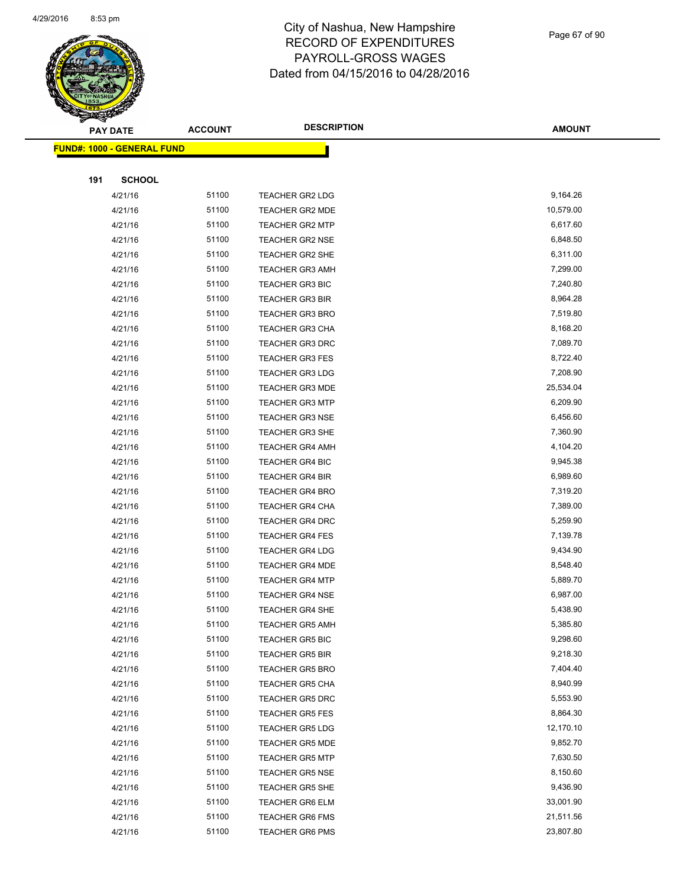# City of Nashua, New Hampshire
## RECORD OF EXPENDITURES
## PAYROLL-GROSS WAGES
## Dated from 04/15/2016 to 04/28/2016

**FUND#: 1000 - GENERAL FUND**

**191 SCHOOL**

| PAY DATE | ACCOUNT | DESCRIPTION | AMOUNT |
|---|---|---|---|
| 4/21/16 | 51100 | TEACHER GR2 LDG | 9,164.26 |
| 4/21/16 | 51100 | TEACHER GR2 MDE | 10,579.00 |
| 4/21/16 | 51100 | TEACHER GR2 MTP | 6,617.60 |
| 4/21/16 | 51100 | TEACHER GR2 NSE | 6,848.50 |
| 4/21/16 | 51100 | TEACHER GR2 SHE | 6,311.00 |
| 4/21/16 | 51100 | TEACHER GR3 AMH | 7,299.00 |
| 4/21/16 | 51100 | TEACHER GR3 BIC | 7,240.80 |
| 4/21/16 | 51100 | TEACHER GR3 BIR | 8,964.28 |
| 4/21/16 | 51100 | TEACHER GR3 BRO | 7,519.80 |
| 4/21/16 | 51100 | TEACHER GR3 CHA | 8,168.20 |
| 4/21/16 | 51100 | TEACHER GR3 DRC | 7,089.70 |
| 4/21/16 | 51100 | TEACHER GR3 FES | 8,722.40 |
| 4/21/16 | 51100 | TEACHER GR3 LDG | 7,208.90 |
| 4/21/16 | 51100 | TEACHER GR3 MDE | 25,534.04 |
| 4/21/16 | 51100 | TEACHER GR3 MTP | 6,209.90 |
| 4/21/16 | 51100 | TEACHER GR3 NSE | 6,456.60 |
| 4/21/16 | 51100 | TEACHER GR3 SHE | 7,360.90 |
| 4/21/16 | 51100 | TEACHER GR4 AMH | 4,104.20 |
| 4/21/16 | 51100 | TEACHER GR4 BIC | 9,945.38 |
| 4/21/16 | 51100 | TEACHER GR4 BIR | 6,989.60 |
| 4/21/16 | 51100 | TEACHER GR4 BRO | 7,319.20 |
| 4/21/16 | 51100 | TEACHER GR4 CHA | 7,389.00 |
| 4/21/16 | 51100 | TEACHER GR4 DRC | 5,259.90 |
| 4/21/16 | 51100 | TEACHER GR4 FES | 7,139.78 |
| 4/21/16 | 51100 | TEACHER GR4 LDG | 9,434.90 |
| 4/21/16 | 51100 | TEACHER GR4 MDE | 8,548.40 |
| 4/21/16 | 51100 | TEACHER GR4 MTP | 5,889.70 |
| 4/21/16 | 51100 | TEACHER GR4 NSE | 6,987.00 |
| 4/21/16 | 51100 | TEACHER GR4 SHE | 5,438.90 |
| 4/21/16 | 51100 | TEACHER GR5 AMH | 5,385.80 |
| 4/21/16 | 51100 | TEACHER GR5 BIC | 9,298.60 |
| 4/21/16 | 51100 | TEACHER GR5 BIR | 9,218.30 |
| 4/21/16 | 51100 | TEACHER GR5 BRO | 7,404.40 |
| 4/21/16 | 51100 | TEACHER GR5 CHA | 8,940.99 |
| 4/21/16 | 51100 | TEACHER GR5 DRC | 5,553.90 |
| 4/21/16 | 51100 | TEACHER GR5 FES | 8,864.30 |
| 4/21/16 | 51100 | TEACHER GR5 LDG | 12,170.10 |
| 4/21/16 | 51100 | TEACHER GR5 MDE | 9,852.70 |
| 4/21/16 | 51100 | TEACHER GR5 MTP | 7,630.50 |
| 4/21/16 | 51100 | TEACHER GR5 NSE | 8,150.60 |
| 4/21/16 | 51100 | TEACHER GR5 SHE | 9,436.90 |
| 4/21/16 | 51100 | TEACHER GR6 ELM | 33,001.90 |
| 4/21/16 | 51100 | TEACHER GR6 FMS | 21,511.56 |
| 4/21/16 | 51100 | TEACHER GR6 PMS | 23,807.80 |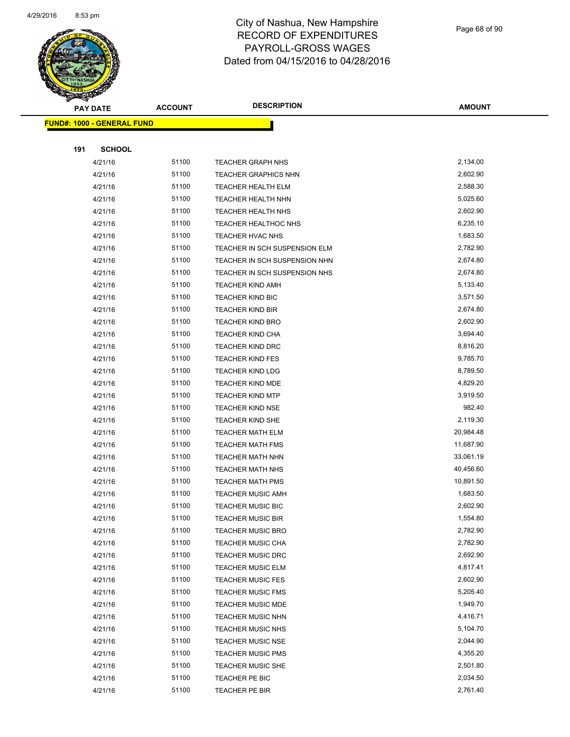# City of Nashua, New Hampshire
# RECORD OF EXPENDITURES
# PAYROLL-GROSS WAGES
# Dated from 04/15/2016 to 04/28/2016

**FUND#: 1000 - GENERAL FUND**

**191 SCHOOL**

| PAY DATE | ACCOUNT | DESCRIPTION | AMOUNT |
|---|---|---|---|
| 4/21/16 | 51100 | TEACHER GRAPH NHS | 2,134.00 |
| 4/21/16 | 51100 | TEACHER GRAPHICS NHN | 2,602.90 |
| 4/21/16 | 51100 | TEACHER HEALTH ELM | 2,588.30 |
| 4/21/16 | 51100 | TEACHER HEALTH NHN | 5,025.60 |
| 4/21/16 | 51100 | TEACHER HEALTH NHS | 2,602.90 |
| 4/21/16 | 51100 | TEACHER HEALTHOC NHS | 6,235.10 |
| 4/21/16 | 51100 | TEACHER HVAC NHS | 1,683.50 |
| 4/21/16 | 51100 | TEACHER IN SCH SUSPENSION ELM | 2,782.90 |
| 4/21/16 | 51100 | TEACHER IN SCH SUSPENSION NHN | 2,674.80 |
| 4/21/16 | 51100 | TEACHER IN SCH SUSPENSION NHS | 2,674.80 |
| 4/21/16 | 51100 | TEACHER KIND AMH | 5,133.40 |
| 4/21/16 | 51100 | TEACHER KIND BIC | 3,571.50 |
| 4/21/16 | 51100 | TEACHER KIND BIR | 2,674.80 |
| 4/21/16 | 51100 | TEACHER KIND BRO | 2,602.90 |
| 4/21/16 | 51100 | TEACHER KIND CHA | 3,694.40 |
| 4/21/16 | 51100 | TEACHER KIND DRC | 8,816.20 |
| 4/21/16 | 51100 | TEACHER KIND FES | 9,785.70 |
| 4/21/16 | 51100 | TEACHER KIND LDG | 8,789.50 |
| 4/21/16 | 51100 | TEACHER KIND MDE | 4,829.20 |
| 4/21/16 | 51100 | TEACHER KIND MTP | 3,919.50 |
| 4/21/16 | 51100 | TEACHER KIND NSE | 982.40 |
| 4/21/16 | 51100 | TEACHER KIND SHE | 2,119.30 |
| 4/21/16 | 51100 | TEACHER MATH ELM | 20,984.48 |
| 4/21/16 | 51100 | TEACHER MATH FMS | 11,687.90 |
| 4/21/16 | 51100 | TEACHER MATH NHN | 33,061.19 |
| 4/21/16 | 51100 | TEACHER MATH NHS | 40,456.60 |
| 4/21/16 | 51100 | TEACHER MATH PMS | 10,891.50 |
| 4/21/16 | 51100 | TEACHER MUSIC AMH | 1,683.50 |
| 4/21/16 | 51100 | TEACHER MUSIC BIC | 2,602.90 |
| 4/21/16 | 51100 | TEACHER MUSIC BIR | 1,554.80 |
| 4/21/16 | 51100 | TEACHER MUSIC BRO | 2,782.90 |
| 4/21/16 | 51100 | TEACHER MUSIC CHA | 2,782.90 |
| 4/21/16 | 51100 | TEACHER MUSIC DRC | 2,692.90 |
| 4/21/16 | 51100 | TEACHER MUSIC ELM | 4,817.41 |
| 4/21/16 | 51100 | TEACHER MUSIC FES | 2,602.90 |
| 4/21/16 | 51100 | TEACHER MUSIC FMS | 5,205.40 |
| 4/21/16 | 51100 | TEACHER MUSIC MDE | 1,949.70 |
| 4/21/16 | 51100 | TEACHER MUSIC NHN | 4,416.71 |
| 4/21/16 | 51100 | TEACHER MUSIC NHS | 5,104.70 |
| 4/21/16 | 51100 | TEACHER MUSIC NSE | 2,044.90 |
| 4/21/16 | 51100 | TEACHER MUSIC PMS | 4,355.20 |
| 4/21/16 | 51100 | TEACHER MUSIC SHE | 2,501.80 |
| 4/21/16 | 51100 | TEACHER PE BIC | 2,034.50 |
| 4/21/16 | 51100 | TEACHER PE BIR | 2,761.40 |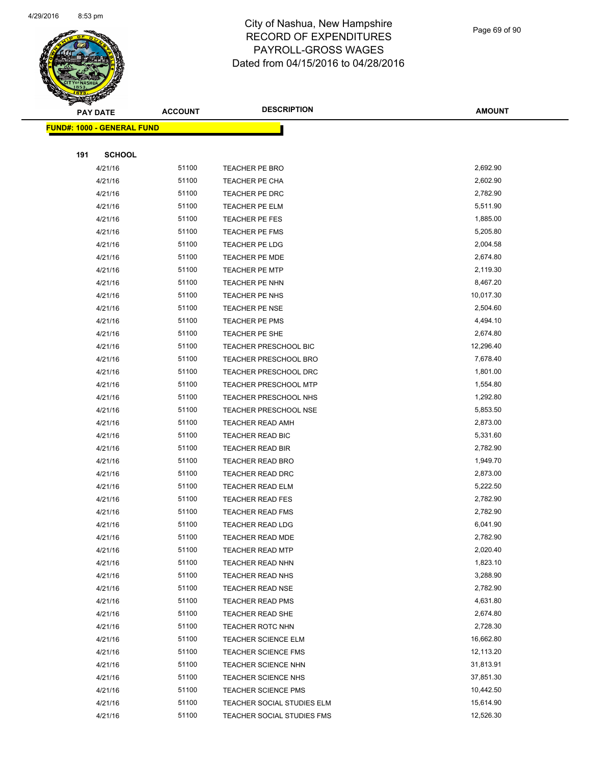# City of Nashua, New Hampshire
## RECORD OF EXPENDITURES
## PAYROLL-GROSS WAGES
## Dated from 04/15/2016 to 04/28/2016

4/29/2016 8:53 pm

| PAY DATE | ACCOUNT | DESCRIPTION | AMOUNT |
|---|---|---|---|

**FUND#: 1000 - GENERAL FUND**

**191 SCHOOL**

| PAY DATE | ACCOUNT | DESCRIPTION | AMOUNT |
|---|---|---|---|
| 4/21/16 | 51100 | TEACHER PE BRO | 2,692.90 |
| 4/21/16 | 51100 | TEACHER PE CHA | 2,602.90 |
| 4/21/16 | 51100 | TEACHER PE DRC | 2,782.90 |
| 4/21/16 | 51100 | TEACHER PE ELM | 5,511.90 |
| 4/21/16 | 51100 | TEACHER PE FES | 1,885.00 |
| 4/21/16 | 51100 | TEACHER PE FMS | 5,205.80 |
| 4/21/16 | 51100 | TEACHER PE LDG | 2,004.58 |
| 4/21/16 | 51100 | TEACHER PE MDE | 2,674.80 |
| 4/21/16 | 51100 | TEACHER PE MTP | 2,119.30 |
| 4/21/16 | 51100 | TEACHER PE NHN | 8,467.20 |
| 4/21/16 | 51100 | TEACHER PE NHS | 10,017.30 |
| 4/21/16 | 51100 | TEACHER PE NSE | 2,504.60 |
| 4/21/16 | 51100 | TEACHER PE PMS | 4,494.10 |
| 4/21/16 | 51100 | TEACHER PE SHE | 2,674.80 |
| 4/21/16 | 51100 | TEACHER PRESCHOOL BIC | 12,296.40 |
| 4/21/16 | 51100 | TEACHER PRESCHOOL BRO | 7,678.40 |
| 4/21/16 | 51100 | TEACHER PRESCHOOL DRC | 1,801.00 |
| 4/21/16 | 51100 | TEACHER PRESCHOOL MTP | 1,554.80 |
| 4/21/16 | 51100 | TEACHER PRESCHOOL NHS | 1,292.80 |
| 4/21/16 | 51100 | TEACHER PRESCHOOL NSE | 5,853.50 |
| 4/21/16 | 51100 | TEACHER READ AMH | 2,873.00 |
| 4/21/16 | 51100 | TEACHER READ BIC | 5,331.60 |
| 4/21/16 | 51100 | TEACHER READ BIR | 2,782.90 |
| 4/21/16 | 51100 | TEACHER READ BRO | 1,949.70 |
| 4/21/16 | 51100 | TEACHER READ DRC | 2,873.00 |
| 4/21/16 | 51100 | TEACHER READ ELM | 5,222.50 |
| 4/21/16 | 51100 | TEACHER READ FES | 2,782.90 |
| 4/21/16 | 51100 | TEACHER READ FMS | 2,782.90 |
| 4/21/16 | 51100 | TEACHER READ LDG | 6,041.90 |
| 4/21/16 | 51100 | TEACHER READ MDE | 2,782.90 |
| 4/21/16 | 51100 | TEACHER READ MTP | 2,020.40 |
| 4/21/16 | 51100 | TEACHER READ NHN | 1,823.10 |
| 4/21/16 | 51100 | TEACHER READ NHS | 3,288.90 |
| 4/21/16 | 51100 | TEACHER READ NSE | 2,782.90 |
| 4/21/16 | 51100 | TEACHER READ PMS | 4,631.80 |
| 4/21/16 | 51100 | TEACHER READ SHE | 2,674.80 |
| 4/21/16 | 51100 | TEACHER ROTC NHN | 2,728.30 |
| 4/21/16 | 51100 | TEACHER SCIENCE ELM | 16,662.80 |
| 4/21/16 | 51100 | TEACHER SCIENCE FMS | 12,113.20 |
| 4/21/16 | 51100 | TEACHER SCIENCE NHN | 31,813.91 |
| 4/21/16 | 51100 | TEACHER SCIENCE NHS | 37,851.30 |
| 4/21/16 | 51100 | TEACHER SCIENCE PMS | 10,442.50 |
| 4/21/16 | 51100 | TEACHER SOCIAL STUDIES ELM | 15,614.90 |
| 4/21/16 | 51100 | TEACHER SOCIAL STUDIES FMS | 12,526.30 |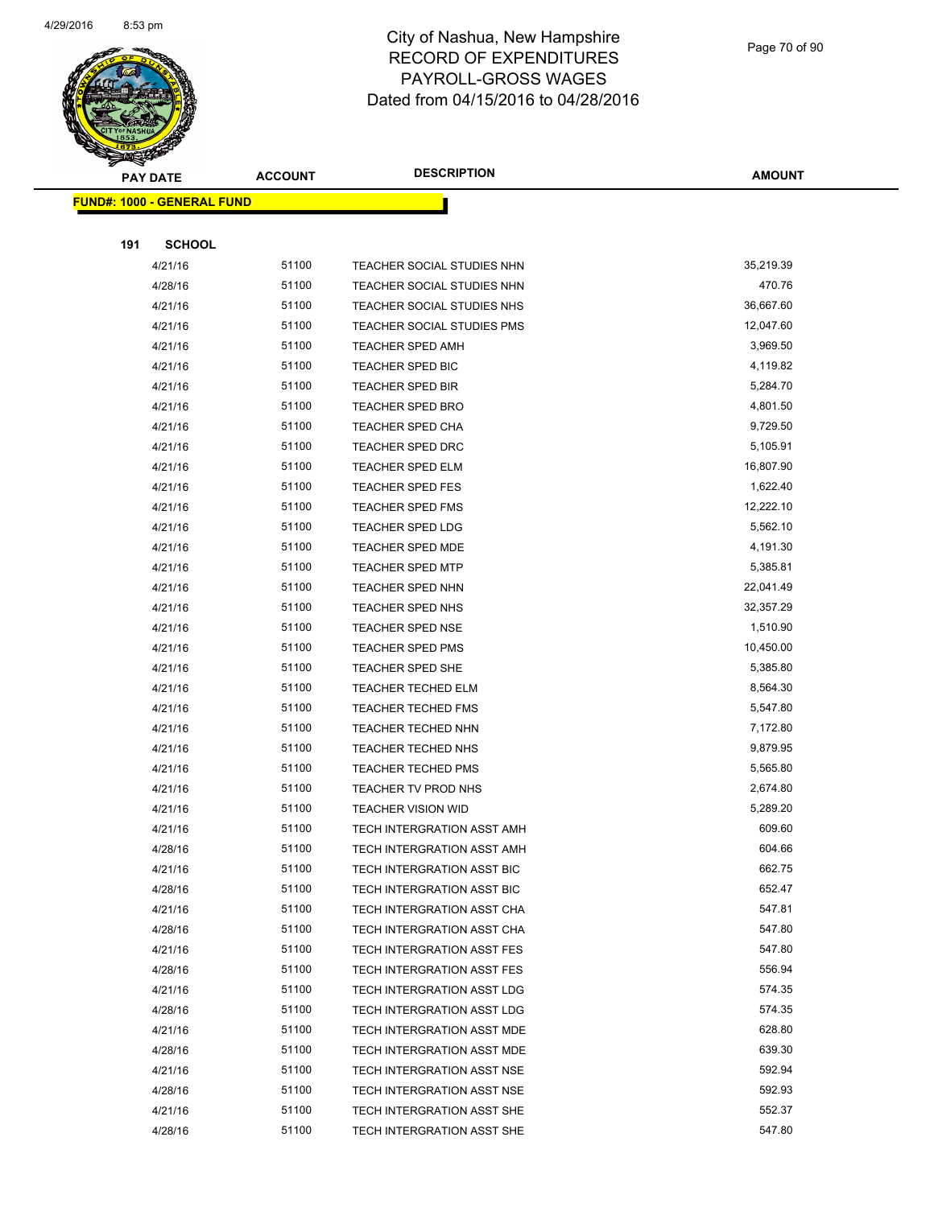# City of Nashua, New Hampshire
## RECORD OF EXPENDITURES
## PAYROLL-GROSS WAGES
## Dated from 04/15/2016 to 04/28/2016

| PAY DATE | ACCOUNT | DESCRIPTION | AMOUNT |
|---|---|---|---|
| **FUND#: 1000 - GENERAL FUND** | | | |
| **191 SCHOOL** | | | |
| 4/21/16 | 51100 | TEACHER SOCIAL STUDIES NHN | 35,219.39 |
| 4/28/16 | 51100 | TEACHER SOCIAL STUDIES NHN | 470.76 |
| 4/21/16 | 51100 | TEACHER SOCIAL STUDIES NHS | 36,667.60 |
| 4/21/16 | 51100 | TEACHER SOCIAL STUDIES PMS | 12,047.60 |
| 4/21/16 | 51100 | TEACHER SPED AMH | 3,969.50 |
| 4/21/16 | 51100 | TEACHER SPED BIC | 4,119.82 |
| 4/21/16 | 51100 | TEACHER SPED BIR | 5,284.70 |
| 4/21/16 | 51100 | TEACHER SPED BRO | 4,801.50 |
| 4/21/16 | 51100 | TEACHER SPED CHA | 9,729.50 |
| 4/21/16 | 51100 | TEACHER SPED DRC | 5,105.91 |
| 4/21/16 | 51100 | TEACHER SPED ELM | 16,807.90 |
| 4/21/16 | 51100 | TEACHER SPED FES | 1,622.40 |
| 4/21/16 | 51100 | TEACHER SPED FMS | 12,222.10 |
| 4/21/16 | 51100 | TEACHER SPED LDG | 5,562.10 |
| 4/21/16 | 51100 | TEACHER SPED MDE | 4,191.30 |
| 4/21/16 | 51100 | TEACHER SPED MTP | 5,385.81 |
| 4/21/16 | 51100 | TEACHER SPED NHN | 22,041.49 |
| 4/21/16 | 51100 | TEACHER SPED NHS | 32,357.29 |
| 4/21/16 | 51100 | TEACHER SPED NSE | 1,510.90 |
| 4/21/16 | 51100 | TEACHER SPED PMS | 10,450.00 |
| 4/21/16 | 51100 | TEACHER SPED SHE | 5,385.80 |
| 4/21/16 | 51100 | TEACHER TECHED ELM | 8,564.30 |
| 4/21/16 | 51100 | TEACHER TECHED FMS | 5,547.80 |
| 4/21/16 | 51100 | TEACHER TECHED NHN | 7,172.80 |
| 4/21/16 | 51100 | TEACHER TECHED NHS | 9,879.95 |
| 4/21/16 | 51100 | TEACHER TECHED PMS | 5,565.80 |
| 4/21/16 | 51100 | TEACHER TV PROD NHS | 2,674.80 |
| 4/21/16 | 51100 | TEACHER VISION WID | 5,289.20 |
| 4/21/16 | 51100 | TECH INTERGRATION ASST AMH | 609.60 |
| 4/28/16 | 51100 | TECH INTERGRATION ASST AMH | 604.66 |
| 4/21/16 | 51100 | TECH INTERGRATION ASST BIC | 662.75 |
| 4/28/16 | 51100 | TECH INTERGRATION ASST BIC | 652.47 |
| 4/21/16 | 51100 | TECH INTERGRATION ASST CHA | 547.81 |
| 4/28/16 | 51100 | TECH INTERGRATION ASST CHA | 547.80 |
| 4/21/16 | 51100 | TECH INTERGRATION ASST FES | 547.80 |
| 4/28/16 | 51100 | TECH INTERGRATION ASST FES | 556.94 |
| 4/21/16 | 51100 | TECH INTERGRATION ASST LDG | 574.35 |
| 4/28/16 | 51100 | TECH INTERGRATION ASST LDG | 574.35 |
| 4/21/16 | 51100 | TECH INTERGRATION ASST MDE | 628.80 |
| 4/28/16 | 51100 | TECH INTERGRATION ASST MDE | 639.30 |
| 4/21/16 | 51100 | TECH INTERGRATION ASST NSE | 592.94 |
| 4/28/16 | 51100 | TECH INTERGRATION ASST NSE | 592.93 |
| 4/21/16 | 51100 | TECH INTERGRATION ASST SHE | 552.37 |
| 4/28/16 | 51100 | TECH INTERGRATION ASST SHE | 547.80 |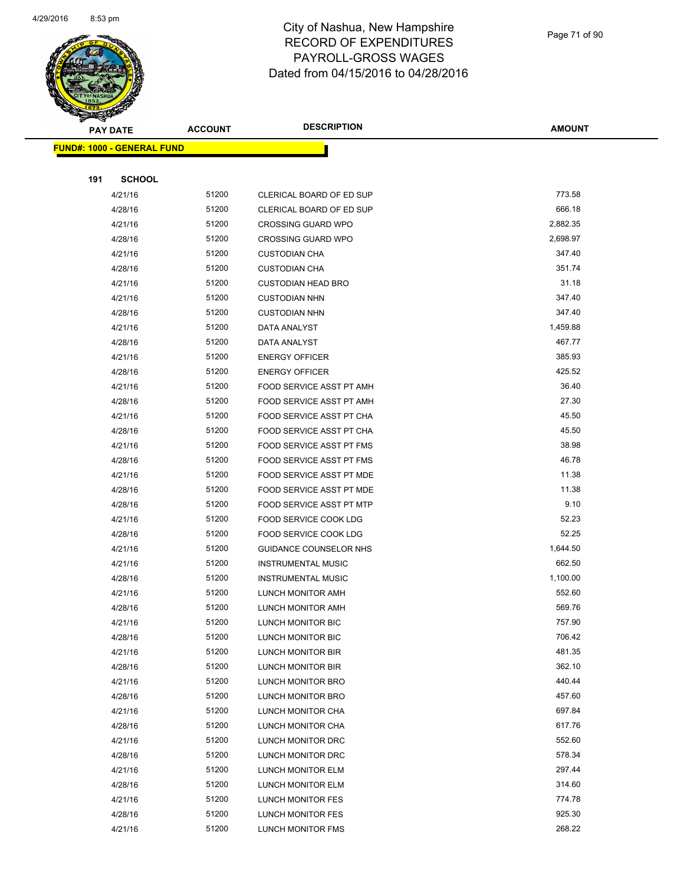# City of Nashua, New Hampshire
# RECORD OF EXPENDITURES
# PAYROLL-GROSS WAGES
# Dated from 04/15/2016 to 04/28/2016

**FUND#: 1000 - GENERAL FUND**

**191 SCHOOL**

| PAY DATE | ACCOUNT | DESCRIPTION | AMOUNT |
|---|---|---|---|
| 4/21/16 | 51200 | CLERICAL BOARD OF ED SUP | 773.58 |
| 4/28/16 | 51200 | CLERICAL BOARD OF ED SUP | 666.18 |
| 4/21/16 | 51200 | CROSSING GUARD WPO | 2,882.35 |
| 4/28/16 | 51200 | CROSSING GUARD WPO | 2,698.97 |
| 4/21/16 | 51200 | CUSTODIAN CHA | 347.40 |
| 4/28/16 | 51200 | CUSTODIAN CHA | 351.74 |
| 4/21/16 | 51200 | CUSTODIAN HEAD BRO | 31.18 |
| 4/21/16 | 51200 | CUSTODIAN NHN | 347.40 |
| 4/28/16 | 51200 | CUSTODIAN NHN | 347.40 |
| 4/21/16 | 51200 | DATA ANALYST | 1,459.88 |
| 4/28/16 | 51200 | DATA ANALYST | 467.77 |
| 4/21/16 | 51200 | ENERGY OFFICER | 385.93 |
| 4/28/16 | 51200 | ENERGY OFFICER | 425.52 |
| 4/21/16 | 51200 | FOOD SERVICE ASST PT AMH | 36.40 |
| 4/28/16 | 51200 | FOOD SERVICE ASST PT AMH | 27.30 |
| 4/21/16 | 51200 | FOOD SERVICE ASST PT CHA | 45.50 |
| 4/28/16 | 51200 | FOOD SERVICE ASST PT CHA | 45.50 |
| 4/21/16 | 51200 | FOOD SERVICE ASST PT FMS | 38.98 |
| 4/28/16 | 51200 | FOOD SERVICE ASST PT FMS | 46.78 |
| 4/21/16 | 51200 | FOOD SERVICE ASST PT MDE | 11.38 |
| 4/28/16 | 51200 | FOOD SERVICE ASST PT MDE | 11.38 |
| 4/28/16 | 51200 | FOOD SERVICE ASST PT MTP | 9.10 |
| 4/21/16 | 51200 | FOOD SERVICE COOK LDG | 52.23 |
| 4/28/16 | 51200 | FOOD SERVICE COOK LDG | 52.25 |
| 4/21/16 | 51200 | GUIDANCE COUNSELOR NHS | 1,644.50 |
| 4/21/16 | 51200 | INSTRUMENTAL MUSIC | 662.50 |
| 4/28/16 | 51200 | INSTRUMENTAL MUSIC | 1,100.00 |
| 4/21/16 | 51200 | LUNCH MONITOR AMH | 552.60 |
| 4/28/16 | 51200 | LUNCH MONITOR AMH | 569.76 |
| 4/21/16 | 51200 | LUNCH MONITOR BIC | 757.90 |
| 4/28/16 | 51200 | LUNCH MONITOR BIC | 706.42 |
| 4/21/16 | 51200 | LUNCH MONITOR BIR | 481.35 |
| 4/28/16 | 51200 | LUNCH MONITOR BIR | 362.10 |
| 4/21/16 | 51200 | LUNCH MONITOR BRO | 440.44 |
| 4/28/16 | 51200 | LUNCH MONITOR BRO | 457.60 |
| 4/21/16 | 51200 | LUNCH MONITOR CHA | 697.84 |
| 4/28/16 | 51200 | LUNCH MONITOR CHA | 617.76 |
| 4/21/16 | 51200 | LUNCH MONITOR DRC | 552.60 |
| 4/28/16 | 51200 | LUNCH MONITOR DRC | 578.34 |
| 4/21/16 | 51200 | LUNCH MONITOR ELM | 297.44 |
| 4/28/16 | 51200 | LUNCH MONITOR ELM | 314.60 |
| 4/21/16 | 51200 | LUNCH MONITOR FES | 774.78 |
| 4/28/16 | 51200 | LUNCH MONITOR FES | 925.30 |
| 4/21/16 | 51200 | LUNCH MONITOR FMS | 268.22 |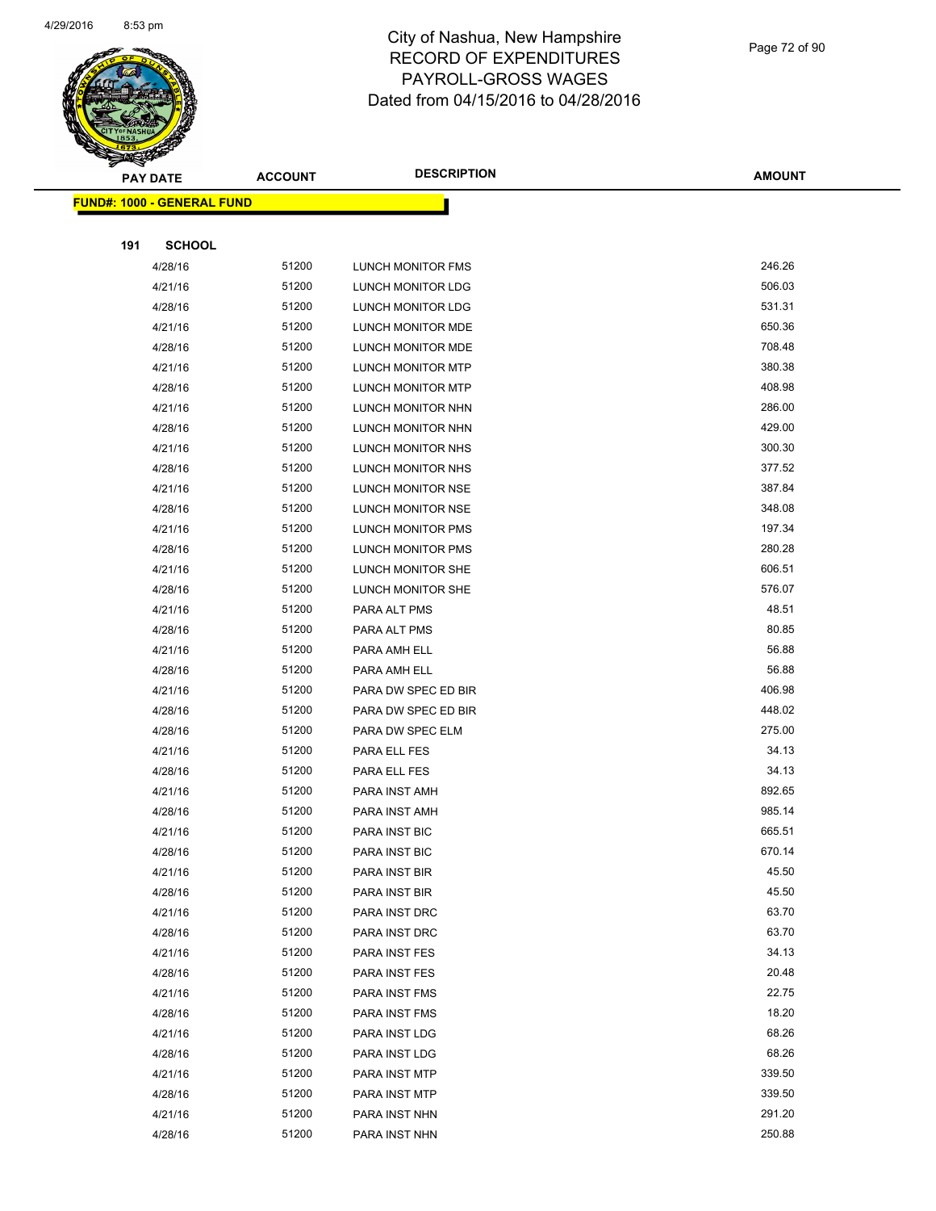# City of Nashua, New Hampshire
## RECORD OF EXPENDITURES
## PAYROLL-GROSS WAGES
## Dated from 04/15/2016 to 04/28/2016

**FUND#: 1000 - GENERAL FUND**

**191 SCHOOL**

| PAY DATE | ACCOUNT | DESCRIPTION | AMOUNT |
|---|---|---|---|
| 4/28/16 | 51200 | LUNCH MONITOR FMS | 246.26 |
| 4/21/16 | 51200 | LUNCH MONITOR LDG | 506.03 |
| 4/28/16 | 51200 | LUNCH MONITOR LDG | 531.31 |
| 4/21/16 | 51200 | LUNCH MONITOR MDE | 650.36 |
| 4/28/16 | 51200 | LUNCH MONITOR MDE | 708.48 |
| 4/21/16 | 51200 | LUNCH MONITOR MTP | 380.38 |
| 4/28/16 | 51200 | LUNCH MONITOR MTP | 408.98 |
| 4/21/16 | 51200 | LUNCH MONITOR NHN | 286.00 |
| 4/28/16 | 51200 | LUNCH MONITOR NHN | 429.00 |
| 4/21/16 | 51200 | LUNCH MONITOR NHS | 300.30 |
| 4/28/16 | 51200 | LUNCH MONITOR NHS | 377.52 |
| 4/21/16 | 51200 | LUNCH MONITOR NSE | 387.84 |
| 4/28/16 | 51200 | LUNCH MONITOR NSE | 348.08 |
| 4/21/16 | 51200 | LUNCH MONITOR PMS | 197.34 |
| 4/28/16 | 51200 | LUNCH MONITOR PMS | 280.28 |
| 4/21/16 | 51200 | LUNCH MONITOR SHE | 606.51 |
| 4/28/16 | 51200 | LUNCH MONITOR SHE | 576.07 |
| 4/21/16 | 51200 | PARA ALT PMS | 48.51 |
| 4/28/16 | 51200 | PARA ALT PMS | 80.85 |
| 4/21/16 | 51200 | PARA AMH ELL | 56.88 |
| 4/28/16 | 51200 | PARA AMH ELL | 56.88 |
| 4/21/16 | 51200 | PARA DW SPEC ED BIR | 406.98 |
| 4/28/16 | 51200 | PARA DW SPEC ED BIR | 448.02 |
| 4/28/16 | 51200 | PARA DW SPEC ELM | 275.00 |
| 4/21/16 | 51200 | PARA ELL FES | 34.13 |
| 4/28/16 | 51200 | PARA ELL FES | 34.13 |
| 4/21/16 | 51200 | PARA INST AMH | 892.65 |
| 4/28/16 | 51200 | PARA INST AMH | 985.14 |
| 4/21/16 | 51200 | PARA INST BIC | 665.51 |
| 4/28/16 | 51200 | PARA INST BIC | 670.14 |
| 4/21/16 | 51200 | PARA INST BIR | 45.50 |
| 4/28/16 | 51200 | PARA INST BIR | 45.50 |
| 4/21/16 | 51200 | PARA INST DRC | 63.70 |
| 4/28/16 | 51200 | PARA INST DRC | 63.70 |
| 4/21/16 | 51200 | PARA INST FES | 34.13 |
| 4/28/16 | 51200 | PARA INST FES | 20.48 |
| 4/21/16 | 51200 | PARA INST FMS | 22.75 |
| 4/28/16 | 51200 | PARA INST FMS | 18.20 |
| 4/21/16 | 51200 | PARA INST LDG | 68.26 |
| 4/28/16 | 51200 | PARA INST LDG | 68.26 |
| 4/21/16 | 51200 | PARA INST MTP | 339.50 |
| 4/28/16 | 51200 | PARA INST MTP | 339.50 |
| 4/21/16 | 51200 | PARA INST NHN | 291.20 |
| 4/28/16 | 51200 | PARA INST NHN | 250.88 |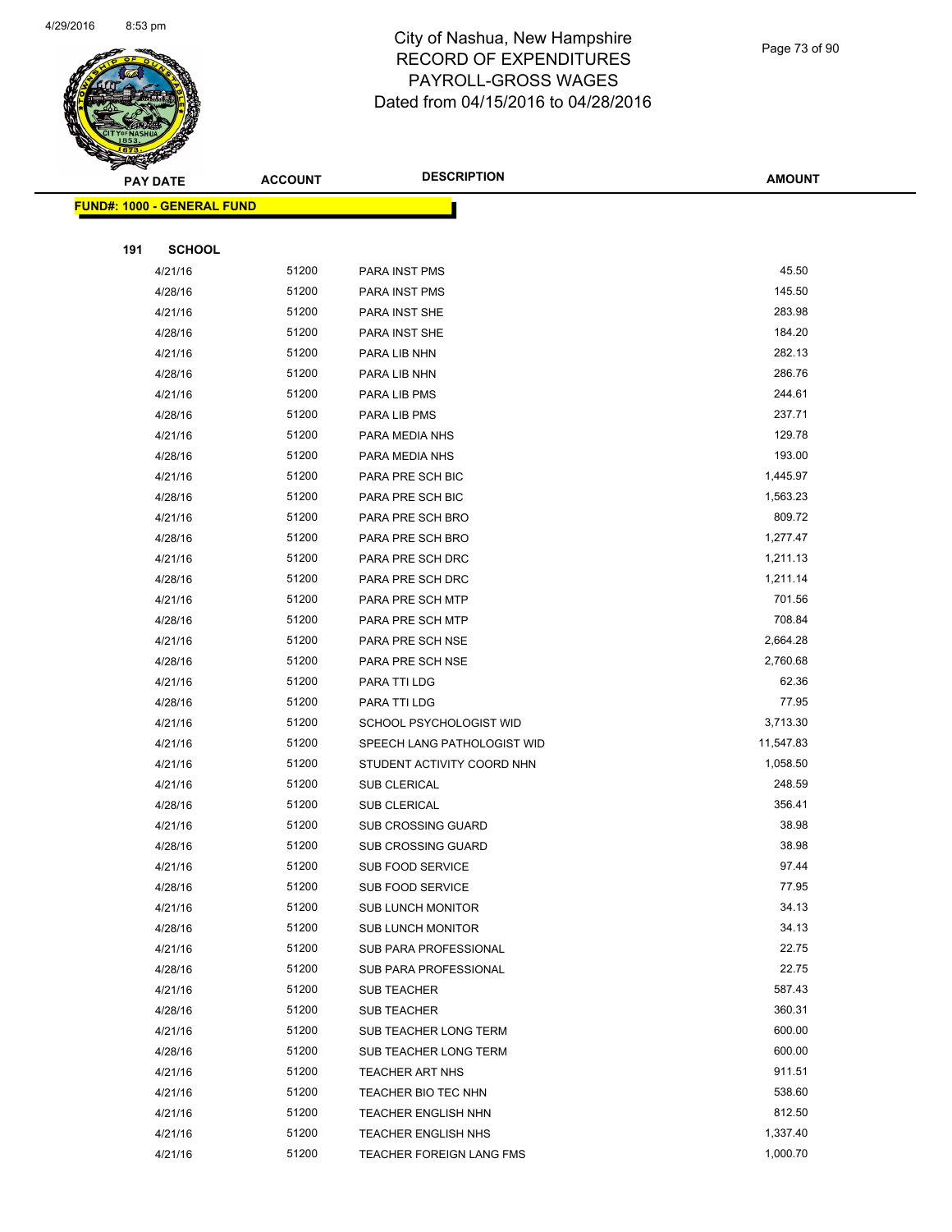# City of Nashua, New Hampshire
## RECORD OF EXPENDITURES
## PAYROLL-GROSS WAGES
## Dated from 04/15/2016 to 04/28/2016

| PAY DATE | ACCOUNT | DESCRIPTION | AMOUNT |
|---|---|---|---|
| **FUND#: 1000 - GENERAL FUND** | | | |
| **191 SCHOOL** | | | |
| 4/21/16 | 51200 | PARA INST PMS | 45.50 |
| 4/28/16 | 51200 | PARA INST PMS | 145.50 |
| 4/21/16 | 51200 | PARA INST SHE | 283.98 |
| 4/28/16 | 51200 | PARA INST SHE | 184.20 |
| 4/21/16 | 51200 | PARA LIB NHN | 282.13 |
| 4/28/16 | 51200 | PARA LIB NHN | 286.76 |
| 4/21/16 | 51200 | PARA LIB PMS | 244.61 |
| 4/28/16 | 51200 | PARA LIB PMS | 237.71 |
| 4/21/16 | 51200 | PARA MEDIA NHS | 129.78 |
| 4/28/16 | 51200 | PARA MEDIA NHS | 193.00 |
| 4/21/16 | 51200 | PARA PRE SCH BIC | 1,445.97 |
| 4/28/16 | 51200 | PARA PRE SCH BIC | 1,563.23 |
| 4/21/16 | 51200 | PARA PRE SCH BRO | 809.72 |
| 4/28/16 | 51200 | PARA PRE SCH BRO | 1,277.47 |
| 4/21/16 | 51200 | PARA PRE SCH DRC | 1,211.13 |
| 4/28/16 | 51200 | PARA PRE SCH DRC | 1,211.14 |
| 4/21/16 | 51200 | PARA PRE SCH MTP | 701.56 |
| 4/28/16 | 51200 | PARA PRE SCH MTP | 708.84 |
| 4/21/16 | 51200 | PARA PRE SCH NSE | 2,664.28 |
| 4/28/16 | 51200 | PARA PRE SCH NSE | 2,760.68 |
| 4/21/16 | 51200 | PARA TTI LDG | 62.36 |
| 4/28/16 | 51200 | PARA TTI LDG | 77.95 |
| 4/21/16 | 51200 | SCHOOL PSYCHOLOGIST WID | 3,713.30 |
| 4/21/16 | 51200 | SPEECH LANG PATHOLOGIST WID | 11,547.83 |
| 4/21/16 | 51200 | STUDENT ACTIVITY COORD NHN | 1,058.50 |
| 4/21/16 | 51200 | SUB CLERICAL | 248.59 |
| 4/28/16 | 51200 | SUB CLERICAL | 356.41 |
| 4/21/16 | 51200 | SUB CROSSING GUARD | 38.98 |
| 4/28/16 | 51200 | SUB CROSSING GUARD | 38.98 |
| 4/21/16 | 51200 | SUB FOOD SERVICE | 97.44 |
| 4/28/16 | 51200 | SUB FOOD SERVICE | 77.95 |
| 4/21/16 | 51200 | SUB LUNCH MONITOR | 34.13 |
| 4/28/16 | 51200 | SUB LUNCH MONITOR | 34.13 |
| 4/21/16 | 51200 | SUB PARA PROFESSIONAL | 22.75 |
| 4/28/16 | 51200 | SUB PARA PROFESSIONAL | 22.75 |
| 4/21/16 | 51200 | SUB TEACHER | 587.43 |
| 4/28/16 | 51200 | SUB TEACHER | 360.31 |
| 4/21/16 | 51200 | SUB TEACHER LONG TERM | 600.00 |
| 4/28/16 | 51200 | SUB TEACHER LONG TERM | 600.00 |
| 4/21/16 | 51200 | TEACHER ART NHS | 911.51 |
| 4/21/16 | 51200 | TEACHER BIO TEC NHN | 538.60 |
| 4/21/16 | 51200 | TEACHER ENGLISH NHN | 812.50 |
| 4/21/16 | 51200 | TEACHER ENGLISH NHS | 1,337.40 |
| 4/21/16 | 51200 | TEACHER FOREIGN LANG FMS | 1,000.70 |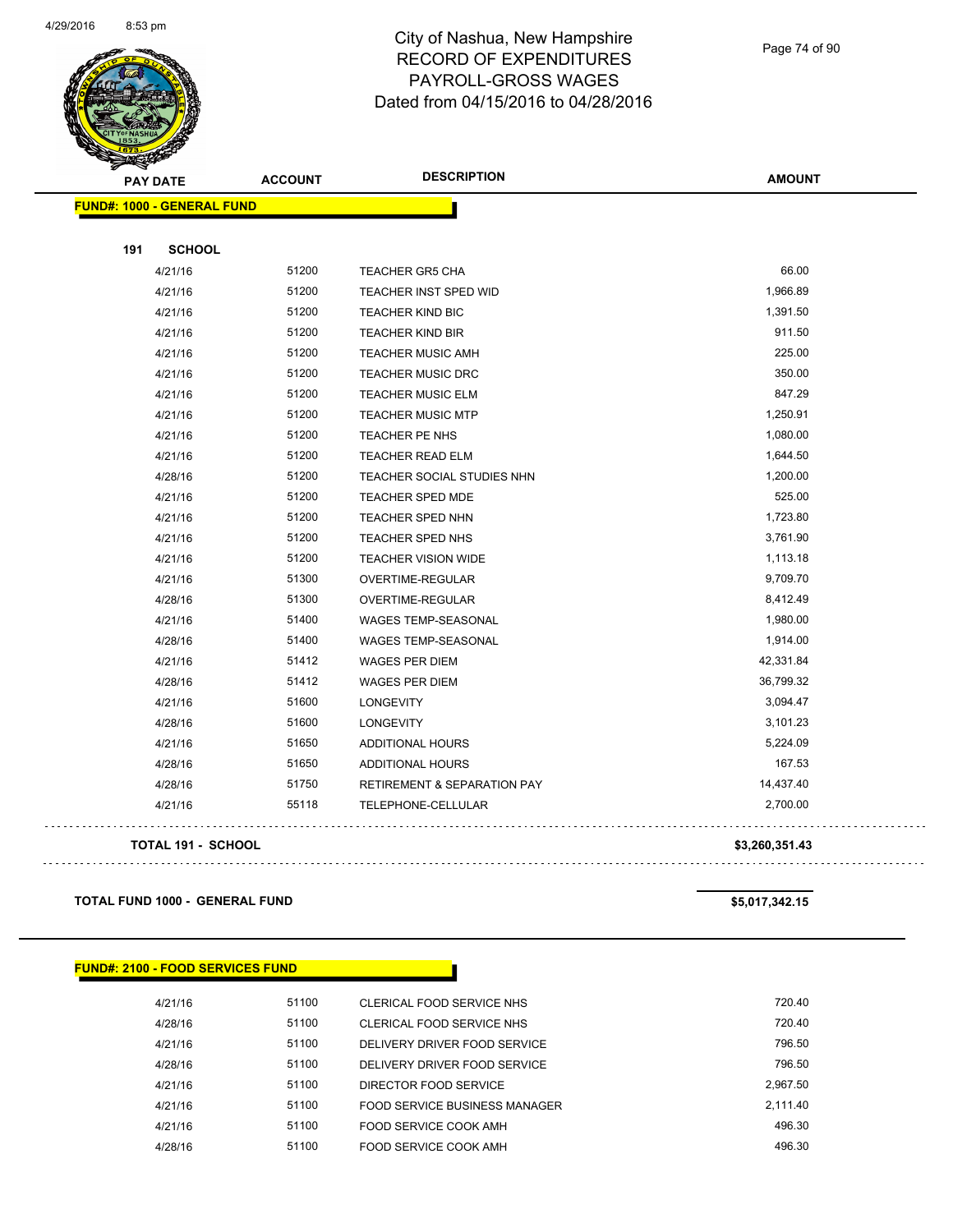# City of Nashua, New Hampshire
## RECORD OF EXPENDITURES
## PAYROLL-GROSS WAGES
## Dated from 04/15/2016 to 04/28/2016

**FUND#: 1000 - GENERAL FUND**

**191 SCHOOL**

| PAY DATE | ACCOUNT | DESCRIPTION | AMOUNT |
|---|---|---|---|
| 4/21/16 | 51200 | TEACHER GR5 CHA | 66.00 |
| 4/21/16 | 51200 | TEACHER INST SPED WID | 1,966.89 |
| 4/21/16 | 51200 | TEACHER KIND BIC | 1,391.50 |
| 4/21/16 | 51200 | TEACHER KIND BIR | 911.50 |
| 4/21/16 | 51200 | TEACHER MUSIC AMH | 225.00 |
| 4/21/16 | 51200 | TEACHER MUSIC DRC | 350.00 |
| 4/21/16 | 51200 | TEACHER MUSIC ELM | 847.29 |
| 4/21/16 | 51200 | TEACHER MUSIC MTP | 1,250.91 |
| 4/21/16 | 51200 | TEACHER PE NHS | 1,080.00 |
| 4/21/16 | 51200 | TEACHER READ ELM | 1,644.50 |
| 4/28/16 | 51200 | TEACHER SOCIAL STUDIES NHN | 1,200.00 |
| 4/21/16 | 51200 | TEACHER SPED MDE | 525.00 |
| 4/21/16 | 51200 | TEACHER SPED NHN | 1,723.80 |
| 4/21/16 | 51200 | TEACHER SPED NHS | 3,761.90 |
| 4/21/16 | 51200 | TEACHER VISION WIDE | 1,113.18 |
| 4/21/16 | 51300 | OVERTIME-REGULAR | 9,709.70 |
| 4/28/16 | 51300 | OVERTIME-REGULAR | 8,412.49 |
| 4/21/16 | 51400 | WAGES TEMP-SEASONAL | 1,980.00 |
| 4/28/16 | 51400 | WAGES TEMP-SEASONAL | 1,914.00 |
| 4/21/16 | 51412 | WAGES PER DIEM | 42,331.84 |
| 4/28/16 | 51412 | WAGES PER DIEM | 36,799.32 |
| 4/21/16 | 51600 | LONGEVITY | 3,094.47 |
| 4/28/16 | 51600 | LONGEVITY | 3,101.23 |
| 4/21/16 | 51650 | ADDITIONAL HOURS | 5,224.09 |
| 4/28/16 | 51650 | ADDITIONAL HOURS | 167.53 |
| 4/28/16 | 51750 | RETIREMENT & SEPARATION PAY | 14,437.40 |
| 4/21/16 | 55118 | TELEPHONE-CELLULAR | 2,700.00 |

**TOTAL 191 - SCHOOL** **$3,260,351.43**

**TOTAL FUND 1000 - GENERAL FUND** **$5,017,342.15**

**FUND#: 2100 - FOOD SERVICES FUND**

| PAY DATE | ACCOUNT | DESCRIPTION | AMOUNT |
|---|---|---|---|
| 4/21/16 | 51100 | CLERICAL FOOD SERVICE NHS | 720.40 |
| 4/28/16 | 51100 | CLERICAL FOOD SERVICE NHS | 720.40 |
| 4/21/16 | 51100 | DELIVERY DRIVER FOOD SERVICE | 796.50 |
| 4/28/16 | 51100 | DELIVERY DRIVER FOOD SERVICE | 796.50 |
| 4/21/16 | 51100 | DIRECTOR FOOD SERVICE | 2,967.50 |
| 4/21/16 | 51100 | FOOD SERVICE BUSINESS MANAGER | 2,111.40 |
| 4/21/16 | 51100 | FOOD SERVICE COOK AMH | 496.30 |
| 4/28/16 | 51100 | FOOD SERVICE COOK AMH | 496.30 |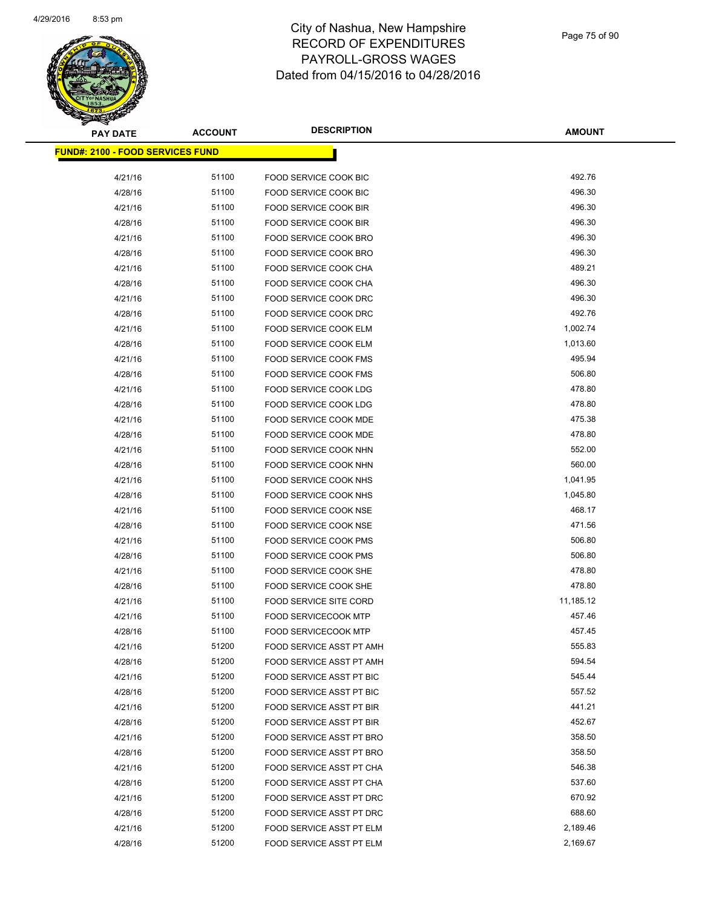# City of Nashua, New Hampshire
# RECORD OF EXPENDITURES
# PAYROLL-GROSS WAGES
# Dated from 04/15/2016 to 04/28/2016

**FUND#: 2100 - FOOD SERVICES FUND**

| PAY DATE | ACCOUNT | DESCRIPTION | AMOUNT |
|---|---|---|---|
| 4/21/16 | 51100 | FOOD SERVICE COOK BIC | 492.76 |
| 4/28/16 | 51100 | FOOD SERVICE COOK BIC | 496.30 |
| 4/21/16 | 51100 | FOOD SERVICE COOK BIR | 496.30 |
| 4/28/16 | 51100 | FOOD SERVICE COOK BIR | 496.30 |
| 4/21/16 | 51100 | FOOD SERVICE COOK BRO | 496.30 |
| 4/28/16 | 51100 | FOOD SERVICE COOK BRO | 496.30 |
| 4/21/16 | 51100 | FOOD SERVICE COOK CHA | 489.21 |
| 4/28/16 | 51100 | FOOD SERVICE COOK CHA | 496.30 |
| 4/21/16 | 51100 | FOOD SERVICE COOK DRC | 496.30 |
| 4/28/16 | 51100 | FOOD SERVICE COOK DRC | 492.76 |
| 4/21/16 | 51100 | FOOD SERVICE COOK ELM | 1,002.74 |
| 4/28/16 | 51100 | FOOD SERVICE COOK ELM | 1,013.60 |
| 4/21/16 | 51100 | FOOD SERVICE COOK FMS | 495.94 |
| 4/28/16 | 51100 | FOOD SERVICE COOK FMS | 506.80 |
| 4/21/16 | 51100 | FOOD SERVICE COOK LDG | 478.80 |
| 4/28/16 | 51100 | FOOD SERVICE COOK LDG | 478.80 |
| 4/21/16 | 51100 | FOOD SERVICE COOK MDE | 475.38 |
| 4/28/16 | 51100 | FOOD SERVICE COOK MDE | 478.80 |
| 4/21/16 | 51100 | FOOD SERVICE COOK NHN | 552.00 |
| 4/28/16 | 51100 | FOOD SERVICE COOK NHN | 560.00 |
| 4/21/16 | 51100 | FOOD SERVICE COOK NHS | 1,041.95 |
| 4/28/16 | 51100 | FOOD SERVICE COOK NHS | 1,045.80 |
| 4/21/16 | 51100 | FOOD SERVICE COOK NSE | 468.17 |
| 4/28/16 | 51100 | FOOD SERVICE COOK NSE | 471.56 |
| 4/21/16 | 51100 | FOOD SERVICE COOK PMS | 506.80 |
| 4/28/16 | 51100 | FOOD SERVICE COOK PMS | 506.80 |
| 4/21/16 | 51100 | FOOD SERVICE COOK SHE | 478.80 |
| 4/28/16 | 51100 | FOOD SERVICE COOK SHE | 478.80 |
| 4/21/16 | 51100 | FOOD SERVICE SITE CORD | 11,185.12 |
| 4/21/16 | 51100 | FOOD SERVICECOOK MTP | 457.46 |
| 4/28/16 | 51100 | FOOD SERVICECOOK MTP | 457.45 |
| 4/21/16 | 51200 | FOOD SERVICE ASST PT AMH | 555.83 |
| 4/28/16 | 51200 | FOOD SERVICE ASST PT AMH | 594.54 |
| 4/21/16 | 51200 | FOOD SERVICE ASST PT BIC | 545.44 |
| 4/28/16 | 51200 | FOOD SERVICE ASST PT BIC | 557.52 |
| 4/21/16 | 51200 | FOOD SERVICE ASST PT BIR | 441.21 |
| 4/28/16 | 51200 | FOOD SERVICE ASST PT BIR | 452.67 |
| 4/21/16 | 51200 | FOOD SERVICE ASST PT BRO | 358.50 |
| 4/28/16 | 51200 | FOOD SERVICE ASST PT BRO | 358.50 |
| 4/21/16 | 51200 | FOOD SERVICE ASST PT CHA | 546.38 |
| 4/28/16 | 51200 | FOOD SERVICE ASST PT CHA | 537.60 |
| 4/21/16 | 51200 | FOOD SERVICE ASST PT DRC | 670.92 |
| 4/28/16 | 51200 | FOOD SERVICE ASST PT DRC | 688.60 |
| 4/21/16 | 51200 | FOOD SERVICE ASST PT ELM | 2,189.46 |
| 4/28/16 | 51200 | FOOD SERVICE ASST PT ELM | 2,169.67 |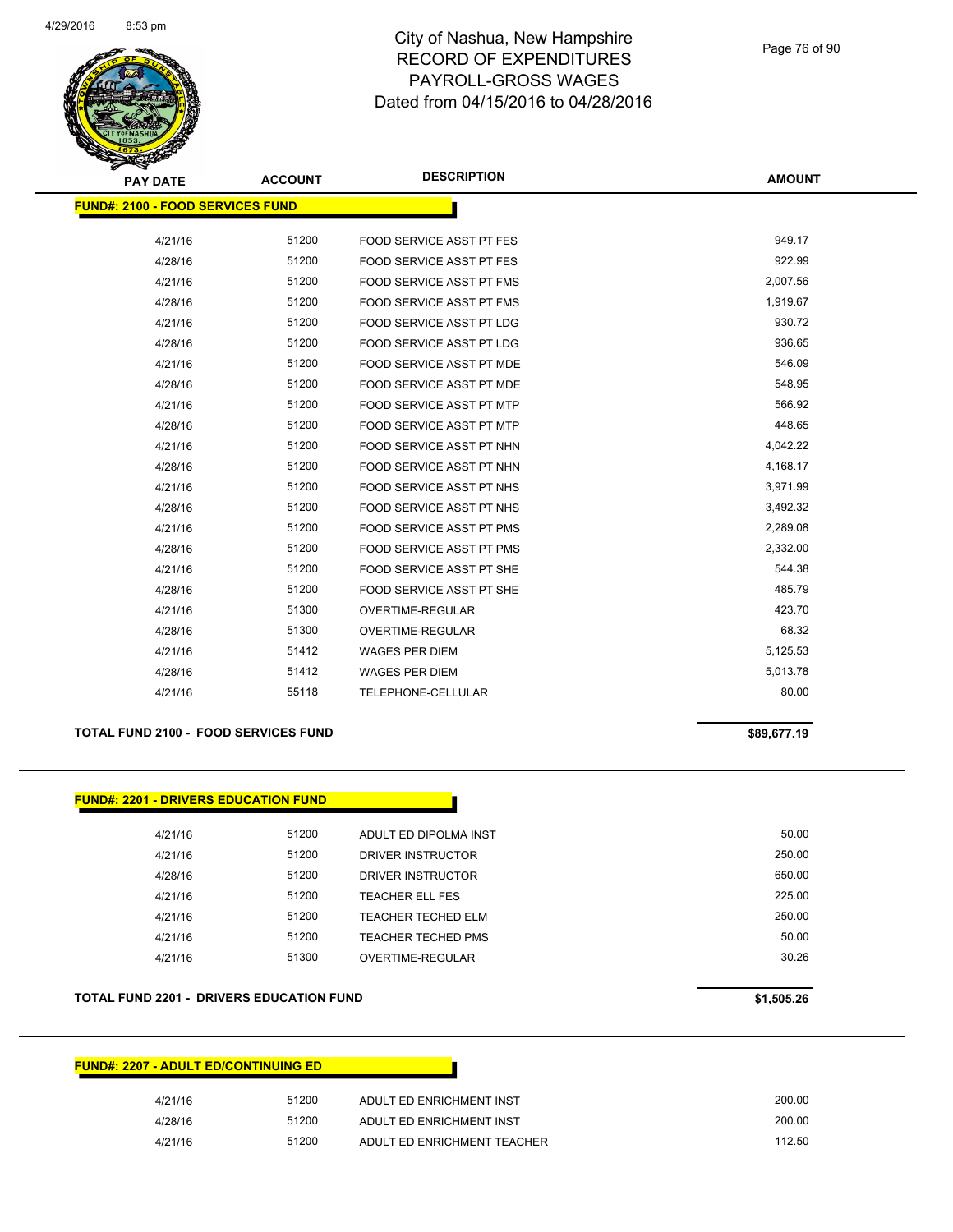# City of Nashua, New Hampshire
## RECORD OF EXPENDITURES
## PAYROLL-GROSS WAGES
## Dated from 04/15/2016 to 04/28/2016

| PAY DATE | ACCOUNT | DESCRIPTION | AMOUNT |
|---|---|---|---|

**FUND#: 2100 - FOOD SERVICES FUND**

| PAY DATE | ACCOUNT | DESCRIPTION | AMOUNT |
|---|---|---|---|
| 4/21/16 | 51200 | FOOD SERVICE ASST PT FES | 949.17 |
| 4/28/16 | 51200 | FOOD SERVICE ASST PT FES | 922.99 |
| 4/21/16 | 51200 | FOOD SERVICE ASST PT FMS | 2,007.56 |
| 4/28/16 | 51200 | FOOD SERVICE ASST PT FMS | 1,919.67 |
| 4/21/16 | 51200 | FOOD SERVICE ASST PT LDG | 930.72 |
| 4/28/16 | 51200 | FOOD SERVICE ASST PT LDG | 936.65 |
| 4/21/16 | 51200 | FOOD SERVICE ASST PT MDE | 546.09 |
| 4/28/16 | 51200 | FOOD SERVICE ASST PT MDE | 548.95 |
| 4/21/16 | 51200 | FOOD SERVICE ASST PT MTP | 566.92 |
| 4/28/16 | 51200 | FOOD SERVICE ASST PT MTP | 448.65 |
| 4/21/16 | 51200 | FOOD SERVICE ASST PT NHN | 4,042.22 |
| 4/28/16 | 51200 | FOOD SERVICE ASST PT NHN | 4,168.17 |
| 4/21/16 | 51200 | FOOD SERVICE ASST PT NHS | 3,971.99 |
| 4/28/16 | 51200 | FOOD SERVICE ASST PT NHS | 3,492.32 |
| 4/21/16 | 51200 | FOOD SERVICE ASST PT PMS | 2,289.08 |
| 4/28/16 | 51200 | FOOD SERVICE ASST PT PMS | 2,332.00 |
| 4/21/16 | 51200 | FOOD SERVICE ASST PT SHE | 544.38 |
| 4/28/16 | 51200 | FOOD SERVICE ASST PT SHE | 485.79 |
| 4/21/16 | 51300 | OVERTIME-REGULAR | 423.70 |
| 4/28/16 | 51300 | OVERTIME-REGULAR | 68.32 |
| 4/21/16 | 51412 | WAGES PER DIEM | 5,125.53 |
| 4/28/16 | 51412 | WAGES PER DIEM | 5,013.78 |
| 4/21/16 | 55118 | TELEPHONE-CELLULAR | 80.00 |

**TOTAL FUND 2100 - FOOD SERVICES FUND** **$89,677.19**

**FUND#: 2201 - DRIVERS EDUCATION FUND**

| PAY DATE | ACCOUNT | DESCRIPTION | AMOUNT |
|---|---|---|---|
| 4/21/16 | 51200 | ADULT ED DIPOLMA INST | 50.00 |
| 4/21/16 | 51200 | DRIVER INSTRUCTOR | 250.00 |
| 4/28/16 | 51200 | DRIVER INSTRUCTOR | 650.00 |
| 4/21/16 | 51200 | TEACHER ELL FES | 225.00 |
| 4/21/16 | 51200 | TEACHER TECHED ELM | 250.00 |
| 4/21/16 | 51200 | TEACHER TECHED PMS | 50.00 |
| 4/21/16 | 51300 | OVERTIME-REGULAR | 30.26 |

**TOTAL FUND 2201 - DRIVERS EDUCATION FUND** **$1,505.26**

**FUND#: 2207 - ADULT ED/CONTINUING ED**

| PAY DATE | ACCOUNT | DESCRIPTION | AMOUNT |
|---|---|---|---|
| 4/21/16 | 51200 | ADULT ED ENRICHMENT INST | 200.00 |
| 4/28/16 | 51200 | ADULT ED ENRICHMENT INST | 200.00 |
| 4/21/16 | 51200 | ADULT ED ENRICHMENT TEACHER | 112.50 |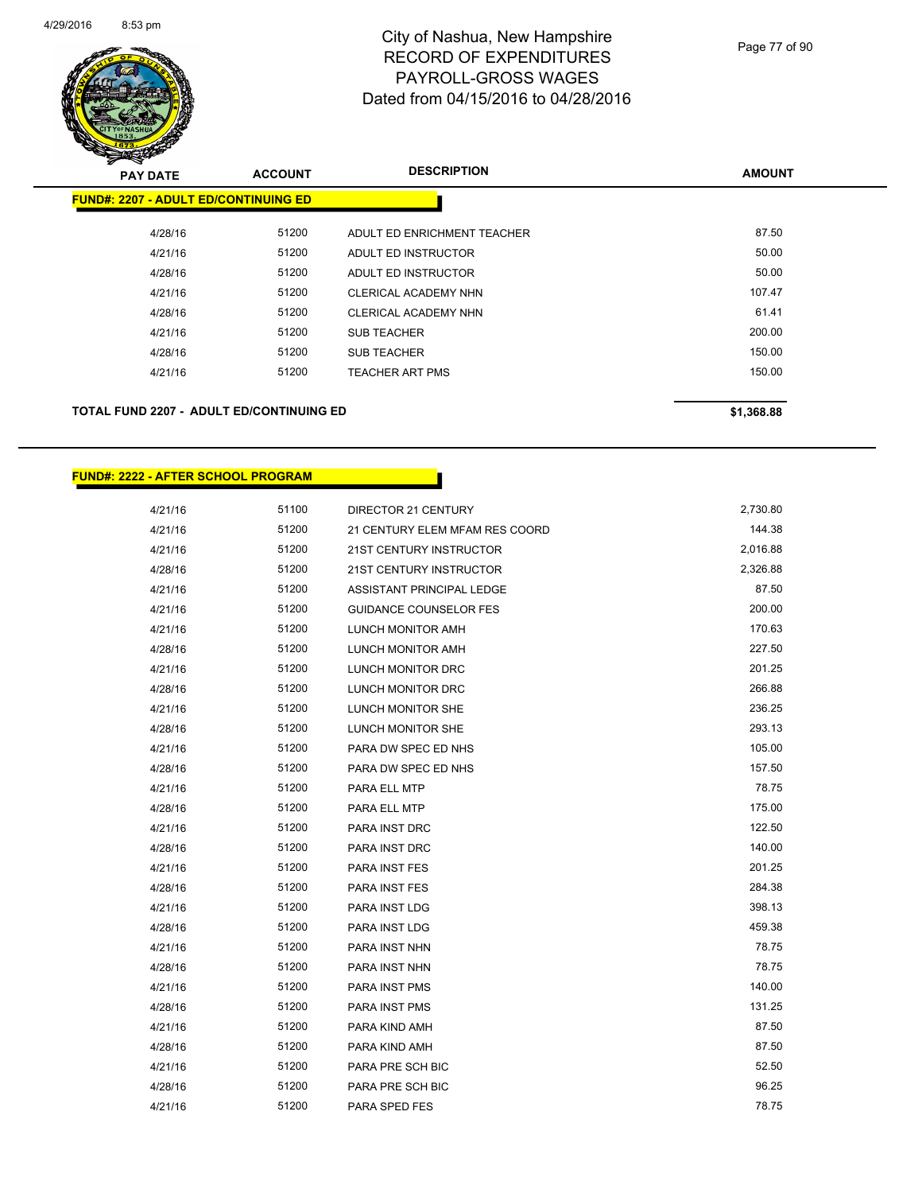# City of Nashua, New Hampshire
# RECORD OF EXPENDITURES
# PAYROLL-GROSS WAGES
# Dated from 04/15/2016 to 04/28/2016

| PAY DATE | ACCOUNT | DESCRIPTION | AMOUNT |
|---|---|---|---|
| **FUND#: 2207 - ADULT ED/CONTINUING ED** | | | |
| 4/28/16 | 51200 | ADULT ED ENRICHMENT TEACHER | 87.50 |
| 4/21/16 | 51200 | ADULT ED INSTRUCTOR | 50.00 |
| 4/28/16 | 51200 | ADULT ED INSTRUCTOR | 50.00 |
| 4/21/16 | 51200 | CLERICAL ACADEMY NHN | 107.47 |
| 4/28/16 | 51200 | CLERICAL ACADEMY NHN | 61.41 |
| 4/21/16 | 51200 | SUB TEACHER | 200.00 |
| 4/28/16 | 51200 | SUB TEACHER | 150.00 |
| 4/21/16 | 51200 | TEACHER ART PMS | 150.00 |
| **TOTAL FUND 2207 - ADULT ED/CONTINUING ED** | | | **$1,368.88** |

| PAY DATE | ACCOUNT | DESCRIPTION | AMOUNT |
|---|---|---|---|
| **FUND#: 2222 - AFTER SCHOOL PROGRAM** | | | |
| 4/21/16 | 51100 | DIRECTOR 21 CENTURY | 2,730.80 |
| 4/21/16 | 51200 | 21 CENTURY ELEM MFAM RES COORD | 144.38 |
| 4/21/16 | 51200 | 21ST CENTURY INSTRUCTOR | 2,016.88 |
| 4/28/16 | 51200 | 21ST CENTURY INSTRUCTOR | 2,326.88 |
| 4/21/16 | 51200 | ASSISTANT PRINCIPAL LEDGE | 87.50 |
| 4/21/16 | 51200 | GUIDANCE COUNSELOR FES | 200.00 |
| 4/21/16 | 51200 | LUNCH MONITOR AMH | 170.63 |
| 4/28/16 | 51200 | LUNCH MONITOR AMH | 227.50 |
| 4/21/16 | 51200 | LUNCH MONITOR DRC | 201.25 |
| 4/28/16 | 51200 | LUNCH MONITOR DRC | 266.88 |
| 4/21/16 | 51200 | LUNCH MONITOR SHE | 236.25 |
| 4/28/16 | 51200 | LUNCH MONITOR SHE | 293.13 |
| 4/21/16 | 51200 | PARA DW SPEC ED NHS | 105.00 |
| 4/28/16 | 51200 | PARA DW SPEC ED NHS | 157.50 |
| 4/21/16 | 51200 | PARA ELL MTP | 78.75 |
| 4/28/16 | 51200 | PARA ELL MTP | 175.00 |
| 4/21/16 | 51200 | PARA INST DRC | 122.50 |
| 4/28/16 | 51200 | PARA INST DRC | 140.00 |
| 4/21/16 | 51200 | PARA INST FES | 201.25 |
| 4/28/16 | 51200 | PARA INST FES | 284.38 |
| 4/21/16 | 51200 | PARA INST LDG | 398.13 |
| 4/28/16 | 51200 | PARA INST LDG | 459.38 |
| 4/21/16 | 51200 | PARA INST NHN | 78.75 |
| 4/28/16 | 51200 | PARA INST NHN | 78.75 |
| 4/21/16 | 51200 | PARA INST PMS | 140.00 |
| 4/28/16 | 51200 | PARA INST PMS | 131.25 |
| 4/21/16 | 51200 | PARA KIND AMH | 87.50 |
| 4/28/16 | 51200 | PARA KIND AMH | 87.50 |
| 4/21/16 | 51200 | PARA PRE SCH BIC | 52.50 |
| 4/28/16 | 51200 | PARA PRE SCH BIC | 96.25 |
| 4/21/16 | 51200 | PARA SPED FES | 78.75 |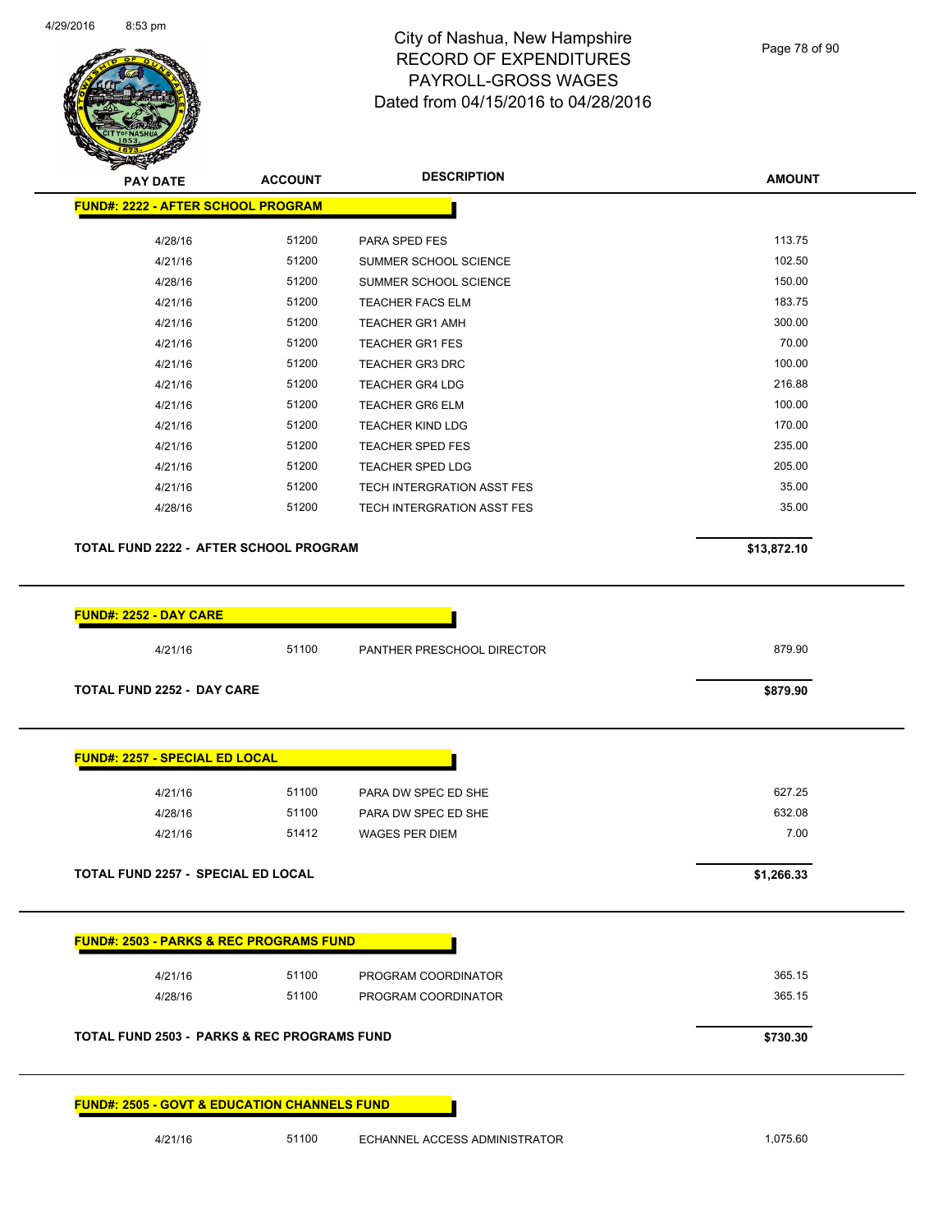# City of Nashua, New Hampshire
## RECORD OF EXPENDITURES
## PAYROLL-GROSS WAGES
## Dated from 04/15/2016 to 04/28/2016

| PAY DATE | ACCOUNT | DESCRIPTION | AMOUNT |
|---|---|---|---|
| **FUND#: 2222 - AFTER SCHOOL PROGRAM** | | | |
| 4/28/16 | 51200 | PARA SPED FES | 113.75 |
| 4/21/16 | 51200 | SUMMER SCHOOL SCIENCE | 102.50 |
| 4/28/16 | 51200 | SUMMER SCHOOL SCIENCE | 150.00 |
| 4/21/16 | 51200 | TEACHER FACS ELM | 183.75 |
| 4/21/16 | 51200 | TEACHER GR1 AMH | 300.00 |
| 4/21/16 | 51200 | TEACHER GR1 FES | 70.00 |
| 4/21/16 | 51200 | TEACHER GR3 DRC | 100.00 |
| 4/21/16 | 51200 | TEACHER GR4 LDG | 216.88 |
| 4/21/16 | 51200 | TEACHER GR6 ELM | 100.00 |
| 4/21/16 | 51200 | TEACHER KIND LDG | 170.00 |
| 4/21/16 | 51200 | TEACHER SPED FES | 235.00 |
| 4/21/16 | 51200 | TEACHER SPED LDG | 205.00 |
| 4/21/16 | 51200 | TECH INTERGRATION ASST FES | 35.00 |
| 4/28/16 | 51200 | TECH INTERGRATION ASST FES | 35.00 |
| **TOTAL FUND 2222 - AFTER SCHOOL PROGRAM** | | | **$13,872.10** |
| **FUND#: 2252 - DAY CARE** | | | |
| 4/21/16 | 51100 | PANTHER PRESCHOOL DIRECTOR | 879.90 |
| **TOTAL FUND 2252 - DAY CARE** | | | **$879.90** |
| **FUND#: 2257 - SPECIAL ED LOCAL** | | | |
| 4/21/16 | 51100 | PARA DW SPEC ED SHE | 627.25 |
| 4/28/16 | 51100 | PARA DW SPEC ED SHE | 632.08 |
| 4/21/16 | 51412 | WAGES PER DIEM | 7.00 |
| **TOTAL FUND 2257 - SPECIAL ED LOCAL** | | | **$1,266.33** |
| **FUND#: 2503 - PARKS & REC PROGRAMS FUND** | | | |
| 4/21/16 | 51100 | PROGRAM COORDINATOR | 365.15 |
| 4/28/16 | 51100 | PROGRAM COORDINATOR | 365.15 |
| **TOTAL FUND 2503 - PARKS & REC PROGRAMS FUND** | | | **$730.30** |
| **FUND#: 2505 - GOVT & EDUCATION CHANNELS FUND** | | | |
| 4/21/16 | 51100 | ECHANNEL ACCESS ADMINISTRATOR | 1,075.60 |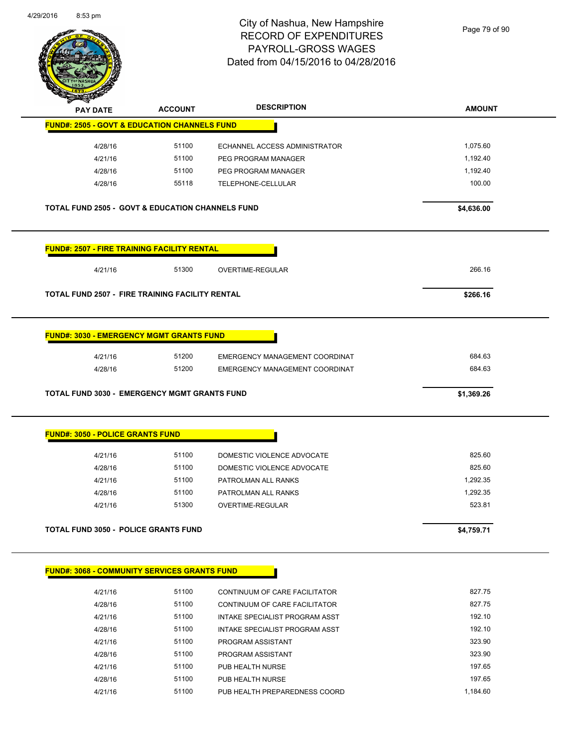# City of Nashua, New Hampshire
# RECORD OF EXPENDITURES
# PAYROLL-GROSS WAGES
# Dated from 04/15/2016 to 04/28/2016

| PAY DATE | ACCOUNT | DESCRIPTION | AMOUNT |
|---|---|---|---|
| **FUND#: 2505 - GOVT & EDUCATION CHANNELS FUND** | | | |
| 4/28/16 | 51100 | ECHANNEL ACCESS ADMINISTRATOR | 1,075.60 |
| 4/21/16 | 51100 | PEG PROGRAM MANAGER | 1,192.40 |
| 4/28/16 | 51100 | PEG PROGRAM MANAGER | 1,192.40 |
| 4/28/16 | 55118 | TELEPHONE-CELLULAR | 100.00 |
| **TOTAL FUND 2505 - GOVT & EDUCATION CHANNELS FUND** | | | **$4,636.00** |
| **FUND#: 2507 - FIRE TRAINING FACILITY RENTAL** | | | |
| 4/21/16 | 51300 | OVERTIME-REGULAR | 266.16 |
| **TOTAL FUND 2507 - FIRE TRAINING FACILITY RENTAL** | | | **$266.16** |
| **FUND#: 3030 - EMERGENCY MGMT GRANTS FUND** | | | |
| 4/21/16 | 51200 | EMERGENCY MANAGEMENT COORDINAT | 684.63 |
| 4/28/16 | 51200 | EMERGENCY MANAGEMENT COORDINAT | 684.63 |
| **TOTAL FUND 3030 - EMERGENCY MGMT GRANTS FUND** | | | **$1,369.26** |
| **FUND#: 3050 - POLICE GRANTS FUND** | | | |
| 4/21/16 | 51100 | DOMESTIC VIOLENCE ADVOCATE | 825.60 |
| 4/28/16 | 51100 | DOMESTIC VIOLENCE ADVOCATE | 825.60 |
| 4/21/16 | 51100 | PATROLMAN ALL RANKS | 1,292.35 |
| 4/28/16 | 51100 | PATROLMAN ALL RANKS | 1,292.35 |
| 4/21/16 | 51300 | OVERTIME-REGULAR | 523.81 |
| **TOTAL FUND 3050 - POLICE GRANTS FUND** | | | **$4,759.71** |
| **FUND#: 3068 - COMMUNITY SERVICES GRANTS FUND** | | | |
| 4/21/16 | 51100 | CONTINUUM OF CARE FACILITATOR | 827.75 |
| 4/28/16 | 51100 | CONTINUUM OF CARE FACILITATOR | 827.75 |
| 4/21/16 | 51100 | INTAKE SPECIALIST PROGRAM ASST | 192.10 |
| 4/28/16 | 51100 | INTAKE SPECIALIST PROGRAM ASST | 192.10 |
| 4/21/16 | 51100 | PROGRAM ASSISTANT | 323.90 |
| 4/28/16 | 51100 | PROGRAM ASSISTANT | 323.90 |
| 4/21/16 | 51100 | PUB HEALTH NURSE | 197.65 |
| 4/28/16 | 51100 | PUB HEALTH NURSE | 197.65 |
| 4/21/16 | 51100 | PUB HEALTH PREPAREDNESS COORD | 1,184.60 |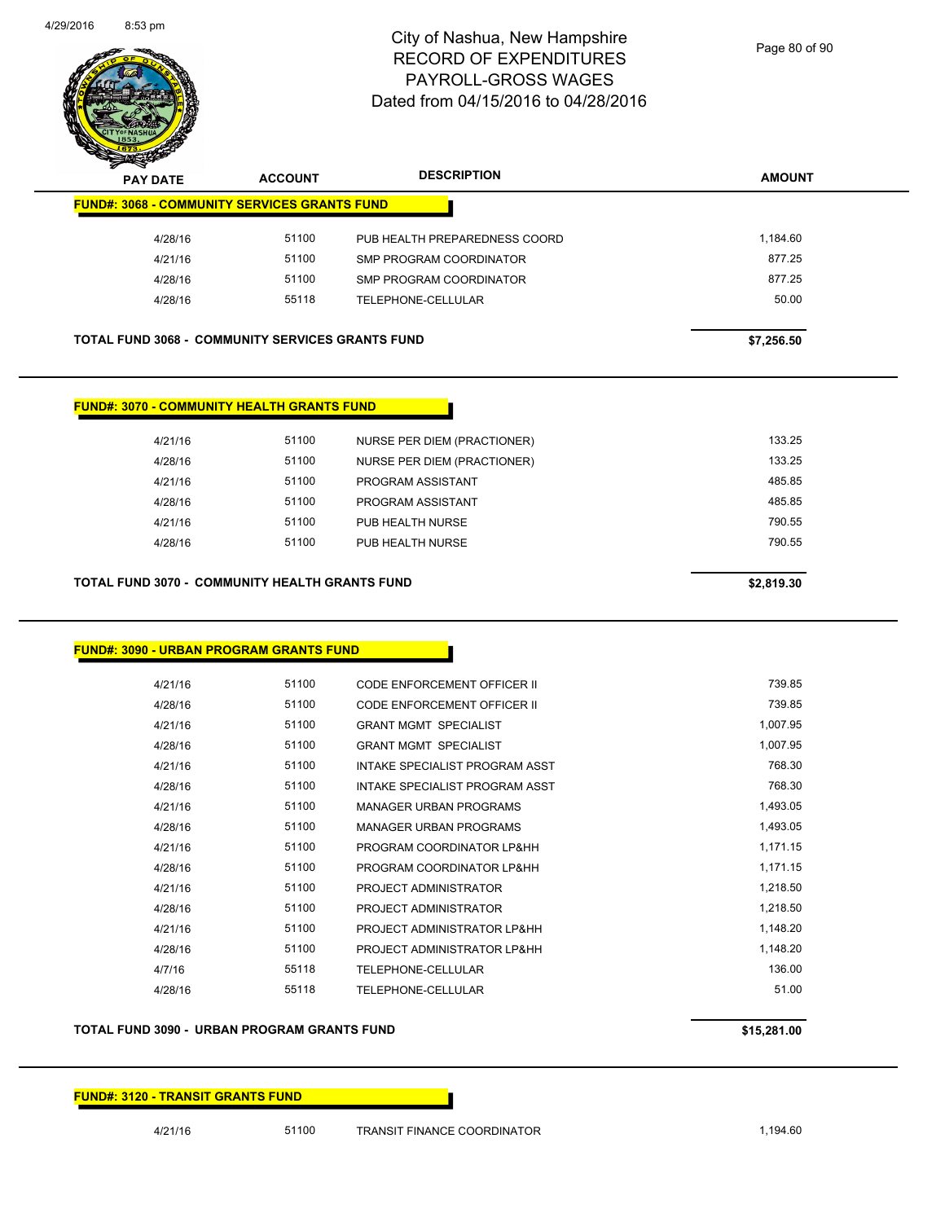# City of Nashua, New Hampshire
# RECORD OF EXPENDITURES
# PAYROLL-GROSS WAGES
# Dated from 04/15/2016 to 04/28/2016

| PAY DATE | ACCOUNT | DESCRIPTION | AMOUNT |
|---|---|---|---|
| **FUND#: 3068 - COMMUNITY SERVICES GRANTS FUND** | | | |
| 4/28/16 | 51100 | PUB HEALTH PREPAREDNESS COORD | 1,184.60 |
| 4/21/16 | 51100 | SMP PROGRAM COORDINATOR | 877.25 |
| 4/28/16 | 51100 | SMP PROGRAM COORDINATOR | 877.25 |
| 4/28/16 | 55118 | TELEPHONE-CELLULAR | 50.00 |
| **TOTAL FUND 3068 - COMMUNITY SERVICES GRANTS FUND** | | | **$7,256.50** |

| PAY DATE | ACCOUNT | DESCRIPTION | AMOUNT |
|---|---|---|---|
| **FUND#: 3070 - COMMUNITY HEALTH GRANTS FUND** | | | |
| 4/21/16 | 51100 | NURSE PER DIEM (PRACTIONER) | 133.25 |
| 4/28/16 | 51100 | NURSE PER DIEM (PRACTIONER) | 133.25 |
| 4/21/16 | 51100 | PROGRAM ASSISTANT | 485.85 |
| 4/28/16 | 51100 | PROGRAM ASSISTANT | 485.85 |
| 4/21/16 | 51100 | PUB HEALTH NURSE | 790.55 |
| 4/28/16 | 51100 | PUB HEALTH NURSE | 790.55 |
| **TOTAL FUND 3070 - COMMUNITY HEALTH GRANTS FUND** | | | **$2,819.30** |

| PAY DATE | ACCOUNT | DESCRIPTION | AMOUNT |
|---|---|---|---|
| **FUND#: 3090 - URBAN PROGRAM GRANTS FUND** | | | |
| 4/21/16 | 51100 | CODE ENFORCEMENT OFFICER II | 739.85 |
| 4/28/16 | 51100 | CODE ENFORCEMENT OFFICER II | 739.85 |
| 4/21/16 | 51100 | GRANT MGMT SPECIALIST | 1,007.95 |
| 4/28/16 | 51100 | GRANT MGMT SPECIALIST | 1,007.95 |
| 4/21/16 | 51100 | INTAKE SPECIALIST PROGRAM ASST | 768.30 |
| 4/28/16 | 51100 | INTAKE SPECIALIST PROGRAM ASST | 768.30 |
| 4/21/16 | 51100 | MANAGER URBAN PROGRAMS | 1,493.05 |
| 4/28/16 | 51100 | MANAGER URBAN PROGRAMS | 1,493.05 |
| 4/21/16 | 51100 | PROGRAM COORDINATOR LP&HH | 1,171.15 |
| 4/28/16 | 51100 | PROGRAM COORDINATOR LP&HH | 1,171.15 |
| 4/21/16 | 51100 | PROJECT ADMINISTRATOR | 1,218.50 |
| 4/28/16 | 51100 | PROJECT ADMINISTRATOR | 1,218.50 |
| 4/21/16 | 51100 | PROJECT ADMINISTRATOR LP&HH | 1,148.20 |
| 4/28/16 | 51100 | PROJECT ADMINISTRATOR LP&HH | 1,148.20 |
| 4/7/16 | 55118 | TELEPHONE-CELLULAR | 136.00 |
| 4/28/16 | 55118 | TELEPHONE-CELLULAR | 51.00 |
| **TOTAL FUND 3090 - URBAN PROGRAM GRANTS FUND** | | | **$15,281.00** |

| PAY DATE | ACCOUNT | DESCRIPTION | AMOUNT |
|---|---|---|---|
| **FUND#: 3120 - TRANSIT GRANTS FUND** | | | |
| 4/21/16 | 51100 | TRANSIT FINANCE COORDINATOR | 1,194.60 |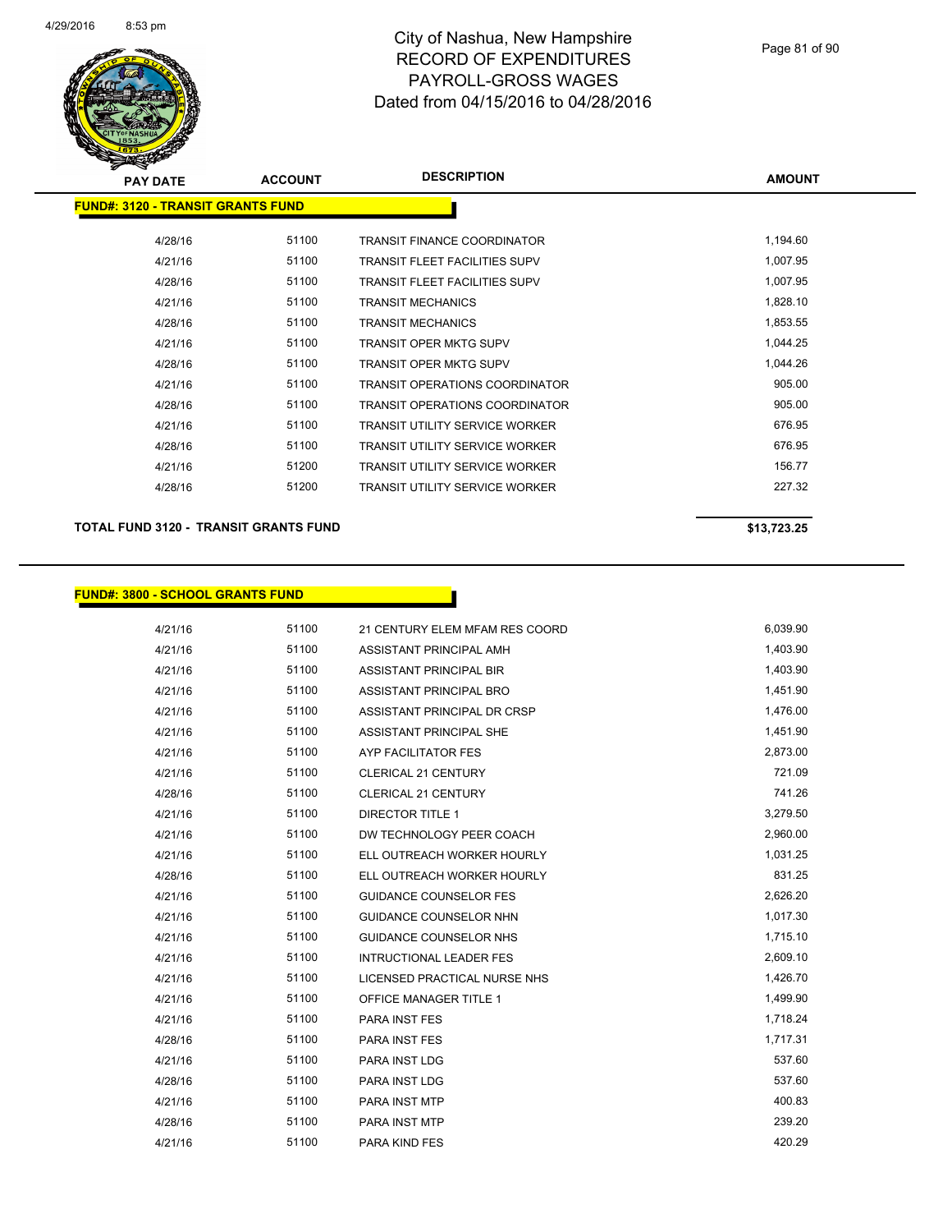City of Nashua, New Hampshire
RECORD OF EXPENDITURES
PAYROLL-GROSS WAGES
Dated from 04/15/2016 to 04/28/2016

| PAY DATE | ACCOUNT | DESCRIPTION | AMOUNT |
|---|---|---|---|
| **FUND#: 3120 - TRANSIT GRANTS FUND** | | | |
| 4/28/16 | 51100 | TRANSIT FINANCE COORDINATOR | 1,194.60 |
| 4/21/16 | 51100 | TRANSIT FLEET FACILITIES SUPV | 1,007.95 |
| 4/28/16 | 51100 | TRANSIT FLEET FACILITIES SUPV | 1,007.95 |
| 4/21/16 | 51100 | TRANSIT MECHANICS | 1,828.10 |
| 4/28/16 | 51100 | TRANSIT MECHANICS | 1,853.55 |
| 4/21/16 | 51100 | TRANSIT OPER MKTG SUPV | 1,044.25 |
| 4/28/16 | 51100 | TRANSIT OPER MKTG SUPV | 1,044.26 |
| 4/21/16 | 51100 | TRANSIT OPERATIONS COORDINATOR | 905.00 |
| 4/28/16 | 51100 | TRANSIT OPERATIONS COORDINATOR | 905.00 |
| 4/21/16 | 51100 | TRANSIT UTILITY SERVICE WORKER | 676.95 |
| 4/28/16 | 51100 | TRANSIT UTILITY SERVICE WORKER | 676.95 |
| 4/21/16 | 51200 | TRANSIT UTILITY SERVICE WORKER | 156.77 |
| 4/28/16 | 51200 | TRANSIT UTILITY SERVICE WORKER | 227.32 |
| **TOTAL FUND 3120 - TRANSIT GRANTS FUND** | | | **$13,723.25** |

| PAY DATE | ACCOUNT | DESCRIPTION | AMOUNT |
|---|---|---|---|
| **FUND#: 3800 - SCHOOL GRANTS FUND** | | | |
| 4/21/16 | 51100 | 21 CENTURY ELEM MFAM RES COORD | 6,039.90 |
| 4/21/16 | 51100 | ASSISTANT PRINCIPAL AMH | 1,403.90 |
| 4/21/16 | 51100 | ASSISTANT PRINCIPAL BIR | 1,403.90 |
| 4/21/16 | 51100 | ASSISTANT PRINCIPAL BRO | 1,451.90 |
| 4/21/16 | 51100 | ASSISTANT PRINCIPAL DR CRSP | 1,476.00 |
| 4/21/16 | 51100 | ASSISTANT PRINCIPAL SHE | 1,451.90 |
| 4/21/16 | 51100 | AYP FACILITATOR FES | 2,873.00 |
| 4/21/16 | 51100 | CLERICAL 21 CENTURY | 721.09 |
| 4/28/16 | 51100 | CLERICAL 21 CENTURY | 741.26 |
| 4/21/16 | 51100 | DIRECTOR TITLE 1 | 3,279.50 |
| 4/21/16 | 51100 | DW TECHNOLOGY PEER COACH | 2,960.00 |
| 4/21/16 | 51100 | ELL OUTREACH WORKER HOURLY | 1,031.25 |
| 4/28/16 | 51100 | ELL OUTREACH WORKER HOURLY | 831.25 |
| 4/21/16 | 51100 | GUIDANCE COUNSELOR FES | 2,626.20 |
| 4/21/16 | 51100 | GUIDANCE COUNSELOR NHN | 1,017.30 |
| 4/21/16 | 51100 | GUIDANCE COUNSELOR NHS | 1,715.10 |
| 4/21/16 | 51100 | INTRUCTIONAL LEADER FES | 2,609.10 |
| 4/21/16 | 51100 | LICENSED PRACTICAL NURSE NHS | 1,426.70 |
| 4/21/16 | 51100 | OFFICE MANAGER TITLE 1 | 1,499.90 |
| 4/21/16 | 51100 | PARA INST FES | 1,718.24 |
| 4/28/16 | 51100 | PARA INST FES | 1,717.31 |
| 4/21/16 | 51100 | PARA INST LDG | 537.60 |
| 4/28/16 | 51100 | PARA INST LDG | 537.60 |
| 4/21/16 | 51100 | PARA INST MTP | 400.83 |
| 4/28/16 | 51100 | PARA INST MTP | 239.20 |
| 4/21/16 | 51100 | PARA KIND FES | 420.29 |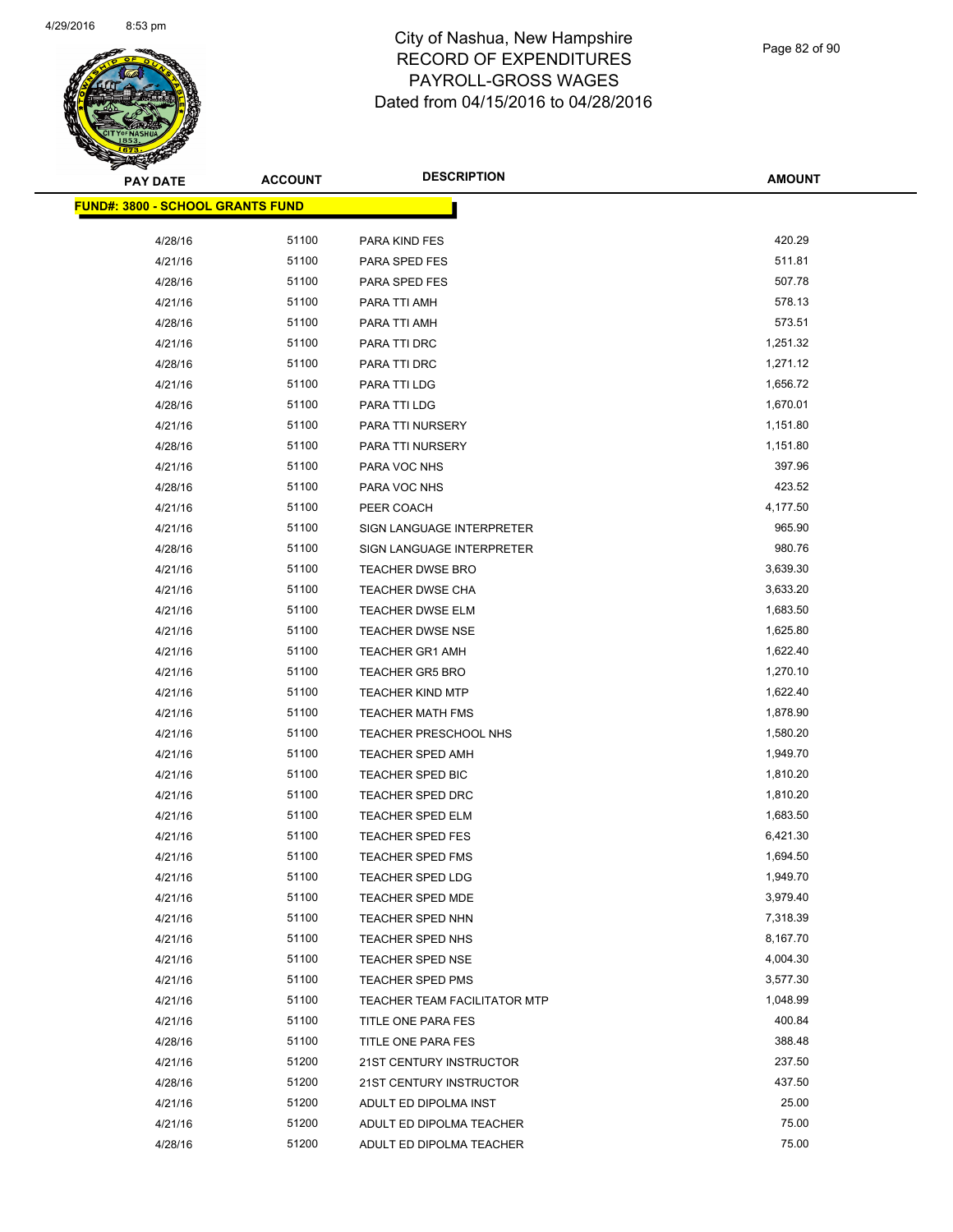# City of Nashua, New Hampshire
## RECORD OF EXPENDITURES
## PAYROLL-GROSS WAGES
## Dated from 04/15/2016 to 04/28/2016

| PAY DATE | ACCOUNT | DESCRIPTION | AMOUNT |
|---|---|---|---|
| **FUND#: 3800 - SCHOOL GRANTS FUND** | | | |
| 4/28/16 | 51100 | PARA KIND FES | 420.29 |
| 4/21/16 | 51100 | PARA SPED FES | 511.81 |
| 4/28/16 | 51100 | PARA SPED FES | 507.78 |
| 4/21/16 | 51100 | PARA TTI AMH | 578.13 |
| 4/28/16 | 51100 | PARA TTI AMH | 573.51 |
| 4/21/16 | 51100 | PARA TTI DRC | 1,251.32 |
| 4/28/16 | 51100 | PARA TTI DRC | 1,271.12 |
| 4/21/16 | 51100 | PARA TTI LDG | 1,656.72 |
| 4/28/16 | 51100 | PARA TTI LDG | 1,670.01 |
| 4/21/16 | 51100 | PARA TTI NURSERY | 1,151.80 |
| 4/28/16 | 51100 | PARA TTI NURSERY | 1,151.80 |
| 4/21/16 | 51100 | PARA VOC NHS | 397.96 |
| 4/28/16 | 51100 | PARA VOC NHS | 423.52 |
| 4/21/16 | 51100 | PEER COACH | 4,177.50 |
| 4/21/16 | 51100 | SIGN LANGUAGE INTERPRETER | 965.90 |
| 4/28/16 | 51100 | SIGN LANGUAGE INTERPRETER | 980.76 |
| 4/21/16 | 51100 | TEACHER DWSE BRO | 3,639.30 |
| 4/21/16 | 51100 | TEACHER DWSE CHA | 3,633.20 |
| 4/21/16 | 51100 | TEACHER DWSE ELM | 1,683.50 |
| 4/21/16 | 51100 | TEACHER DWSE NSE | 1,625.80 |
| 4/21/16 | 51100 | TEACHER GR1 AMH | 1,622.40 |
| 4/21/16 | 51100 | TEACHER GR5 BRO | 1,270.10 |
| 4/21/16 | 51100 | TEACHER KIND MTP | 1,622.40 |
| 4/21/16 | 51100 | TEACHER MATH FMS | 1,878.90 |
| 4/21/16 | 51100 | TEACHER PRESCHOOL NHS | 1,580.20 |
| 4/21/16 | 51100 | TEACHER SPED AMH | 1,949.70 |
| 4/21/16 | 51100 | TEACHER SPED BIC | 1,810.20 |
| 4/21/16 | 51100 | TEACHER SPED DRC | 1,810.20 |
| 4/21/16 | 51100 | TEACHER SPED ELM | 1,683.50 |
| 4/21/16 | 51100 | TEACHER SPED FES | 6,421.30 |
| 4/21/16 | 51100 | TEACHER SPED FMS | 1,694.50 |
| 4/21/16 | 51100 | TEACHER SPED LDG | 1,949.70 |
| 4/21/16 | 51100 | TEACHER SPED MDE | 3,979.40 |
| 4/21/16 | 51100 | TEACHER SPED NHN | 7,318.39 |
| 4/21/16 | 51100 | TEACHER SPED NHS | 8,167.70 |
| 4/21/16 | 51100 | TEACHER SPED NSE | 4,004.30 |
| 4/21/16 | 51100 | TEACHER SPED PMS | 3,577.30 |
| 4/21/16 | 51100 | TEACHER TEAM FACILITATOR MTP | 1,048.99 |
| 4/21/16 | 51100 | TITLE ONE PARA FES | 400.84 |
| 4/28/16 | 51100 | TITLE ONE PARA FES | 388.48 |
| 4/21/16 | 51200 | 21ST CENTURY INSTRUCTOR | 237.50 |
| 4/28/16 | 51200 | 21ST CENTURY INSTRUCTOR | 437.50 |
| 4/21/16 | 51200 | ADULT ED DIPOLMA INST | 25.00 |
| 4/21/16 | 51200 | ADULT ED DIPOLMA TEACHER | 75.00 |
| 4/28/16 | 51200 | ADULT ED DIPOLMA TEACHER | 75.00 |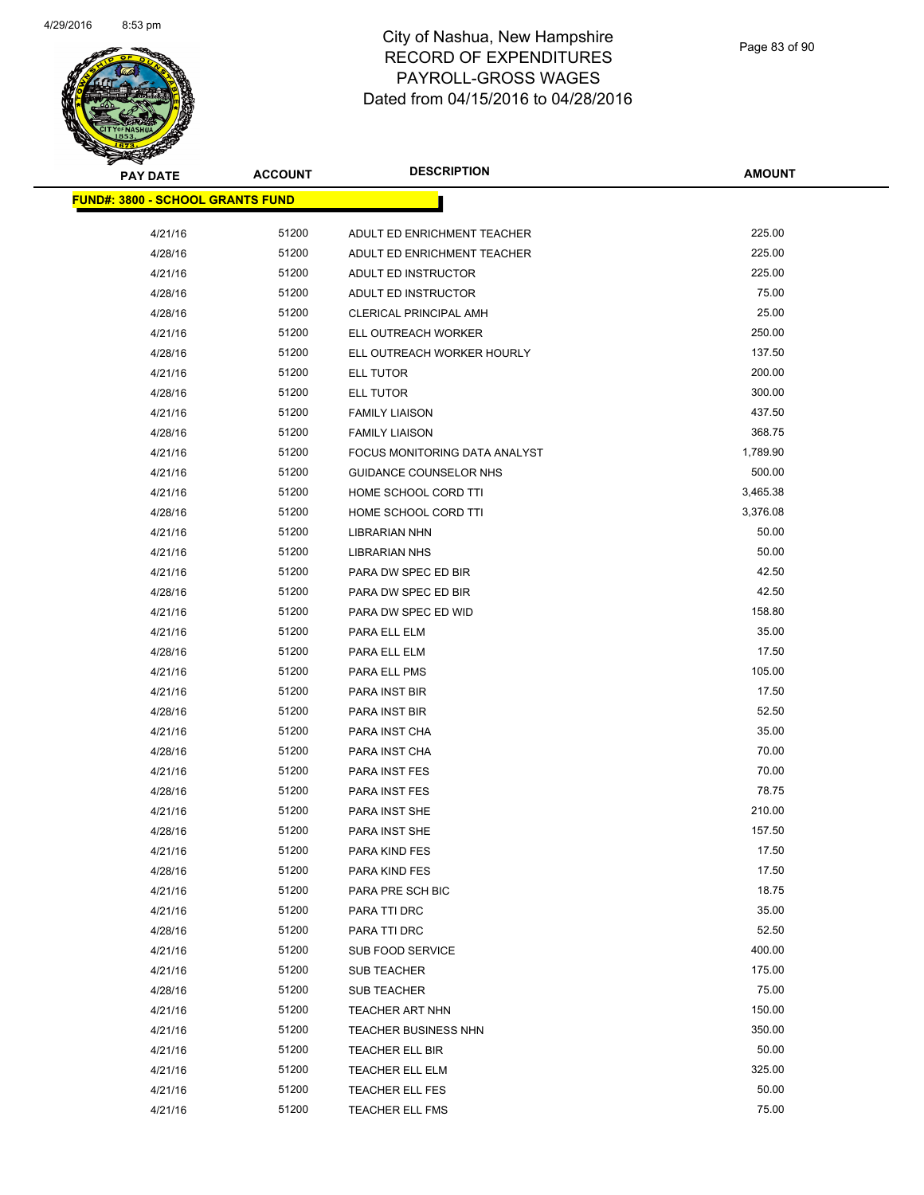# City of Nashua, New Hampshire
# RECORD OF EXPENDITURES
# PAYROLL-GROSS WAGES
# Dated from 04/15/2016 to 04/28/2016

| PAY DATE | ACCOUNT | DESCRIPTION | AMOUNT |
|---|---|---|---|
| **FUND#: 3800 - SCHOOL GRANTS FUND** | | | |
| 4/21/16 | 51200 | ADULT ED ENRICHMENT TEACHER | 225.00 |
| 4/28/16 | 51200 | ADULT ED ENRICHMENT TEACHER | 225.00 |
| 4/21/16 | 51200 | ADULT ED INSTRUCTOR | 225.00 |
| 4/28/16 | 51200 | ADULT ED INSTRUCTOR | 75.00 |
| 4/28/16 | 51200 | CLERICAL PRINCIPAL AMH | 25.00 |
| 4/21/16 | 51200 | ELL OUTREACH WORKER | 250.00 |
| 4/28/16 | 51200 | ELL OUTREACH WORKER HOURLY | 137.50 |
| 4/21/16 | 51200 | ELL TUTOR | 200.00 |
| 4/28/16 | 51200 | ELL TUTOR | 300.00 |
| 4/21/16 | 51200 | FAMILY LIAISON | 437.50 |
| 4/28/16 | 51200 | FAMILY LIAISON | 368.75 |
| 4/21/16 | 51200 | FOCUS MONITORING DATA ANALYST | 1,789.90 |
| 4/21/16 | 51200 | GUIDANCE COUNSELOR NHS | 500.00 |
| 4/21/16 | 51200 | HOME SCHOOL CORD TTI | 3,465.38 |
| 4/28/16 | 51200 | HOME SCHOOL CORD TTI | 3,376.08 |
| 4/21/16 | 51200 | LIBRARIAN NHN | 50.00 |
| 4/21/16 | 51200 | LIBRARIAN NHS | 50.00 |
| 4/21/16 | 51200 | PARA DW SPEC ED BIR | 42.50 |
| 4/28/16 | 51200 | PARA DW SPEC ED BIR | 42.50 |
| 4/21/16 | 51200 | PARA DW SPEC ED WID | 158.80 |
| 4/21/16 | 51200 | PARA ELL ELM | 35.00 |
| 4/28/16 | 51200 | PARA ELL ELM | 17.50 |
| 4/21/16 | 51200 | PARA ELL PMS | 105.00 |
| 4/21/16 | 51200 | PARA INST BIR | 17.50 |
| 4/28/16 | 51200 | PARA INST BIR | 52.50 |
| 4/21/16 | 51200 | PARA INST CHA | 35.00 |
| 4/28/16 | 51200 | PARA INST CHA | 70.00 |
| 4/21/16 | 51200 | PARA INST FES | 70.00 |
| 4/28/16 | 51200 | PARA INST FES | 78.75 |
| 4/21/16 | 51200 | PARA INST SHE | 210.00 |
| 4/28/16 | 51200 | PARA INST SHE | 157.50 |
| 4/21/16 | 51200 | PARA KIND FES | 17.50 |
| 4/28/16 | 51200 | PARA KIND FES | 17.50 |
| 4/21/16 | 51200 | PARA PRE SCH BIC | 18.75 |
| 4/21/16 | 51200 | PARA TTI DRC | 35.00 |
| 4/28/16 | 51200 | PARA TTI DRC | 52.50 |
| 4/21/16 | 51200 | SUB FOOD SERVICE | 400.00 |
| 4/21/16 | 51200 | SUB TEACHER | 175.00 |
| 4/28/16 | 51200 | SUB TEACHER | 75.00 |
| 4/21/16 | 51200 | TEACHER ART NHN | 150.00 |
| 4/21/16 | 51200 | TEACHER BUSINESS NHN | 350.00 |
| 4/21/16 | 51200 | TEACHER ELL BIR | 50.00 |
| 4/21/16 | 51200 | TEACHER ELL ELM | 325.00 |
| 4/21/16 | 51200 | TEACHER ELL FES | 50.00 |
| 4/21/16 | 51200 | TEACHER ELL FMS | 75.00 |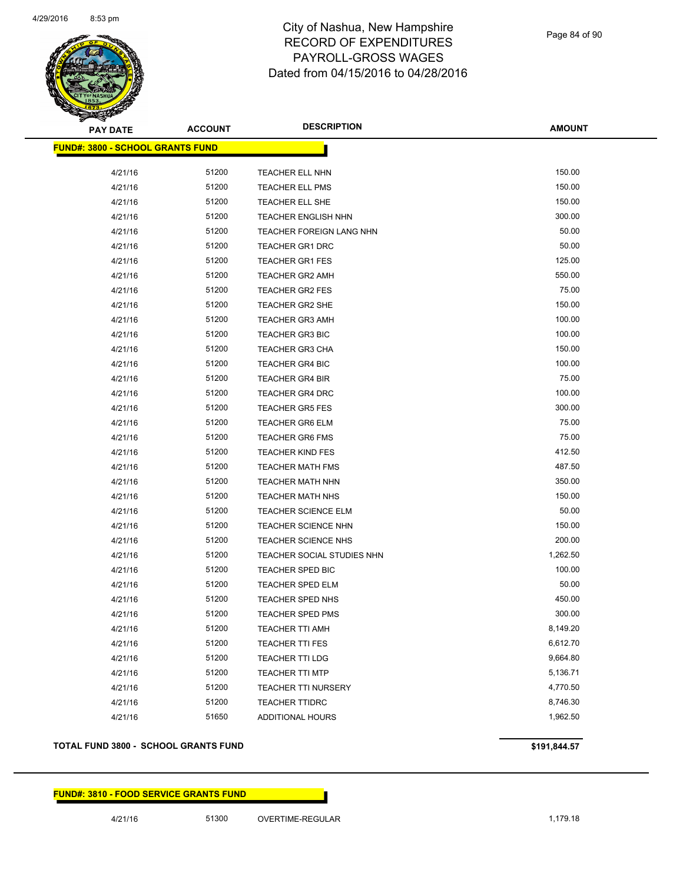# City of Nashua, New Hampshire
# RECORD OF EXPENDITURES
# PAYROLL-GROSS WAGES
# Dated from 04/15/2016 to 04/28/2016

| PAY DATE | ACCOUNT | DESCRIPTION | AMOUNT |
|---|---|---|---|
| **FUND#: 3800 - SCHOOL GRANTS FUND** | | | |
| 4/21/16 | 51200 | TEACHER ELL NHN | 150.00 |
| 4/21/16 | 51200 | TEACHER ELL PMS | 150.00 |
| 4/21/16 | 51200 | TEACHER ELL SHE | 150.00 |
| 4/21/16 | 51200 | TEACHER ENGLISH NHN | 300.00 |
| 4/21/16 | 51200 | TEACHER FOREIGN LANG NHN | 50.00 |
| 4/21/16 | 51200 | TEACHER GR1 DRC | 50.00 |
| 4/21/16 | 51200 | TEACHER GR1 FES | 125.00 |
| 4/21/16 | 51200 | TEACHER GR2 AMH | 550.00 |
| 4/21/16 | 51200 | TEACHER GR2 FES | 75.00 |
| 4/21/16 | 51200 | TEACHER GR2 SHE | 150.00 |
| 4/21/16 | 51200 | TEACHER GR3 AMH | 100.00 |
| 4/21/16 | 51200 | TEACHER GR3 BIC | 100.00 |
| 4/21/16 | 51200 | TEACHER GR3 CHA | 150.00 |
| 4/21/16 | 51200 | TEACHER GR4 BIC | 100.00 |
| 4/21/16 | 51200 | TEACHER GR4 BIR | 75.00 |
| 4/21/16 | 51200 | TEACHER GR4 DRC | 100.00 |
| 4/21/16 | 51200 | TEACHER GR5 FES | 300.00 |
| 4/21/16 | 51200 | TEACHER GR6 ELM | 75.00 |
| 4/21/16 | 51200 | TEACHER GR6 FMS | 75.00 |
| 4/21/16 | 51200 | TEACHER KIND FES | 412.50 |
| 4/21/16 | 51200 | TEACHER MATH FMS | 487.50 |
| 4/21/16 | 51200 | TEACHER MATH NHN | 350.00 |
| 4/21/16 | 51200 | TEACHER MATH NHS | 150.00 |
| 4/21/16 | 51200 | TEACHER SCIENCE ELM | 50.00 |
| 4/21/16 | 51200 | TEACHER SCIENCE NHN | 150.00 |
| 4/21/16 | 51200 | TEACHER SCIENCE NHS | 200.00 |
| 4/21/16 | 51200 | TEACHER SOCIAL STUDIES NHN | 1,262.50 |
| 4/21/16 | 51200 | TEACHER SPED BIC | 100.00 |
| 4/21/16 | 51200 | TEACHER SPED ELM | 50.00 |
| 4/21/16 | 51200 | TEACHER SPED NHS | 450.00 |
| 4/21/16 | 51200 | TEACHER SPED PMS | 300.00 |
| 4/21/16 | 51200 | TEACHER TTI AMH | 8,149.20 |
| 4/21/16 | 51200 | TEACHER TTI FES | 6,612.70 |
| 4/21/16 | 51200 | TEACHER TTI LDG | 9,664.80 |
| 4/21/16 | 51200 | TEACHER TTI MTP | 5,136.71 |
| 4/21/16 | 51200 | TEACHER TTI NURSERY | 4,770.50 |
| 4/21/16 | 51200 | TEACHER TTIDRC | 8,746.30 |
| 4/21/16 | 51650 | ADDITIONAL HOURS | 1,962.50 |
| **TOTAL FUND 3800 - SCHOOL GRANTS FUND** | | | **$191,844.57** |

| PAY DATE | ACCOUNT | DESCRIPTION | AMOUNT |
|---|---|---|---|
| **FUND#: 3810 - FOOD SERVICE GRANTS FUND** | | | |
| 4/21/16 | 51300 | OVERTIME-REGULAR | 1,179.18 |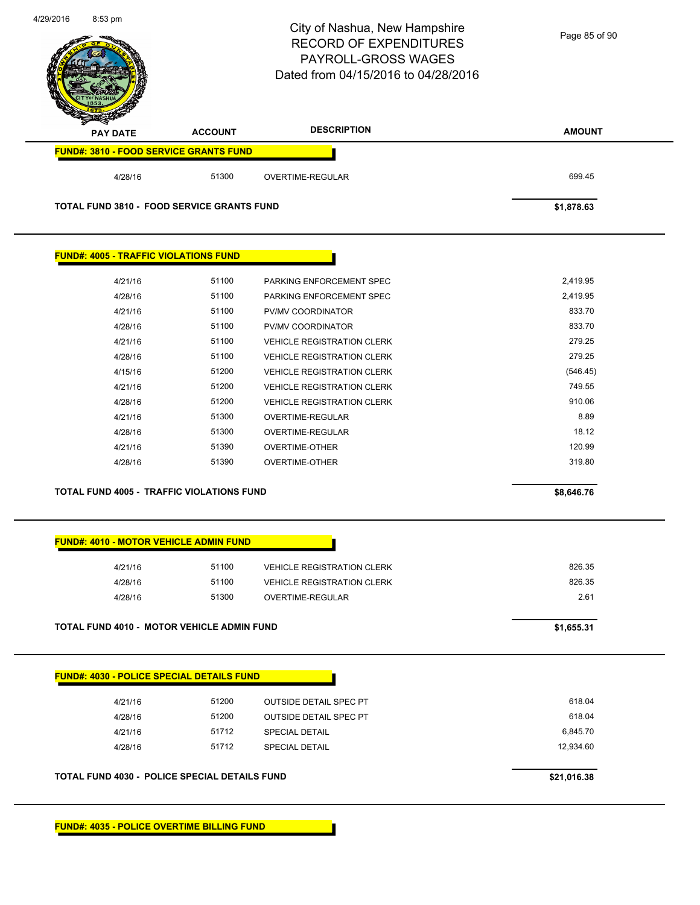| PAY DATE | ACCOUNT | DESCRIPTION | AMOUNT |
|---|---|---|---|
| **FUND#: 3810 - FOOD SERVICE GRANTS FUND** | | | |
| 4/28/16 | 51300 | OVERTIME-REGULAR | 699.45 |
| **TOTAL FUND 3810 - FOOD SERVICE GRANTS FUND** | | | **$1,878.63** |

| PAY DATE | ACCOUNT | DESCRIPTION | AMOUNT |
|---|---|---|---|
| **FUND#: 4005 - TRAFFIC VIOLATIONS FUND** | | | |
| 4/21/16 | 51100 | PARKING ENFORCEMENT SPEC | 2,419.95 |
| 4/28/16 | 51100 | PARKING ENFORCEMENT SPEC | 2,419.95 |
| 4/21/16 | 51100 | PV/MV COORDINATOR | 833.70 |
| 4/28/16 | 51100 | PV/MV COORDINATOR | 833.70 |
| 4/21/16 | 51100 | VEHICLE REGISTRATION CLERK | 279.25 |
| 4/28/16 | 51100 | VEHICLE REGISTRATION CLERK | 279.25 |
| 4/15/16 | 51200 | VEHICLE REGISTRATION CLERK | (546.45) |
| 4/21/16 | 51200 | VEHICLE REGISTRATION CLERK | 749.55 |
| 4/28/16 | 51200 | VEHICLE REGISTRATION CLERK | 910.06 |
| 4/21/16 | 51300 | OVERTIME-REGULAR | 8.89 |
| 4/28/16 | 51300 | OVERTIME-REGULAR | 18.12 |
| 4/21/16 | 51390 | OVERTIME-OTHER | 120.99 |
| 4/28/16 | 51390 | OVERTIME-OTHER | 319.80 |
| **TOTAL FUND 4005 - TRAFFIC VIOLATIONS FUND** | | | **$8,646.76** |

| PAY DATE | ACCOUNT | DESCRIPTION | AMOUNT |
|---|---|---|---|
| **FUND#: 4010 - MOTOR VEHICLE ADMIN FUND** | | | |
| 4/21/16 | 51100 | VEHICLE REGISTRATION CLERK | 826.35 |
| 4/28/16 | 51100 | VEHICLE REGISTRATION CLERK | 826.35 |
| 4/28/16 | 51300 | OVERTIME-REGULAR | 2.61 |
| **TOTAL FUND 4010 - MOTOR VEHICLE ADMIN FUND** | | | **$1,655.31** |

| PAY DATE | ACCOUNT | DESCRIPTION | AMOUNT |
|---|---|---|---|
| **FUND#: 4030 - POLICE SPECIAL DETAILS FUND** | | | |
| 4/21/16 | 51200 | OUTSIDE DETAIL SPEC PT | 618.04 |
| 4/28/16 | 51200 | OUTSIDE DETAIL SPEC PT | 618.04 |
| 4/21/16 | 51712 | SPECIAL DETAIL | 6,845.70 |
| 4/28/16 | 51712 | SPECIAL DETAIL | 12,934.60 |
| **TOTAL FUND 4030 - POLICE SPECIAL DETAILS FUND** | | | **$21,016.38** |

**FUND#: 4035 - POLICE OVERTIME BILLING FUND**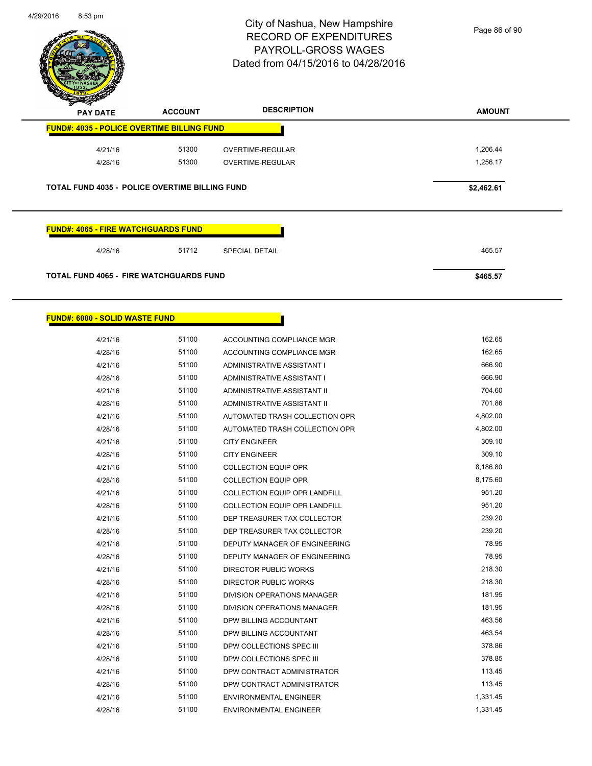City of Nashua, New Hampshire
RECORD OF EXPENDITURES
PAYROLL-GROSS WAGES
Dated from 04/15/2016 to 04/28/2016

| PAY DATE | ACCOUNT | DESCRIPTION | AMOUNT |
|---|---|---|---|
| **FUND#: 4035 - POLICE OVERTIME BILLING FUND** | | | |
| 4/21/16 | 51300 | OVERTIME-REGULAR | 1,206.44 |
| 4/28/16 | 51300 | OVERTIME-REGULAR | 1,256.17 |
| **TOTAL FUND 4035 - POLICE OVERTIME BILLING FUND** | | | **$2,462.61** |

| PAY DATE | ACCOUNT | DESCRIPTION | AMOUNT |
|---|---|---|---|
| **FUND#: 4065 - FIRE WATCHGUARDS FUND** | | | |
| 4/28/16 | 51712 | SPECIAL DETAIL | 465.57 |
| **TOTAL FUND 4065 - FIRE WATCHGUARDS FUND** | | | **$465.57** |

| PAY DATE | ACCOUNT | DESCRIPTION | AMOUNT |
|---|---|---|---|
| **FUND#: 6000 - SOLID WASTE FUND** | | | |
| 4/21/16 | 51100 | ACCOUNTING COMPLIANCE MGR | 162.65 |
| 4/28/16 | 51100 | ACCOUNTING COMPLIANCE MGR | 162.65 |
| 4/21/16 | 51100 | ADMINISTRATIVE ASSISTANT I | 666.90 |
| 4/28/16 | 51100 | ADMINISTRATIVE ASSISTANT I | 666.90 |
| 4/21/16 | 51100 | ADMINISTRATIVE ASSISTANT II | 704.60 |
| 4/28/16 | 51100 | ADMINISTRATIVE ASSISTANT II | 701.86 |
| 4/21/16 | 51100 | AUTOMATED TRASH COLLECTION OPR | 4,802.00 |
| 4/28/16 | 51100 | AUTOMATED TRASH COLLECTION OPR | 4,802.00 |
| 4/21/16 | 51100 | CITY ENGINEER | 309.10 |
| 4/28/16 | 51100 | CITY ENGINEER | 309.10 |
| 4/21/16 | 51100 | COLLECTION EQUIP OPR | 8,186.80 |
| 4/28/16 | 51100 | COLLECTION EQUIP OPR | 8,175.60 |
| 4/21/16 | 51100 | COLLECTION EQUIP OPR LANDFILL | 951.20 |
| 4/28/16 | 51100 | COLLECTION EQUIP OPR LANDFILL | 951.20 |
| 4/21/16 | 51100 | DEP TREASURER TAX COLLECTOR | 239.20 |
| 4/28/16 | 51100 | DEP TREASURER TAX COLLECTOR | 239.20 |
| 4/21/16 | 51100 | DEPUTY MANAGER OF ENGINEERING | 78.95 |
| 4/28/16 | 51100 | DEPUTY MANAGER OF ENGINEERING | 78.95 |
| 4/21/16 | 51100 | DIRECTOR PUBLIC WORKS | 218.30 |
| 4/28/16 | 51100 | DIRECTOR PUBLIC WORKS | 218.30 |
| 4/21/16 | 51100 | DIVISION OPERATIONS MANAGER | 181.95 |
| 4/28/16 | 51100 | DIVISION OPERATIONS MANAGER | 181.95 |
| 4/21/16 | 51100 | DPW BILLING ACCOUNTANT | 463.56 |
| 4/28/16 | 51100 | DPW BILLING ACCOUNTANT | 463.54 |
| 4/21/16 | 51100 | DPW COLLECTIONS SPEC III | 378.86 |
| 4/28/16 | 51100 | DPW COLLECTIONS SPEC III | 378.85 |
| 4/21/16 | 51100 | DPW CONTRACT ADMINISTRATOR | 113.45 |
| 4/28/16 | 51100 | DPW CONTRACT ADMINISTRATOR | 113.45 |
| 4/21/16 | 51100 | ENVIRONMENTAL ENGINEER | 1,331.45 |
| 4/28/16 | 51100 | ENVIRONMENTAL ENGINEER | 1,331.45 |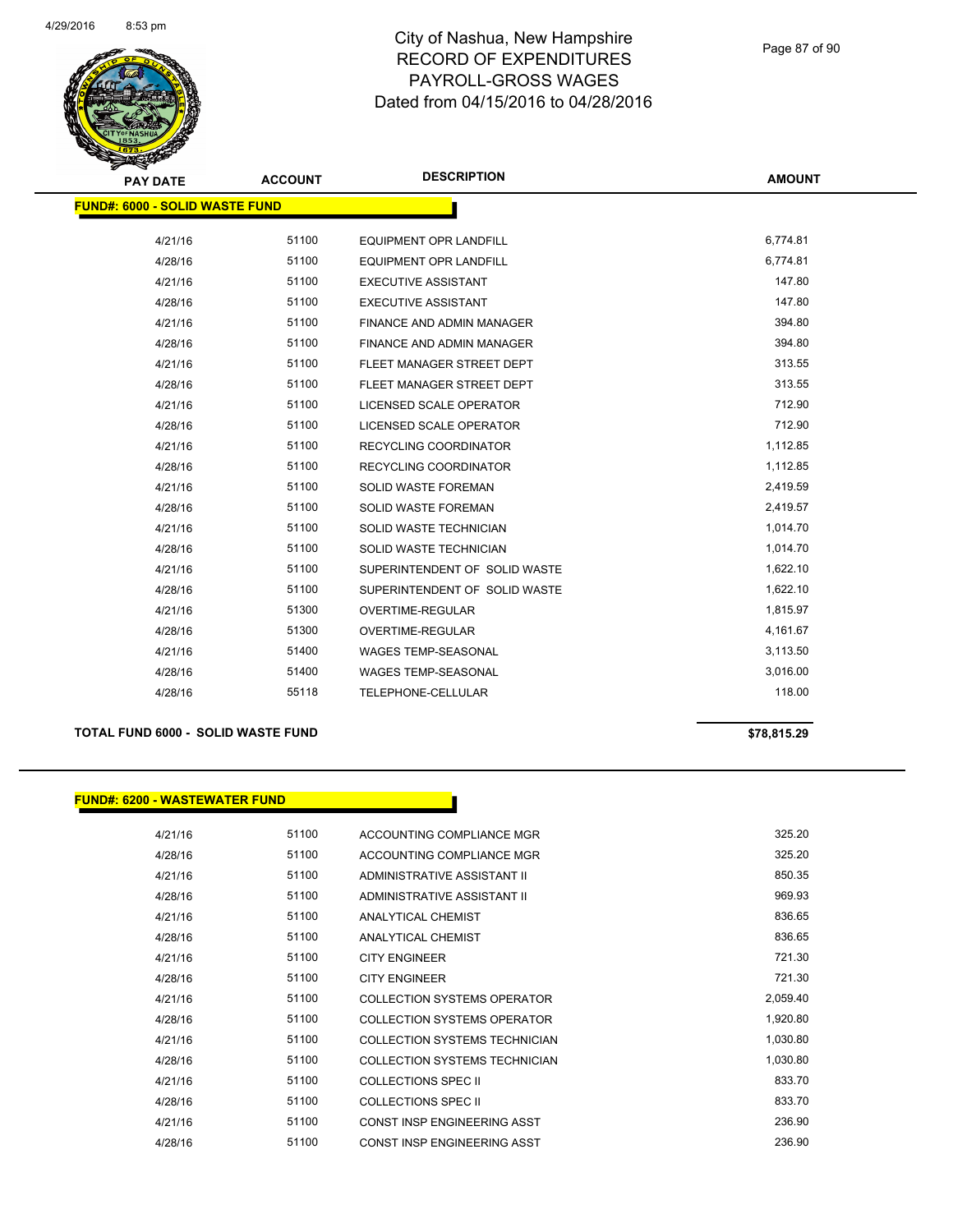# City of Nashua, New Hampshire
# RECORD OF EXPENDITURES
# PAYROLL-GROSS WAGES
# Dated from 04/15/2016 to 04/28/2016

## FUND#: 6000 - SOLID WASTE FUND

| PAY DATE | ACCOUNT | DESCRIPTION | AMOUNT |
|---|---|---|---|
| 4/21/16 | 51100 | EQUIPMENT OPR LANDFILL | 6,774.81 |
| 4/28/16 | 51100 | EQUIPMENT OPR LANDFILL | 6,774.81 |
| 4/21/16 | 51100 | EXECUTIVE ASSISTANT | 147.80 |
| 4/28/16 | 51100 | EXECUTIVE ASSISTANT | 147.80 |
| 4/21/16 | 51100 | FINANCE AND ADMIN MANAGER | 394.80 |
| 4/28/16 | 51100 | FINANCE AND ADMIN MANAGER | 394.80 |
| 4/21/16 | 51100 | FLEET MANAGER STREET DEPT | 313.55 |
| 4/28/16 | 51100 | FLEET MANAGER STREET DEPT | 313.55 |
| 4/21/16 | 51100 | LICENSED SCALE OPERATOR | 712.90 |
| 4/28/16 | 51100 | LICENSED SCALE OPERATOR | 712.90 |
| 4/21/16 | 51100 | RECYCLING COORDINATOR | 1,112.85 |
| 4/28/16 | 51100 | RECYCLING COORDINATOR | 1,112.85 |
| 4/21/16 | 51100 | SOLID WASTE FOREMAN | 2,419.59 |
| 4/28/16 | 51100 | SOLID WASTE FOREMAN | 2,419.57 |
| 4/21/16 | 51100 | SOLID WASTE TECHNICIAN | 1,014.70 |
| 4/28/16 | 51100 | SOLID WASTE TECHNICIAN | 1,014.70 |
| 4/21/16 | 51100 | SUPERINTENDENT OF SOLID WASTE | 1,622.10 |
| 4/28/16 | 51100 | SUPERINTENDENT OF SOLID WASTE | 1,622.10 |
| 4/21/16 | 51300 | OVERTIME-REGULAR | 1,815.97 |
| 4/28/16 | 51300 | OVERTIME-REGULAR | 4,161.67 |
| 4/21/16 | 51400 | WAGES TEMP-SEASONAL | 3,113.50 |
| 4/28/16 | 51400 | WAGES TEMP-SEASONAL | 3,016.00 |
| 4/28/16 | 55118 | TELEPHONE-CELLULAR | 118.00 |

**TOTAL FUND 6000 - SOLID WASTE FUND** **$78,815.29**

## FUND#: 6200 - WASTEWATER FUND

| PAY DATE | ACCOUNT | DESCRIPTION | AMOUNT |
|---|---|---|---|
| 4/21/16 | 51100 | ACCOUNTING COMPLIANCE MGR | 325.20 |
| 4/28/16 | 51100 | ACCOUNTING COMPLIANCE MGR | 325.20 |
| 4/21/16 | 51100 | ADMINISTRATIVE ASSISTANT II | 850.35 |
| 4/28/16 | 51100 | ADMINISTRATIVE ASSISTANT II | 969.93 |
| 4/21/16 | 51100 | ANALYTICAL CHEMIST | 836.65 |
| 4/28/16 | 51100 | ANALYTICAL CHEMIST | 836.65 |
| 4/21/16 | 51100 | CITY ENGINEER | 721.30 |
| 4/28/16 | 51100 | CITY ENGINEER | 721.30 |
| 4/21/16 | 51100 | COLLECTION SYSTEMS OPERATOR | 2,059.40 |
| 4/28/16 | 51100 | COLLECTION SYSTEMS OPERATOR | 1,920.80 |
| 4/21/16 | 51100 | COLLECTION SYSTEMS TECHNICIAN | 1,030.80 |
| 4/28/16 | 51100 | COLLECTION SYSTEMS TECHNICIAN | 1,030.80 |
| 4/21/16 | 51100 | COLLECTIONS SPEC II | 833.70 |
| 4/28/16 | 51100 | COLLECTIONS SPEC II | 833.70 |
| 4/21/16 | 51100 | CONST INSP ENGINEERING ASST | 236.90 |
| 4/28/16 | 51100 | CONST INSP ENGINEERING ASST | 236.90 |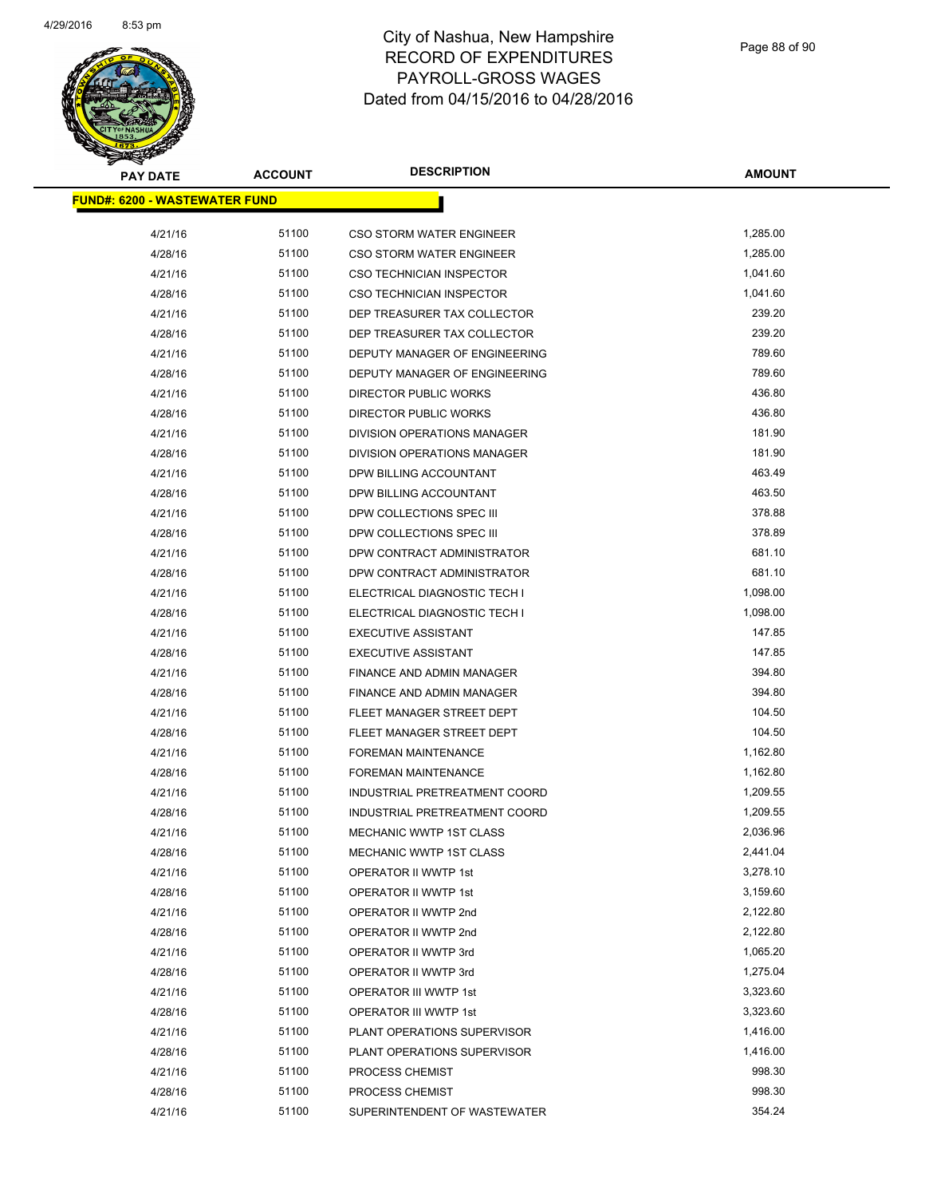# City of Nashua, New Hampshire
# RECORD OF EXPENDITURES
# PAYROLL-GROSS WAGES
# Dated from 04/15/2016 to 04/28/2016

| PAY DATE | ACCOUNT | DESCRIPTION | AMOUNT |
|---|---|---|---|
| **FUND#: 6200 - WASTEWATER FUND** | | | |
| 4/21/16 | 51100 | CSO STORM WATER ENGINEER | 1,285.00 |
| 4/28/16 | 51100 | CSO STORM WATER ENGINEER | 1,285.00 |
| 4/21/16 | 51100 | CSO TECHNICIAN INSPECTOR | 1,041.60 |
| 4/28/16 | 51100 | CSO TECHNICIAN INSPECTOR | 1,041.60 |
| 4/21/16 | 51100 | DEP TREASURER TAX COLLECTOR | 239.20 |
| 4/28/16 | 51100 | DEP TREASURER TAX COLLECTOR | 239.20 |
| 4/21/16 | 51100 | DEPUTY MANAGER OF ENGINEERING | 789.60 |
| 4/28/16 | 51100 | DEPUTY MANAGER OF ENGINEERING | 789.60 |
| 4/21/16 | 51100 | DIRECTOR PUBLIC WORKS | 436.80 |
| 4/28/16 | 51100 | DIRECTOR PUBLIC WORKS | 436.80 |
| 4/21/16 | 51100 | DIVISION OPERATIONS MANAGER | 181.90 |
| 4/28/16 | 51100 | DIVISION OPERATIONS MANAGER | 181.90 |
| 4/21/16 | 51100 | DPW BILLING ACCOUNTANT | 463.49 |
| 4/28/16 | 51100 | DPW BILLING ACCOUNTANT | 463.50 |
| 4/21/16 | 51100 | DPW COLLECTIONS SPEC III | 378.88 |
| 4/28/16 | 51100 | DPW COLLECTIONS SPEC III | 378.89 |
| 4/21/16 | 51100 | DPW CONTRACT ADMINISTRATOR | 681.10 |
| 4/28/16 | 51100 | DPW CONTRACT ADMINISTRATOR | 681.10 |
| 4/21/16 | 51100 | ELECTRICAL DIAGNOSTIC TECH I | 1,098.00 |
| 4/28/16 | 51100 | ELECTRICAL DIAGNOSTIC TECH I | 1,098.00 |
| 4/21/16 | 51100 | EXECUTIVE ASSISTANT | 147.85 |
| 4/28/16 | 51100 | EXECUTIVE ASSISTANT | 147.85 |
| 4/21/16 | 51100 | FINANCE AND ADMIN MANAGER | 394.80 |
| 4/28/16 | 51100 | FINANCE AND ADMIN MANAGER | 394.80 |
| 4/21/16 | 51100 | FLEET MANAGER STREET DEPT | 104.50 |
| 4/28/16 | 51100 | FLEET MANAGER STREET DEPT | 104.50 |
| 4/21/16 | 51100 | FOREMAN MAINTENANCE | 1,162.80 |
| 4/28/16 | 51100 | FOREMAN MAINTENANCE | 1,162.80 |
| 4/21/16 | 51100 | INDUSTRIAL PRETREATMENT COORD | 1,209.55 |
| 4/28/16 | 51100 | INDUSTRIAL PRETREATMENT COORD | 1,209.55 |
| 4/21/16 | 51100 | MECHANIC WWTP 1ST CLASS | 2,036.96 |
| 4/28/16 | 51100 | MECHANIC WWTP 1ST CLASS | 2,441.04 |
| 4/21/16 | 51100 | OPERATOR II WWTP 1st | 3,278.10 |
| 4/28/16 | 51100 | OPERATOR II WWTP 1st | 3,159.60 |
| 4/21/16 | 51100 | OPERATOR II WWTP 2nd | 2,122.80 |
| 4/28/16 | 51100 | OPERATOR II WWTP 2nd | 2,122.80 |
| 4/21/16 | 51100 | OPERATOR II WWTP 3rd | 1,065.20 |
| 4/28/16 | 51100 | OPERATOR II WWTP 3rd | 1,275.04 |
| 4/21/16 | 51100 | OPERATOR III WWTP 1st | 3,323.60 |
| 4/28/16 | 51100 | OPERATOR III WWTP 1st | 3,323.60 |
| 4/21/16 | 51100 | PLANT OPERATIONS SUPERVISOR | 1,416.00 |
| 4/28/16 | 51100 | PLANT OPERATIONS SUPERVISOR | 1,416.00 |
| 4/21/16 | 51100 | PROCESS CHEMIST | 998.30 |
| 4/28/16 | 51100 | PROCESS CHEMIST | 998.30 |
| 4/21/16 | 51100 | SUPERINTENDENT OF WASTEWATER | 354.24 |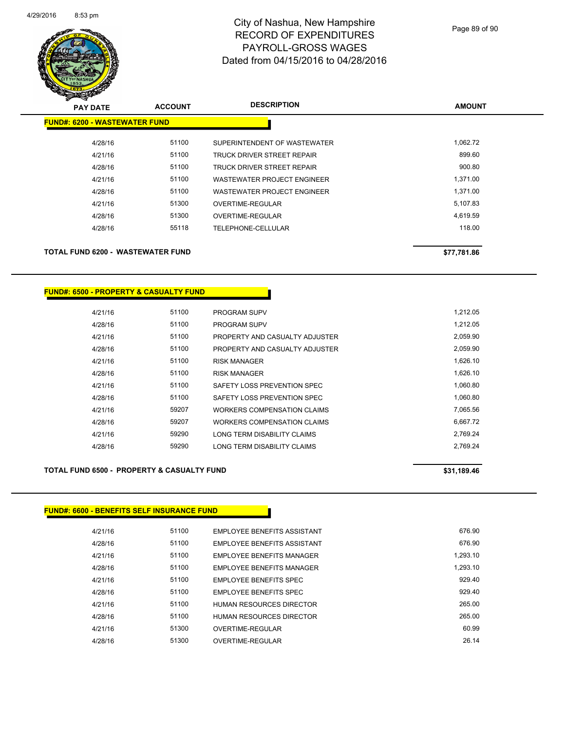# City of Nashua, New Hampshire
## RECORD OF EXPENDITURES
## PAYROLL-GROSS WAGES
## Dated from 04/15/2016 to 04/28/2016

| PAY DATE | ACCOUNT | DESCRIPTION | AMOUNT |
|---|---|---|---|

**FUND#: 6200 - WASTEWATER FUND**

| PAY DATE | ACCOUNT | DESCRIPTION | AMOUNT |
|---|---|---|---|
| 4/28/16 | 51100 | SUPERINTENDENT OF WASTEWATER | 1,062.72 |
| 4/21/16 | 51100 | TRUCK DRIVER STREET REPAIR | 899.60 |
| 4/28/16 | 51100 | TRUCK DRIVER STREET REPAIR | 900.80 |
| 4/21/16 | 51100 | WASTEWATER PROJECT ENGINEER | 1,371.00 |
| 4/28/16 | 51100 | WASTEWATER PROJECT ENGINEER | 1,371.00 |
| 4/21/16 | 51300 | OVERTIME-REGULAR | 5,107.83 |
| 4/28/16 | 51300 | OVERTIME-REGULAR | 4,619.59 |
| 4/28/16 | 55118 | TELEPHONE-CELLULAR | 118.00 |

**TOTAL FUND 6200 - WASTEWATER FUND** **$77,781.86**

**FUND#: 6500 - PROPERTY & CASUALTY FUND**

| PAY DATE | ACCOUNT | DESCRIPTION | AMOUNT |
|---|---|---|---|
| 4/21/16 | 51100 | PROGRAM SUPV | 1,212.05 |
| 4/28/16 | 51100 | PROGRAM SUPV | 1,212.05 |
| 4/21/16 | 51100 | PROPERTY AND CASUALTY ADJUSTER | 2,059.90 |
| 4/28/16 | 51100 | PROPERTY AND CASUALTY ADJUSTER | 2,059.90 |
| 4/21/16 | 51100 | RISK MANAGER | 1,626.10 |
| 4/28/16 | 51100 | RISK MANAGER | 1,626.10 |
| 4/21/16 | 51100 | SAFETY LOSS PREVENTION SPEC | 1,060.80 |
| 4/28/16 | 51100 | SAFETY LOSS PREVENTION SPEC | 1,060.80 |
| 4/21/16 | 59207 | WORKERS COMPENSATION CLAIMS | 7,065.56 |
| 4/28/16 | 59207 | WORKERS COMPENSATION CLAIMS | 6,667.72 |
| 4/21/16 | 59290 | LONG TERM DISABILITY CLAIMS | 2,769.24 |
| 4/28/16 | 59290 | LONG TERM DISABILITY CLAIMS | 2,769.24 |

**TOTAL FUND 6500 - PROPERTY & CASUALTY FUND** **$31,189.46**

**FUND#: 6600 - BENEFITS SELF INSURANCE FUND**

| PAY DATE | ACCOUNT | DESCRIPTION | AMOUNT |
|---|---|---|---|
| 4/21/16 | 51100 | EMPLOYEE BENEFITS ASSISTANT | 676.90 |
| 4/28/16 | 51100 | EMPLOYEE BENEFITS ASSISTANT | 676.90 |
| 4/21/16 | 51100 | EMPLOYEE BENEFITS MANAGER | 1,293.10 |
| 4/28/16 | 51100 | EMPLOYEE BENEFITS MANAGER | 1,293.10 |
| 4/21/16 | 51100 | EMPLOYEE BENEFITS SPEC | 929.40 |
| 4/28/16 | 51100 | EMPLOYEE BENEFITS SPEC | 929.40 |
| 4/21/16 | 51100 | HUMAN RESOURCES DIRECTOR | 265.00 |
| 4/28/16 | 51100 | HUMAN RESOURCES DIRECTOR | 265.00 |
| 4/21/16 | 51300 | OVERTIME-REGULAR | 60.99 |
| 4/28/16 | 51300 | OVERTIME-REGULAR | 26.14 |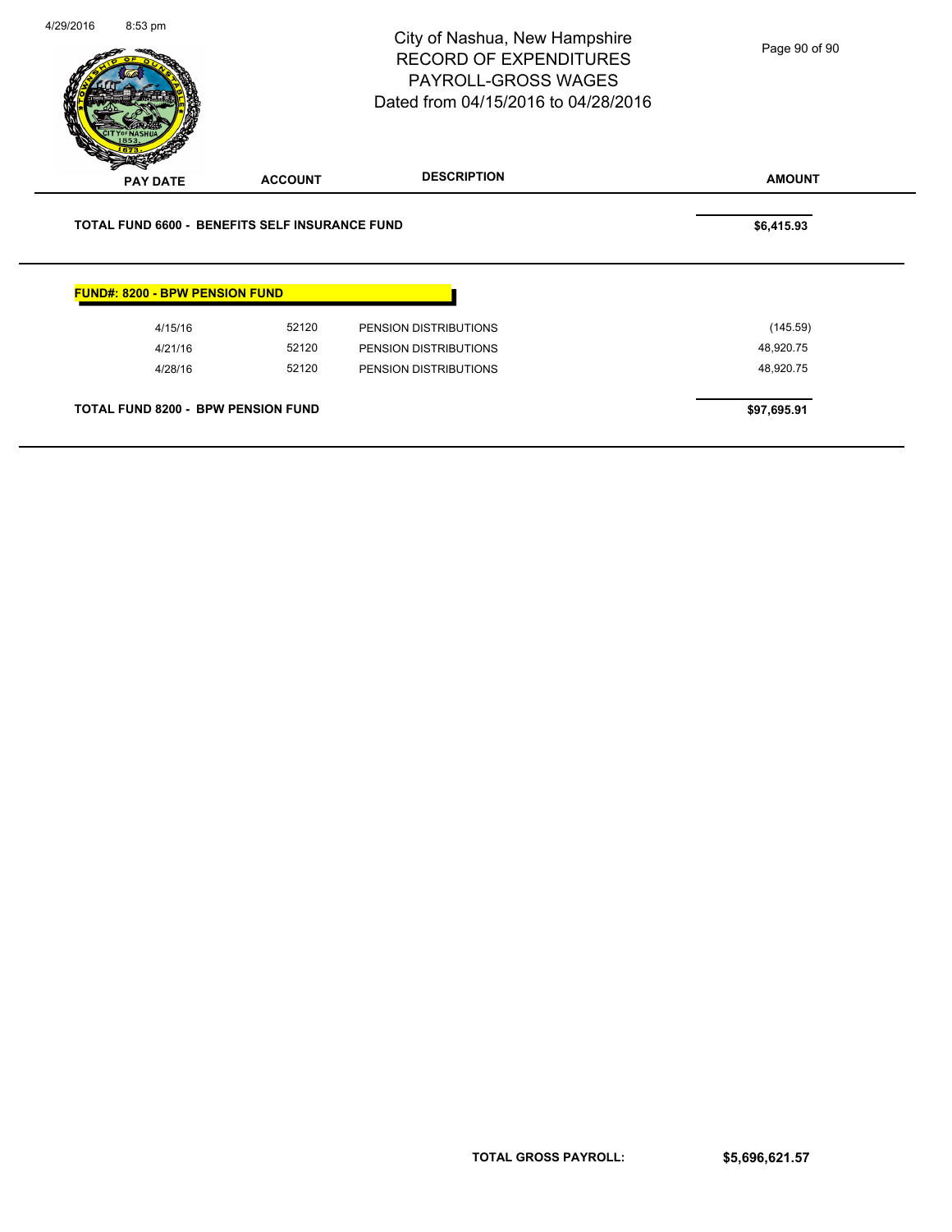| PAY DATE | ACCOUNT | DESCRIPTION | AMOUNT |
|---|---|---|---|
| **TOTAL FUND 6600 - BENEFITS SELF INSURANCE FUND** | | | **$6,415.93** |
| **FUND#: 8200 - BPW PENSION FUND** | | | |
| 4/15/16 | 52120 | PENSION DISTRIBUTIONS | (145.59) |
| 4/21/16 | 52120 | PENSION DISTRIBUTIONS | 48,920.75 |
| 4/28/16 | 52120 | PENSION DISTRIBUTIONS | 48,920.75 |
| **TOTAL FUND 8200 - BPW PENSION FUND** | | | **$97,695.91** |

**TOTAL GROSS PAYROLL:** **$5,696,621.57**